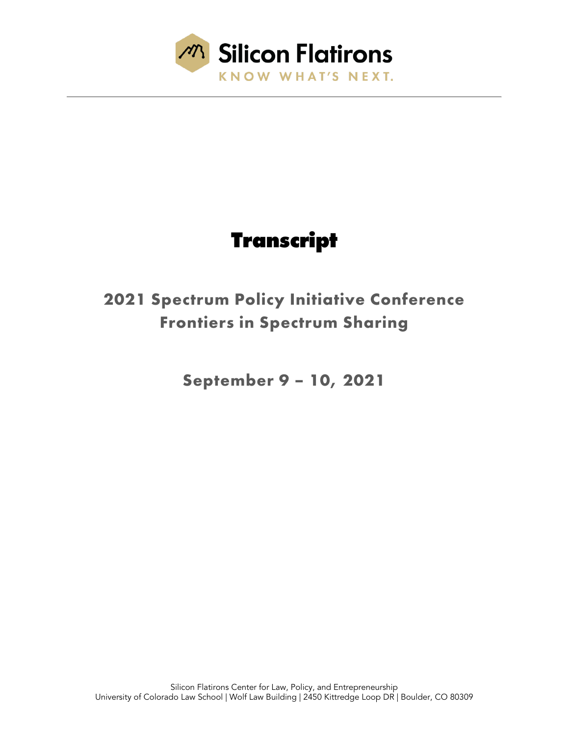Silicon Flatirons

KNOW WHAT'S NEXT.

# Transcript

## 2021 Spectrum Policy Initiative Conference
## Frontiers in Spectrum Sharing

### September 9 – 10, 2021

Silicon Flatirons Center for Law, Policy, and Entrepreneurship
University of Colorado Law School | Wolf Law Building | 2450 Kittredge Loop DR | Boulder, CO 80309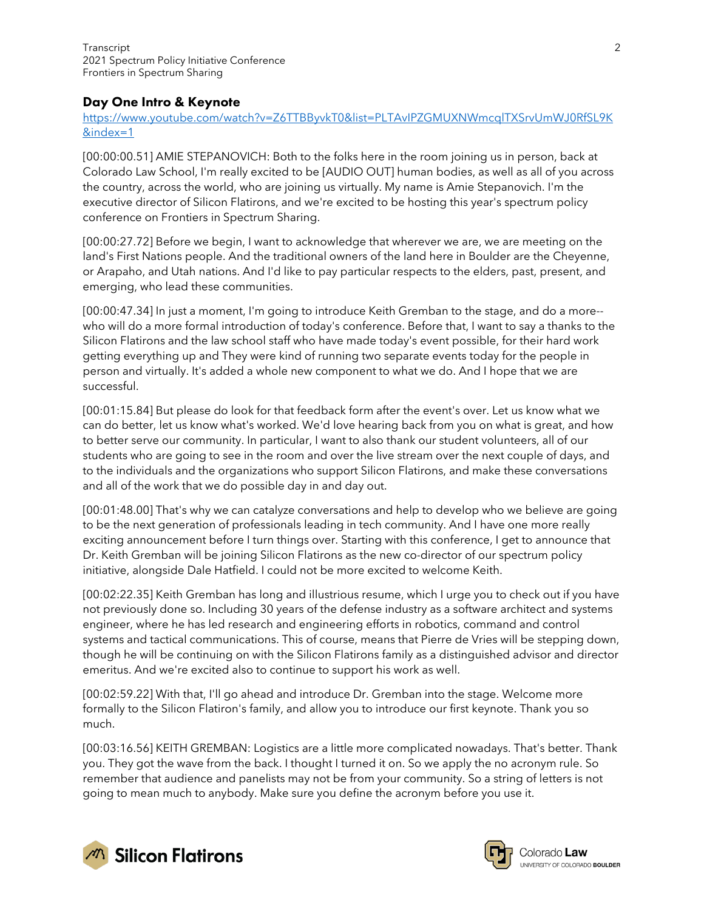## Day One Intro & Keynote

https://www.youtube.com/watch?v=Z6TTBByvkT0&list=PLTAvIPZGMUXNWmcqlTXSrvUmWJ0RfSL9K&index=1

[00:00:00.51] AMIE STEPANOVICH: Both to the folks here in the room joining us in person, back at Colorado Law School, I'm really excited to be [AUDIO OUT] human bodies, as well as all of you across the country, across the world, who are joining us virtually. My name is Amie Stepanovich. I'm the executive director of Silicon Flatirons, and we're excited to be hosting this year's spectrum policy conference on Frontiers in Spectrum Sharing.

[00:00:27.72] Before we begin, I want to acknowledge that wherever we are, we are meeting on the land's First Nations people. And the traditional owners of the land here in Boulder are the Cheyenne, or Arapaho, and Utah nations. And I'd like to pay particular respects to the elders, past, present, and emerging, who lead these communities.

[00:00:47.34] In just a moment, I'm going to introduce Keith Gremban to the stage, and do a more-- who will do a more formal introduction of today's conference. Before that, I want to say a thanks to the Silicon Flatirons and the law school staff who have made today's event possible, for their hard work getting everything up and They were kind of running two separate events today for the people in person and virtually. It's added a whole new component to what we do. And I hope that we are successful.

[00:01:15.84] But please do look for that feedback form after the event's over. Let us know what we can do better, let us know what's worked. We'd love hearing back from you on what is great, and how to better serve our community. In particular, I want to also thank our student volunteers, all of our students who are going to see in the room and over the live stream over the next couple of days, and to the individuals and the organizations who support Silicon Flatirons, and make these conversations and all of the work that we do possible day in and day out.

[00:01:48.00] That's why we can catalyze conversations and help to develop who we believe are going to be the next generation of professionals leading in tech community. And I have one more really exciting announcement before I turn things over. Starting with this conference, I get to announce that Dr. Keith Gremban will be joining Silicon Flatirons as the new co-director of our spectrum policy initiative, alongside Dale Hatfield. I could not be more excited to welcome Keith.

[00:02:22.35] Keith Gremban has long and illustrious resume, which I urge you to check out if you have not previously done so. Including 30 years of the defense industry as a software architect and systems engineer, where he has led research and engineering efforts in robotics, command and control systems and tactical communications. This of course, means that Pierre de Vries will be stepping down, though he will be continuing on with the Silicon Flatirons family as a distinguished advisor and director emeritus. And we're excited also to continue to support his work as well.

[00:02:59.22] With that, I'll go ahead and introduce Dr. Gremban into the stage. Welcome more formally to the Silicon Flatiron's family, and allow you to introduce our first keynote. Thank you so much.

[00:03:16.56] KEITH GREMBAN: Logistics are a little more complicated nowadays. That's better. Thank you. They got the wave from the back. I thought I turned it on. So we apply the no acronym rule. So remember that audience and panelists may not be from your community. So a string of letters is not going to mean much to anybody. Make sure you define the acronym before you use it.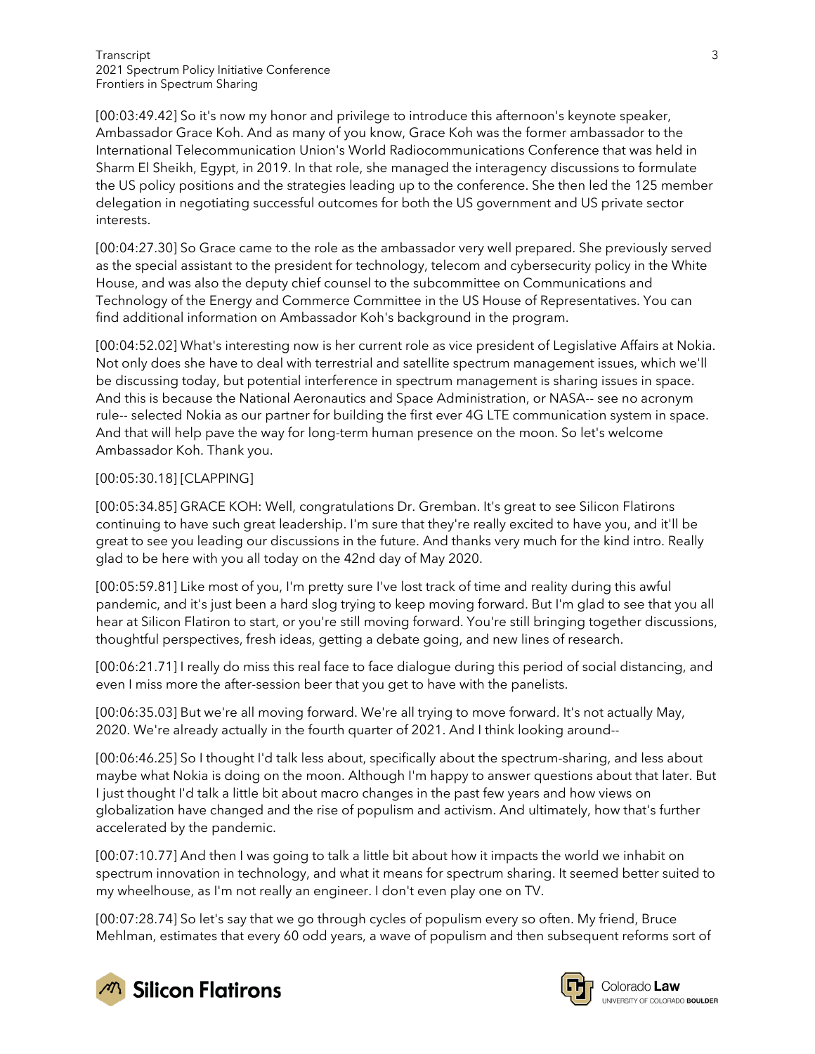[00:03:49.42] So it's now my honor and privilege to introduce this afternoon's keynote speaker, Ambassador Grace Koh. And as many of you know, Grace Koh was the former ambassador to the International Telecommunication Union's World Radiocommunications Conference that was held in Sharm El Sheikh, Egypt, in 2019. In that role, she managed the interagency discussions to formulate the US policy positions and the strategies leading up to the conference. She then led the 125 member delegation in negotiating successful outcomes for both the US government and US private sector interests.

[00:04:27.30] So Grace came to the role as the ambassador very well prepared. She previously served as the special assistant to the president for technology, telecom and cybersecurity policy in the White House, and was also the deputy chief counsel to the subcommittee on Communications and Technology of the Energy and Commerce Committee in the US House of Representatives. You can find additional information on Ambassador Koh's background in the program.

[00:04:52.02] What's interesting now is her current role as vice president of Legislative Affairs at Nokia. Not only does she have to deal with terrestrial and satellite spectrum management issues, which we'll be discussing today, but potential interference in spectrum management is sharing issues in space. And this is because the National Aeronautics and Space Administration, or NASA-- see no acronym rule-- selected Nokia as our partner for building the first ever 4G LTE communication system in space. And that will help pave the way for long-term human presence on the moon. So let's welcome Ambassador Koh. Thank you.

[00:05:30.18] [CLAPPING]

[00:05:34.85] GRACE KOH: Well, congratulations Dr. Gremban. It's great to see Silicon Flatirons continuing to have such great leadership. I'm sure that they're really excited to have you, and it'll be great to see you leading our discussions in the future. And thanks very much for the kind intro. Really glad to be here with you all today on the 42nd day of May 2020.

[00:05:59.81] Like most of you, I'm pretty sure I've lost track of time and reality during this awful pandemic, and it's just been a hard slog trying to keep moving forward. But I'm glad to see that you all hear at Silicon Flatiron to start, or you're still moving forward. You're still bringing together discussions, thoughtful perspectives, fresh ideas, getting a debate going, and new lines of research.

[00:06:21.71] I really do miss this real face to face dialogue during this period of social distancing, and even I miss more the after-session beer that you get to have with the panelists.

[00:06:35.03] But we're all moving forward. We're all trying to move forward. It's not actually May, 2020. We're already actually in the fourth quarter of 2021. And I think looking around--

[00:06:46.25] So I thought I'd talk less about, specifically about the spectrum-sharing, and less about maybe what Nokia is doing on the moon. Although I'm happy to answer questions about that later. But I just thought I'd talk a little bit about macro changes in the past few years and how views on globalization have changed and the rise of populism and activism. And ultimately, how that's further accelerated by the pandemic.

[00:07:10.77] And then I was going to talk a little bit about how it impacts the world we inhabit on spectrum innovation in technology, and what it means for spectrum sharing. It seemed better suited to my wheelhouse, as I'm not really an engineer. I don't even play one on TV.

[00:07:28.74] So let's say that we go through cycles of populism every so often. My friend, Bruce Mehlman, estimates that every 60 odd years, a wave of populism and then subsequent reforms sort of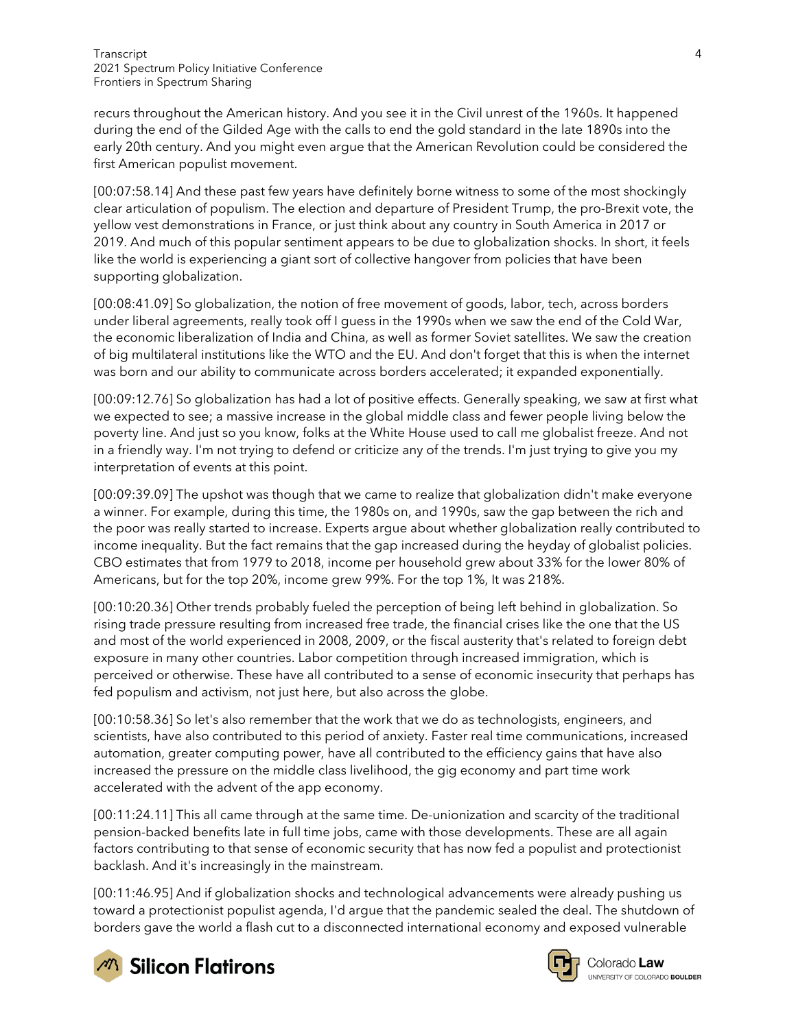recurs throughout the American history. And you see it in the Civil unrest of the 1960s. It happened during the end of the Gilded Age with the calls to end the gold standard in the late 1890s into the early 20th century. And you might even argue that the American Revolution could be considered the first American populist movement.

[00:07:58.14] And these past few years have definitely borne witness to some of the most shockingly clear articulation of populism. The election and departure of President Trump, the pro-Brexit vote, the yellow vest demonstrations in France, or just think about any country in South America in 2017 or 2019. And much of this popular sentiment appears to be due to globalization shocks. In short, it feels like the world is experiencing a giant sort of collective hangover from policies that have been supporting globalization.

[00:08:41.09] So globalization, the notion of free movement of goods, labor, tech, across borders under liberal agreements, really took off I guess in the 1990s when we saw the end of the Cold War, the economic liberalization of India and China, as well as former Soviet satellites. We saw the creation of big multilateral institutions like the WTO and the EU. And don't forget that this is when the internet was born and our ability to communicate across borders accelerated; it expanded exponentially.

[00:09:12.76] So globalization has had a lot of positive effects. Generally speaking, we saw at first what we expected to see; a massive increase in the global middle class and fewer people living below the poverty line. And just so you know, folks at the White House used to call me globalist freeze. And not in a friendly way. I'm not trying to defend or criticize any of the trends. I'm just trying to give you my interpretation of events at this point.

[00:09:39.09] The upshot was though that we came to realize that globalization didn't make everyone a winner. For example, during this time, the 1980s on, and 1990s, saw the gap between the rich and the poor was really started to increase. Experts argue about whether globalization really contributed to income inequality. But the fact remains that the gap increased during the heyday of globalist policies. CBO estimates that from 1979 to 2018, income per household grew about 33% for the lower 80% of Americans, but for the top 20%, income grew 99%. For the top 1%, It was 218%.

[00:10:20.36] Other trends probably fueled the perception of being left behind in globalization. So rising trade pressure resulting from increased free trade, the financial crises like the one that the US and most of the world experienced in 2008, 2009, or the fiscal austerity that's related to foreign debt exposure in many other countries. Labor competition through increased immigration, which is perceived or otherwise. These have all contributed to a sense of economic insecurity that perhaps has fed populism and activism, not just here, but also across the globe.

[00:10:58.36] So let's also remember that the work that we do as technologists, engineers, and scientists, have also contributed to this period of anxiety. Faster real time communications, increased automation, greater computing power, have all contributed to the efficiency gains that have also increased the pressure on the middle class livelihood, the gig economy and part time work accelerated with the advent of the app economy.

[00:11:24.11] This all came through at the same time. De-unionization and scarcity of the traditional pension-backed benefits late in full time jobs, came with those developments. These are all again factors contributing to that sense of economic security that has now fed a populist and protectionist backlash. And it's increasingly in the mainstream.

[00:11:46.95] And if globalization shocks and technological advancements were already pushing us toward a protectionist populist agenda, I'd argue that the pandemic sealed the deal. The shutdown of borders gave the world a flash cut to a disconnected international economy and exposed vulnerable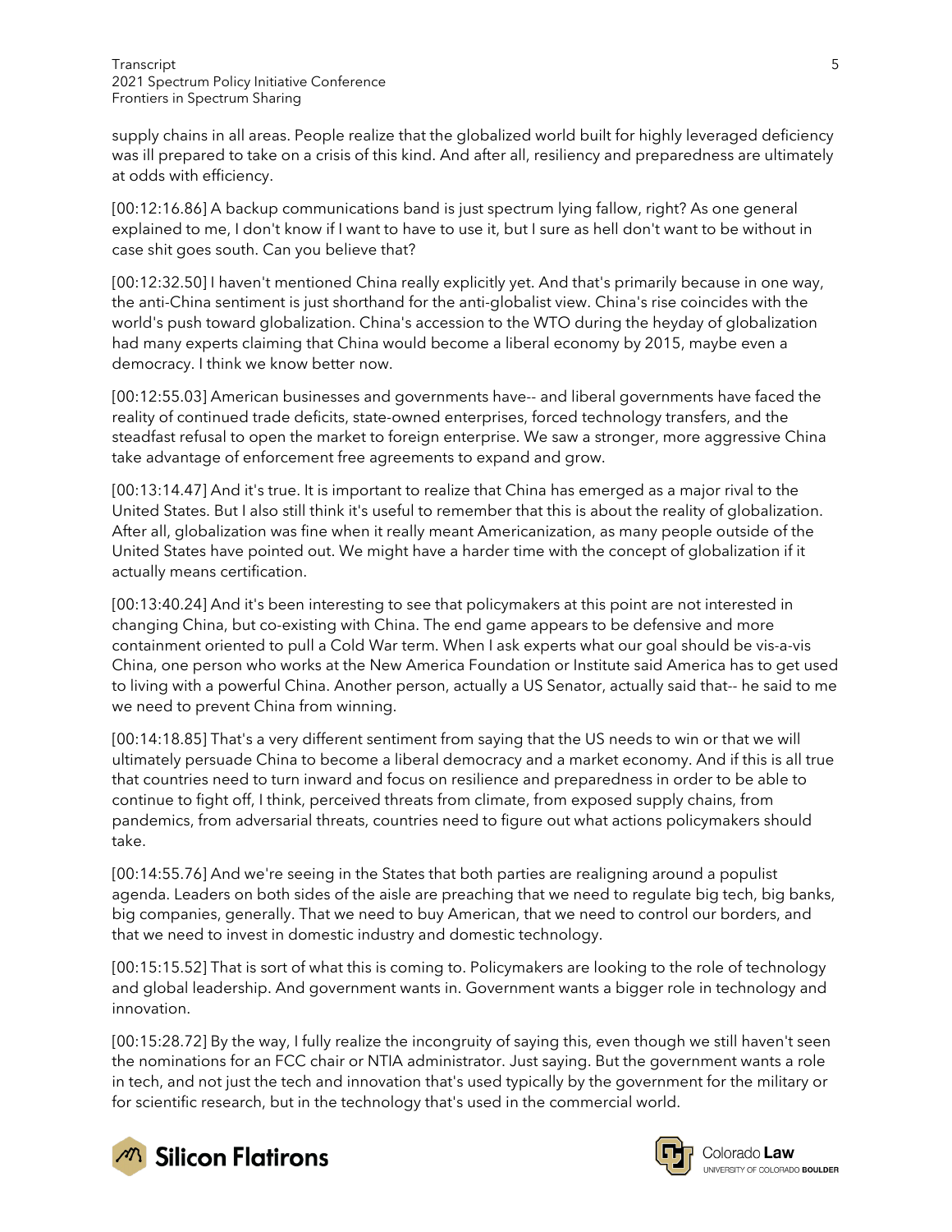supply chains in all areas. People realize that the globalized world built for highly leveraged deficiency was ill prepared to take on a crisis of this kind. And after all, resiliency and preparedness are ultimately at odds with efficiency.

[00:12:16.86] A backup communications band is just spectrum lying fallow, right? As one general explained to me, I don't know if I want to have to use it, but I sure as hell don't want to be without in case shit goes south. Can you believe that?

[00:12:32.50] I haven't mentioned China really explicitly yet. And that's primarily because in one way, the anti-China sentiment is just shorthand for the anti-globalist view. China's rise coincides with the world's push toward globalization. China's accession to the WTO during the heyday of globalization had many experts claiming that China would become a liberal economy by 2015, maybe even a democracy. I think we know better now.

[00:12:55.03] American businesses and governments have-- and liberal governments have faced the reality of continued trade deficits, state-owned enterprises, forced technology transfers, and the steadfast refusal to open the market to foreign enterprise. We saw a stronger, more aggressive China take advantage of enforcement free agreements to expand and grow.

[00:13:14.47] And it's true. It is important to realize that China has emerged as a major rival to the United States. But I also still think it's useful to remember that this is about the reality of globalization. After all, globalization was fine when it really meant Americanization, as many people outside of the United States have pointed out. We might have a harder time with the concept of globalization if it actually means certification.

[00:13:40.24] And it's been interesting to see that policymakers at this point are not interested in changing China, but co-existing with China. The end game appears to be defensive and more containment oriented to pull a Cold War term. When I ask experts what our goal should be vis-a-vis China, one person who works at the New America Foundation or Institute said America has to get used to living with a powerful China. Another person, actually a US Senator, actually said that-- he said to me we need to prevent China from winning.

[00:14:18.85] That's a very different sentiment from saying that the US needs to win or that we will ultimately persuade China to become a liberal democracy and a market economy. And if this is all true that countries need to turn inward and focus on resilience and preparedness in order to be able to continue to fight off, I think, perceived threats from climate, from exposed supply chains, from pandemics, from adversarial threats, countries need to figure out what actions policymakers should take.

[00:14:55.76] And we're seeing in the States that both parties are realigning around a populist agenda. Leaders on both sides of the aisle are preaching that we need to regulate big tech, big banks, big companies, generally. That we need to buy American, that we need to control our borders, and that we need to invest in domestic industry and domestic technology.

[00:15:15.52] That is sort of what this is coming to. Policymakers are looking to the role of technology and global leadership. And government wants in. Government wants a bigger role in technology and innovation.

[00:15:28.72] By the way, I fully realize the incongruity of saying this, even though we still haven't seen the nominations for an FCC chair or NTIA administrator. Just saying. But the government wants a role in tech, and not just the tech and innovation that's used typically by the government for the military or for scientific research, but in the technology that's used in the commercial world.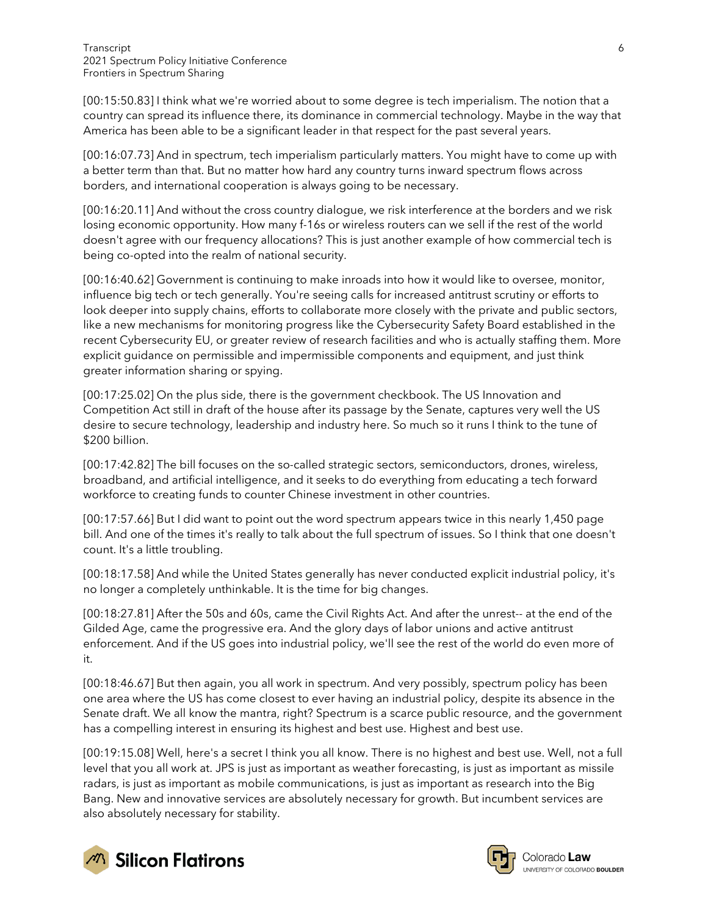[00:15:50.83] I think what we're worried about to some degree is tech imperialism. The notion that a country can spread its influence there, its dominance in commercial technology. Maybe in the way that America has been able to be a significant leader in that respect for the past several years.

[00:16:07.73] And in spectrum, tech imperialism particularly matters. You might have to come up with a better term than that. But no matter how hard any country turns inward spectrum flows across borders, and international cooperation is always going to be necessary.

[00:16:20.11] And without the cross country dialogue, we risk interference at the borders and we risk losing economic opportunity. How many f-16s or wireless routers can we sell if the rest of the world doesn't agree with our frequency allocations? This is just another example of how commercial tech is being co-opted into the realm of national security.

[00:16:40.62] Government is continuing to make inroads into how it would like to oversee, monitor, influence big tech or tech generally. You're seeing calls for increased antitrust scrutiny or efforts to look deeper into supply chains, efforts to collaborate more closely with the private and public sectors, like a new mechanisms for monitoring progress like the Cybersecurity Safety Board established in the recent Cybersecurity EU, or greater review of research facilities and who is actually staffing them. More explicit guidance on permissible and impermissible components and equipment, and just think greater information sharing or spying.

[00:17:25.02] On the plus side, there is the government checkbook. The US Innovation and Competition Act still in draft of the house after its passage by the Senate, captures very well the US desire to secure technology, leadership and industry here. So much so it runs I think to the tune of $200 billion.

[00:17:42.82] The bill focuses on the so-called strategic sectors, semiconductors, drones, wireless, broadband, and artificial intelligence, and it seeks to do everything from educating a tech forward workforce to creating funds to counter Chinese investment in other countries.

[00:17:57.66] But I did want to point out the word spectrum appears twice in this nearly 1,450 page bill. And one of the times it's really to talk about the full spectrum of issues. So I think that one doesn't count. It's a little troubling.

[00:18:17.58] And while the United States generally has never conducted explicit industrial policy, it's no longer a completely unthinkable. It is the time for big changes.

[00:18:27.81] After the 50s and 60s, came the Civil Rights Act. And after the unrest-- at the end of the Gilded Age, came the progressive era. And the glory days of labor unions and active antitrust enforcement. And if the US goes into industrial policy, we'll see the rest of the world do even more of it.

[00:18:46.67] But then again, you all work in spectrum. And very possibly, spectrum policy has been one area where the US has come closest to ever having an industrial policy, despite its absence in the Senate draft. We all know the mantra, right? Spectrum is a scarce public resource, and the government has a compelling interest in ensuring its highest and best use. Highest and best use.

[00:19:15.08] Well, here's a secret I think you all know. There is no highest and best use. Well, not a full level that you all work at. JPS is just as important as weather forecasting, is just as important as missile radars, is just as important as mobile communications, is just as important as research into the Big Bang. New and innovative services are absolutely necessary for growth. But incumbent services are also absolutely necessary for stability.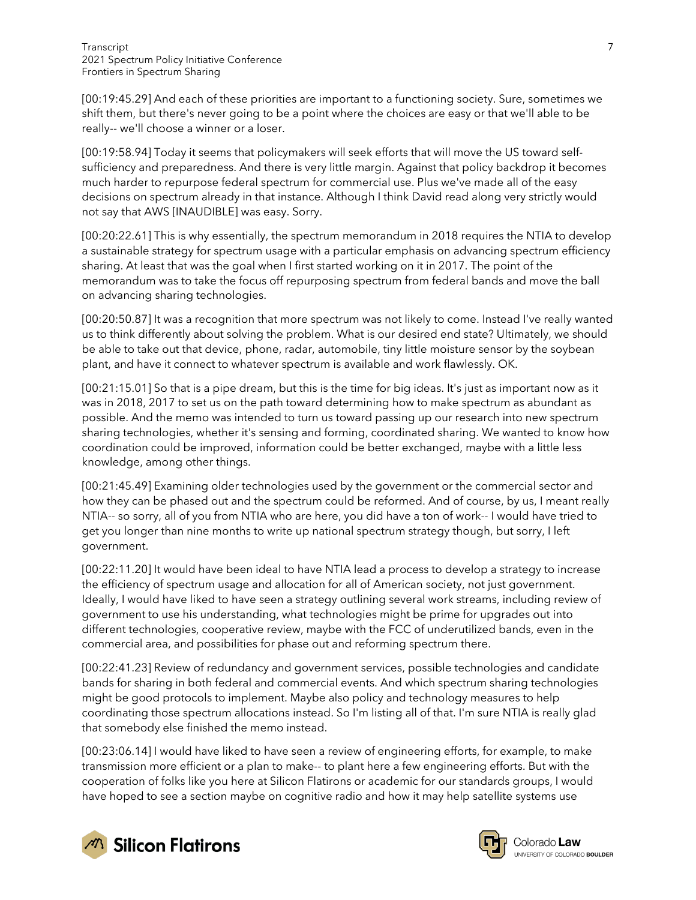[00:19:45.29] And each of these priorities are important to a functioning society. Sure, sometimes we shift them, but there's never going to be a point where the choices are easy or that we'll able to be really-- we'll choose a winner or a loser.

[00:19:58.94] Today it seems that policymakers will seek efforts that will move the US toward self-sufficiency and preparedness. And there is very little margin. Against that policy backdrop it becomes much harder to repurpose federal spectrum for commercial use. Plus we've made all of the easy decisions on spectrum already in that instance. Although I think David read along very strictly would not say that AWS [INAUDIBLE] was easy. Sorry.

[00:20:22.61] This is why essentially, the spectrum memorandum in 2018 requires the NTIA to develop a sustainable strategy for spectrum usage with a particular emphasis on advancing spectrum efficiency sharing. At least that was the goal when I first started working on it in 2017. The point of the memorandum was to take the focus off repurposing spectrum from federal bands and move the ball on advancing sharing technologies.

[00:20:50.87] It was a recognition that more spectrum was not likely to come. Instead I've really wanted us to think differently about solving the problem. What is our desired end state? Ultimately, we should be able to take out that device, phone, radar, automobile, tiny little moisture sensor by the soybean plant, and have it connect to whatever spectrum is available and work flawlessly. OK.

[00:21:15.01] So that is a pipe dream, but this is the time for big ideas. It's just as important now as it was in 2018, 2017 to set us on the path toward determining how to make spectrum as abundant as possible. And the memo was intended to turn us toward passing up our research into new spectrum sharing technologies, whether it's sensing and forming, coordinated sharing. We wanted to know how coordination could be improved, information could be better exchanged, maybe with a little less knowledge, among other things.

[00:21:45.49] Examining older technologies used by the government or the commercial sector and how they can be phased out and the spectrum could be reformed. And of course, by us, I meant really NTIA-- so sorry, all of you from NTIA who are here, you did have a ton of work-- I would have tried to get you longer than nine months to write up national spectrum strategy though, but sorry, I left government.

[00:22:11.20] It would have been ideal to have NTIA lead a process to develop a strategy to increase the efficiency of spectrum usage and allocation for all of American society, not just government. Ideally, I would have liked to have seen a strategy outlining several work streams, including review of government to use his understanding, what technologies might be prime for upgrades out into different technologies, cooperative review, maybe with the FCC of underutilized bands, even in the commercial area, and possibilities for phase out and reforming spectrum there.

[00:22:41.23] Review of redundancy and government services, possible technologies and candidate bands for sharing in both federal and commercial events. And which spectrum sharing technologies might be good protocols to implement. Maybe also policy and technology measures to help coordinating those spectrum allocations instead. So I'm listing all of that. I'm sure NTIA is really glad that somebody else finished the memo instead.

[00:23:06.14] I would have liked to have seen a review of engineering efforts, for example, to make transmission more efficient or a plan to make-- to plant here a few engineering efforts. But with the cooperation of folks like you here at Silicon Flatirons or academic for our standards groups, I would have hoped to see a section maybe on cognitive radio and how it may help satellite systems use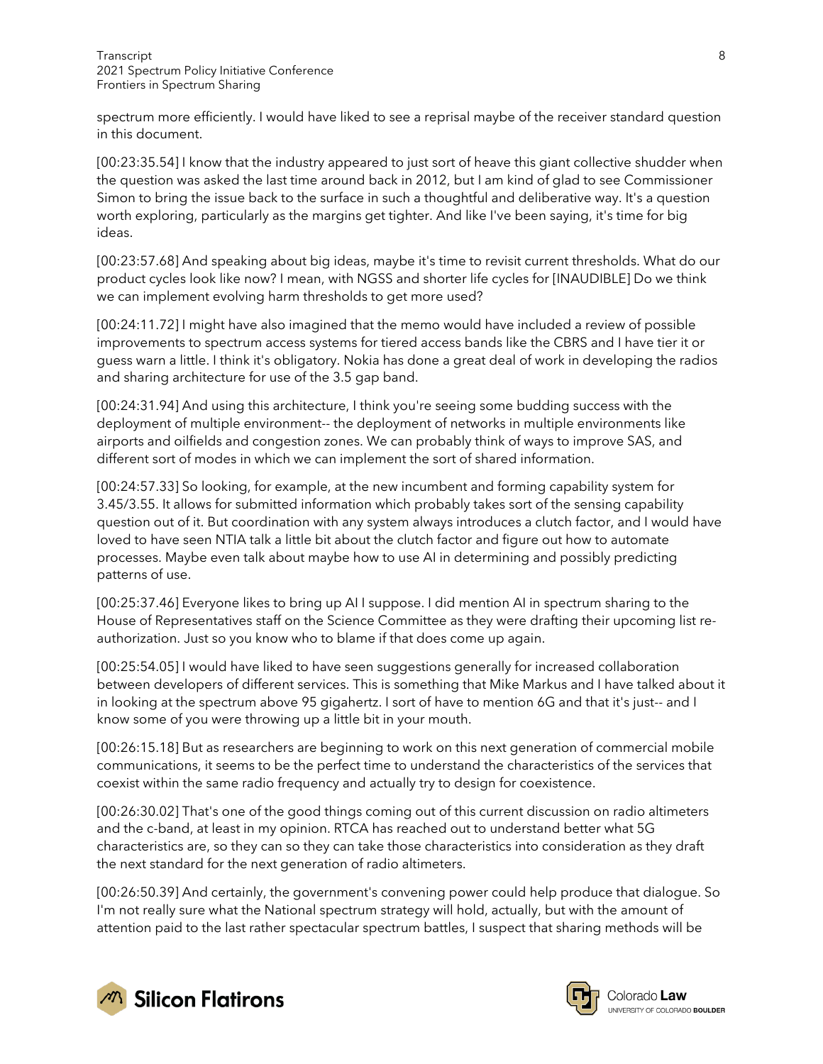spectrum more efficiently. I would have liked to see a reprisal maybe of the receiver standard question in this document.

[00:23:35.54] I know that the industry appeared to just sort of heave this giant collective shudder when the question was asked the last time around back in 2012, but I am kind of glad to see Commissioner Simon to bring the issue back to the surface in such a thoughtful and deliberative way. It's a question worth exploring, particularly as the margins get tighter. And like I've been saying, it's time for big ideas.

[00:23:57.68] And speaking about big ideas, maybe it's time to revisit current thresholds. What do our product cycles look like now? I mean, with NGSS and shorter life cycles for [INAUDIBLE] Do we think we can implement evolving harm thresholds to get more used?

[00:24:11.72] I might have also imagined that the memo would have included a review of possible improvements to spectrum access systems for tiered access bands like the CBRS and I have tier it or guess warn a little. I think it's obligatory. Nokia has done a great deal of work in developing the radios and sharing architecture for use of the 3.5 gap band.

[00:24:31.94] And using this architecture, I think you're seeing some budding success with the deployment of multiple environment-- the deployment of networks in multiple environments like airports and oilfields and congestion zones. We can probably think of ways to improve SAS, and different sort of modes in which we can implement the sort of shared information.

[00:24:57.33] So looking, for example, at the new incumbent and forming capability system for 3.45/3.55. It allows for submitted information which probably takes sort of the sensing capability question out of it. But coordination with any system always introduces a clutch factor, and I would have loved to have seen NTIA talk a little bit about the clutch factor and figure out how to automate processes. Maybe even talk about maybe how to use AI in determining and possibly predicting patterns of use.

[00:25:37.46] Everyone likes to bring up AI I suppose. I did mention AI in spectrum sharing to the House of Representatives staff on the Science Committee as they were drafting their upcoming list re-authorization. Just so you know who to blame if that does come up again.

[00:25:54.05] I would have liked to have seen suggestions generally for increased collaboration between developers of different services. This is something that Mike Markus and I have talked about it in looking at the spectrum above 95 gigahertz. I sort of have to mention 6G and that it's just-- and I know some of you were throwing up a little bit in your mouth.

[00:26:15.18] But as researchers are beginning to work on this next generation of commercial mobile communications, it seems to be the perfect time to understand the characteristics of the services that coexist within the same radio frequency and actually try to design for coexistence.

[00:26:30.02] That's one of the good things coming out of this current discussion on radio altimeters and the c-band, at least in my opinion. RTCA has reached out to understand better what 5G characteristics are, so they can so they can take those characteristics into consideration as they draft the next standard for the next generation of radio altimeters.

[00:26:50.39] And certainly, the government's convening power could help produce that dialogue. So I'm not really sure what the National spectrum strategy will hold, actually, but with the amount of attention paid to the last rather spectacular spectrum battles, I suspect that sharing methods will be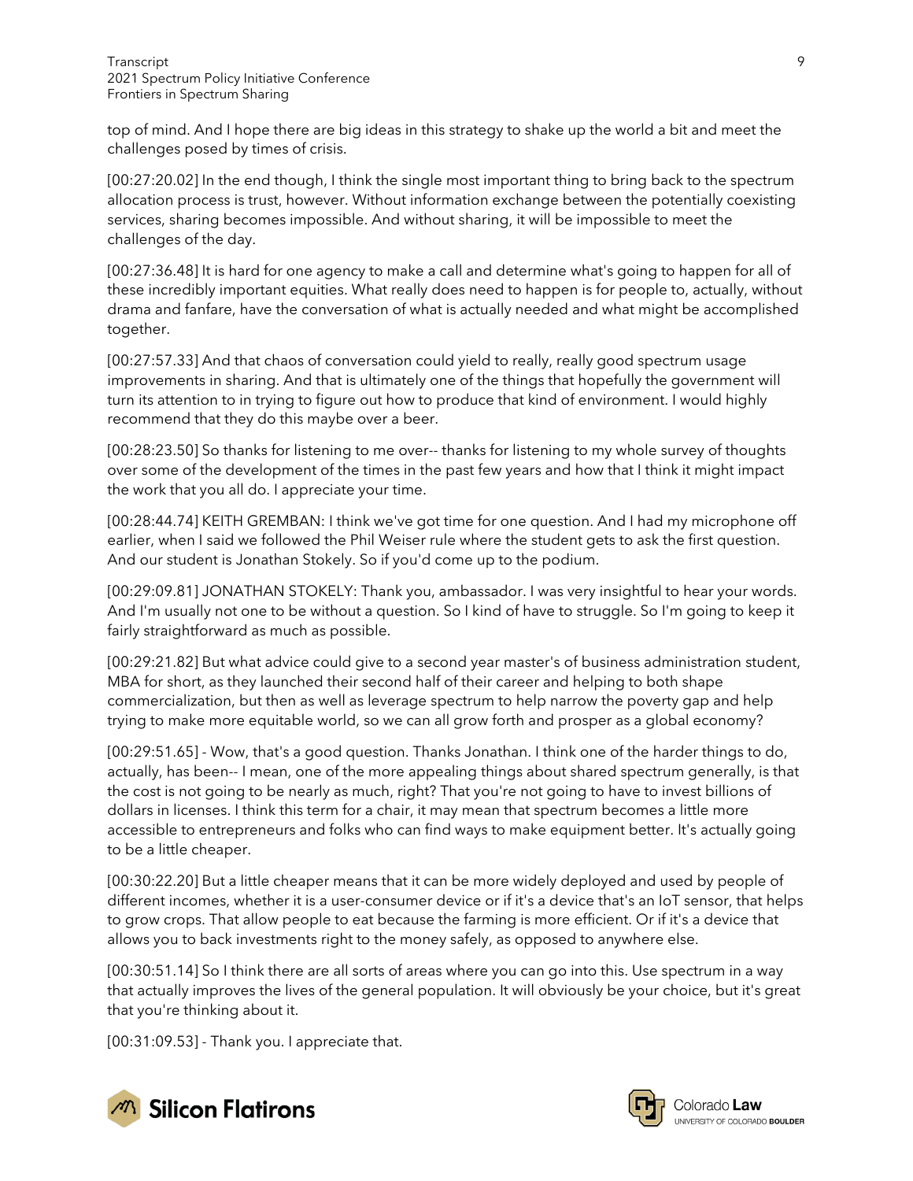top of mind. And I hope there are big ideas in this strategy to shake up the world a bit and meet the challenges posed by times of crisis.

[00:27:20.02] In the end though, I think the single most important thing to bring back to the spectrum allocation process is trust, however. Without information exchange between the potentially coexisting services, sharing becomes impossible. And without sharing, it will be impossible to meet the challenges of the day.

[00:27:36.48] It is hard for one agency to make a call and determine what's going to happen for all of these incredibly important equities. What really does need to happen is for people to, actually, without drama and fanfare, have the conversation of what is actually needed and what might be accomplished together.

[00:27:57.33] And that chaos of conversation could yield to really, really good spectrum usage improvements in sharing. And that is ultimately one of the things that hopefully the government will turn its attention to in trying to figure out how to produce that kind of environment. I would highly recommend that they do this maybe over a beer.

[00:28:23.50] So thanks for listening to me over-- thanks for listening to my whole survey of thoughts over some of the development of the times in the past few years and how that I think it might impact the work that you all do. I appreciate your time.

[00:28:44.74] KEITH GREMBAN: I think we've got time for one question. And I had my microphone off earlier, when I said we followed the Phil Weiser rule where the student gets to ask the first question. And our student is Jonathan Stokely. So if you'd come up to the podium.

[00:29:09.81] JONATHAN STOKELY: Thank you, ambassador. I was very insightful to hear your words. And I'm usually not one to be without a question. So I kind of have to struggle. So I'm going to keep it fairly straightforward as much as possible.

[00:29:21.82] But what advice could give to a second year master's of business administration student, MBA for short, as they launched their second half of their career and helping to both shape commercialization, but then as well as leverage spectrum to help narrow the poverty gap and help trying to make more equitable world, so we can all grow forth and prosper as a global economy?

[00:29:51.65] - Wow, that's a good question. Thanks Jonathan. I think one of the harder things to do, actually, has been-- I mean, one of the more appealing things about shared spectrum generally, is that the cost is not going to be nearly as much, right? That you're not going to have to invest billions of dollars in licenses. I think this term for a chair, it may mean that spectrum becomes a little more accessible to entrepreneurs and folks who can find ways to make equipment better. It's actually going to be a little cheaper.

[00:30:22.20] But a little cheaper means that it can be more widely deployed and used by people of different incomes, whether it is a user-consumer device or if it's a device that's an IoT sensor, that helps to grow crops. That allow people to eat because the farming is more efficient. Or if it's a device that allows you to back investments right to the money safely, as opposed to anywhere else.

[00:30:51.14] So I think there are all sorts of areas where you can go into this. Use spectrum in a way that actually improves the lives of the general population. It will obviously be your choice, but it's great that you're thinking about it.

[00:31:09.53] - Thank you. I appreciate that.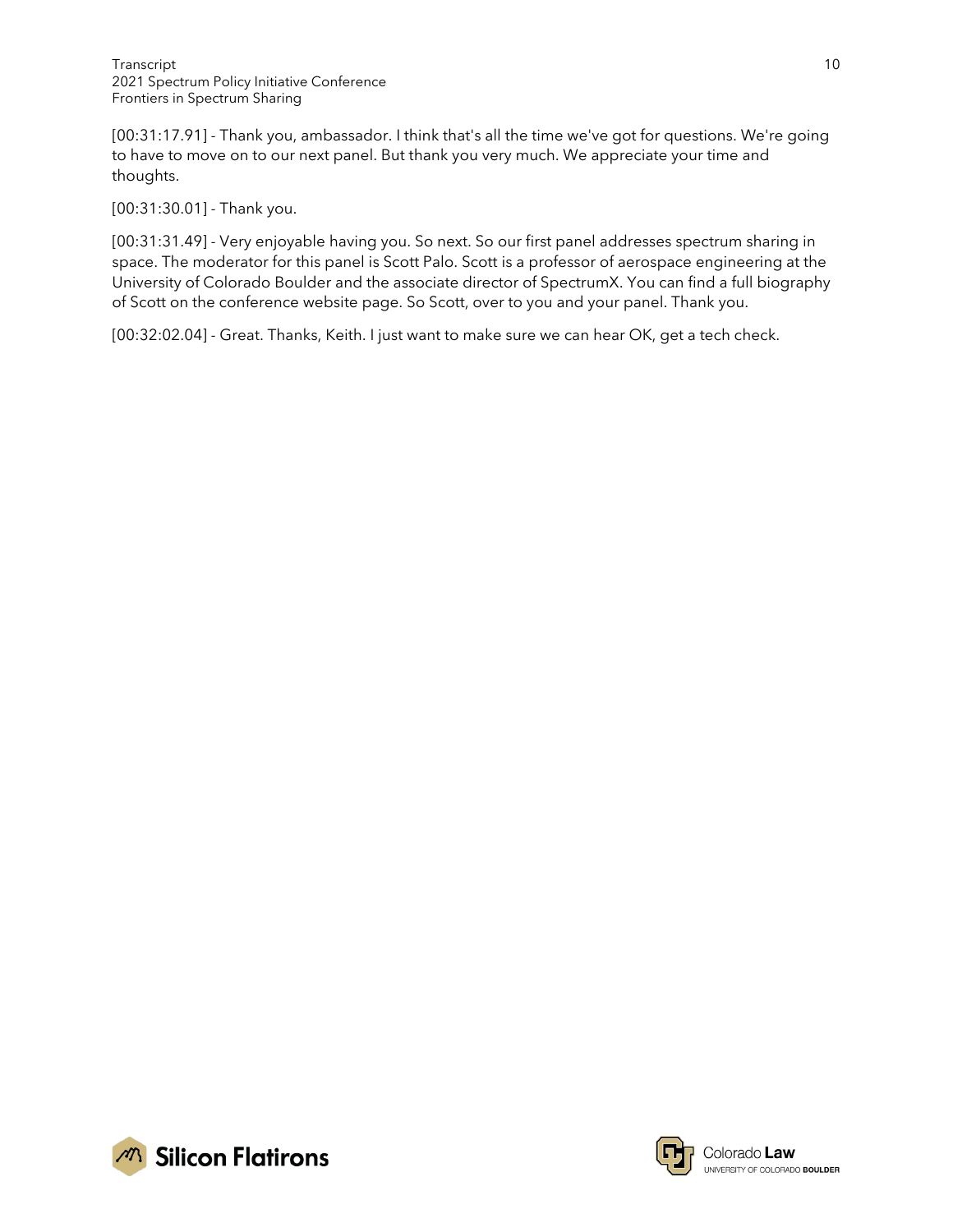[00:31:17.91] - Thank you, ambassador. I think that's all the time we've got for questions. We're going to have to move on to our next panel. But thank you very much. We appreciate your time and thoughts.

[00:31:30.01] - Thank you.

[00:31:31.49] - Very enjoyable having you. So next. So our first panel addresses spectrum sharing in space. The moderator for this panel is Scott Palo. Scott is a professor of aerospace engineering at the University of Colorado Boulder and the associate director of SpectrumX. You can find a full biography of Scott on the conference website page. So Scott, over to you and your panel. Thank you.

[00:32:02.04] - Great. Thanks, Keith. I just want to make sure we can hear OK, get a tech check.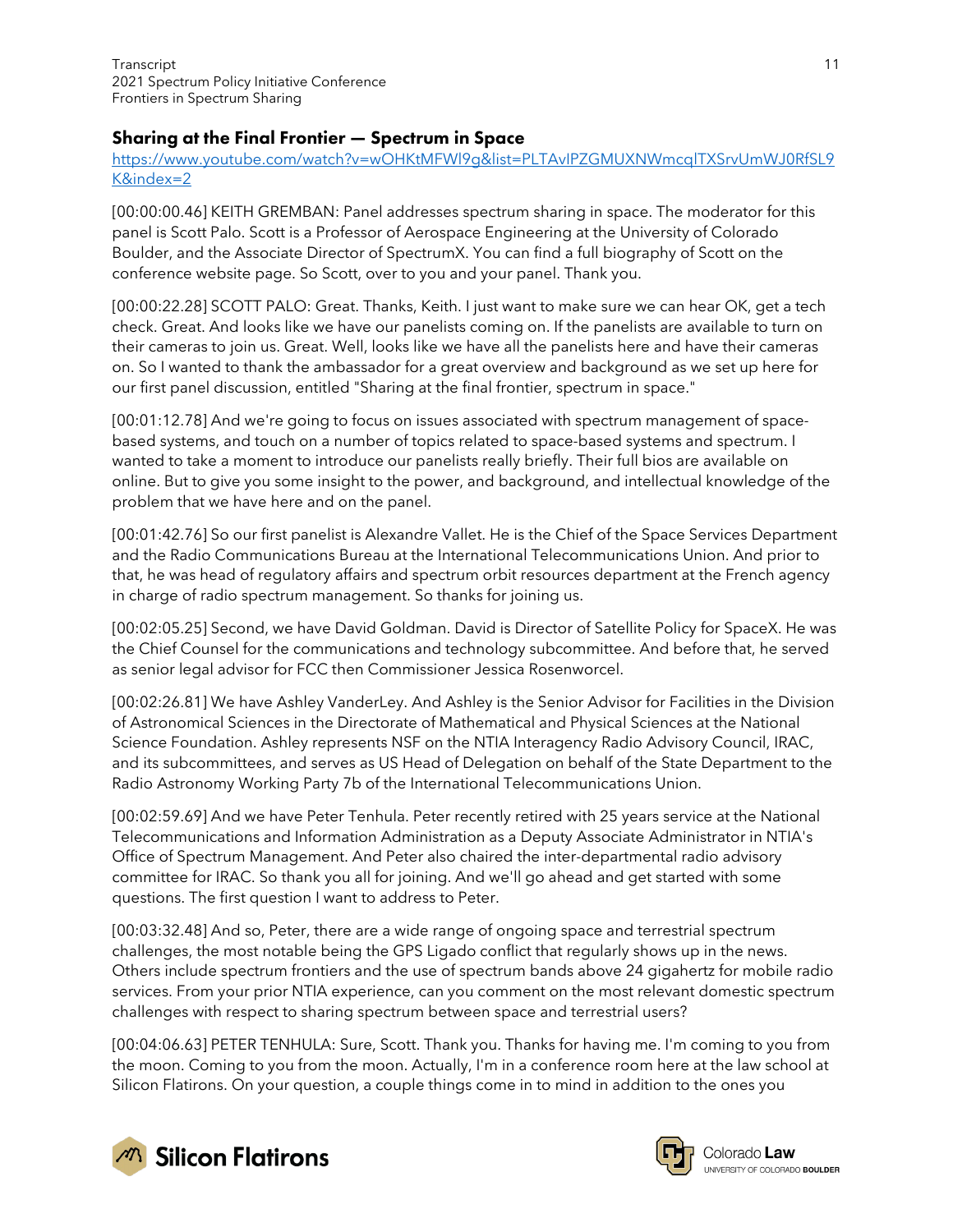## Sharing at the Final Frontier — Spectrum in Space

https://www.youtube.com/watch?v=wOHKtMFWl9g&list=PLTAvIPZGMUXNWmcqlTXSrvUmWJ0RfSL9K&index=2

[00:00:00.46] KEITH GREMBAN: Panel addresses spectrum sharing in space. The moderator for this panel is Scott Palo. Scott is a Professor of Aerospace Engineering at the University of Colorado Boulder, and the Associate Director of SpectrumX. You can find a full biography of Scott on the conference website page. So Scott, over to you and your panel. Thank you.

[00:00:22.28] SCOTT PALO: Great. Thanks, Keith. I just want to make sure we can hear OK, get a tech check. Great. And looks like we have our panelists coming on. If the panelists are available to turn on their cameras to join us. Great. Well, looks like we have all the panelists here and have their cameras on. So I wanted to thank the ambassador for a great overview and background as we set up here for our first panel discussion, entitled "Sharing at the final frontier, spectrum in space."

[00:01:12.78] And we're going to focus on issues associated with spectrum management of space-based systems, and touch on a number of topics related to space-based systems and spectrum. I wanted to take a moment to introduce our panelists really briefly. Their full bios are available on online. But to give you some insight to the power, and background, and intellectual knowledge of the problem that we have here and on the panel.

[00:01:42.76] So our first panelist is Alexandre Vallet. He is the Chief of the Space Services Department and the Radio Communications Bureau at the International Telecommunications Union. And prior to that, he was head of regulatory affairs and spectrum orbit resources department at the French agency in charge of radio spectrum management. So thanks for joining us.

[00:02:05.25] Second, we have David Goldman. David is Director of Satellite Policy for SpaceX. He was the Chief Counsel for the communications and technology subcommittee. And before that, he served as senior legal advisor for FCC then Commissioner Jessica Rosenworcel.

[00:02:26.81] We have Ashley VanderLey. And Ashley is the Senior Advisor for Facilities in the Division of Astronomical Sciences in the Directorate of Mathematical and Physical Sciences at the National Science Foundation. Ashley represents NSF on the NTIA Interagency Radio Advisory Council, IRAC, and its subcommittees, and serves as US Head of Delegation on behalf of the State Department to the Radio Astronomy Working Party 7b of the International Telecommunications Union.

[00:02:59.69] And we have Peter Tenhula. Peter recently retired with 25 years service at the National Telecommunications and Information Administration as a Deputy Associate Administrator in NTIA's Office of Spectrum Management. And Peter also chaired the inter-departmental radio advisory committee for IRAC. So thank you all for joining. And we'll go ahead and get started with some questions. The first question I want to address to Peter.

[00:03:32.48] And so, Peter, there are a wide range of ongoing space and terrestrial spectrum challenges, the most notable being the GPS Ligado conflict that regularly shows up in the news. Others include spectrum frontiers and the use of spectrum bands above 24 gigahertz for mobile radio services. From your prior NTIA experience, can you comment on the most relevant domestic spectrum challenges with respect to sharing spectrum between space and terrestrial users?

[00:04:06.63] PETER TENHULA: Sure, Scott. Thank you. Thanks for having me. I'm coming to you from the moon. Coming to you from the moon. Actually, I'm in a conference room here at the law school at Silicon Flatirons. On your question, a couple things come in to mind in addition to the ones you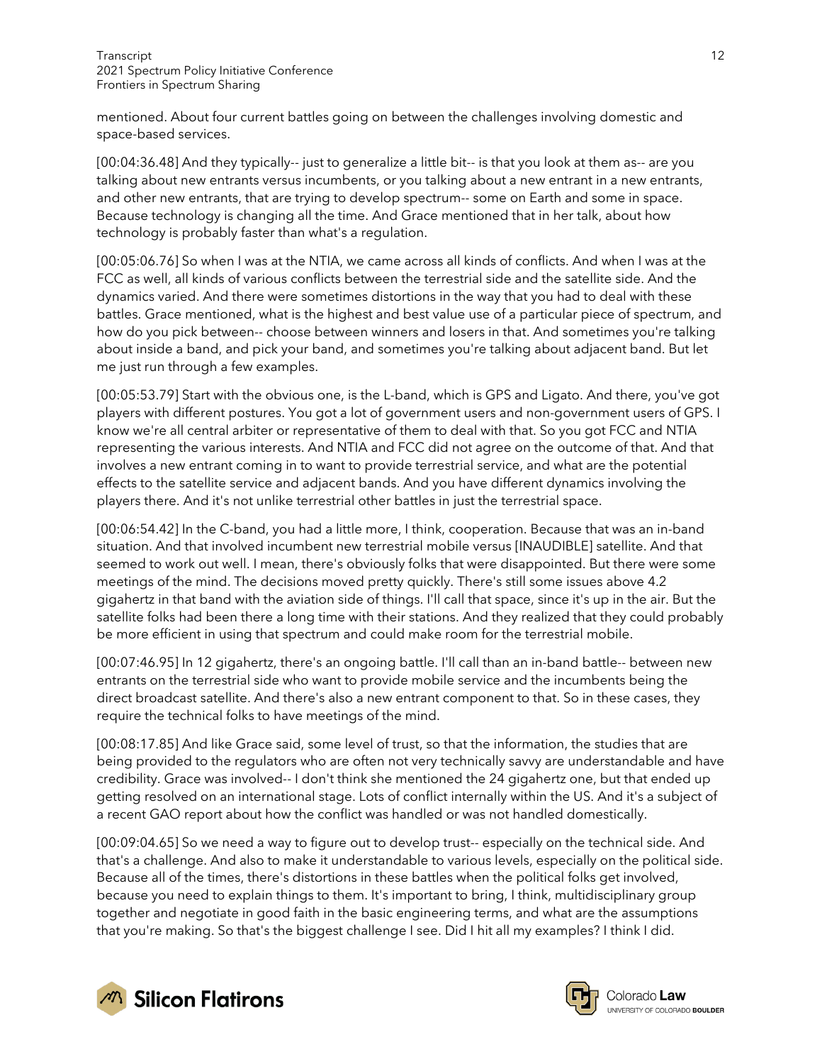mentioned. About four current battles going on between the challenges involving domestic and space-based services.

[00:04:36.48] And they typically-- just to generalize a little bit-- is that you look at them as-- are you talking about new entrants versus incumbents, or you talking about a new entrant in a new entrants, and other new entrants, that are trying to develop spectrum-- some on Earth and some in space. Because technology is changing all the time. And Grace mentioned that in her talk, about how technology is probably faster than what's a regulation.

[00:05:06.76] So when I was at the NTIA, we came across all kinds of conflicts. And when I was at the FCC as well, all kinds of various conflicts between the terrestrial side and the satellite side. And the dynamics varied. And there were sometimes distortions in the way that you had to deal with these battles. Grace mentioned, what is the highest and best value use of a particular piece of spectrum, and how do you pick between-- choose between winners and losers in that. And sometimes you're talking about inside a band, and pick your band, and sometimes you're talking about adjacent band. But let me just run through a few examples.

[00:05:53.79] Start with the obvious one, is the L-band, which is GPS and Ligato. And there, you've got players with different postures. You got a lot of government users and non-government users of GPS. I know we're all central arbiter or representative of them to deal with that. So you got FCC and NTIA representing the various interests. And NTIA and FCC did not agree on the outcome of that. And that involves a new entrant coming in to want to provide terrestrial service, and what are the potential effects to the satellite service and adjacent bands. And you have different dynamics involving the players there. And it's not unlike terrestrial other battles in just the terrestrial space.

[00:06:54.42] In the C-band, you had a little more, I think, cooperation. Because that was an in-band situation. And that involved incumbent new terrestrial mobile versus [INAUDIBLE] satellite. And that seemed to work out well. I mean, there's obviously folks that were disappointed. But there were some meetings of the mind. The decisions moved pretty quickly. There's still some issues above 4.2 gigahertz in that band with the aviation side of things. I'll call that space, since it's up in the air. But the satellite folks had been there a long time with their stations. And they realized that they could probably be more efficient in using that spectrum and could make room for the terrestrial mobile.

[00:07:46.95] In 12 gigahertz, there's an ongoing battle. I'll call than an in-band battle-- between new entrants on the terrestrial side who want to provide mobile service and the incumbents being the direct broadcast satellite. And there's also a new entrant component to that. So in these cases, they require the technical folks to have meetings of the mind.

[00:08:17.85] And like Grace said, some level of trust, so that the information, the studies that are being provided to the regulators who are often not very technically savvy are understandable and have credibility. Grace was involved-- I don't think she mentioned the 24 gigahertz one, but that ended up getting resolved on an international stage. Lots of conflict internally within the US. And it's a subject of a recent GAO report about how the conflict was handled or was not handled domestically.

[00:09:04.65] So we need a way to figure out to develop trust-- especially on the technical side. And that's a challenge. And also to make it understandable to various levels, especially on the political side. Because all of the times, there's distortions in these battles when the political folks get involved, because you need to explain things to them. It's important to bring, I think, multidisciplinary group together and negotiate in good faith in the basic engineering terms, and what are the assumptions that you're making. So that's the biggest challenge I see. Did I hit all my examples? I think I did.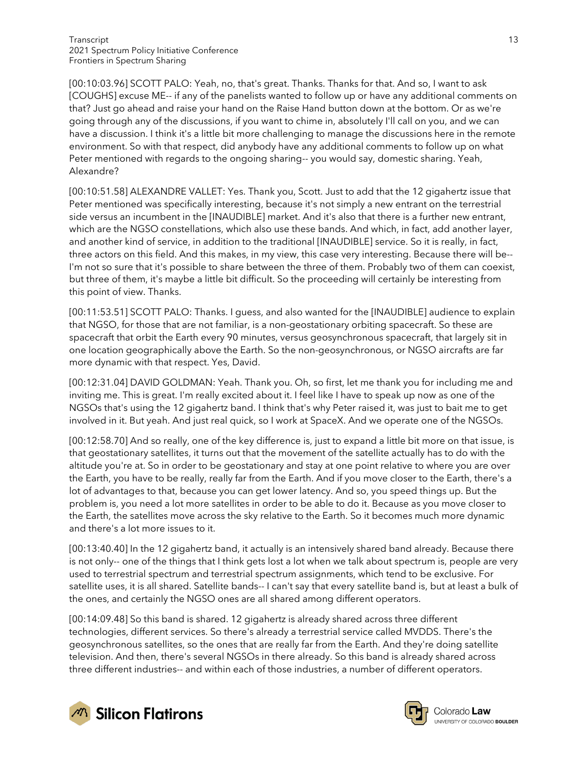[00:10:03.96] SCOTT PALO: Yeah, no, that's great. Thanks. Thanks for that. And so, I want to ask [COUGHS] excuse ME-- if any of the panelists wanted to follow up or have any additional comments on that? Just go ahead and raise your hand on the Raise Hand button down at the bottom. Or as we're going through any of the discussions, if you want to chime in, absolutely I'll call on you, and we can have a discussion. I think it's a little bit more challenging to manage the discussions here in the remote environment. So with that respect, did anybody have any additional comments to follow up on what Peter mentioned with regards to the ongoing sharing-- you would say, domestic sharing. Yeah, Alexandre?

[00:10:51.58] ALEXANDRE VALLET: Yes. Thank you, Scott. Just to add that the 12 gigahertz issue that Peter mentioned was specifically interesting, because it's not simply a new entrant on the terrestrial side versus an incumbent in the [INAUDIBLE] market. And it's also that there is a further new entrant, which are the NGSO constellations, which also use these bands. And which, in fact, add another layer, and another kind of service, in addition to the traditional [INAUDIBLE] service. So it is really, in fact, three actors on this field. And this makes, in my view, this case very interesting. Because there will be-- I'm not so sure that it's possible to share between the three of them. Probably two of them can coexist, but three of them, it's maybe a little bit difficult. So the proceeding will certainly be interesting from this point of view. Thanks.

[00:11:53.51] SCOTT PALO: Thanks. I guess, and also wanted for the [INAUDIBLE] audience to explain that NGSO, for those that are not familiar, is a non-geostationary orbiting spacecraft. So these are spacecraft that orbit the Earth every 90 minutes, versus geosynchronous spacecraft, that largely sit in one location geographically above the Earth. So the non-geosynchronous, or NGSO aircrafts are far more dynamic with that respect. Yes, David.

[00:12:31.04] DAVID GOLDMAN: Yeah. Thank you. Oh, so first, let me thank you for including me and inviting me. This is great. I'm really excited about it. I feel like I have to speak up now as one of the NGSOs that's using the 12 gigahertz band. I think that's why Peter raised it, was just to bait me to get involved in it. But yeah. And just real quick, so I work at SpaceX. And we operate one of the NGSOs.

[00:12:58.70] And so really, one of the key difference is, just to expand a little bit more on that issue, is that geostationary satellites, it turns out that the movement of the satellite actually has to do with the altitude you're at. So in order to be geostationary and stay at one point relative to where you are over the Earth, you have to be really, really far from the Earth. And if you move closer to the Earth, there's a lot of advantages to that, because you can get lower latency. And so, you speed things up. But the problem is, you need a lot more satellites in order to be able to do it. Because as you move closer to the Earth, the satellites move across the sky relative to the Earth. So it becomes much more dynamic and there's a lot more issues to it.

[00:13:40.40] In the 12 gigahertz band, it actually is an intensively shared band already. Because there is not only-- one of the things that I think gets lost a lot when we talk about spectrum is, people are very used to terrestrial spectrum and terrestrial spectrum assignments, which tend to be exclusive. For satellite uses, it is all shared. Satellite bands-- I can't say that every satellite band is, but at least a bulk of the ones, and certainly the NGSO ones are all shared among different operators.

[00:14:09.48] So this band is shared. 12 gigahertz is already shared across three different technologies, different services. So there's already a terrestrial service called MVDDS. There's the geosynchronous satellites, so the ones that are really far from the Earth. And they're doing satellite television. And then, there's several NGSOs in there already. So this band is already shared across three different industries-- and within each of those industries, a number of different operators.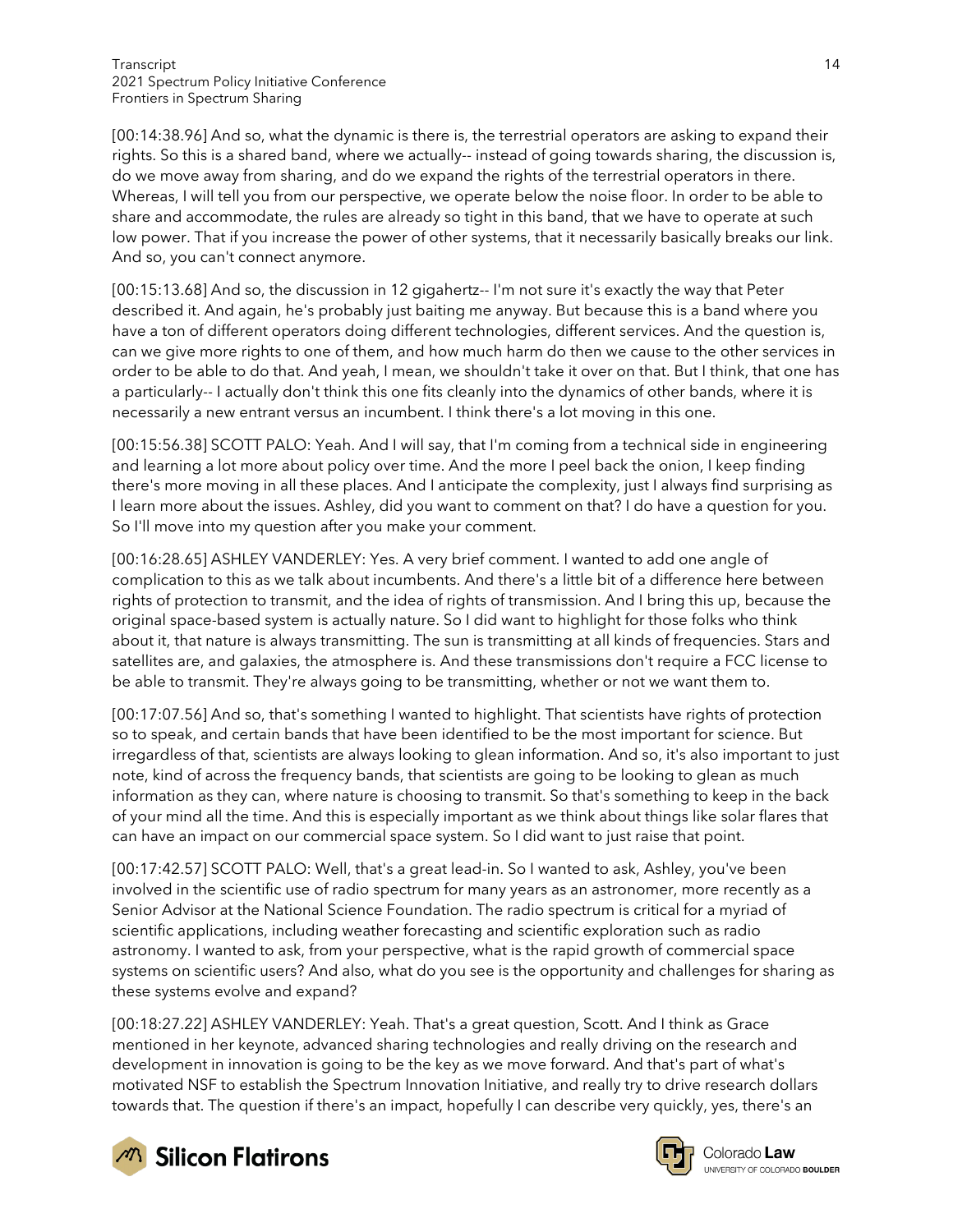[00:14:38.96] And so, what the dynamic is there is, the terrestrial operators are asking to expand their rights. So this is a shared band, where we actually-- instead of going towards sharing, the discussion is, do we move away from sharing, and do we expand the rights of the terrestrial operators in there. Whereas, I will tell you from our perspective, we operate below the noise floor. In order to be able to share and accommodate, the rules are already so tight in this band, that we have to operate at such low power. That if you increase the power of other systems, that it necessarily basically breaks our link. And so, you can't connect anymore.

[00:15:13.68] And so, the discussion in 12 gigahertz-- I'm not sure it's exactly the way that Peter described it. And again, he's probably just baiting me anyway. But because this is a band where you have a ton of different operators doing different technologies, different services. And the question is, can we give more rights to one of them, and how much harm do then we cause to the other services in order to be able to do that. And yeah, I mean, we shouldn't take it over on that. But I think, that one has a particularly-- I actually don't think this one fits cleanly into the dynamics of other bands, where it is necessarily a new entrant versus an incumbent. I think there's a lot moving in this one.

[00:15:56.38] SCOTT PALO: Yeah. And I will say, that I'm coming from a technical side in engineering and learning a lot more about policy over time. And the more I peel back the onion, I keep finding there's more moving in all these places. And I anticipate the complexity, just I always find surprising as I learn more about the issues. Ashley, did you want to comment on that? I do have a question for you. So I'll move into my question after you make your comment.

[00:16:28.65] ASHLEY VANDERLEY: Yes. A very brief comment. I wanted to add one angle of complication to this as we talk about incumbents. And there's a little bit of a difference here between rights of protection to transmit, and the idea of rights of transmission. And I bring this up, because the original space-based system is actually nature. So I did want to highlight for those folks who think about it, that nature is always transmitting. The sun is transmitting at all kinds of frequencies. Stars and satellites are, and galaxies, the atmosphere is. And these transmissions don't require a FCC license to be able to transmit. They're always going to be transmitting, whether or not we want them to.

[00:17:07.56] And so, that's something I wanted to highlight. That scientists have rights of protection so to speak, and certain bands that have been identified to be the most important for science. But irregardless of that, scientists are always looking to glean information. And so, it's also important to just note, kind of across the frequency bands, that scientists are going to be looking to glean as much information as they can, where nature is choosing to transmit. So that's something to keep in the back of your mind all the time. And this is especially important as we think about things like solar flares that can have an impact on our commercial space system. So I did want to just raise that point.

[00:17:42.57] SCOTT PALO: Well, that's a great lead-in. So I wanted to ask, Ashley, you've been involved in the scientific use of radio spectrum for many years as an astronomer, more recently as a Senior Advisor at the National Science Foundation. The radio spectrum is critical for a myriad of scientific applications, including weather forecasting and scientific exploration such as radio astronomy. I wanted to ask, from your perspective, what is the rapid growth of commercial space systems on scientific users? And also, what do you see is the opportunity and challenges for sharing as these systems evolve and expand?

[00:18:27.22] ASHLEY VANDERLEY: Yeah. That's a great question, Scott. And I think as Grace mentioned in her keynote, advanced sharing technologies and really driving on the research and development in innovation is going to be the key as we move forward. And that's part of what's motivated NSF to establish the Spectrum Innovation Initiative, and really try to drive research dollars towards that. The question if there's an impact, hopefully I can describe very quickly, yes, there's an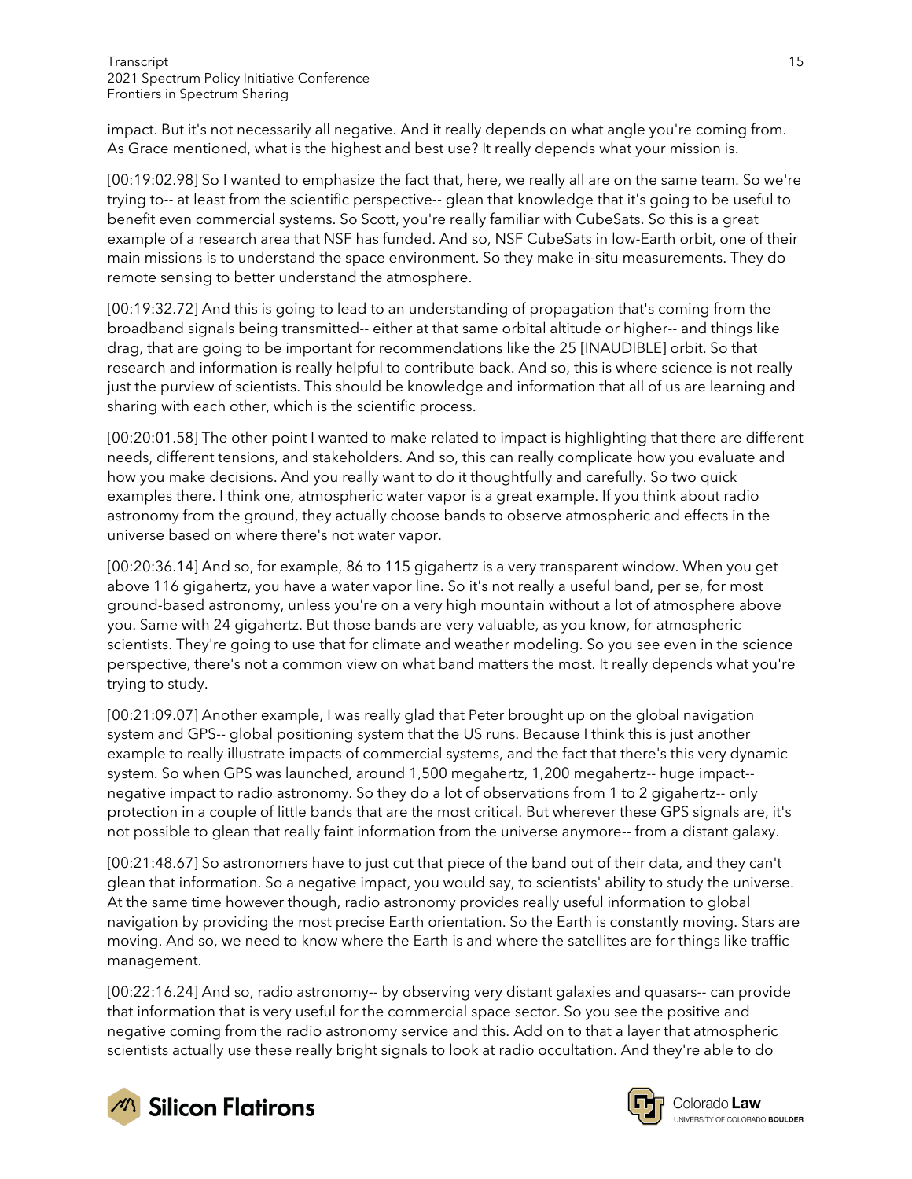impact. But it's not necessarily all negative. And it really depends on what angle you're coming from. As Grace mentioned, what is the highest and best use? It really depends what your mission is.

[00:19:02.98] So I wanted to emphasize the fact that, here, we really all are on the same team. So we're trying to-- at least from the scientific perspective-- glean that knowledge that it's going to be useful to benefit even commercial systems. So Scott, you're really familiar with CubeSats. So this is a great example of a research area that NSF has funded. And so, NSF CubeSats in low-Earth orbit, one of their main missions is to understand the space environment. So they make in-situ measurements. They do remote sensing to better understand the atmosphere.

[00:19:32.72] And this is going to lead to an understanding of propagation that's coming from the broadband signals being transmitted-- either at that same orbital altitude or higher-- and things like drag, that are going to be important for recommendations like the 25 [INAUDIBLE] orbit. So that research and information is really helpful to contribute back. And so, this is where science is not really just the purview of scientists. This should be knowledge and information that all of us are learning and sharing with each other, which is the scientific process.

[00:20:01.58] The other point I wanted to make related to impact is highlighting that there are different needs, different tensions, and stakeholders. And so, this can really complicate how you evaluate and how you make decisions. And you really want to do it thoughtfully and carefully. So two quick examples there. I think one, atmospheric water vapor is a great example. If you think about radio astronomy from the ground, they actually choose bands to observe atmospheric and effects in the universe based on where there's not water vapor.

[00:20:36.14] And so, for example, 86 to 115 gigahertz is a very transparent window. When you get above 116 gigahertz, you have a water vapor line. So it's not really a useful band, per se, for most ground-based astronomy, unless you're on a very high mountain without a lot of atmosphere above you. Same with 24 gigahertz. But those bands are very valuable, as you know, for atmospheric scientists. They're going to use that for climate and weather modeling. So you see even in the science perspective, there's not a common view on what band matters the most. It really depends what you're trying to study.

[00:21:09.07] Another example, I was really glad that Peter brought up on the global navigation system and GPS-- global positioning system that the US runs. Because I think this is just another example to really illustrate impacts of commercial systems, and the fact that there's this very dynamic system. So when GPS was launched, around 1,500 megahertz, 1,200 megahertz-- huge impact-- negative impact to radio astronomy. So they do a lot of observations from 1 to 2 gigahertz-- only protection in a couple of little bands that are the most critical. But wherever these GPS signals are, it's not possible to glean that really faint information from the universe anymore-- from a distant galaxy.

[00:21:48.67] So astronomers have to just cut that piece of the band out of their data, and they can't glean that information. So a negative impact, you would say, to scientists' ability to study the universe. At the same time however though, radio astronomy provides really useful information to global navigation by providing the most precise Earth orientation. So the Earth is constantly moving. Stars are moving. And so, we need to know where the Earth is and where the satellites are for things like traffic management.

[00:22:16.24] And so, radio astronomy-- by observing very distant galaxies and quasars-- can provide that information that is very useful for the commercial space sector. So you see the positive and negative coming from the radio astronomy service and this. Add on to that a layer that atmospheric scientists actually use these really bright signals to look at radio occultation. And they're able to do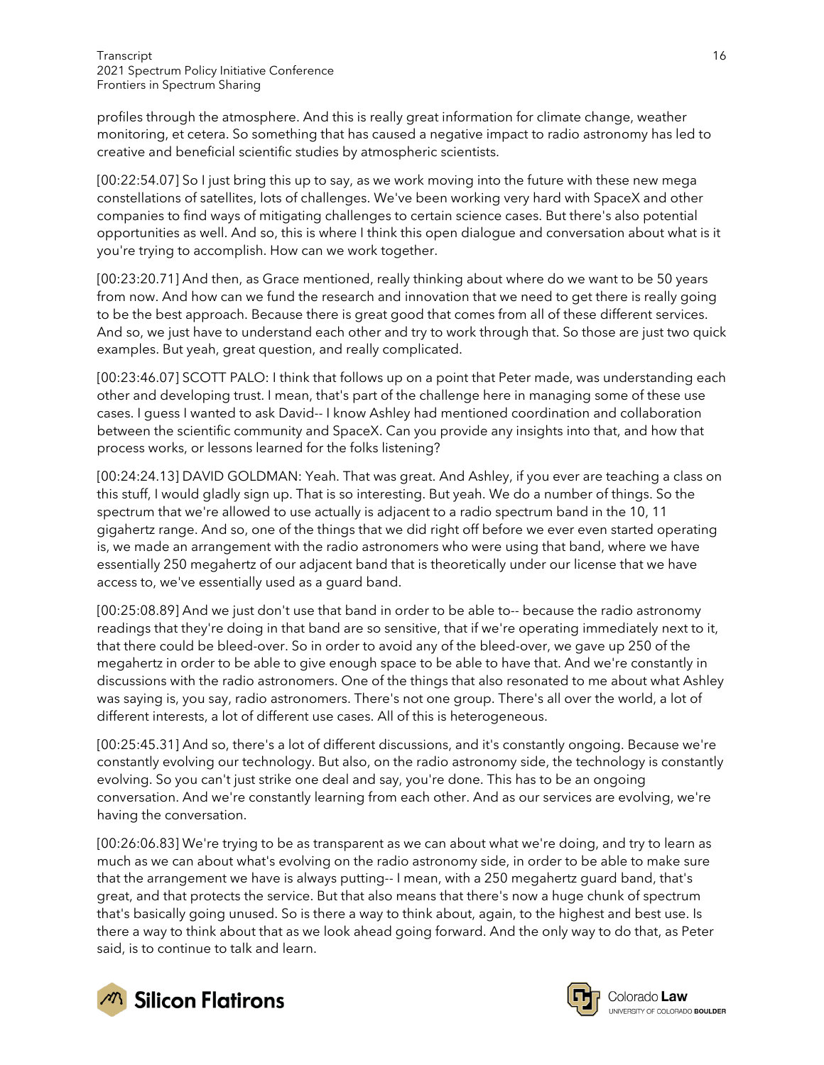profiles through the atmosphere. And this is really great information for climate change, weather monitoring, et cetera. So something that has caused a negative impact to radio astronomy has led to creative and beneficial scientific studies by atmospheric scientists.

[00:22:54.07] So I just bring this up to say, as we work moving into the future with these new mega constellations of satellites, lots of challenges. We've been working very hard with SpaceX and other companies to find ways of mitigating challenges to certain science cases. But there's also potential opportunities as well. And so, this is where I think this open dialogue and conversation about what is it you're trying to accomplish. How can we work together.

[00:23:20.71] And then, as Grace mentioned, really thinking about where do we want to be 50 years from now. And how can we fund the research and innovation that we need to get there is really going to be the best approach. Because there is great good that comes from all of these different services. And so, we just have to understand each other and try to work through that. So those are just two quick examples. But yeah, great question, and really complicated.

[00:23:46.07] SCOTT PALO: I think that follows up on a point that Peter made, was understanding each other and developing trust. I mean, that's part of the challenge here in managing some of these use cases. I guess I wanted to ask David-- I know Ashley had mentioned coordination and collaboration between the scientific community and SpaceX. Can you provide any insights into that, and how that process works, or lessons learned for the folks listening?

[00:24:24.13] DAVID GOLDMAN: Yeah. That was great. And Ashley, if you ever are teaching a class on this stuff, I would gladly sign up. That is so interesting. But yeah. We do a number of things. So the spectrum that we're allowed to use actually is adjacent to a radio spectrum band in the 10, 11 gigahertz range. And so, one of the things that we did right off before we ever even started operating is, we made an arrangement with the radio astronomers who were using that band, where we have essentially 250 megahertz of our adjacent band that is theoretically under our license that we have access to, we've essentially used as a guard band.

[00:25:08.89] And we just don't use that band in order to be able to-- because the radio astronomy readings that they're doing in that band are so sensitive, that if we're operating immediately next to it, that there could be bleed-over. So in order to avoid any of the bleed-over, we gave up 250 of the megahertz in order to be able to give enough space to be able to have that. And we're constantly in discussions with the radio astronomers. One of the things that also resonated to me about what Ashley was saying is, you say, radio astronomers. There's not one group. There's all over the world, a lot of different interests, a lot of different use cases. All of this is heterogeneous.

[00:25:45.31] And so, there's a lot of different discussions, and it's constantly ongoing. Because we're constantly evolving our technology. But also, on the radio astronomy side, the technology is constantly evolving. So you can't just strike one deal and say, you're done. This has to be an ongoing conversation. And we're constantly learning from each other. And as our services are evolving, we're having the conversation.

[00:26:06.83] We're trying to be as transparent as we can about what we're doing, and try to learn as much as we can about what's evolving on the radio astronomy side, in order to be able to make sure that the arrangement we have is always putting-- I mean, with a 250 megahertz guard band, that's great, and that protects the service. But that also means that there's now a huge chunk of spectrum that's basically going unused. So is there a way to think about, again, to the highest and best use. Is there a way to think about that as we look ahead going forward. And the only way to do that, as Peter said, is to continue to talk and learn.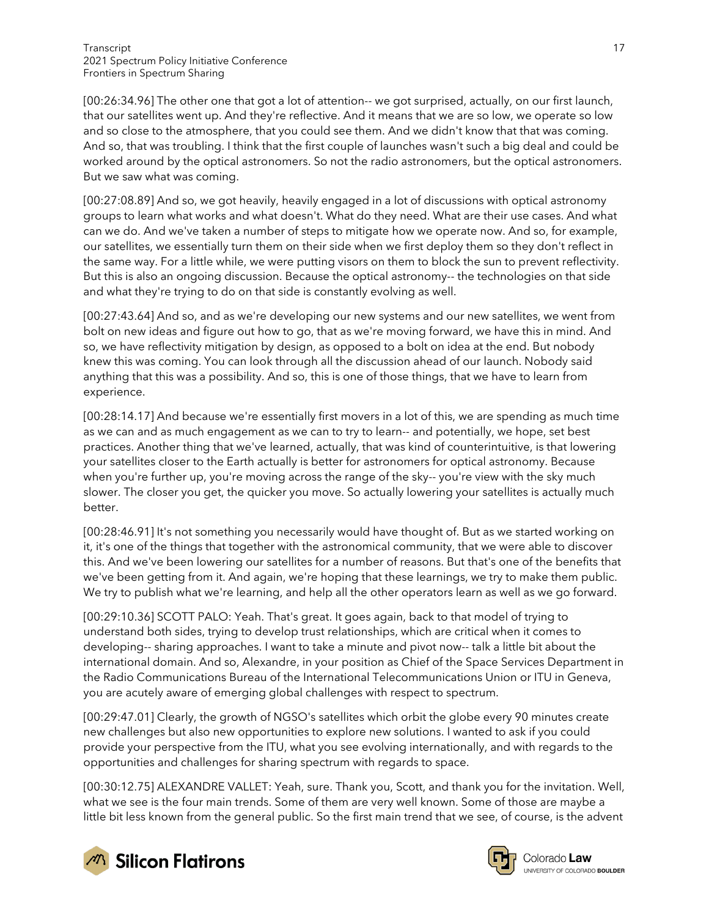[00:26:34.96] The other one that got a lot of attention-- we got surprised, actually, on our first launch, that our satellites went up. And they're reflective. And it means that we are so low, we operate so low and so close to the atmosphere, that you could see them. And we didn't know that that was coming. And so, that was troubling. I think that the first couple of launches wasn't such a big deal and could be worked around by the optical astronomers. So not the radio astronomers, but the optical astronomers. But we saw what was coming.

[00:27:08.89] And so, we got heavily, heavily engaged in a lot of discussions with optical astronomy groups to learn what works and what doesn't. What do they need. What are their use cases. And what can we do. And we've taken a number of steps to mitigate how we operate now. And so, for example, our satellites, we essentially turn them on their side when we first deploy them so they don't reflect in the same way. For a little while, we were putting visors on them to block the sun to prevent reflectivity. But this is also an ongoing discussion. Because the optical astronomy-- the technologies on that side and what they're trying to do on that side is constantly evolving as well.

[00:27:43.64] And so, and as we're developing our new systems and our new satellites, we went from bolt on new ideas and figure out how to go, that as we're moving forward, we have this in mind. And so, we have reflectivity mitigation by design, as opposed to a bolt on idea at the end. But nobody knew this was coming. You can look through all the discussion ahead of our launch. Nobody said anything that this was a possibility. And so, this is one of those things, that we have to learn from experience.

[00:28:14.17] And because we're essentially first movers in a lot of this, we are spending as much time as we can and as much engagement as we can to try to learn-- and potentially, we hope, set best practices. Another thing that we've learned, actually, that was kind of counterintuitive, is that lowering your satellites closer to the Earth actually is better for astronomers for optical astronomy. Because when you're further up, you're moving across the range of the sky-- you're view with the sky much slower. The closer you get, the quicker you move. So actually lowering your satellites is actually much better.

[00:28:46.91] It's not something you necessarily would have thought of. But as we started working on it, it's one of the things that together with the astronomical community, that we were able to discover this. And we've been lowering our satellites for a number of reasons. But that's one of the benefits that we've been getting from it. And again, we're hoping that these learnings, we try to make them public. We try to publish what we're learning, and help all the other operators learn as well as we go forward.

[00:29:10.36] SCOTT PALO: Yeah. That's great. It goes again, back to that model of trying to understand both sides, trying to develop trust relationships, which are critical when it comes to developing-- sharing approaches. I want to take a minute and pivot now-- talk a little bit about the international domain. And so, Alexandre, in your position as Chief of the Space Services Department in the Radio Communications Bureau of the International Telecommunications Union or ITU in Geneva, you are acutely aware of emerging global challenges with respect to spectrum.

[00:29:47.01] Clearly, the growth of NGSO's satellites which orbit the globe every 90 minutes create new challenges but also new opportunities to explore new solutions. I wanted to ask if you could provide your perspective from the ITU, what you see evolving internationally, and with regards to the opportunities and challenges for sharing spectrum with regards to space.

[00:30:12.75] ALEXANDRE VALLET: Yeah, sure. Thank you, Scott, and thank you for the invitation. Well, what we see is the four main trends. Some of them are very well known. Some of those are maybe a little bit less known from the general public. So the first main trend that we see, of course, is the advent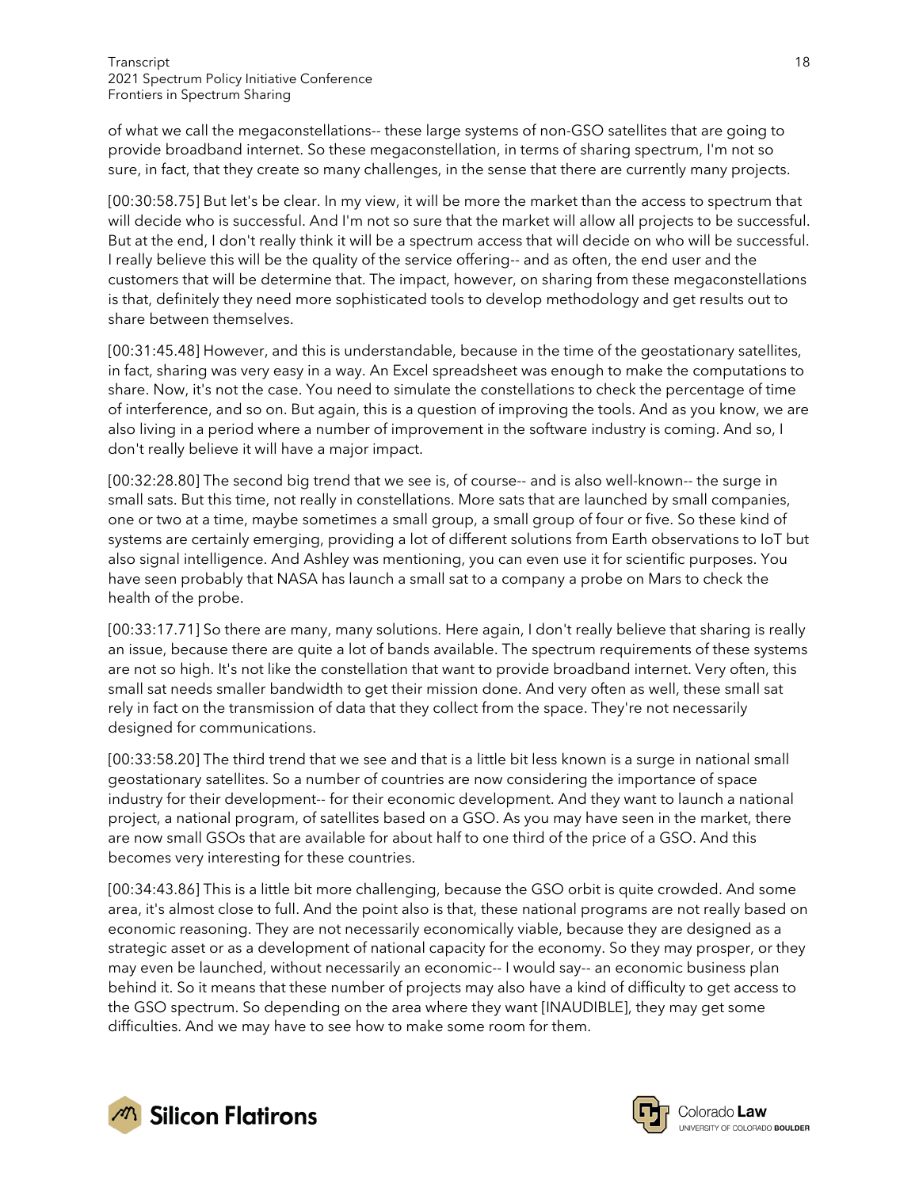of what we call the megaconstellations-- these large systems of non-GSO satellites that are going to provide broadband internet. So these megaconstellation, in terms of sharing spectrum, I'm not so sure, in fact, that they create so many challenges, in the sense that there are currently many projects.

[00:30:58.75] But let's be clear. In my view, it will be more the market than the access to spectrum that will decide who is successful. And I'm not so sure that the market will allow all projects to be successful. But at the end, I don't really think it will be a spectrum access that will decide on who will be successful. I really believe this will be the quality of the service offering-- and as often, the end user and the customers that will be determine that. The impact, however, on sharing from these megaconstellations is that, definitely they need more sophisticated tools to develop methodology and get results out to share between themselves.

[00:31:45.48] However, and this is understandable, because in the time of the geostationary satellites, in fact, sharing was very easy in a way. An Excel spreadsheet was enough to make the computations to share. Now, it's not the case. You need to simulate the constellations to check the percentage of time of interference, and so on. But again, this is a question of improving the tools. And as you know, we are also living in a period where a number of improvement in the software industry is coming. And so, I don't really believe it will have a major impact.

[00:32:28.80] The second big trend that we see is, of course-- and is also well-known-- the surge in small sats. But this time, not really in constellations. More sats that are launched by small companies, one or two at a time, maybe sometimes a small group, a small group of four or five. So these kind of systems are certainly emerging, providing a lot of different solutions from Earth observations to IoT but also signal intelligence. And Ashley was mentioning, you can even use it for scientific purposes. You have seen probably that NASA has launch a small sat to a company a probe on Mars to check the health of the probe.

[00:33:17.71] So there are many, many solutions. Here again, I don't really believe that sharing is really an issue, because there are quite a lot of bands available. The spectrum requirements of these systems are not so high. It's not like the constellation that want to provide broadband internet. Very often, this small sat needs smaller bandwidth to get their mission done. And very often as well, these small sat rely in fact on the transmission of data that they collect from the space. They're not necessarily designed for communications.

[00:33:58.20] The third trend that we see and that is a little bit less known is a surge in national small geostationary satellites. So a number of countries are now considering the importance of space industry for their development-- for their economic development. And they want to launch a national project, a national program, of satellites based on a GSO. As you may have seen in the market, there are now small GSOs that are available for about half to one third of the price of a GSO. And this becomes very interesting for these countries.

[00:34:43.86] This is a little bit more challenging, because the GSO orbit is quite crowded. And some area, it's almost close to full. And the point also is that, these national programs are not really based on economic reasoning. They are not necessarily economically viable, because they are designed as a strategic asset or as a development of national capacity for the economy. So they may prosper, or they may even be launched, without necessarily an economic-- I would say-- an economic business plan behind it. So it means that these number of projects may also have a kind of difficulty to get access to the GSO spectrum. So depending on the area where they want [INAUDIBLE], they may get some difficulties. And we may have to see how to make some room for them.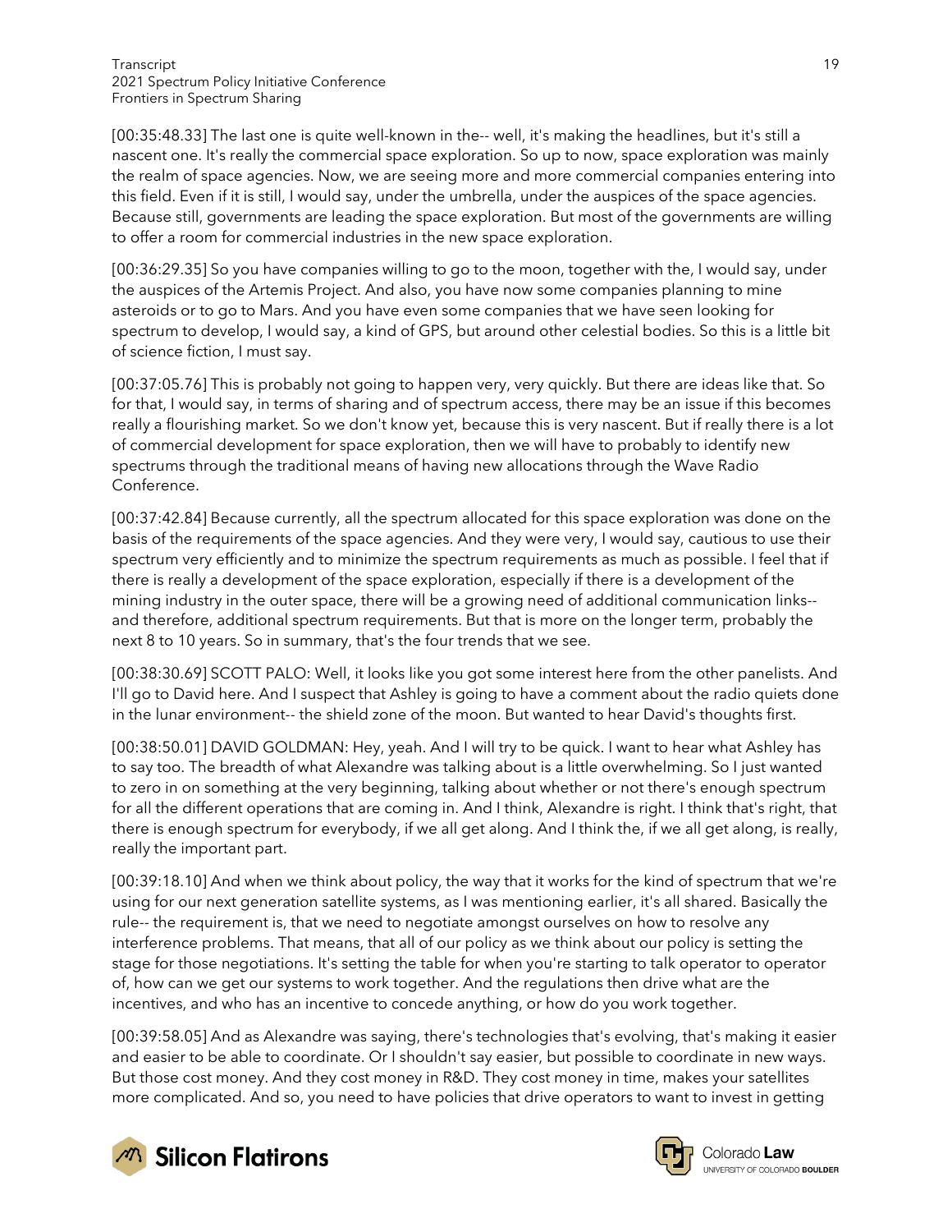[00:35:48.33] The last one is quite well-known in the-- well, it's making the headlines, but it's still a nascent one. It's really the commercial space exploration. So up to now, space exploration was mainly the realm of space agencies. Now, we are seeing more and more commercial companies entering into this field. Even if it is still, I would say, under the umbrella, under the auspices of the space agencies. Because still, governments are leading the space exploration. But most of the governments are willing to offer a room for commercial industries in the new space exploration.

[00:36:29.35] So you have companies willing to go to the moon, together with the, I would say, under the auspices of the Artemis Project. And also, you have now some companies planning to mine asteroids or to go to Mars. And you have even some companies that we have seen looking for spectrum to develop, I would say, a kind of GPS, but around other celestial bodies. So this is a little bit of science fiction, I must say.

[00:37:05.76] This is probably not going to happen very, very quickly. But there are ideas like that. So for that, I would say, in terms of sharing and of spectrum access, there may be an issue if this becomes really a flourishing market. So we don't know yet, because this is very nascent. But if really there is a lot of commercial development for space exploration, then we will have to probably to identify new spectrums through the traditional means of having new allocations through the Wave Radio Conference.

[00:37:42.84] Because currently, all the spectrum allocated for this space exploration was done on the basis of the requirements of the space agencies. And they were very, I would say, cautious to use their spectrum very efficiently and to minimize the spectrum requirements as much as possible. I feel that if there is really a development of the space exploration, especially if there is a development of the mining industry in the outer space, there will be a growing need of additional communication links-- and therefore, additional spectrum requirements. But that is more on the longer term, probably the next 8 to 10 years. So in summary, that's the four trends that we see.

[00:38:30.69] SCOTT PALO: Well, it looks like you got some interest here from the other panelists. And I'll go to David here. And I suspect that Ashley is going to have a comment about the radio quiets done in the lunar environment-- the shield zone of the moon. But wanted to hear David's thoughts first.

[00:38:50.01] DAVID GOLDMAN: Hey, yeah. And I will try to be quick. I want to hear what Ashley has to say too. The breadth of what Alexandre was talking about is a little overwhelming. So I just wanted to zero in on something at the very beginning, talking about whether or not there's enough spectrum for all the different operations that are coming in. And I think, Alexandre is right. I think that's right, that there is enough spectrum for everybody, if we all get along. And I think the, if we all get along, is really, really the important part.

[00:39:18.10] And when we think about policy, the way that it works for the kind of spectrum that we're using for our next generation satellite systems, as I was mentioning earlier, it's all shared. Basically the rule-- the requirement is, that we need to negotiate amongst ourselves on how to resolve any interference problems. That means, that all of our policy as we think about our policy is setting the stage for those negotiations. It's setting the table for when you're starting to talk operator to operator of, how can we get our systems to work together. And the regulations then drive what are the incentives, and who has an incentive to concede anything, or how do you work together.

[00:39:58.05] And as Alexandre was saying, there's technologies that's evolving, that's making it easier and easier to be able to coordinate. Or I shouldn't say easier, but possible to coordinate in new ways. But those cost money. And they cost money in R&D. They cost money in time, makes your satellites more complicated. And so, you need to have policies that drive operators to want to invest in getting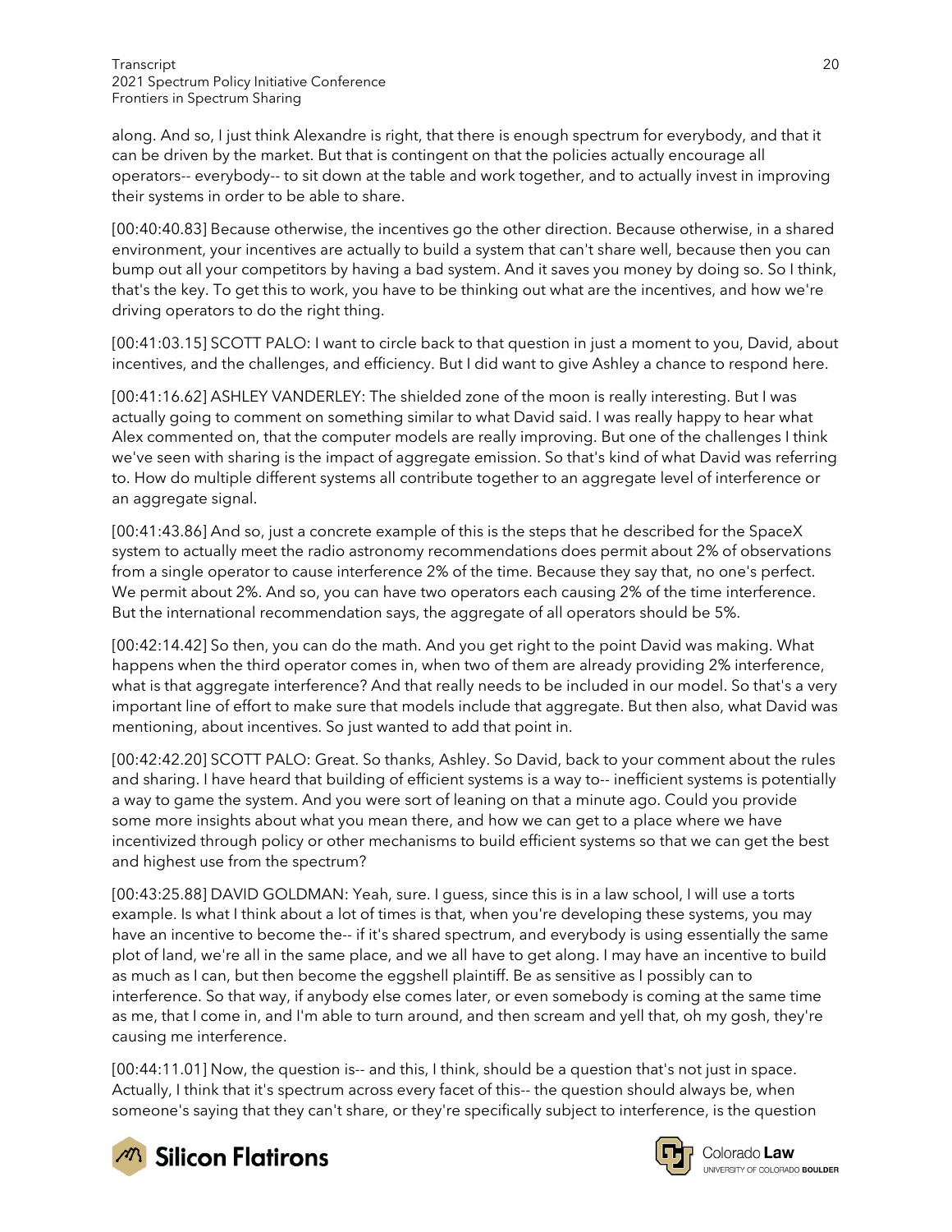along. And so, I just think Alexandre is right, that there is enough spectrum for everybody, and that it can be driven by the market. But that is contingent on that the policies actually encourage all operators-- everybody-- to sit down at the table and work together, and to actually invest in improving their systems in order to be able to share.

[00:40:40.83] Because otherwise, the incentives go the other direction. Because otherwise, in a shared environment, your incentives are actually to build a system that can't share well, because then you can bump out all your competitors by having a bad system. And it saves you money by doing so. So I think, that's the key. To get this to work, you have to be thinking out what are the incentives, and how we're driving operators to do the right thing.

[00:41:03.15] SCOTT PALO: I want to circle back to that question in just a moment to you, David, about incentives, and the challenges, and efficiency. But I did want to give Ashley a chance to respond here.

[00:41:16.62] ASHLEY VANDERLEY: The shielded zone of the moon is really interesting. But I was actually going to comment on something similar to what David said. I was really happy to hear what Alex commented on, that the computer models are really improving. But one of the challenges I think we've seen with sharing is the impact of aggregate emission. So that's kind of what David was referring to. How do multiple different systems all contribute together to an aggregate level of interference or an aggregate signal.

[00:41:43.86] And so, just a concrete example of this is the steps that he described for the SpaceX system to actually meet the radio astronomy recommendations does permit about 2% of observations from a single operator to cause interference 2% of the time. Because they say that, no one's perfect. We permit about 2%. And so, you can have two operators each causing 2% of the time interference. But the international recommendation says, the aggregate of all operators should be 5%.

[00:42:14.42] So then, you can do the math. And you get right to the point David was making. What happens when the third operator comes in, when two of them are already providing 2% interference, what is that aggregate interference? And that really needs to be included in our model. So that's a very important line of effort to make sure that models include that aggregate. But then also, what David was mentioning, about incentives. So just wanted to add that point in.

[00:42:42.20] SCOTT PALO: Great. So thanks, Ashley. So David, back to your comment about the rules and sharing. I have heard that building of efficient systems is a way to-- inefficient systems is potentially a way to game the system. And you were sort of leaning on that a minute ago. Could you provide some more insights about what you mean there, and how we can get to a place where we have incentivized through policy or other mechanisms to build efficient systems so that we can get the best and highest use from the spectrum?

[00:43:25.88] DAVID GOLDMAN: Yeah, sure. I guess, since this is in a law school, I will use a torts example. Is what I think about a lot of times is that, when you're developing these systems, you may have an incentive to become the-- if it's shared spectrum, and everybody is using essentially the same plot of land, we're all in the same place, and we all have to get along. I may have an incentive to build as much as I can, but then become the eggshell plaintiff. Be as sensitive as I possibly can to interference. So that way, if anybody else comes later, or even somebody is coming at the same time as me, that I come in, and I'm able to turn around, and then scream and yell that, oh my gosh, they're causing me interference.

[00:44:11.01] Now, the question is-- and this, I think, should be a question that's not just in space. Actually, I think that it's spectrum across every facet of this-- the question should always be, when someone's saying that they can't share, or they're specifically subject to interference, is the question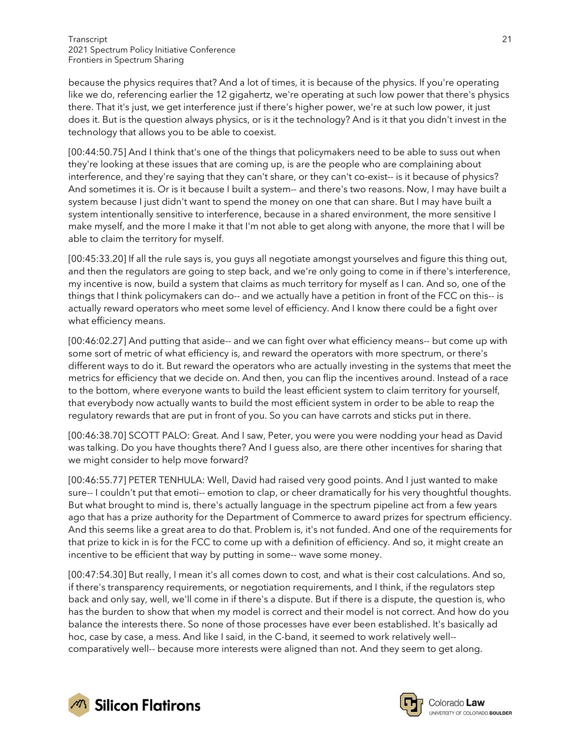because the physics requires that? And a lot of times, it is because of the physics. If you're operating like we do, referencing earlier the 12 gigahertz, we're operating at such low power that there's physics there. That it's just, we get interference just if there's higher power, we're at such low power, it just does it. But is the question always physics, or is it the technology? And is it that you didn't invest in the technology that allows you to be able to coexist.

[00:44:50.75] And I think that's one of the things that policymakers need to be able to suss out when they're looking at these issues that are coming up, is are the people who are complaining about interference, and they're saying that they can't share, or they can't co-exist-- is it because of physics? And sometimes it is. Or is it because I built a system-- and there's two reasons. Now, I may have built a system because I just didn't want to spend the money on one that can share. But I may have built a system intentionally sensitive to interference, because in a shared environment, the more sensitive I make myself, and the more I make it that I'm not able to get along with anyone, the more that I will be able to claim the territory for myself.

[00:45:33.20] If all the rule says is, you guys all negotiate amongst yourselves and figure this thing out, and then the regulators are going to step back, and we're only going to come in if there's interference, my incentive is now, build a system that claims as much territory for myself as I can. And so, one of the things that I think policymakers can do-- and we actually have a petition in front of the FCC on this-- is actually reward operators who meet some level of efficiency. And I know there could be a fight over what efficiency means.

[00:46:02.27] And putting that aside-- and we can fight over what efficiency means-- but come up with some sort of metric of what efficiency is, and reward the operators with more spectrum, or there's different ways to do it. But reward the operators who are actually investing in the systems that meet the metrics for efficiency that we decide on. And then, you can flip the incentives around. Instead of a race to the bottom, where everyone wants to build the least efficient system to claim territory for yourself, that everybody now actually wants to build the most efficient system in order to be able to reap the regulatory rewards that are put in front of you. So you can have carrots and sticks put in there.

[00:46:38.70] SCOTT PALO: Great. And I saw, Peter, you were you were nodding your head as David was talking. Do you have thoughts there? And I guess also, are there other incentives for sharing that we might consider to help move forward?

[00:46:55.77] PETER TENHULA: Well, David had raised very good points. And I just wanted to make sure-- I couldn't put that emoti-- emotion to clap, or cheer dramatically for his very thoughtful thoughts. But what brought to mind is, there's actually language in the spectrum pipeline act from a few years ago that has a prize authority for the Department of Commerce to award prizes for spectrum efficiency. And this seems like a great area to do that. Problem is, it's not funded. And one of the requirements for that prize to kick in is for the FCC to come up with a definition of efficiency. And so, it might create an incentive to be efficient that way by putting in some-- wave some money.

[00:47:54.30] But really, I mean it's all comes down to cost, and what is their cost calculations. And so, if there's transparency requirements, or negotiation requirements, and I think, if the regulators step back and only say, well, we'll come in if there's a dispute. But if there is a dispute, the question is, who has the burden to show that when my model is correct and their model is not correct. And how do you balance the interests there. So none of those processes have ever been established. It's basically ad hoc, case by case, a mess. And like I said, in the C-band, it seemed to work relatively well-- comparatively well-- because more interests were aligned than not. And they seem to get along.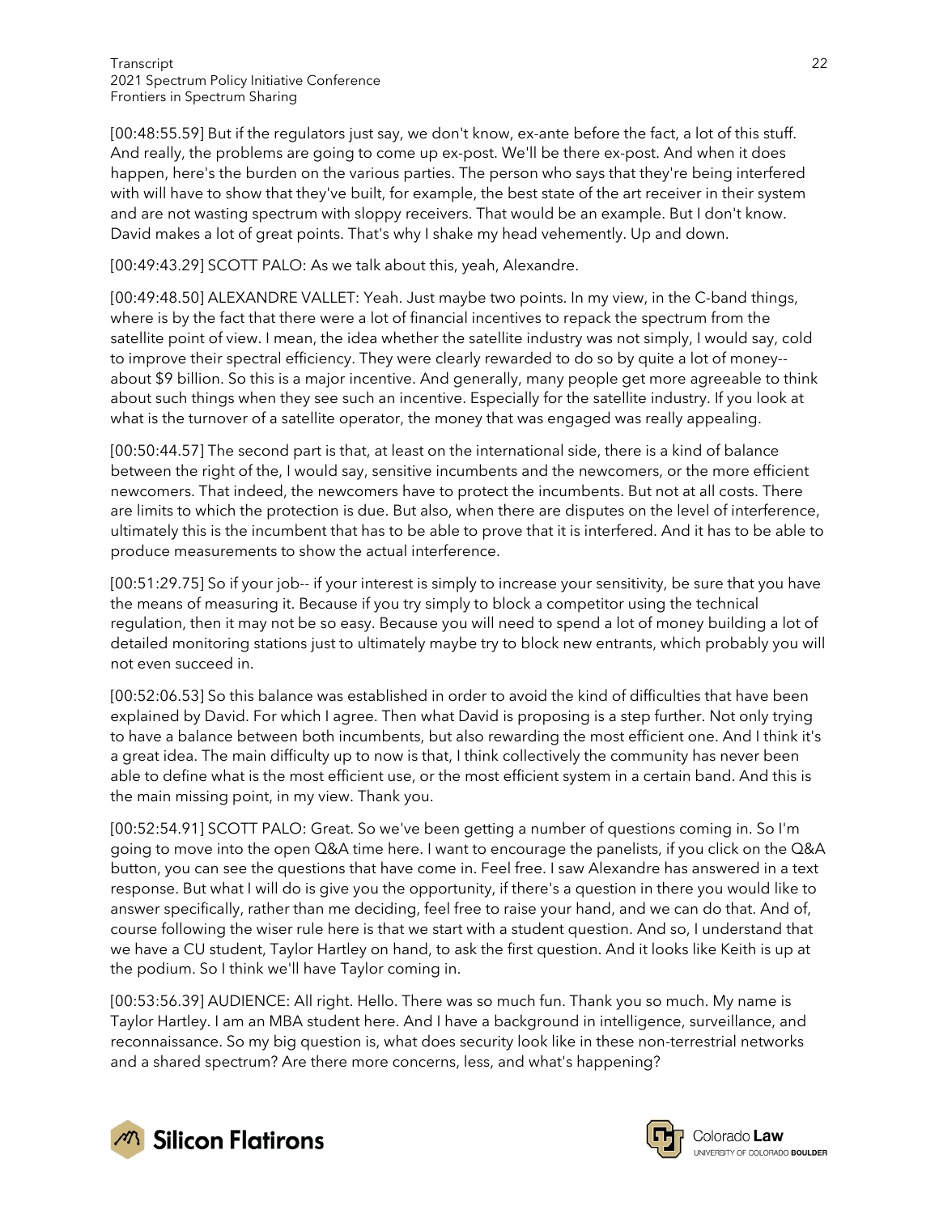[00:48:55.59] But if the regulators just say, we don't know, ex-ante before the fact, a lot of this stuff. And really, the problems are going to come up ex-post. We'll be there ex-post. And when it does happen, here's the burden on the various parties. The person who says that they're being interfered with will have to show that they've built, for example, the best state of the art receiver in their system and are not wasting spectrum with sloppy receivers. That would be an example. But I don't know. David makes a lot of great points. That's why I shake my head vehemently. Up and down.

[00:49:43.29] SCOTT PALO: As we talk about this, yeah, Alexandre.

[00:49:48.50] ALEXANDRE VALLET: Yeah. Just maybe two points. In my view, in the C-band things, where is by the fact that there were a lot of financial incentives to repack the spectrum from the satellite point of view. I mean, the idea whether the satellite industry was not simply, I would say, cold to improve their spectral efficiency. They were clearly rewarded to do so by quite a lot of money-- about $9 billion. So this is a major incentive. And generally, many people get more agreeable to think about such things when they see such an incentive. Especially for the satellite industry. If you look at what is the turnover of a satellite operator, the money that was engaged was really appealing.

[00:50:44.57] The second part is that, at least on the international side, there is a kind of balance between the right of the, I would say, sensitive incumbents and the newcomers, or the more efficient newcomers. That indeed, the newcomers have to protect the incumbents. But not at all costs. There are limits to which the protection is due. But also, when there are disputes on the level of interference, ultimately this is the incumbent that has to be able to prove that it is interfered. And it has to be able to produce measurements to show the actual interference.

[00:51:29.75] So if your job-- if your interest is simply to increase your sensitivity, be sure that you have the means of measuring it. Because if you try simply to block a competitor using the technical regulation, then it may not be so easy. Because you will need to spend a lot of money building a lot of detailed monitoring stations just to ultimately maybe try to block new entrants, which probably you will not even succeed in.

[00:52:06.53] So this balance was established in order to avoid the kind of difficulties that have been explained by David. For which I agree. Then what David is proposing is a step further. Not only trying to have a balance between both incumbents, but also rewarding the most efficient one. And I think it's a great idea. The main difficulty up to now is that, I think collectively the community has never been able to define what is the most efficient use, or the most efficient system in a certain band. And this is the main missing point, in my view. Thank you.

[00:52:54.91] SCOTT PALO: Great. So we've been getting a number of questions coming in. So I'm going to move into the open Q&A time here. I want to encourage the panelists, if you click on the Q&A button, you can see the questions that have come in. Feel free. I saw Alexandre has answered in a text response. But what I will do is give you the opportunity, if there's a question in there you would like to answer specifically, rather than me deciding, feel free to raise your hand, and we can do that. And of, course following the wiser rule here is that we start with a student question. And so, I understand that we have a CU student, Taylor Hartley on hand, to ask the first question. And it looks like Keith is up at the podium. So I think we'll have Taylor coming in.

[00:53:56.39] AUDIENCE: All right. Hello. There was so much fun. Thank you so much. My name is Taylor Hartley. I am an MBA student here. And I have a background in intelligence, surveillance, and reconnaissance. So my big question is, what does security look like in these non-terrestrial networks and a shared spectrum? Are there more concerns, less, and what's happening?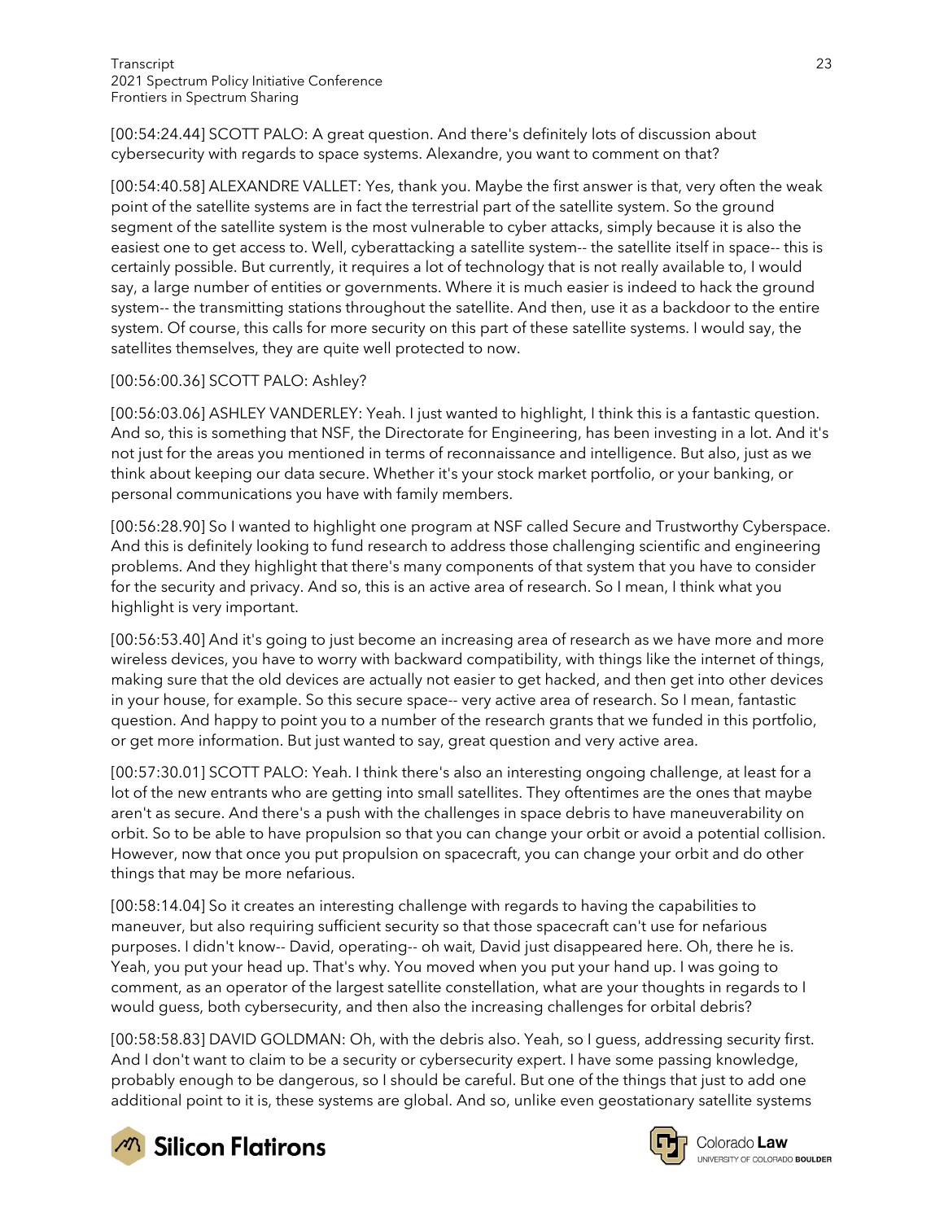[00:54:24.44] SCOTT PALO: A great question. And there's definitely lots of discussion about cybersecurity with regards to space systems. Alexandre, you want to comment on that?

[00:54:40.58] ALEXANDRE VALLET: Yes, thank you. Maybe the first answer is that, very often the weak point of the satellite systems are in fact the terrestrial part of the satellite system. So the ground segment of the satellite system is the most vulnerable to cyber attacks, simply because it is also the easiest one to get access to. Well, cyberattacking a satellite system-- the satellite itself in space-- this is certainly possible. But currently, it requires a lot of technology that is not really available to, I would say, a large number of entities or governments. Where it is much easier is indeed to hack the ground system-- the transmitting stations throughout the satellite. And then, use it as a backdoor to the entire system. Of course, this calls for more security on this part of these satellite systems. I would say, the satellites themselves, they are quite well protected to now.

[00:56:00.36] SCOTT PALO: Ashley?

[00:56:03.06] ASHLEY VANDERLEY: Yeah. I just wanted to highlight, I think this is a fantastic question. And so, this is something that NSF, the Directorate for Engineering, has been investing in a lot. And it's not just for the areas you mentioned in terms of reconnaissance and intelligence. But also, just as we think about keeping our data secure. Whether it's your stock market portfolio, or your banking, or personal communications you have with family members.

[00:56:28.90] So I wanted to highlight one program at NSF called Secure and Trustworthy Cyberspace. And this is definitely looking to fund research to address those challenging scientific and engineering problems. And they highlight that there's many components of that system that you have to consider for the security and privacy. And so, this is an active area of research. So I mean, I think what you highlight is very important.

[00:56:53.40] And it's going to just become an increasing area of research as we have more and more wireless devices, you have to worry with backward compatibility, with things like the internet of things, making sure that the old devices are actually not easier to get hacked, and then get into other devices in your house, for example. So this secure space-- very active area of research. So I mean, fantastic question. And happy to point you to a number of the research grants that we funded in this portfolio, or get more information. But just wanted to say, great question and very active area.

[00:57:30.01] SCOTT PALO: Yeah. I think there's also an interesting ongoing challenge, at least for a lot of the new entrants who are getting into small satellites. They oftentimes are the ones that maybe aren't as secure. And there's a push with the challenges in space debris to have maneuverability on orbit. So to be able to have propulsion so that you can change your orbit or avoid a potential collision. However, now that once you put propulsion on spacecraft, you can change your orbit and do other things that may be more nefarious.

[00:58:14.04] So it creates an interesting challenge with regards to having the capabilities to maneuver, but also requiring sufficient security so that those spacecraft can't use for nefarious purposes. I didn't know-- David, operating-- oh wait, David just disappeared here. Oh, there he is. Yeah, you put your head up. That's why. You moved when you put your hand up. I was going to comment, as an operator of the largest satellite constellation, what are your thoughts in regards to I would guess, both cybersecurity, and then also the increasing challenges for orbital debris?

[00:58:58.83] DAVID GOLDMAN: Oh, with the debris also. Yeah, so I guess, addressing security first. And I don't want to claim to be a security or cybersecurity expert. I have some passing knowledge, probably enough to be dangerous, so I should be careful. But one of the things that just to add one additional point to it is, these systems are global. And so, unlike even geostationary satellite systems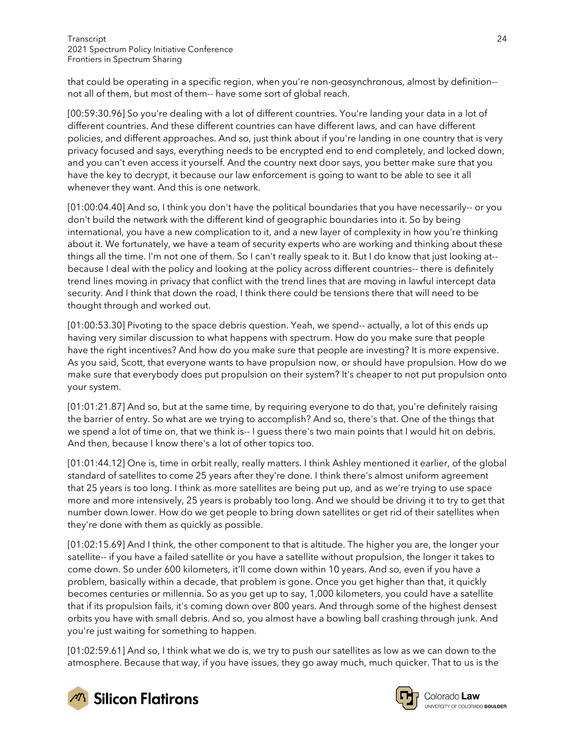that could be operating in a specific region, when you're non-geosynchronous, almost by definition-- not all of them, but most of them-- have some sort of global reach.

[00:59:30.96] So you're dealing with a lot of different countries. You're landing your data in a lot of different countries. And these different countries can have different laws, and can have different policies, and different approaches. And so, just think about if you're landing in one country that is very privacy focused and says, everything needs to be encrypted end to end completely, and locked down, and you can't even access it yourself. And the country next door says, you better make sure that you have the key to decrypt, it because our law enforcement is going to want to be able to see it all whenever they want. And this is one network.

[01:00:04.40] And so, I think you don't have the political boundaries that you have necessarily-- or you don't build the network with the different kind of geographic boundaries into it. So by being international, you have a new complication to it, and a new layer of complexity in how you're thinking about it. We fortunately, we have a team of security experts who are working and thinking about these things all the time. I'm not one of them. So I can't really speak to it. But I do know that just looking at-- because I deal with the policy and looking at the policy across different countries-- there is definitely trend lines moving in privacy that conflict with the trend lines that are moving in lawful intercept data security. And I think that down the road, I think there could be tensions there that will need to be thought through and worked out.

[01:00:53.30] Pivoting to the space debris question. Yeah, we spend-- actually, a lot of this ends up having very similar discussion to what happens with spectrum. How do you make sure that people have the right incentives? And how do you make sure that people are investing? It is more expensive. As you said, Scott, that everyone wants to have propulsion now, or should have propulsion. How do we make sure that everybody does put propulsion on their system? It's cheaper to not put propulsion onto your system.

[01:01:21.87] And so, but at the same time, by requiring everyone to do that, you're definitely raising the barrier of entry. So what are we trying to accomplish? And so, there's that. One of the things that we spend a lot of time on, that we think is-- I guess there's two main points that I would hit on debris. And then, because I know there's a lot of other topics too.

[01:01:44.12] One is, time in orbit really, really matters. I think Ashley mentioned it earlier, of the global standard of satellites to come 25 years after they're done. I think there's almost uniform agreement that 25 years is too long. I think as more satellites are being put up, and as we're trying to use space more and more intensively, 25 years is probably too long. And we should be driving it to try to get that number down lower. How do we get people to bring down satellites or get rid of their satellites when they're done with them as quickly as possible.

[01:02:15.69] And I think, the other component to that is altitude. The higher you are, the longer your satellite-- if you have a failed satellite or you have a satellite without propulsion, the longer it takes to come down. So under 600 kilometers, it'll come down within 10 years. And so, even if you have a problem, basically within a decade, that problem is gone. Once you get higher than that, it quickly becomes centuries or millennia. So as you get up to say, 1,000 kilometers, you could have a satellite that if its propulsion fails, it's coming down over 800 years. And through some of the highest densest orbits you have with small debris. And so, you almost have a bowling ball crashing through junk. And you're just waiting for something to happen.

[01:02:59.61] And so, I think what we do is, we try to push our satellites as low as we can down to the atmosphere. Because that way, if you have issues, they go away much, much quicker. That to us is the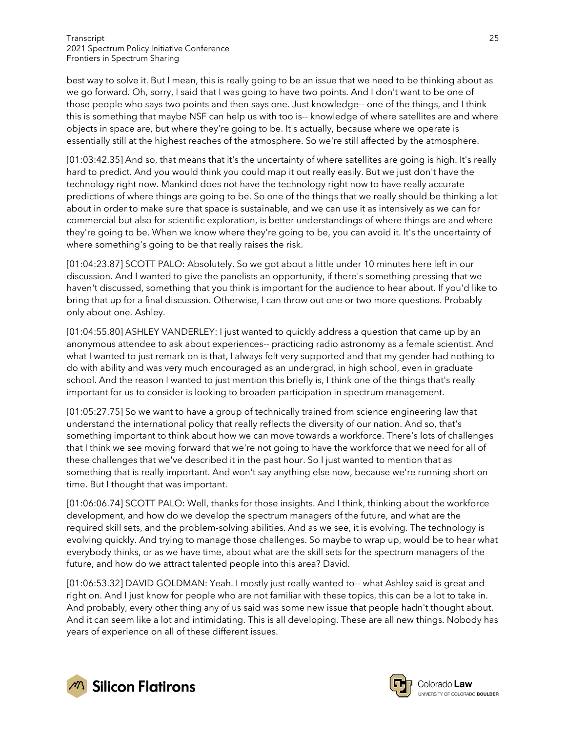best way to solve it. But I mean, this is really going to be an issue that we need to be thinking about as we go forward. Oh, sorry, I said that I was going to have two points. And I don't want to be one of those people who says two points and then says one. Just knowledge-- one of the things, and I think this is something that maybe NSF can help us with too is-- knowledge of where satellites are and where objects in space are, but where they're going to be. It's actually, because where we operate is essentially still at the highest reaches of the atmosphere. So we're still affected by the atmosphere.

[01:03:42.35] And so, that means that it's the uncertainty of where satellites are going is high. It's really hard to predict. And you would think you could map it out really easily. But we just don't have the technology right now. Mankind does not have the technology right now to have really accurate predictions of where things are going to be. So one of the things that we really should be thinking a lot about in order to make sure that space is sustainable, and we can use it as intensively as we can for commercial but also for scientific exploration, is better understandings of where things are and where they're going to be. When we know where they're going to be, you can avoid it. It's the uncertainty of where something's going to be that really raises the risk.

[01:04:23.87] SCOTT PALO: Absolutely. So we got about a little under 10 minutes here left in our discussion. And I wanted to give the panelists an opportunity, if there's something pressing that we haven't discussed, something that you think is important for the audience to hear about. If you'd like to bring that up for a final discussion. Otherwise, I can throw out one or two more questions. Probably only about one. Ashley.

[01:04:55.80] ASHLEY VANDERLEY: I just wanted to quickly address a question that came up by an anonymous attendee to ask about experiences-- practicing radio astronomy as a female scientist. And what I wanted to just remark on is that, I always felt very supported and that my gender had nothing to do with ability and was very much encouraged as an undergrad, in high school, even in graduate school. And the reason I wanted to just mention this briefly is, I think one of the things that's really important for us to consider is looking to broaden participation in spectrum management.

[01:05:27.75] So we want to have a group of technically trained from science engineering law that understand the international policy that really reflects the diversity of our nation. And so, that's something important to think about how we can move towards a workforce. There's lots of challenges that I think we see moving forward that we're not going to have the workforce that we need for all of these challenges that we've described it in the past hour. So I just wanted to mention that as something that is really important. And won't say anything else now, because we're running short on time. But I thought that was important.

[01:06:06.74] SCOTT PALO: Well, thanks for those insights. And I think, thinking about the workforce development, and how do we develop the spectrum managers of the future, and what are the required skill sets, and the problem-solving abilities. And as we see, it is evolving. The technology is evolving quickly. And trying to manage those challenges. So maybe to wrap up, would be to hear what everybody thinks, or as we have time, about what are the skill sets for the spectrum managers of the future, and how do we attract talented people into this area? David.

[01:06:53.32] DAVID GOLDMAN: Yeah. I mostly just really wanted to-- what Ashley said is great and right on. And I just know for people who are not familiar with these topics, this can be a lot to take in. And probably, every other thing any of us said was some new issue that people hadn't thought about. And it can seem like a lot and intimidating. This is all developing. These are all new things. Nobody has years of experience on all of these different issues.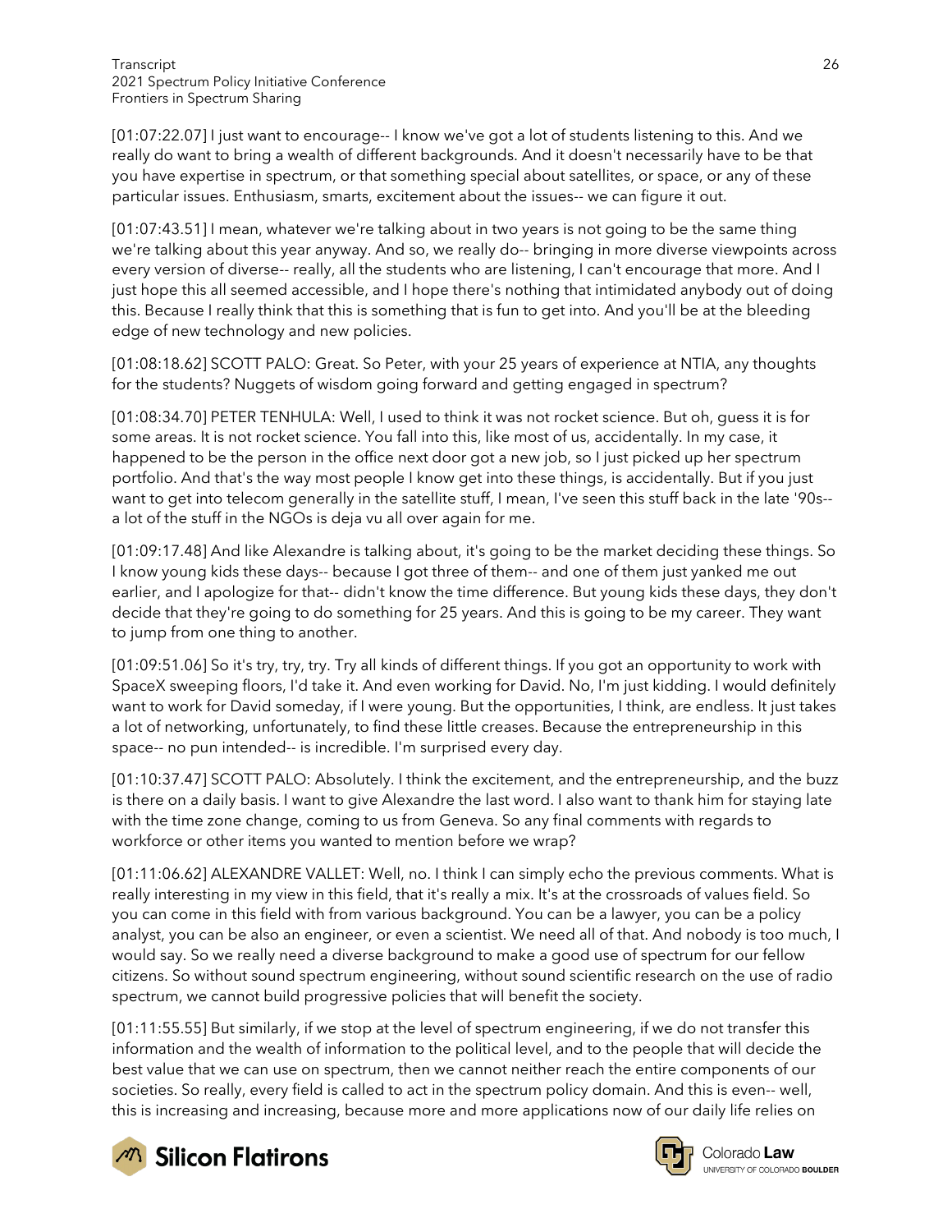[01:07:22.07] I just want to encourage-- I know we've got a lot of students listening to this. And we really do want to bring a wealth of different backgrounds. And it doesn't necessarily have to be that you have expertise in spectrum, or that something special about satellites, or space, or any of these particular issues. Enthusiasm, smarts, excitement about the issues-- we can figure it out.

[01:07:43.51] I mean, whatever we're talking about in two years is not going to be the same thing we're talking about this year anyway. And so, we really do-- bringing in more diverse viewpoints across every version of diverse-- really, all the students who are listening, I can't encourage that more. And I just hope this all seemed accessible, and I hope there's nothing that intimidated anybody out of doing this. Because I really think that this is something that is fun to get into. And you'll be at the bleeding edge of new technology and new policies.

[01:08:18.62] SCOTT PALO: Great. So Peter, with your 25 years of experience at NTIA, any thoughts for the students? Nuggets of wisdom going forward and getting engaged in spectrum?

[01:08:34.70] PETER TENHULA: Well, I used to think it was not rocket science. But oh, guess it is for some areas. It is not rocket science. You fall into this, like most of us, accidentally. In my case, it happened to be the person in the office next door got a new job, so I just picked up her spectrum portfolio. And that's the way most people I know get into these things, is accidentally. But if you just want to get into telecom generally in the satellite stuff, I mean, I've seen this stuff back in the late '90s-- a lot of the stuff in the NGOs is deja vu all over again for me.

[01:09:17.48] And like Alexandre is talking about, it's going to be the market deciding these things. So I know young kids these days-- because I got three of them-- and one of them just yanked me out earlier, and I apologize for that-- didn't know the time difference. But young kids these days, they don't decide that they're going to do something for 25 years. And this is going to be my career. They want to jump from one thing to another.

[01:09:51.06] So it's try, try, try. Try all kinds of different things. If you got an opportunity to work with SpaceX sweeping floors, I'd take it. And even working for David. No, I'm just kidding. I would definitely want to work for David someday, if I were young. But the opportunities, I think, are endless. It just takes a lot of networking, unfortunately, to find these little creases. Because the entrepreneurship in this space-- no pun intended-- is incredible. I'm surprised every day.

[01:10:37.47] SCOTT PALO: Absolutely. I think the excitement, and the entrepreneurship, and the buzz is there on a daily basis. I want to give Alexandre the last word. I also want to thank him for staying late with the time zone change, coming to us from Geneva. So any final comments with regards to workforce or other items you wanted to mention before we wrap?

[01:11:06.62] ALEXANDRE VALLET: Well, no. I think I can simply echo the previous comments. What is really interesting in my view in this field, that it's really a mix. It's at the crossroads of values field. So you can come in this field with from various background. You can be a lawyer, you can be a policy analyst, you can be also an engineer, or even a scientist. We need all of that. And nobody is too much, I would say. So we really need a diverse background to make a good use of spectrum for our fellow citizens. So without sound spectrum engineering, without sound scientific research on the use of radio spectrum, we cannot build progressive policies that will benefit the society.

[01:11:55.55] But similarly, if we stop at the level of spectrum engineering, if we do not transfer this information and the wealth of information to the political level, and to the people that will decide the best value that we can use on spectrum, then we cannot neither reach the entire components of our societies. So really, every field is called to act in the spectrum policy domain. And this is even-- well, this is increasing and increasing, because more and more applications now of our daily life relies on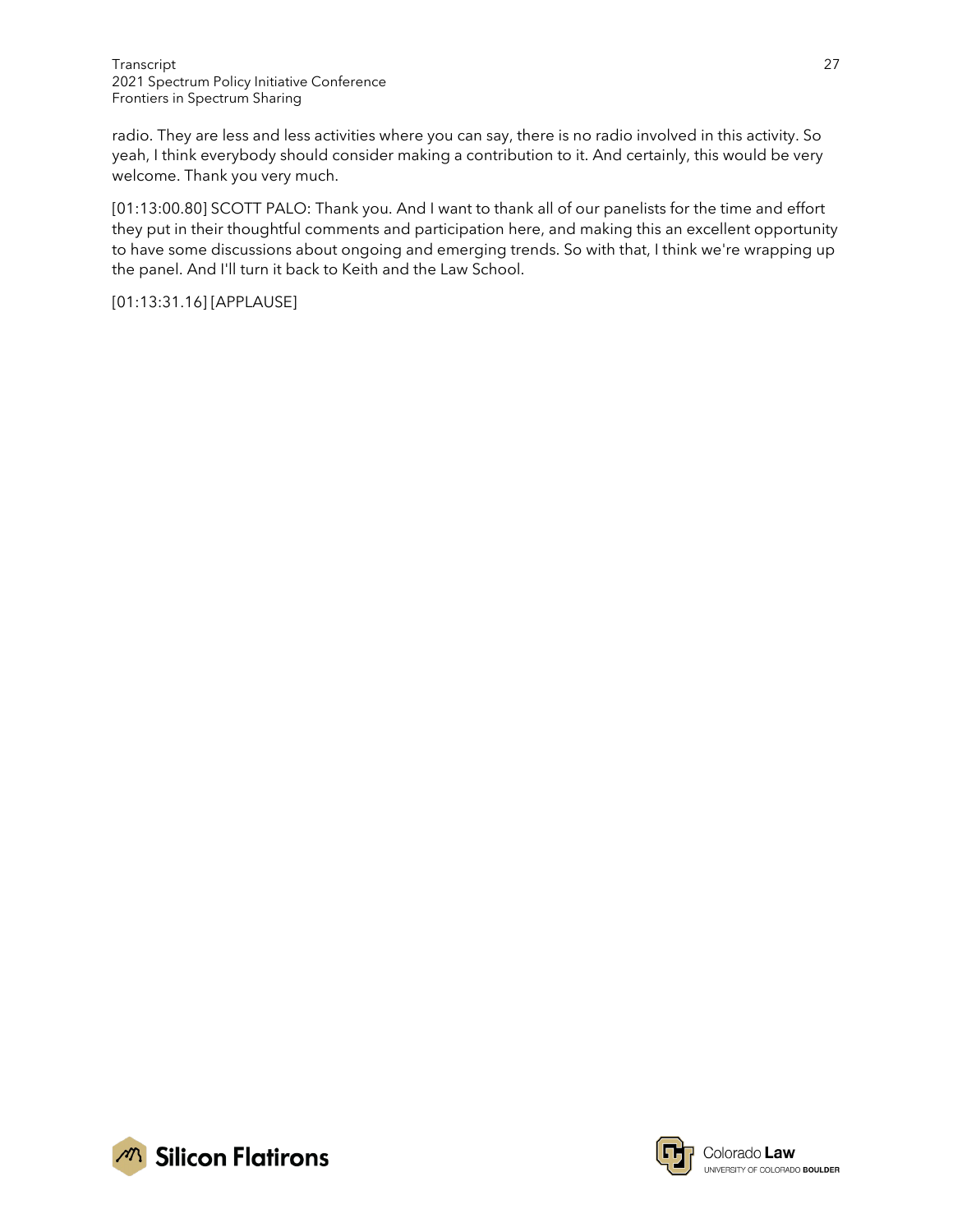radio. They are less and less activities where you can say, there is no radio involved in this activity. So yeah, I think everybody should consider making a contribution to it. And certainly, this would be very welcome. Thank you very much.

[01:13:00.80] SCOTT PALO: Thank you. And I want to thank all of our panelists for the time and effort they put in their thoughtful comments and participation here, and making this an excellent opportunity to have some discussions about ongoing and emerging trends. So with that, I think we're wrapping up the panel. And I'll turn it back to Keith and the Law School.

[01:13:31.16] [APPLAUSE]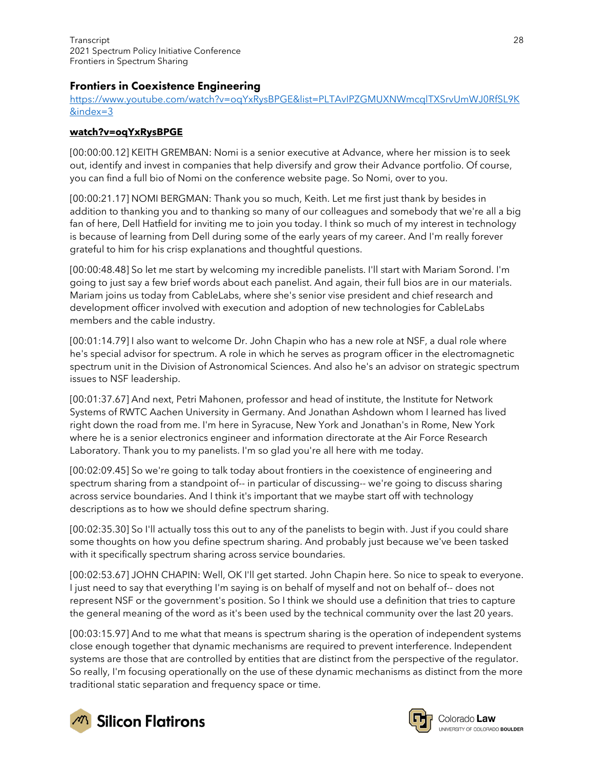## Frontiers in Coexistence Engineering

https://www.youtube.com/watch?v=oqYxRysBPGE&list=PLTAvIPZGMUXNWmcqlTXSrvUmWJ0RfSL9K&index=3

**watch?v=oqYxRysBPGE**

[00:00:00.12] KEITH GREMBAN: Nomi is a senior executive at Advance, where her mission is to seek out, identify and invest in companies that help diversify and grow their Advance portfolio. Of course, you can find a full bio of Nomi on the conference website page. So Nomi, over to you.

[00:00:21.17] NOMI BERGMAN: Thank you so much, Keith. Let me first just thank by besides in addition to thanking you and to thanking so many of our colleagues and somebody that we're all a big fan of here, Dell Hatfield for inviting me to join you today. I think so much of my interest in technology is because of learning from Dell during some of the early years of my career. And I'm really forever grateful to him for his crisp explanations and thoughtful questions.

[00:00:48.48] So let me start by welcoming my incredible panelists. I'll start with Mariam Sorond. I'm going to just say a few brief words about each panelist. And again, their full bios are in our materials. Mariam joins us today from CableLabs, where she's senior vise president and chief research and development officer involved with execution and adoption of new technologies for CableLabs members and the cable industry.

[00:01:14.79] I also want to welcome Dr. John Chapin who has a new role at NSF, a dual role where he's special advisor for spectrum. A role in which he serves as program officer in the electromagnetic spectrum unit in the Division of Astronomical Sciences. And also he's an advisor on strategic spectrum issues to NSF leadership.

[00:01:37.67] And next, Petri Mahonen, professor and head of institute, the Institute for Network Systems of RWTC Aachen University in Germany. And Jonathan Ashdown whom I learned has lived right down the road from me. I'm here in Syracuse, New York and Jonathan's in Rome, New York where he is a senior electronics engineer and information directorate at the Air Force Research Laboratory. Thank you to my panelists. I'm so glad you're all here with me today.

[00:02:09.45] So we're going to talk today about frontiers in the coexistence of engineering and spectrum sharing from a standpoint of-- in particular of discussing-- we're going to discuss sharing across service boundaries. And I think it's important that we maybe start off with technology descriptions as to how we should define spectrum sharing.

[00:02:35.30] So I'll actually toss this out to any of the panelists to begin with. Just if you could share some thoughts on how you define spectrum sharing. And probably just because we've been tasked with it specifically spectrum sharing across service boundaries.

[00:02:53.67] JOHN CHAPIN: Well, OK I'll get started. John Chapin here. So nice to speak to everyone. I just need to say that everything I'm saying is on behalf of myself and not on behalf of-- does not represent NSF or the government's position. So I think we should use a definition that tries to capture the general meaning of the word as it's been used by the technical community over the last 20 years.

[00:03:15.97] And to me what that means is spectrum sharing is the operation of independent systems close enough together that dynamic mechanisms are required to prevent interference. Independent systems are those that are controlled by entities that are distinct from the perspective of the regulator. So really, I'm focusing operationally on the use of these dynamic mechanisms as distinct from the more traditional static separation and frequency space or time.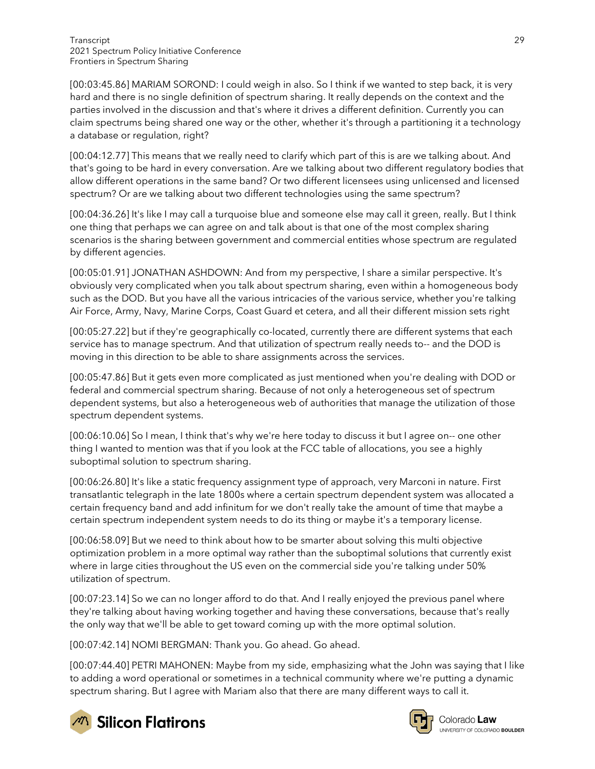[00:03:45.86] MARIAM SOROND: I could weigh in also. So I think if we wanted to step back, it is very hard and there is no single definition of spectrum sharing. It really depends on the context and the parties involved in the discussion and that's where it drives a different definition. Currently you can claim spectrums being shared one way or the other, whether it's through a partitioning it a technology a database or regulation, right?

[00:04:12.77] This means that we really need to clarify which part of this is are we talking about. And that's going to be hard in every conversation. Are we talking about two different regulatory bodies that allow different operations in the same band? Or two different licensees using unlicensed and licensed spectrum? Or are we talking about two different technologies using the same spectrum?

[00:04:36.26] It's like I may call a turquoise blue and someone else may call it green, really. But I think one thing that perhaps we can agree on and talk about is that one of the most complex sharing scenarios is the sharing between government and commercial entities whose spectrum are regulated by different agencies.

[00:05:01.91] JONATHAN ASHDOWN: And from my perspective, I share a similar perspective. It's obviously very complicated when you talk about spectrum sharing, even within a homogeneous body such as the DOD. But you have all the various intricacies of the various service, whether you're talking Air Force, Army, Navy, Marine Corps, Coast Guard et cetera, and all their different mission sets right

[00:05:27.22] but if they're geographically co-located, currently there are different systems that each service has to manage spectrum. And that utilization of spectrum really needs to-- and the DOD is moving in this direction to be able to share assignments across the services.

[00:05:47.86] But it gets even more complicated as just mentioned when you're dealing with DOD or federal and commercial spectrum sharing. Because of not only a heterogeneous set of spectrum dependent systems, but also a heterogeneous web of authorities that manage the utilization of those spectrum dependent systems.

[00:06:10.06] So I mean, I think that's why we're here today to discuss it but I agree on-- one other thing I wanted to mention was that if you look at the FCC table of allocations, you see a highly suboptimal solution to spectrum sharing.

[00:06:26.80] It's like a static frequency assignment type of approach, very Marconi in nature. First transatlantic telegraph in the late 1800s where a certain spectrum dependent system was allocated a certain frequency band and add infinitum for we don't really take the amount of time that maybe a certain spectrum independent system needs to do its thing or maybe it's a temporary license.

[00:06:58.09] But we need to think about how to be smarter about solving this multi objective optimization problem in a more optimal way rather than the suboptimal solutions that currently exist where in large cities throughout the US even on the commercial side you're talking under 50% utilization of spectrum.

[00:07:23.14] So we can no longer afford to do that. And I really enjoyed the previous panel where they're talking about having working together and having these conversations, because that's really the only way that we'll be able to get toward coming up with the more optimal solution.

[00:07:42.14] NOMI BERGMAN: Thank you. Go ahead. Go ahead.

[00:07:44.40] PETRI MAHONEN: Maybe from my side, emphasizing what the John was saying that I like to adding a word operational or sometimes in a technical community where we're putting a dynamic spectrum sharing. But I agree with Mariam also that there are many different ways to call it.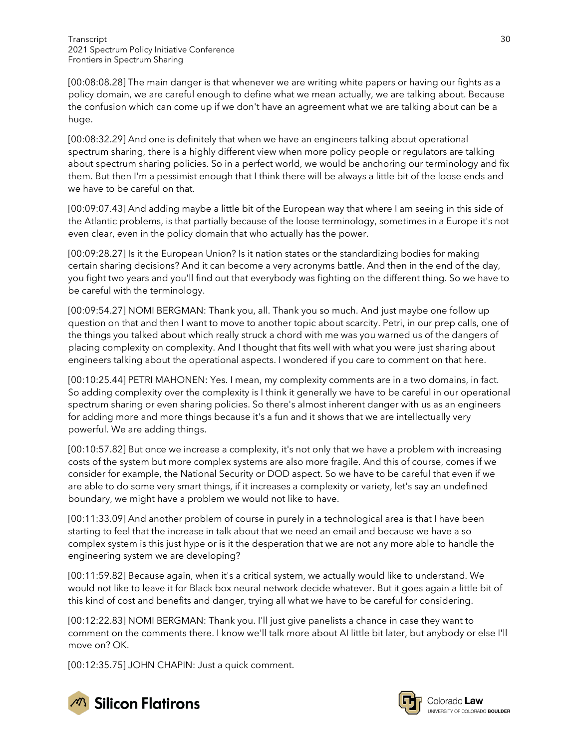[00:08:08.28] The main danger is that whenever we are writing white papers or having our fights as a policy domain, we are careful enough to define what we mean actually, we are talking about. Because the confusion which can come up if we don't have an agreement what we are talking about can be a huge.

[00:08:32.29] And one is definitely that when we have an engineers talking about operational spectrum sharing, there is a highly different view when more policy people or regulators are talking about spectrum sharing policies. So in a perfect world, we would be anchoring our terminology and fix them. But then I'm a pessimist enough that I think there will be always a little bit of the loose ends and we have to be careful on that.

[00:09:07.43] And adding maybe a little bit of the European way that where I am seeing in this side of the Atlantic problems, is that partially because of the loose terminology, sometimes in a Europe it's not even clear, even in the policy domain that who actually has the power.

[00:09:28.27] Is it the European Union? Is it nation states or the standardizing bodies for making certain sharing decisions? And it can become a very acronyms battle. And then in the end of the day, you fight two years and you'll find out that everybody was fighting on the different thing. So we have to be careful with the terminology.

[00:09:54.27] NOMI BERGMAN: Thank you, all. Thank you so much. And just maybe one follow up question on that and then I want to move to another topic about scarcity. Petri, in our prep calls, one of the things you talked about which really struck a chord with me was you warned us of the dangers of placing complexity on complexity. And I thought that fits well with what you were just sharing about engineers talking about the operational aspects. I wondered if you care to comment on that here.

[00:10:25.44] PETRI MAHONEN: Yes. I mean, my complexity comments are in a two domains, in fact. So adding complexity over the complexity is I think it generally we have to be careful in our operational spectrum sharing or even sharing policies. So there's almost inherent danger with us as an engineers for adding more and more things because it's a fun and it shows that we are intellectually very powerful. We are adding things.

[00:10:57.82] But once we increase a complexity, it's not only that we have a problem with increasing costs of the system but more complex systems are also more fragile. And this of course, comes if we consider for example, the National Security or DOD aspect. So we have to be careful that even if we are able to do some very smart things, if it increases a complexity or variety, let's say an undefined boundary, we might have a problem we would not like to have.

[00:11:33.09] And another problem of course in purely in a technological area is that I have been starting to feel that the increase in talk about that we need an email and because we have a so complex system is this just hype or is it the desperation that we are not any more able to handle the engineering system we are developing?

[00:11:59.82] Because again, when it's a critical system, we actually would like to understand. We would not like to leave it for Black box neural network decide whatever. But it goes again a little bit of this kind of cost and benefits and danger, trying all what we have to be careful for considering.

[00:12:22.83] NOMI BERGMAN: Thank you. I'll just give panelists a chance in case they want to comment on the comments there. I know we'll talk more about AI little bit later, but anybody or else I'll move on? OK.

[00:12:35.75] JOHN CHAPIN: Just a quick comment.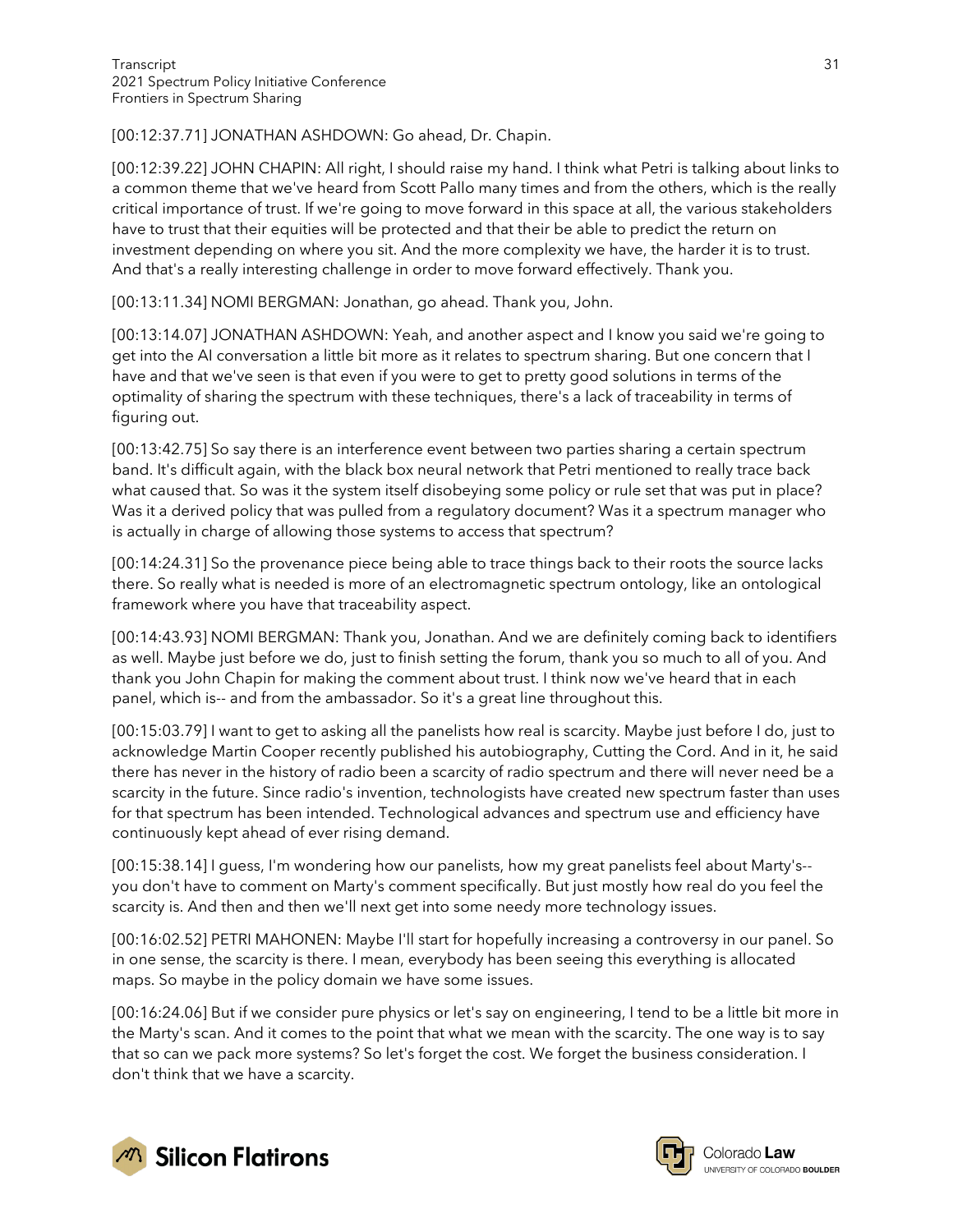[00:12:37.71] JONATHAN ASHDOWN: Go ahead, Dr. Chapin.

[00:12:39.22] JOHN CHAPIN: All right, I should raise my hand. I think what Petri is talking about links to a common theme that we've heard from Scott Pallo many times and from the others, which is the really critical importance of trust. If we're going to move forward in this space at all, the various stakeholders have to trust that their equities will be protected and that their be able to predict the return on investment depending on where you sit. And the more complexity we have, the harder it is to trust. And that's a really interesting challenge in order to move forward effectively. Thank you.

[00:13:11.34] NOMI BERGMAN: Jonathan, go ahead. Thank you, John.

[00:13:14.07] JONATHAN ASHDOWN: Yeah, and another aspect and I know you said we're going to get into the AI conversation a little bit more as it relates to spectrum sharing. But one concern that I have and that we've seen is that even if you were to get to pretty good solutions in terms of the optimality of sharing the spectrum with these techniques, there's a lack of traceability in terms of figuring out.

[00:13:42.75] So say there is an interference event between two parties sharing a certain spectrum band. It's difficult again, with the black box neural network that Petri mentioned to really trace back what caused that. So was it the system itself disobeying some policy or rule set that was put in place? Was it a derived policy that was pulled from a regulatory document? Was it a spectrum manager who is actually in charge of allowing those systems to access that spectrum?

[00:14:24.31] So the provenance piece being able to trace things back to their roots the source lacks there. So really what is needed is more of an electromagnetic spectrum ontology, like an ontological framework where you have that traceability aspect.

[00:14:43.93] NOMI BERGMAN: Thank you, Jonathan. And we are definitely coming back to identifiers as well. Maybe just before we do, just to finish setting the forum, thank you so much to all of you. And thank you John Chapin for making the comment about trust. I think now we've heard that in each panel, which is-- and from the ambassador. So it's a great line throughout this.

[00:15:03.79] I want to get to asking all the panelists how real is scarcity. Maybe just before I do, just to acknowledge Martin Cooper recently published his autobiography, Cutting the Cord. And in it, he said there has never in the history of radio been a scarcity of radio spectrum and there will never need be a scarcity in the future. Since radio's invention, technologists have created new spectrum faster than uses for that spectrum has been intended. Technological advances and spectrum use and efficiency have continuously kept ahead of ever rising demand.

[00:15:38.14] I guess, I'm wondering how our panelists, how my great panelists feel about Marty's-- you don't have to comment on Marty's comment specifically. But just mostly how real do you feel the scarcity is. And then and then we'll next get into some needy more technology issues.

[00:16:02.52] PETRI MAHONEN: Maybe I'll start for hopefully increasing a controversy in our panel. So in one sense, the scarcity is there. I mean, everybody has been seeing this everything is allocated maps. So maybe in the policy domain we have some issues.

[00:16:24.06] But if we consider pure physics or let's say on engineering, I tend to be a little bit more in the Marty's scan. And it comes to the point that what we mean with the scarcity. The one way is to say that so can we pack more systems? So let's forget the cost. We forget the business consideration. I don't think that we have a scarcity.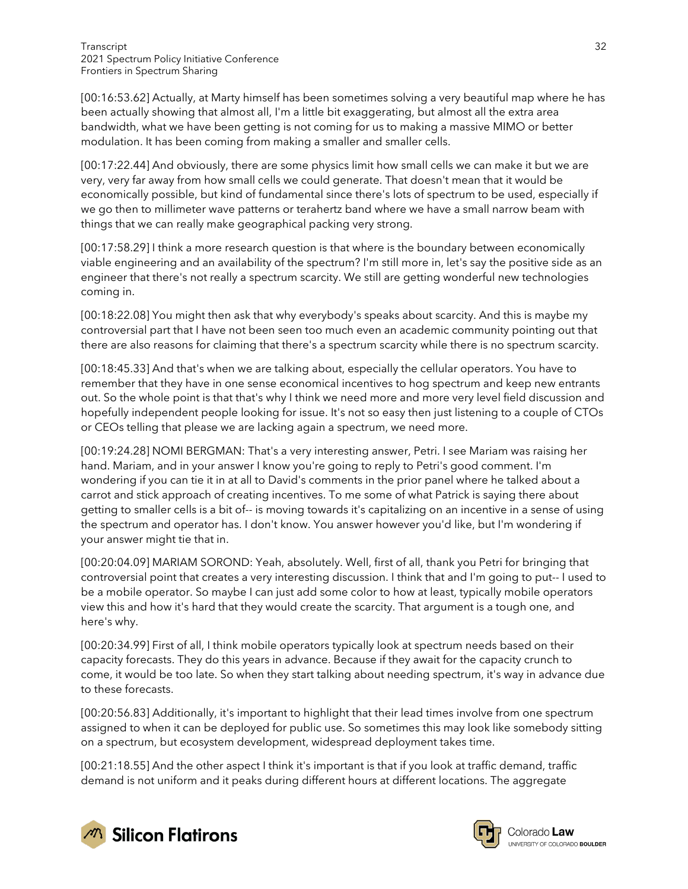[00:16:53.62] Actually, at Marty himself has been sometimes solving a very beautiful map where he has been actually showing that almost all, I'm a little bit exaggerating, but almost all the extra area bandwidth, what we have been getting is not coming for us to making a massive MIMO or better modulation. It has been coming from making a smaller and smaller cells.

[00:17:22.44] And obviously, there are some physics limit how small cells we can make it but we are very, very far away from how small cells we could generate. That doesn't mean that it would be economically possible, but kind of fundamental since there's lots of spectrum to be used, especially if we go then to millimeter wave patterns or terahertz band where we have a small narrow beam with things that we can really make geographical packing very strong.

[00:17:58.29] I think a more research question is that where is the boundary between economically viable engineering and an availability of the spectrum? I'm still more in, let's say the positive side as an engineer that there's not really a spectrum scarcity. We still are getting wonderful new technologies coming in.

[00:18:22.08] You might then ask that why everybody's speaks about scarcity. And this is maybe my controversial part that I have not been seen too much even an academic community pointing out that there are also reasons for claiming that there's a spectrum scarcity while there is no spectrum scarcity.

[00:18:45.33] And that's when we are talking about, especially the cellular operators. You have to remember that they have in one sense economical incentives to hog spectrum and keep new entrants out. So the whole point is that that's why I think we need more and more very level field discussion and hopefully independent people looking for issue. It's not so easy then just listening to a couple of CTOs or CEOs telling that please we are lacking again a spectrum, we need more.

[00:19:24.28] NOMI BERGMAN: That's a very interesting answer, Petri. I see Mariam was raising her hand. Mariam, and in your answer I know you're going to reply to Petri's good comment. I'm wondering if you can tie it in at all to David's comments in the prior panel where he talked about a carrot and stick approach of creating incentives. To me some of what Patrick is saying there about getting to smaller cells is a bit of-- is moving towards it's capitalizing on an incentive in a sense of using the spectrum and operator has. I don't know. You answer however you'd like, but I'm wondering if your answer might tie that in.

[00:20:04.09] MARIAM SOROND: Yeah, absolutely. Well, first of all, thank you Petri for bringing that controversial point that creates a very interesting discussion. I think that and I'm going to put-- I used to be a mobile operator. So maybe I can just add some color to how at least, typically mobile operators view this and how it's hard that they would create the scarcity. That argument is a tough one, and here's why.

[00:20:34.99] First of all, I think mobile operators typically look at spectrum needs based on their capacity forecasts. They do this years in advance. Because if they await for the capacity crunch to come, it would be too late. So when they start talking about needing spectrum, it's way in advance due to these forecasts.

[00:20:56.83] Additionally, it's important to highlight that their lead times involve from one spectrum assigned to when it can be deployed for public use. So sometimes this may look like somebody sitting on a spectrum, but ecosystem development, widespread deployment takes time.

[00:21:18.55] And the other aspect I think it's important is that if you look at traffic demand, traffic demand is not uniform and it peaks during different hours at different locations. The aggregate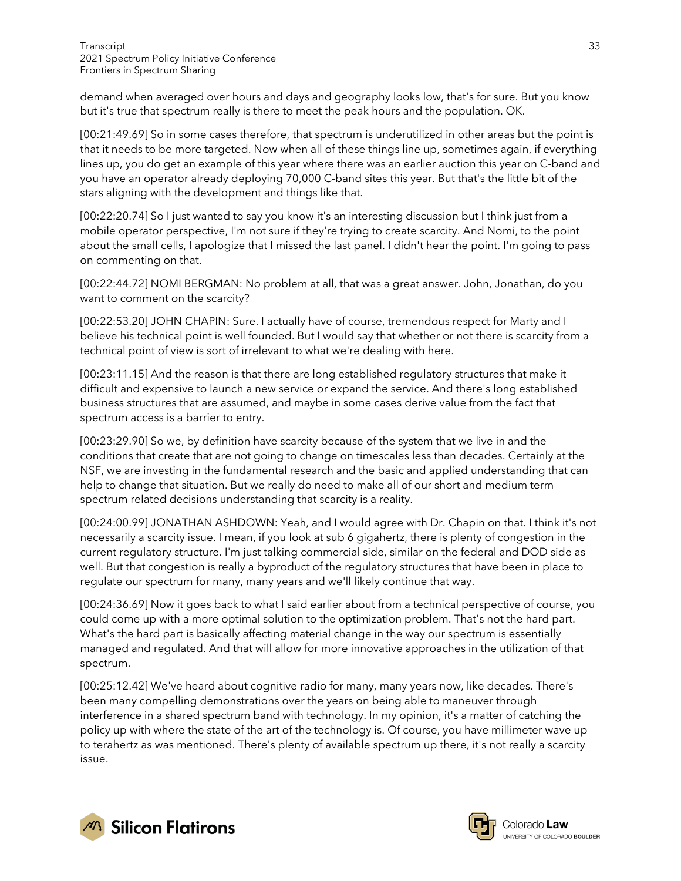demand when averaged over hours and days and geography looks low, that's for sure. But you know but it's true that spectrum really is there to meet the peak hours and the population. OK.

[00:21:49.69] So in some cases therefore, that spectrum is underutilized in other areas but the point is that it needs to be more targeted. Now when all of these things line up, sometimes again, if everything lines up, you do get an example of this year where there was an earlier auction this year on C-band and you have an operator already deploying 70,000 C-band sites this year. But that's the little bit of the stars aligning with the development and things like that.

[00:22:20.74] So I just wanted to say you know it's an interesting discussion but I think just from a mobile operator perspective, I'm not sure if they're trying to create scarcity. And Nomi, to the point about the small cells, I apologize that I missed the last panel. I didn't hear the point. I'm going to pass on commenting on that.

[00:22:44.72] NOMI BERGMAN: No problem at all, that was a great answer. John, Jonathan, do you want to comment on the scarcity?

[00:22:53.20] JOHN CHAPIN: Sure. I actually have of course, tremendous respect for Marty and I believe his technical point is well founded. But I would say that whether or not there is scarcity from a technical point of view is sort of irrelevant to what we're dealing with here.

[00:23:11.15] And the reason is that there are long established regulatory structures that make it difficult and expensive to launch a new service or expand the service. And there's long established business structures that are assumed, and maybe in some cases derive value from the fact that spectrum access is a barrier to entry.

[00:23:29.90] So we, by definition have scarcity because of the system that we live in and the conditions that create that are not going to change on timescales less than decades. Certainly at the NSF, we are investing in the fundamental research and the basic and applied understanding that can help to change that situation. But we really do need to make all of our short and medium term spectrum related decisions understanding that scarcity is a reality.

[00:24:00.99] JONATHAN ASHDOWN: Yeah, and I would agree with Dr. Chapin on that. I think it's not necessarily a scarcity issue. I mean, if you look at sub 6 gigahertz, there is plenty of congestion in the current regulatory structure. I'm just talking commercial side, similar on the federal and DOD side as well. But that congestion is really a byproduct of the regulatory structures that have been in place to regulate our spectrum for many, many years and we'll likely continue that way.

[00:24:36.69] Now it goes back to what I said earlier about from a technical perspective of course, you could come up with a more optimal solution to the optimization problem. That's not the hard part. What's the hard part is basically affecting material change in the way our spectrum is essentially managed and regulated. And that will allow for more innovative approaches in the utilization of that spectrum.

[00:25:12.42] We've heard about cognitive radio for many, many years now, like decades. There's been many compelling demonstrations over the years on being able to maneuver through interference in a shared spectrum band with technology. In my opinion, it's a matter of catching the policy up with where the state of the art of the technology is. Of course, you have millimeter wave up to terahertz as was mentioned. There's plenty of available spectrum up there, it's not really a scarcity issue.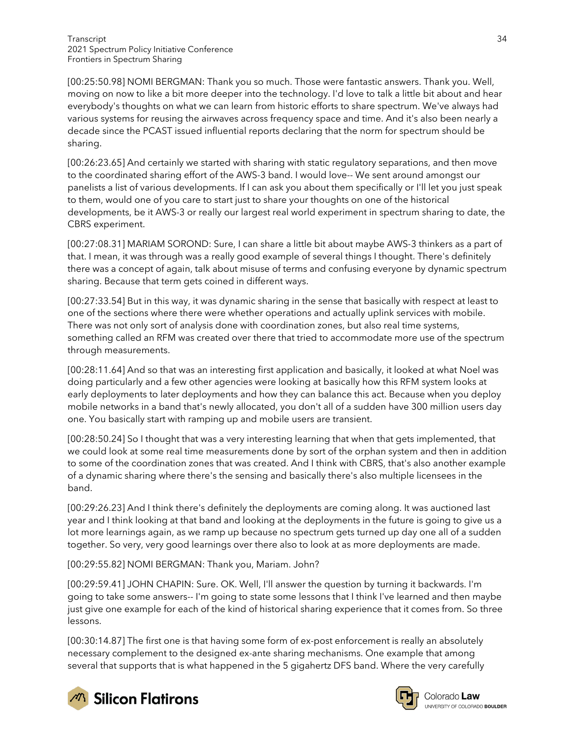[00:25:50.98] NOMI BERGMAN: Thank you so much. Those were fantastic answers. Thank you. Well, moving on now to like a bit more deeper into the technology. I'd love to talk a little bit about and hear everybody's thoughts on what we can learn from historic efforts to share spectrum. We've always had various systems for reusing the airwaves across frequency space and time. And it's also been nearly a decade since the PCAST issued influential reports declaring that the norm for spectrum should be sharing.

[00:26:23.65] And certainly we started with sharing with static regulatory separations, and then move to the coordinated sharing effort of the AWS-3 band. I would love-- We sent around amongst our panelists a list of various developments. If I can ask you about them specifically or I'll let you just speak to them, would one of you care to start just to share your thoughts on one of the historical developments, be it AWS-3 or really our largest real world experiment in spectrum sharing to date, the CBRS experiment.

[00:27:08.31] MARIAM SOROND: Sure, I can share a little bit about maybe AWS-3 thinkers as a part of that. I mean, it was through was a really good example of several things I thought. There's definitely there was a concept of again, talk about misuse of terms and confusing everyone by dynamic spectrum sharing. Because that term gets coined in different ways.

[00:27:33.54] But in this way, it was dynamic sharing in the sense that basically with respect at least to one of the sections where there were whether operations and actually uplink services with mobile. There was not only sort of analysis done with coordination zones, but also real time systems, something called an RFM was created over there that tried to accommodate more use of the spectrum through measurements.

[00:28:11.64] And so that was an interesting first application and basically, it looked at what Noel was doing particularly and a few other agencies were looking at basically how this RFM system looks at early deployments to later deployments and how they can balance this act. Because when you deploy mobile networks in a band that's newly allocated, you don't all of a sudden have 300 million users day one. You basically start with ramping up and mobile users are transient.

[00:28:50.24] So I thought that was a very interesting learning that when that gets implemented, that we could look at some real time measurements done by sort of the orphan system and then in addition to some of the coordination zones that was created. And I think with CBRS, that's also another example of a dynamic sharing where there's the sensing and basically there's also multiple licensees in the band.

[00:29:26.23] And I think there's definitely the deployments are coming along. It was auctioned last year and I think looking at that band and looking at the deployments in the future is going to give us a lot more learnings again, as we ramp up because no spectrum gets turned up day one all of a sudden together. So very, very good learnings over there also to look at as more deployments are made.

[00:29:55.82] NOMI BERGMAN: Thank you, Mariam. John?

[00:29:59.41] JOHN CHAPIN: Sure. OK. Well, I'll answer the question by turning it backwards. I'm going to take some answers-- I'm going to state some lessons that I think I've learned and then maybe just give one example for each of the kind of historical sharing experience that it comes from. So three lessons.

[00:30:14.87] The first one is that having some form of ex-post enforcement is really an absolutely necessary complement to the designed ex-ante sharing mechanisms. One example that among several that supports that is what happened in the 5 gigahertz DFS band. Where the very carefully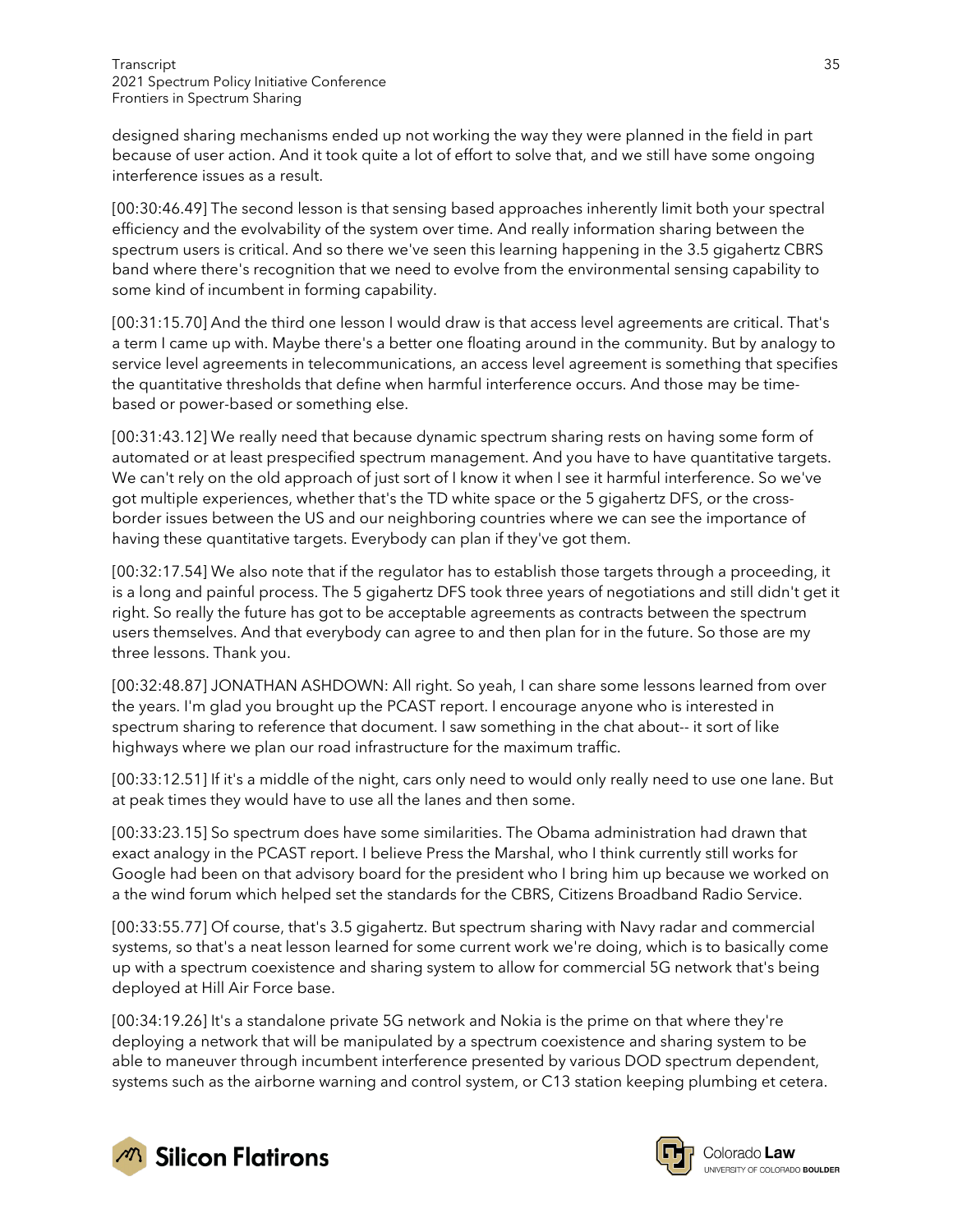designed sharing mechanisms ended up not working the way they were planned in the field in part because of user action. And it took quite a lot of effort to solve that, and we still have some ongoing interference issues as a result.

[00:30:46.49] The second lesson is that sensing based approaches inherently limit both your spectral efficiency and the evolvability of the system over time. And really information sharing between the spectrum users is critical. And so there we've seen this learning happening in the 3.5 gigahertz CBRS band where there's recognition that we need to evolve from the environmental sensing capability to some kind of incumbent in forming capability.

[00:31:15.70] And the third one lesson I would draw is that access level agreements are critical. That's a term I came up with. Maybe there's a better one floating around in the community. But by analogy to service level agreements in telecommunications, an access level agreement is something that specifies the quantitative thresholds that define when harmful interference occurs. And those may be time-based or power-based or something else.

[00:31:43.12] We really need that because dynamic spectrum sharing rests on having some form of automated or at least prespecified spectrum management. And you have to have quantitative targets. We can't rely on the old approach of just sort of I know it when I see it harmful interference. So we've got multiple experiences, whether that's the TD white space or the 5 gigahertz DFS, or the cross-border issues between the US and our neighboring countries where we can see the importance of having these quantitative targets. Everybody can plan if they've got them.

[00:32:17.54] We also note that if the regulator has to establish those targets through a proceeding, it is a long and painful process. The 5 gigahertz DFS took three years of negotiations and still didn't get it right. So really the future has got to be acceptable agreements as contracts between the spectrum users themselves. And that everybody can agree to and then plan for in the future. So those are my three lessons. Thank you.

[00:32:48.87] JONATHAN ASHDOWN: All right. So yeah, I can share some lessons learned from over the years. I'm glad you brought up the PCAST report. I encourage anyone who is interested in spectrum sharing to reference that document. I saw something in the chat about-- it sort of like highways where we plan our road infrastructure for the maximum traffic.

[00:33:12.51] If it's a middle of the night, cars only need to would only really need to use one lane. But at peak times they would have to use all the lanes and then some.

[00:33:23.15] So spectrum does have some similarities. The Obama administration had drawn that exact analogy in the PCAST report. I believe Press the Marshal, who I think currently still works for Google had been on that advisory board for the president who I bring him up because we worked on a the wind forum which helped set the standards for the CBRS, Citizens Broadband Radio Service.

[00:33:55.77] Of course, that's 3.5 gigahertz. But spectrum sharing with Navy radar and commercial systems, so that's a neat lesson learned for some current work we're doing, which is to basically come up with a spectrum coexistence and sharing system to allow for commercial 5G network that's being deployed at Hill Air Force base.

[00:34:19.26] It's a standalone private 5G network and Nokia is the prime on that where they're deploying a network that will be manipulated by a spectrum coexistence and sharing system to be able to maneuver through incumbent interference presented by various DOD spectrum dependent, systems such as the airborne warning and control system, or C13 station keeping plumbing et cetera.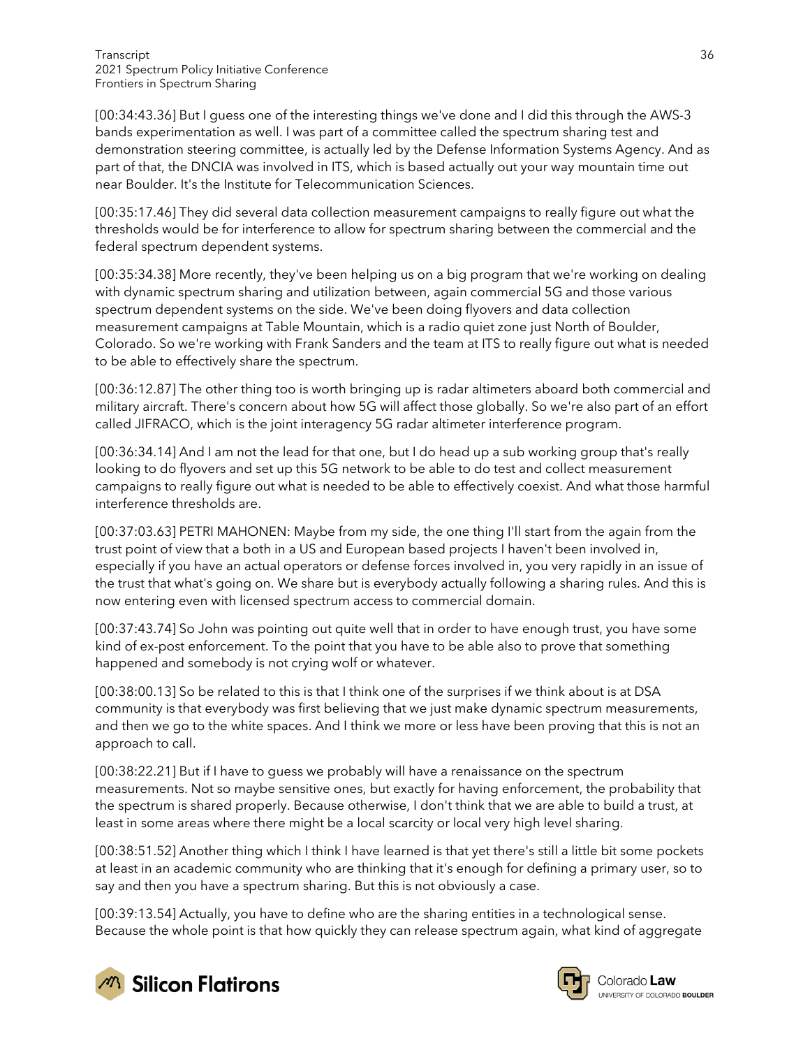[00:34:43.36] But I guess one of the interesting things we've done and I did this through the AWS-3 bands experimentation as well. I was part of a committee called the spectrum sharing test and demonstration steering committee, is actually led by the Defense Information Systems Agency. And as part of that, the DNCIA was involved in ITS, which is based actually out your way mountain time out near Boulder. It's the Institute for Telecommunication Sciences.

[00:35:17.46] They did several data collection measurement campaigns to really figure out what the thresholds would be for interference to allow for spectrum sharing between the commercial and the federal spectrum dependent systems.

[00:35:34.38] More recently, they've been helping us on a big program that we're working on dealing with dynamic spectrum sharing and utilization between, again commercial 5G and those various spectrum dependent systems on the side. We've been doing flyovers and data collection measurement campaigns at Table Mountain, which is a radio quiet zone just North of Boulder, Colorado. So we're working with Frank Sanders and the team at ITS to really figure out what is needed to be able to effectively share the spectrum.

[00:36:12.87] The other thing too is worth bringing up is radar altimeters aboard both commercial and military aircraft. There's concern about how 5G will affect those globally. So we're also part of an effort called JIFRACO, which is the joint interagency 5G radar altimeter interference program.

[00:36:34.14] And I am not the lead for that one, but I do head up a sub working group that's really looking to do flyovers and set up this 5G network to be able to do test and collect measurement campaigns to really figure out what is needed to be able to effectively coexist. And what those harmful interference thresholds are.

[00:37:03.63] PETRI MAHONEN: Maybe from my side, the one thing I'll start from the again from the trust point of view that a both in a US and European based projects I haven't been involved in, especially if you have an actual operators or defense forces involved in, you very rapidly in an issue of the trust that what's going on. We share but is everybody actually following a sharing rules. And this is now entering even with licensed spectrum access to commercial domain.

[00:37:43.74] So John was pointing out quite well that in order to have enough trust, you have some kind of ex-post enforcement. To the point that you have to be able also to prove that something happened and somebody is not crying wolf or whatever.

[00:38:00.13] So be related to this is that I think one of the surprises if we think about is at DSA community is that everybody was first believing that we just make dynamic spectrum measurements, and then we go to the white spaces. And I think we more or less have been proving that this is not an approach to call.

[00:38:22.21] But if I have to guess we probably will have a renaissance on the spectrum measurements. Not so maybe sensitive ones, but exactly for having enforcement, the probability that the spectrum is shared properly. Because otherwise, I don't think that we are able to build a trust, at least in some areas where there might be a local scarcity or local very high level sharing.

[00:38:51.52] Another thing which I think I have learned is that yet there's still a little bit some pockets at least in an academic community who are thinking that it's enough for defining a primary user, so to say and then you have a spectrum sharing. But this is not obviously a case.

[00:39:13.54] Actually, you have to define who are the sharing entities in a technological sense. Because the whole point is that how quickly they can release spectrum again, what kind of aggregate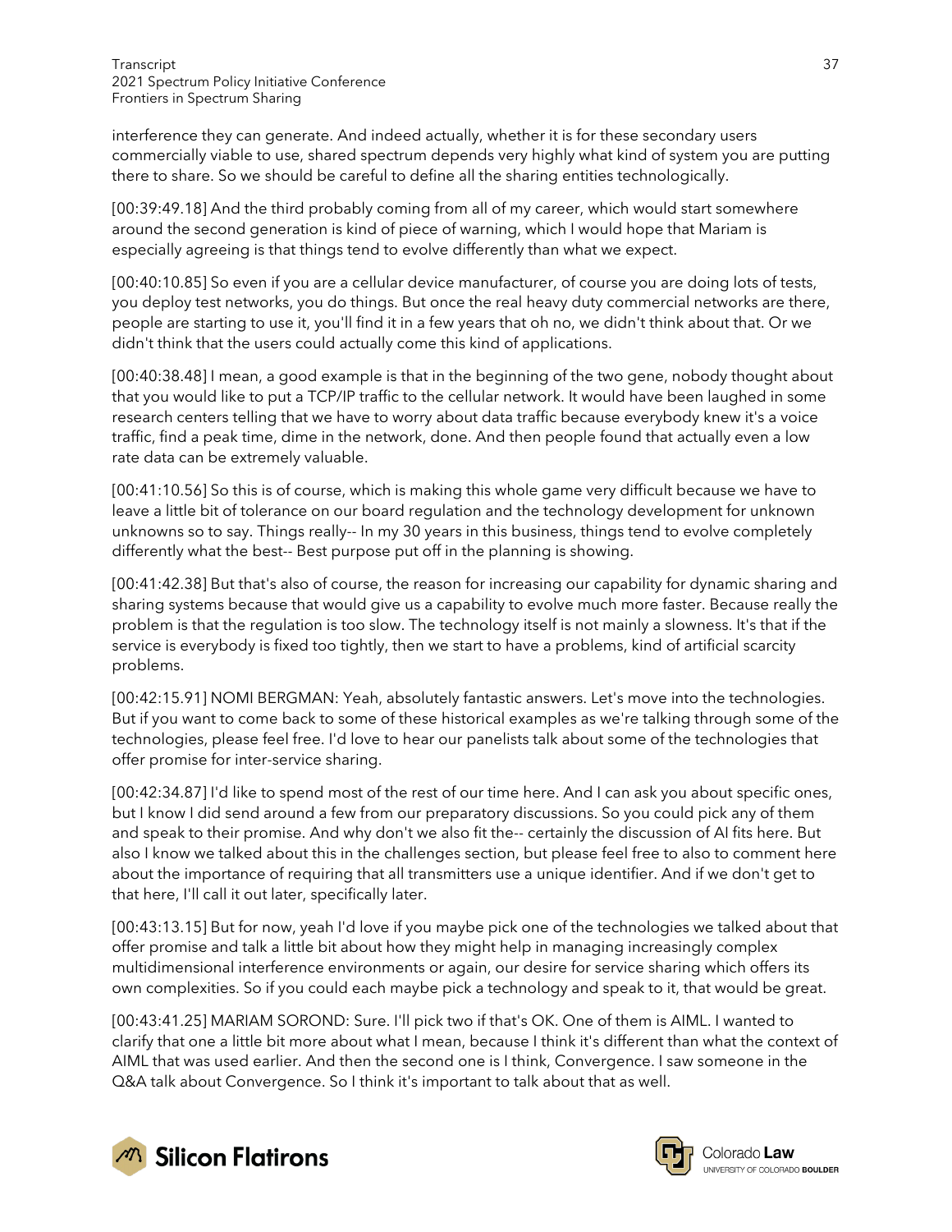interference they can generate. And indeed actually, whether it is for these secondary users commercially viable to use, shared spectrum depends very highly what kind of system you are putting there to share. So we should be careful to define all the sharing entities technologically.

[00:39:49.18] And the third probably coming from all of my career, which would start somewhere around the second generation is kind of piece of warning, which I would hope that Mariam is especially agreeing is that things tend to evolve differently than what we expect.

[00:40:10.85] So even if you are a cellular device manufacturer, of course you are doing lots of tests, you deploy test networks, you do things. But once the real heavy duty commercial networks are there, people are starting to use it, you'll find it in a few years that oh no, we didn't think about that. Or we didn't think that the users could actually come this kind of applications.

[00:40:38.48] I mean, a good example is that in the beginning of the two gene, nobody thought about that you would like to put a TCP/IP traffic to the cellular network. It would have been laughed in some research centers telling that we have to worry about data traffic because everybody knew it's a voice traffic, find a peak time, dime in the network, done. And then people found that actually even a low rate data can be extremely valuable.

[00:41:10.56] So this is of course, which is making this whole game very difficult because we have to leave a little bit of tolerance on our board regulation and the technology development for unknown unknowns so to say. Things really-- In my 30 years in this business, things tend to evolve completely differently what the best-- Best purpose put off in the planning is showing.

[00:41:42.38] But that's also of course, the reason for increasing our capability for dynamic sharing and sharing systems because that would give us a capability to evolve much more faster. Because really the problem is that the regulation is too slow. The technology itself is not mainly a slowness. It's that if the service is everybody is fixed too tightly, then we start to have a problems, kind of artificial scarcity problems.

[00:42:15.91] NOMI BERGMAN: Yeah, absolutely fantastic answers. Let's move into the technologies. But if you want to come back to some of these historical examples as we're talking through some of the technologies, please feel free. I'd love to hear our panelists talk about some of the technologies that offer promise for inter-service sharing.

[00:42:34.87] I'd like to spend most of the rest of our time here. And I can ask you about specific ones, but I know I did send around a few from our preparatory discussions. So you could pick any of them and speak to their promise. And why don't we also fit the-- certainly the discussion of AI fits here. But also I know we talked about this in the challenges section, but please feel free to also to comment here about the importance of requiring that all transmitters use a unique identifier. And if we don't get to that here, I'll call it out later, specifically later.

[00:43:13.15] But for now, yeah I'd love if you maybe pick one of the technologies we talked about that offer promise and talk a little bit about how they might help in managing increasingly complex multidimensional interference environments or again, our desire for service sharing which offers its own complexities. So if you could each maybe pick a technology and speak to it, that would be great.

[00:43:41.25] MARIAM SOROND: Sure. I'll pick two if that's OK. One of them is AIML. I wanted to clarify that one a little bit more about what I mean, because I think it's different than what the context of AIML that was used earlier. And then the second one is I think, Convergence. I saw someone in the Q&A talk about Convergence. So I think it's important to talk about that as well.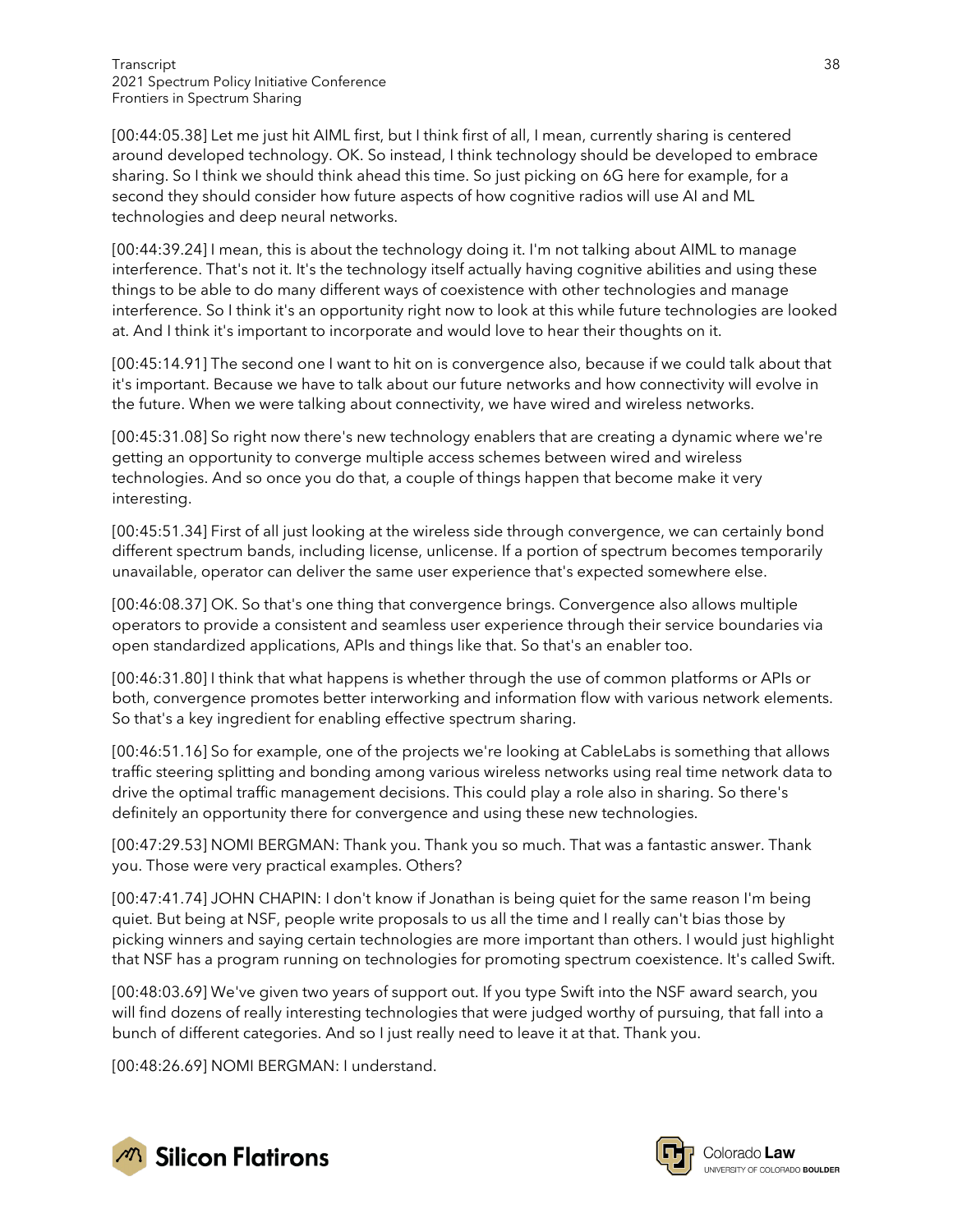[00:44:05.38] Let me just hit AIML first, but I think first of all, I mean, currently sharing is centered around developed technology. OK. So instead, I think technology should be developed to embrace sharing. So I think we should think ahead this time. So just picking on 6G here for example, for a second they should consider how future aspects of how cognitive radios will use AI and ML technologies and deep neural networks.

[00:44:39.24] I mean, this is about the technology doing it. I'm not talking about AIML to manage interference. That's not it. It's the technology itself actually having cognitive abilities and using these things to be able to do many different ways of coexistence with other technologies and manage interference. So I think it's an opportunity right now to look at this while future technologies are looked at. And I think it's important to incorporate and would love to hear their thoughts on it.

[00:45:14.91] The second one I want to hit on is convergence also, because if we could talk about that it's important. Because we have to talk about our future networks and how connectivity will evolve in the future. When we were talking about connectivity, we have wired and wireless networks.

[00:45:31.08] So right now there's new technology enablers that are creating a dynamic where we're getting an opportunity to converge multiple access schemes between wired and wireless technologies. And so once you do that, a couple of things happen that become make it very interesting.

[00:45:51.34] First of all just looking at the wireless side through convergence, we can certainly bond different spectrum bands, including license, unlicense. If a portion of spectrum becomes temporarily unavailable, operator can deliver the same user experience that's expected somewhere else.

[00:46:08.37] OK. So that's one thing that convergence brings. Convergence also allows multiple operators to provide a consistent and seamless user experience through their service boundaries via open standardized applications, APIs and things like that. So that's an enabler too.

[00:46:31.80] I think that what happens is whether through the use of common platforms or APIs or both, convergence promotes better interworking and information flow with various network elements. So that's a key ingredient for enabling effective spectrum sharing.

[00:46:51.16] So for example, one of the projects we're looking at CableLabs is something that allows traffic steering splitting and bonding among various wireless networks using real time network data to drive the optimal traffic management decisions. This could play a role also in sharing. So there's definitely an opportunity there for convergence and using these new technologies.

[00:47:29.53] NOMI BERGMAN: Thank you. Thank you so much. That was a fantastic answer. Thank you. Those were very practical examples. Others?

[00:47:41.74] JOHN CHAPIN: I don't know if Jonathan is being quiet for the same reason I'm being quiet. But being at NSF, people write proposals to us all the time and I really can't bias those by picking winners and saying certain technologies are more important than others. I would just highlight that NSF has a program running on technologies for promoting spectrum coexistence. It's called Swift.

[00:48:03.69] We've given two years of support out. If you type Swift into the NSF award search, you will find dozens of really interesting technologies that were judged worthy of pursuing, that fall into a bunch of different categories. And so I just really need to leave it at that. Thank you.

[00:48:26.69] NOMI BERGMAN: I understand.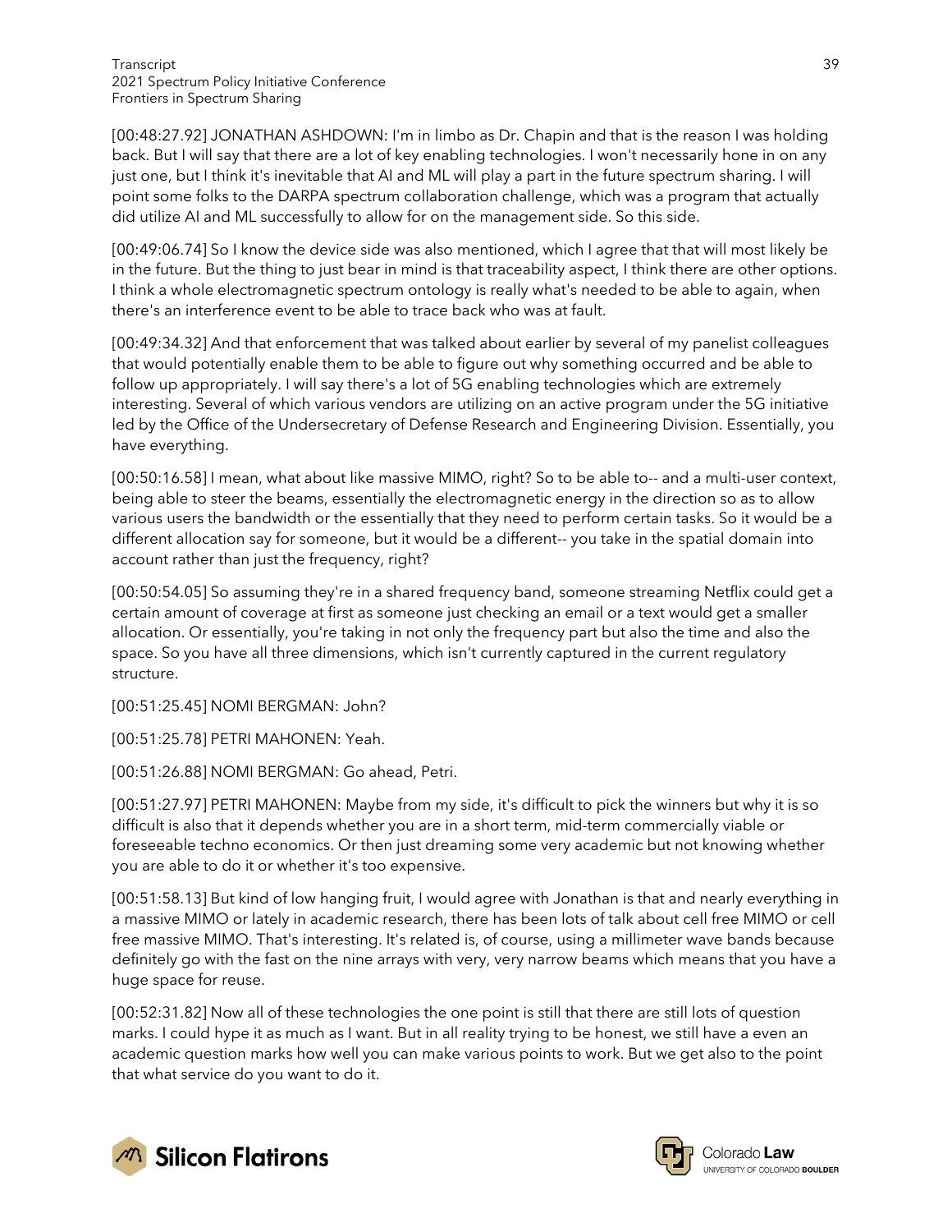[00:48:27.92] JONATHAN ASHDOWN: I'm in limbo as Dr. Chapin and that is the reason I was holding back. But I will say that there are a lot of key enabling technologies. I won't necessarily hone in on any just one, but I think it's inevitable that AI and ML will play a part in the future spectrum sharing. I will point some folks to the DARPA spectrum collaboration challenge, which was a program that actually did utilize AI and ML successfully to allow for on the management side. So this side.

[00:49:06.74] So I know the device side was also mentioned, which I agree that that will most likely be in the future. But the thing to just bear in mind is that traceability aspect, I think there are other options. I think a whole electromagnetic spectrum ontology is really what's needed to be able to again, when there's an interference event to be able to trace back who was at fault.

[00:49:34.32] And that enforcement that was talked about earlier by several of my panelist colleagues that would potentially enable them to be able to figure out why something occurred and be able to follow up appropriately. I will say there's a lot of 5G enabling technologies which are extremely interesting. Several of which various vendors are utilizing on an active program under the 5G initiative led by the Office of the Undersecretary of Defense Research and Engineering Division. Essentially, you have everything.

[00:50:16.58] I mean, what about like massive MIMO, right? So to be able to-- and a multi-user context, being able to steer the beams, essentially the electromagnetic energy in the direction so as to allow various users the bandwidth or the essentially that they need to perform certain tasks. So it would be a different allocation say for someone, but it would be a different-- you take in the spatial domain into account rather than just the frequency, right?

[00:50:54.05] So assuming they're in a shared frequency band, someone streaming Netflix could get a certain amount of coverage at first as someone just checking an email or a text would get a smaller allocation. Or essentially, you're taking in not only the frequency part but also the time and also the space. So you have all three dimensions, which isn't currently captured in the current regulatory structure.

[00:51:25.45] NOMI BERGMAN: John?

[00:51:25.78] PETRI MAHONEN: Yeah.

[00:51:26.88] NOMI BERGMAN: Go ahead, Petri.

[00:51:27.97] PETRI MAHONEN: Maybe from my side, it's difficult to pick the winners but why it is so difficult is also that it depends whether you are in a short term, mid-term commercially viable or foreseeable techno economics. Or then just dreaming some very academic but not knowing whether you are able to do it or whether it's too expensive.

[00:51:58.13] But kind of low hanging fruit, I would agree with Jonathan is that and nearly everything in a massive MIMO or lately in academic research, there has been lots of talk about cell free MIMO or cell free massive MIMO. That's interesting. It's related is, of course, using a millimeter wave bands because definitely go with the fast on the nine arrays with very, very narrow beams which means that you have a huge space for reuse.

[00:52:31.82] Now all of these technologies the one point is still that there are still lots of question marks. I could hype it as much as I want. But in all reality trying to be honest, we still have a even an academic question marks how well you can make various points to work. But we get also to the point that what service do you want to do it.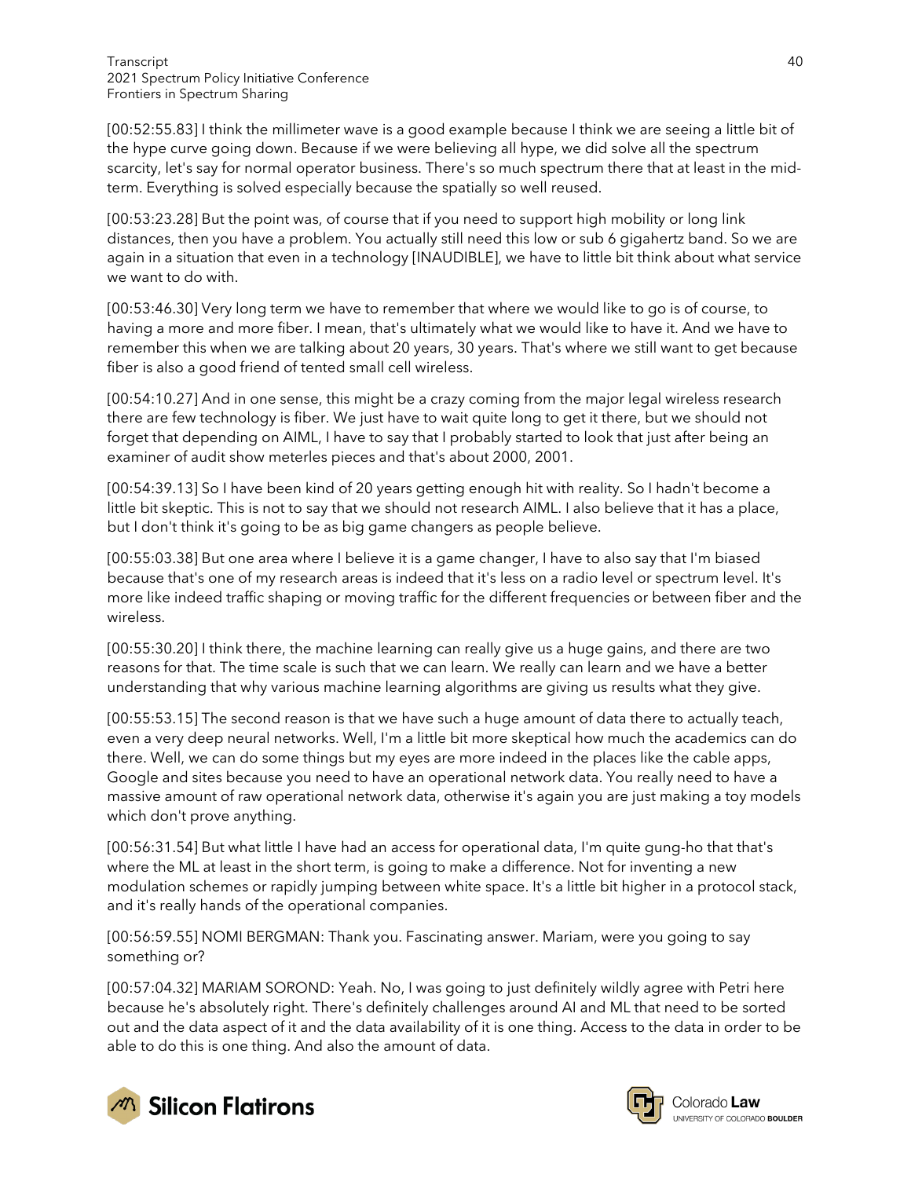[00:52:55.83] I think the millimeter wave is a good example because I think we are seeing a little bit of the hype curve going down. Because if we were believing all hype, we did solve all the spectrum scarcity, let's say for normal operator business. There's so much spectrum there that at least in the mid-term. Everything is solved especially because the spatially so well reused.

[00:53:23.28] But the point was, of course that if you need to support high mobility or long link distances, then you have a problem. You actually still need this low or sub 6 gigahertz band. So we are again in a situation that even in a technology [INAUDIBLE], we have to little bit think about what service we want to do with.

[00:53:46.30] Very long term we have to remember that where we would like to go is of course, to having a more and more fiber. I mean, that's ultimately what we would like to have it. And we have to remember this when we are talking about 20 years, 30 years. That's where we still want to get because fiber is also a good friend of tented small cell wireless.

[00:54:10.27] And in one sense, this might be a crazy coming from the major legal wireless research there are few technology is fiber. We just have to wait quite long to get it there, but we should not forget that depending on AIML, I have to say that I probably started to look that just after being an examiner of audit show meterles pieces and that's about 2000, 2001.

[00:54:39.13] So I have been kind of 20 years getting enough hit with reality. So I hadn't become a little bit skeptic. This is not to say that we should not research AIML. I also believe that it has a place, but I don't think it's going to be as big game changers as people believe.

[00:55:03.38] But one area where I believe it is a game changer, I have to also say that I'm biased because that's one of my research areas is indeed that it's less on a radio level or spectrum level. It's more like indeed traffic shaping or moving traffic for the different frequencies or between fiber and the wireless.

[00:55:30.20] I think there, the machine learning can really give us a huge gains, and there are two reasons for that. The time scale is such that we can learn. We really can learn and we have a better understanding that why various machine learning algorithms are giving us results what they give.

[00:55:53.15] The second reason is that we have such a huge amount of data there to actually teach, even a very deep neural networks. Well, I'm a little bit more skeptical how much the academics can do there. Well, we can do some things but my eyes are more indeed in the places like the cable apps, Google and sites because you need to have an operational network data. You really need to have a massive amount of raw operational network data, otherwise it's again you are just making a toy models which don't prove anything.

[00:56:31.54] But what little I have had an access for operational data, I'm quite gung-ho that that's where the ML at least in the short term, is going to make a difference. Not for inventing a new modulation schemes or rapidly jumping between white space. It's a little bit higher in a protocol stack, and it's really hands of the operational companies.

[00:56:59.55] NOMI BERGMAN: Thank you. Fascinating answer. Mariam, were you going to say something or?

[00:57:04.32] MARIAM SOROND: Yeah. No, I was going to just definitely wildly agree with Petri here because he's absolutely right. There's definitely challenges around AI and ML that need to be sorted out and the data aspect of it and the data availability of it is one thing. Access to the data in order to be able to do this is one thing. And also the amount of data.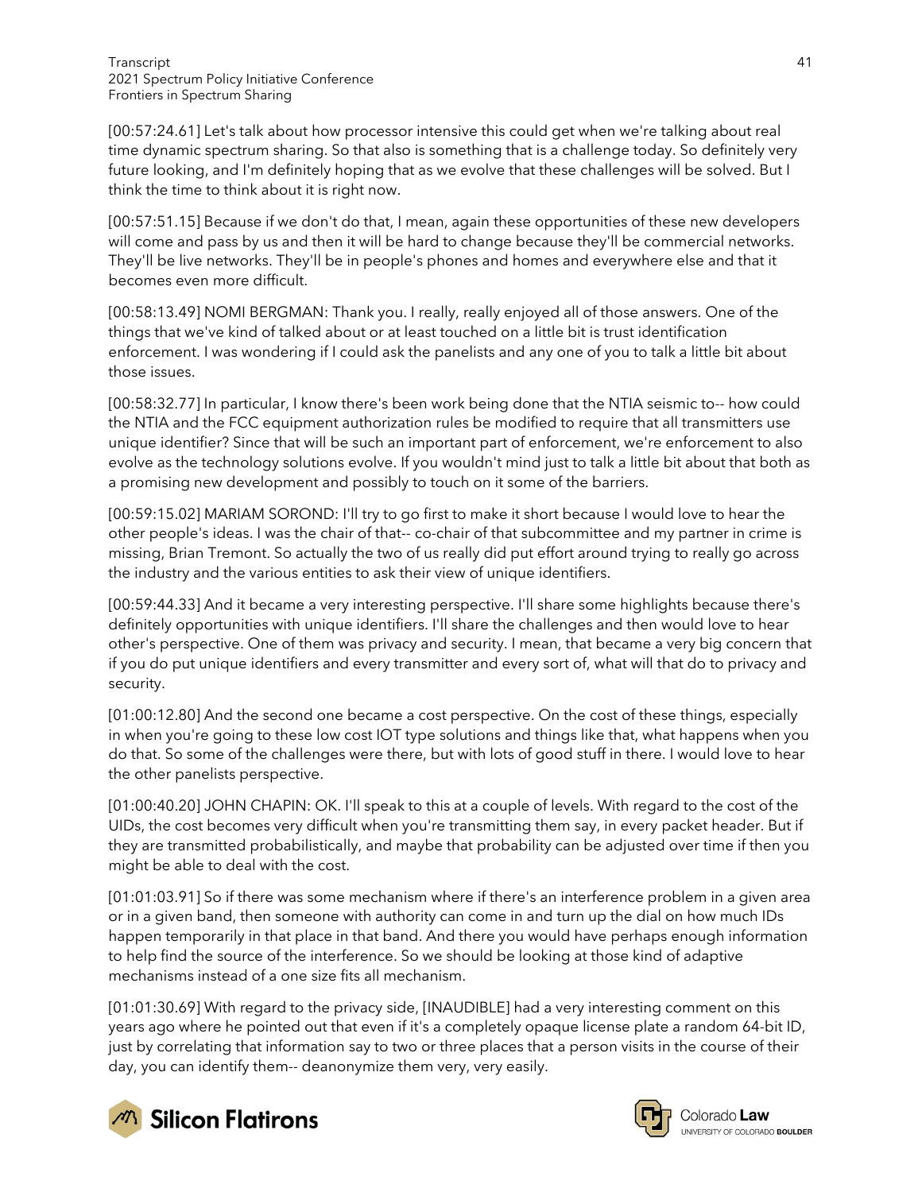[00:57:24.61] Let's talk about how processor intensive this could get when we're talking about real time dynamic spectrum sharing. So that also is something that is a challenge today. So definitely very future looking, and I'm definitely hoping that as we evolve that these challenges will be solved. But I think the time to think about it is right now.

[00:57:51.15] Because if we don't do that, I mean, again these opportunities of these new developers will come and pass by us and then it will be hard to change because they'll be commercial networks. They'll be live networks. They'll be in people's phones and homes and everywhere else and that it becomes even more difficult.

[00:58:13.49] NOMI BERGMAN: Thank you. I really, really enjoyed all of those answers. One of the things that we've kind of talked about or at least touched on a little bit is trust identification enforcement. I was wondering if I could ask the panelists and any one of you to talk a little bit about those issues.

[00:58:32.77] In particular, I know there's been work being done that the NTIA seismic to-- how could the NTIA and the FCC equipment authorization rules be modified to require that all transmitters use unique identifier? Since that will be such an important part of enforcement, we're enforcement to also evolve as the technology solutions evolve. If you wouldn't mind just to talk a little bit about that both as a promising new development and possibly to touch on it some of the barriers.

[00:59:15.02] MARIAM SOROND: I'll try to go first to make it short because I would love to hear the other people's ideas. I was the chair of that-- co-chair of that subcommittee and my partner in crime is missing, Brian Tremont. So actually the two of us really did put effort around trying to really go across the industry and the various entities to ask their view of unique identifiers.

[00:59:44.33] And it became a very interesting perspective. I'll share some highlights because there's definitely opportunities with unique identifiers. I'll share the challenges and then would love to hear other's perspective. One of them was privacy and security. I mean, that became a very big concern that if you do put unique identifiers and every transmitter and every sort of, what will that do to privacy and security.

[01:00:12.80] And the second one became a cost perspective. On the cost of these things, especially in when you're going to these low cost IOT type solutions and things like that, what happens when you do that. So some of the challenges were there, but with lots of good stuff in there. I would love to hear the other panelists perspective.

[01:00:40.20] JOHN CHAPIN: OK. I'll speak to this at a couple of levels. With regard to the cost of the UIDs, the cost becomes very difficult when you're transmitting them say, in every packet header. But if they are transmitted probabilistically, and maybe that probability can be adjusted over time if then you might be able to deal with the cost.

[01:01:03.91] So if there was some mechanism where if there's an interference problem in a given area or in a given band, then someone with authority can come in and turn up the dial on how much IDs happen temporarily in that place in that band. And there you would have perhaps enough information to help find the source of the interference. So we should be looking at those kind of adaptive mechanisms instead of a one size fits all mechanism.

[01:01:30.69] With regard to the privacy side, [INAUDIBLE] had a very interesting comment on this years ago where he pointed out that even if it's a completely opaque license plate a random 64-bit ID, just by correlating that information say to two or three places that a person visits in the course of their day, you can identify them-- deanonymize them very, very easily.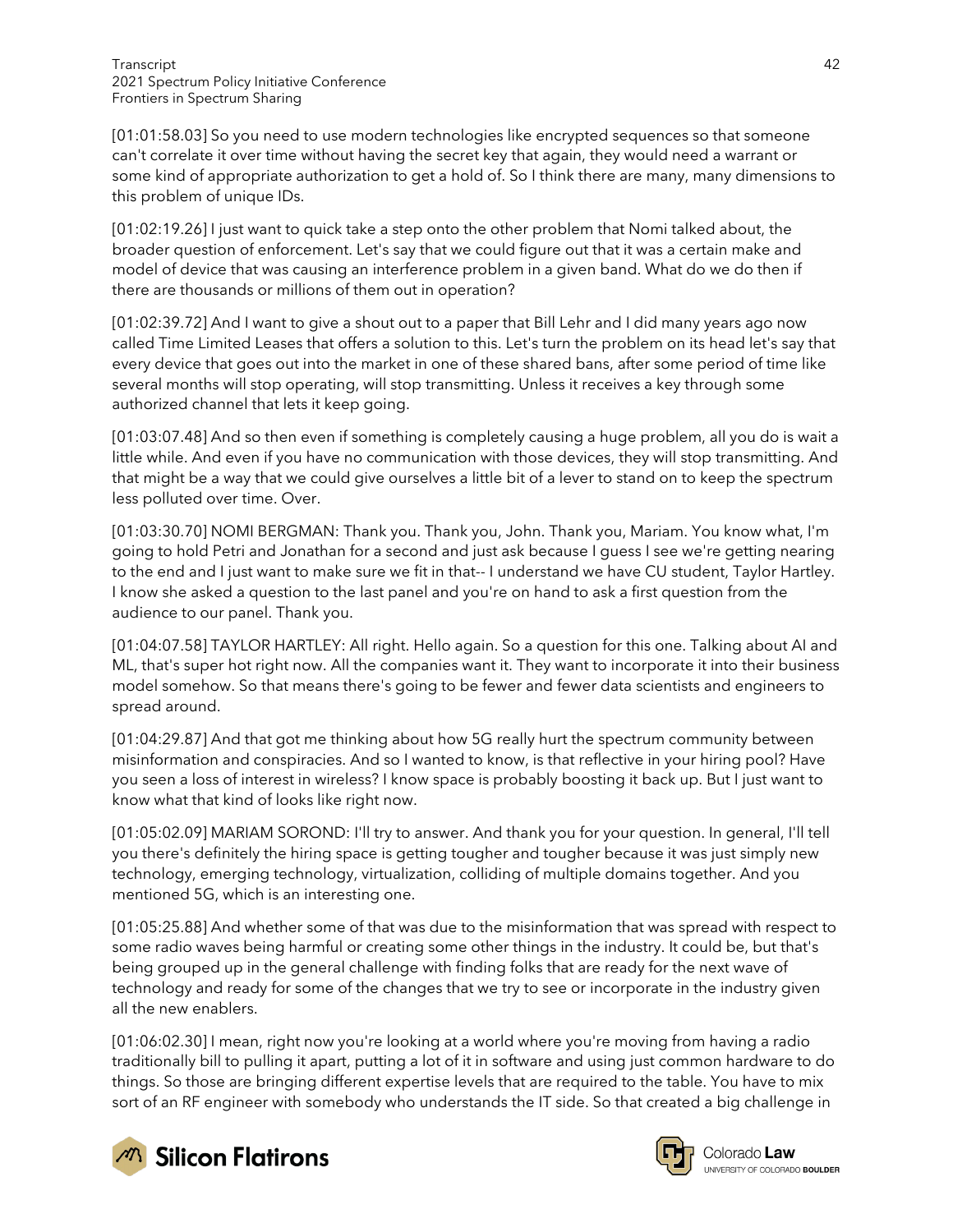[01:01:58.03] So you need to use modern technologies like encrypted sequences so that someone can't correlate it over time without having the secret key that again, they would need a warrant or some kind of appropriate authorization to get a hold of. So I think there are many, many dimensions to this problem of unique IDs.

[01:02:19.26] I just want to quick take a step onto the other problem that Nomi talked about, the broader question of enforcement. Let's say that we could figure out that it was a certain make and model of device that was causing an interference problem in a given band. What do we do then if there are thousands or millions of them out in operation?

[01:02:39.72] And I want to give a shout out to a paper that Bill Lehr and I did many years ago now called Time Limited Leases that offers a solution to this. Let's turn the problem on its head let's say that every device that goes out into the market in one of these shared bans, after some period of time like several months will stop operating, will stop transmitting. Unless it receives a key through some authorized channel that lets it keep going.

[01:03:07.48] And so then even if something is completely causing a huge problem, all you do is wait a little while. And even if you have no communication with those devices, they will stop transmitting. And that might be a way that we could give ourselves a little bit of a lever to stand on to keep the spectrum less polluted over time. Over.

[01:03:30.70] NOMI BERGMAN: Thank you. Thank you, John. Thank you, Mariam. You know what, I'm going to hold Petri and Jonathan for a second and just ask because I guess I see we're getting nearing to the end and I just want to make sure we fit in that-- I understand we have CU student, Taylor Hartley. I know she asked a question to the last panel and you're on hand to ask a first question from the audience to our panel. Thank you.

[01:04:07.58] TAYLOR HARTLEY: All right. Hello again. So a question for this one. Talking about AI and ML, that's super hot right now. All the companies want it. They want to incorporate it into their business model somehow. So that means there's going to be fewer and fewer data scientists and engineers to spread around.

[01:04:29.87] And that got me thinking about how 5G really hurt the spectrum community between misinformation and conspiracies. And so I wanted to know, is that reflective in your hiring pool? Have you seen a loss of interest in wireless? I know space is probably boosting it back up. But I just want to know what that kind of looks like right now.

[01:05:02.09] MARIAM SOROND: I'll try to answer. And thank you for your question. In general, I'll tell you there's definitely the hiring space is getting tougher and tougher because it was just simply new technology, emerging technology, virtualization, colliding of multiple domains together. And you mentioned 5G, which is an interesting one.

[01:05:25.88] And whether some of that was due to the misinformation that was spread with respect to some radio waves being harmful or creating some other things in the industry. It could be, but that's being grouped up in the general challenge with finding folks that are ready for the next wave of technology and ready for some of the changes that we try to see or incorporate in the industry given all the new enablers.

[01:06:02.30] I mean, right now you're looking at a world where you're moving from having a radio traditionally bill to pulling it apart, putting a lot of it in software and using just common hardware to do things. So those are bringing different expertise levels that are required to the table. You have to mix sort of an RF engineer with somebody who understands the IT side. So that created a big challenge in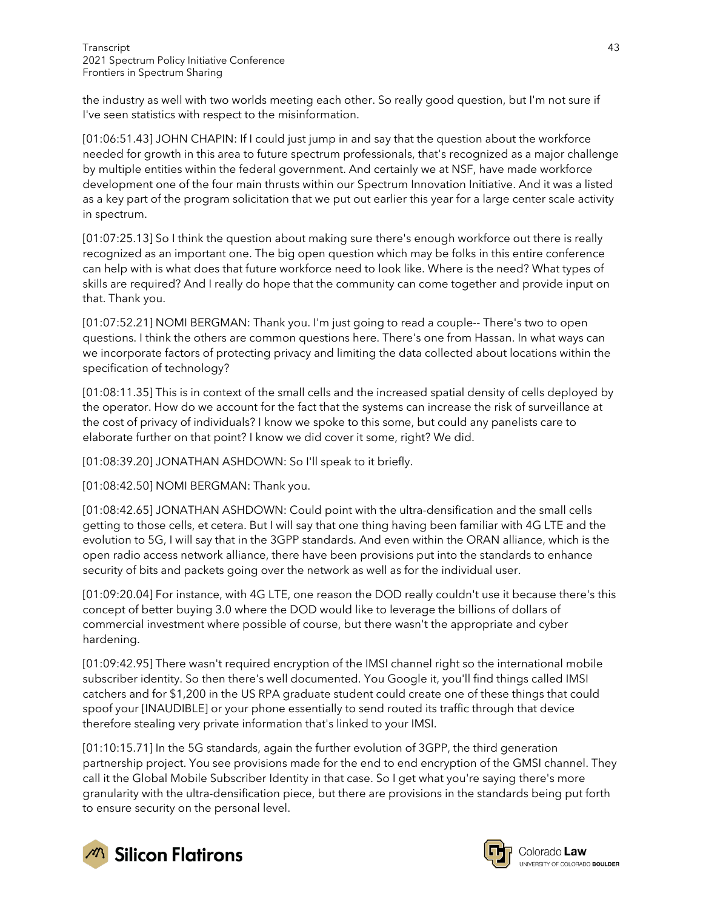the industry as well with two worlds meeting each other. So really good question, but I'm not sure if I've seen statistics with respect to the misinformation.

[01:06:51.43] JOHN CHAPIN: If I could just jump in and say that the question about the workforce needed for growth in this area to future spectrum professionals, that's recognized as a major challenge by multiple entities within the federal government. And certainly we at NSF, have made workforce development one of the four main thrusts within our Spectrum Innovation Initiative. And it was a listed as a key part of the program solicitation that we put out earlier this year for a large center scale activity in spectrum.

[01:07:25.13] So I think the question about making sure there's enough workforce out there is really recognized as an important one. The big open question which may be folks in this entire conference can help with is what does that future workforce need to look like. Where is the need? What types of skills are required? And I really do hope that the community can come together and provide input on that. Thank you.

[01:07:52.21] NOMI BERGMAN: Thank you. I'm just going to read a couple-- There's two to open questions. I think the others are common questions here. There's one from Hassan. In what ways can we incorporate factors of protecting privacy and limiting the data collected about locations within the specification of technology?

[01:08:11.35] This is in context of the small cells and the increased spatial density of cells deployed by the operator. How do we account for the fact that the systems can increase the risk of surveillance at the cost of privacy of individuals? I know we spoke to this some, but could any panelists care to elaborate further on that point? I know we did cover it some, right? We did.

[01:08:39.20] JONATHAN ASHDOWN: So I'll speak to it briefly.

[01:08:42.50] NOMI BERGMAN: Thank you.

[01:08:42.65] JONATHAN ASHDOWN: Could point with the ultra-densification and the small cells getting to those cells, et cetera. But I will say that one thing having been familiar with 4G LTE and the evolution to 5G, I will say that in the 3GPP standards. And even within the ORAN alliance, which is the open radio access network alliance, there have been provisions put into the standards to enhance security of bits and packets going over the network as well as for the individual user.

[01:09:20.04] For instance, with 4G LTE, one reason the DOD really couldn't use it because there's this concept of better buying 3.0 where the DOD would like to leverage the billions of dollars of commercial investment where possible of course, but there wasn't the appropriate and cyber hardening.

[01:09:42.95] There wasn't required encryption of the IMSI channel right so the international mobile subscriber identity. So then there's well documented. You Google it, you'll find things called IMSI catchers and for $1,200 in the US RPA graduate student could create one of these things that could spoof your [INAUDIBLE] or your phone essentially to send routed its traffic through that device therefore stealing very private information that's linked to your IMSI.

[01:10:15.71] In the 5G standards, again the further evolution of 3GPP, the third generation partnership project. You see provisions made for the end to end encryption of the GMSI channel. They call it the Global Mobile Subscriber Identity in that case. So I get what you're saying there's more granularity with the ultra-densification piece, but there are provisions in the standards being put forth to ensure security on the personal level.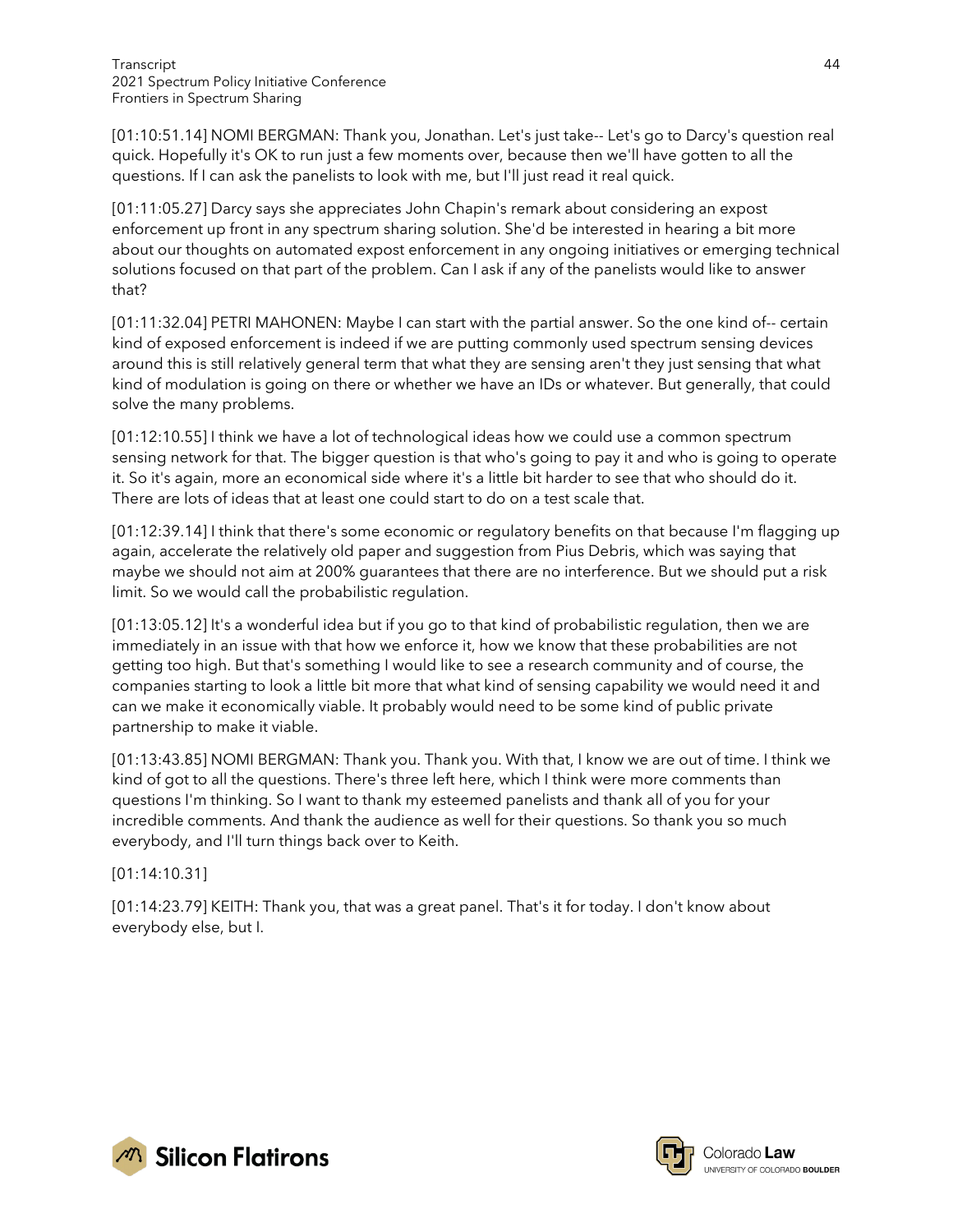[01:10:51.14] NOMI BERGMAN: Thank you, Jonathan. Let's just take-- Let's go to Darcy's question real quick. Hopefully it's OK to run just a few moments over, because then we'll have gotten to all the questions. If I can ask the panelists to look with me, but I'll just read it real quick.

[01:11:05.27] Darcy says she appreciates John Chapin's remark about considering an expost enforcement up front in any spectrum sharing solution. She'd be interested in hearing a bit more about our thoughts on automated expost enforcement in any ongoing initiatives or emerging technical solutions focused on that part of the problem. Can I ask if any of the panelists would like to answer that?

[01:11:32.04] PETRI MAHONEN: Maybe I can start with the partial answer. So the one kind of-- certain kind of exposed enforcement is indeed if we are putting commonly used spectrum sensing devices around this is still relatively general term that what they are sensing aren't they just sensing that what kind of modulation is going on there or whether we have an IDs or whatever. But generally, that could solve the many problems.

[01:12:10.55] I think we have a lot of technological ideas how we could use a common spectrum sensing network for that. The bigger question is that who's going to pay it and who is going to operate it. So it's again, more an economical side where it's a little bit harder to see that who should do it. There are lots of ideas that at least one could start to do on a test scale that.

[01:12:39.14] I think that there's some economic or regulatory benefits on that because I'm flagging up again, accelerate the relatively old paper and suggestion from Pius Debris, which was saying that maybe we should not aim at 200% guarantees that there are no interference. But we should put a risk limit. So we would call the probabilistic regulation.

[01:13:05.12] It's a wonderful idea but if you go to that kind of probabilistic regulation, then we are immediately in an issue with that how we enforce it, how we know that these probabilities are not getting too high. But that's something I would like to see a research community and of course, the companies starting to look a little bit more that what kind of sensing capability we would need it and can we make it economically viable. It probably would need to be some kind of public private partnership to make it viable.

[01:13:43.85] NOMI BERGMAN: Thank you. Thank you. With that, I know we are out of time. I think we kind of got to all the questions. There's three left here, which I think were more comments than questions I'm thinking. So I want to thank my esteemed panelists and thank all of you for your incredible comments. And thank the audience as well for their questions. So thank you so much everybody, and I'll turn things back over to Keith.

[01:14:10.31]

[01:14:23.79] KEITH: Thank you, that was a great panel. That's it for today. I don't know about everybody else, but I.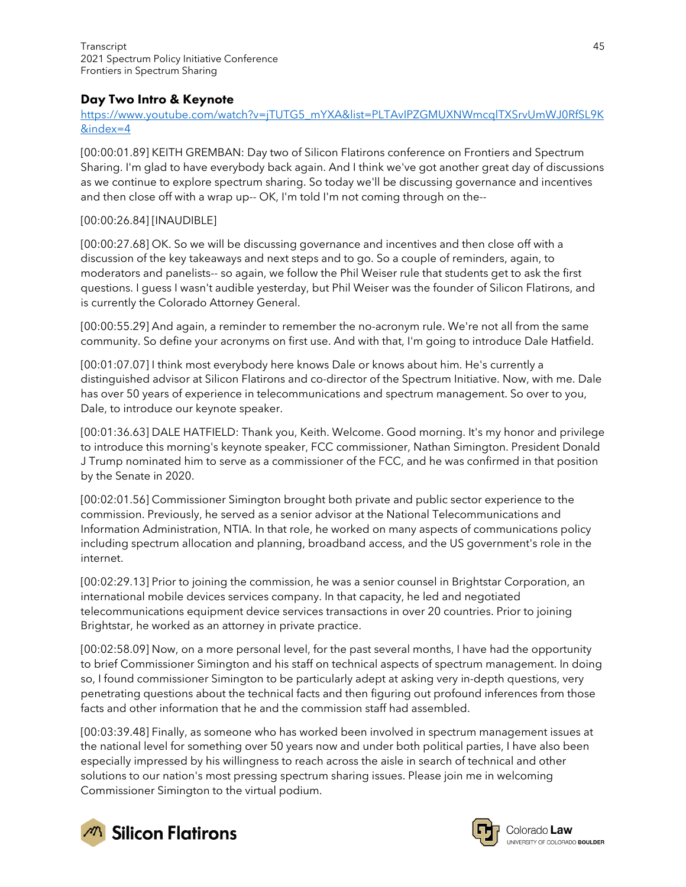## Day Two Intro & Keynote

https://www.youtube.com/watch?v=jTUTG5_mYXA&list=PLTAvIPZGMUXNWmcqlTXSrvUmWJ0RfSL9K&index=4

[00:00:01.89] KEITH GREMBAN: Day two of Silicon Flatirons conference on Frontiers and Spectrum Sharing. I'm glad to have everybody back again. And I think we've got another great day of discussions as we continue to explore spectrum sharing. So today we'll be discussing governance and incentives and then close off with a wrap up-- OK, I'm told I'm not coming through on the--

[00:00:26.84] [INAUDIBLE]

[00:00:27.68] OK. So we will be discussing governance and incentives and then close off with a discussion of the key takeaways and next steps and to go. So a couple of reminders, again, to moderators and panelists-- so again, we follow the Phil Weiser rule that students get to ask the first questions. I guess I wasn't audible yesterday, but Phil Weiser was the founder of Silicon Flatirons, and is currently the Colorado Attorney General.

[00:00:55.29] And again, a reminder to remember the no-acronym rule. We're not all from the same community. So define your acronyms on first use. And with that, I'm going to introduce Dale Hatfield.

[00:01:07.07] I think most everybody here knows Dale or knows about him. He's currently a distinguished advisor at Silicon Flatirons and co-director of the Spectrum Initiative. Now, with me. Dale has over 50 years of experience in telecommunications and spectrum management. So over to you, Dale, to introduce our keynote speaker.

[00:01:36.63] DALE HATFIELD: Thank you, Keith. Welcome. Good morning. It's my honor and privilege to introduce this morning's keynote speaker, FCC commissioner, Nathan Simington. President Donald J Trump nominated him to serve as a commissioner of the FCC, and he was confirmed in that position by the Senate in 2020.

[00:02:01.56] Commissioner Simington brought both private and public sector experience to the commission. Previously, he served as a senior advisor at the National Telecommunications and Information Administration, NTIA. In that role, he worked on many aspects of communications policy including spectrum allocation and planning, broadband access, and the US government's role in the internet.

[00:02:29.13] Prior to joining the commission, he was a senior counsel in Brightstar Corporation, an international mobile devices services company. In that capacity, he led and negotiated telecommunications equipment device services transactions in over 20 countries. Prior to joining Brightstar, he worked as an attorney in private practice.

[00:02:58.09] Now, on a more personal level, for the past several months, I have had the opportunity to brief Commissioner Simington and his staff on technical aspects of spectrum management. In doing so, I found commissioner Simington to be particularly adept at asking very in-depth questions, very penetrating questions about the technical facts and then figuring out profound inferences from those facts and other information that he and the commission staff had assembled.

[00:03:39.48] Finally, as someone who has worked been involved in spectrum management issues at the national level for something over 50 years now and under both political parties, I have also been especially impressed by his willingness to reach across the aisle in search of technical and other solutions to our nation's most pressing spectrum sharing issues. Please join me in welcoming Commissioner Simington to the virtual podium.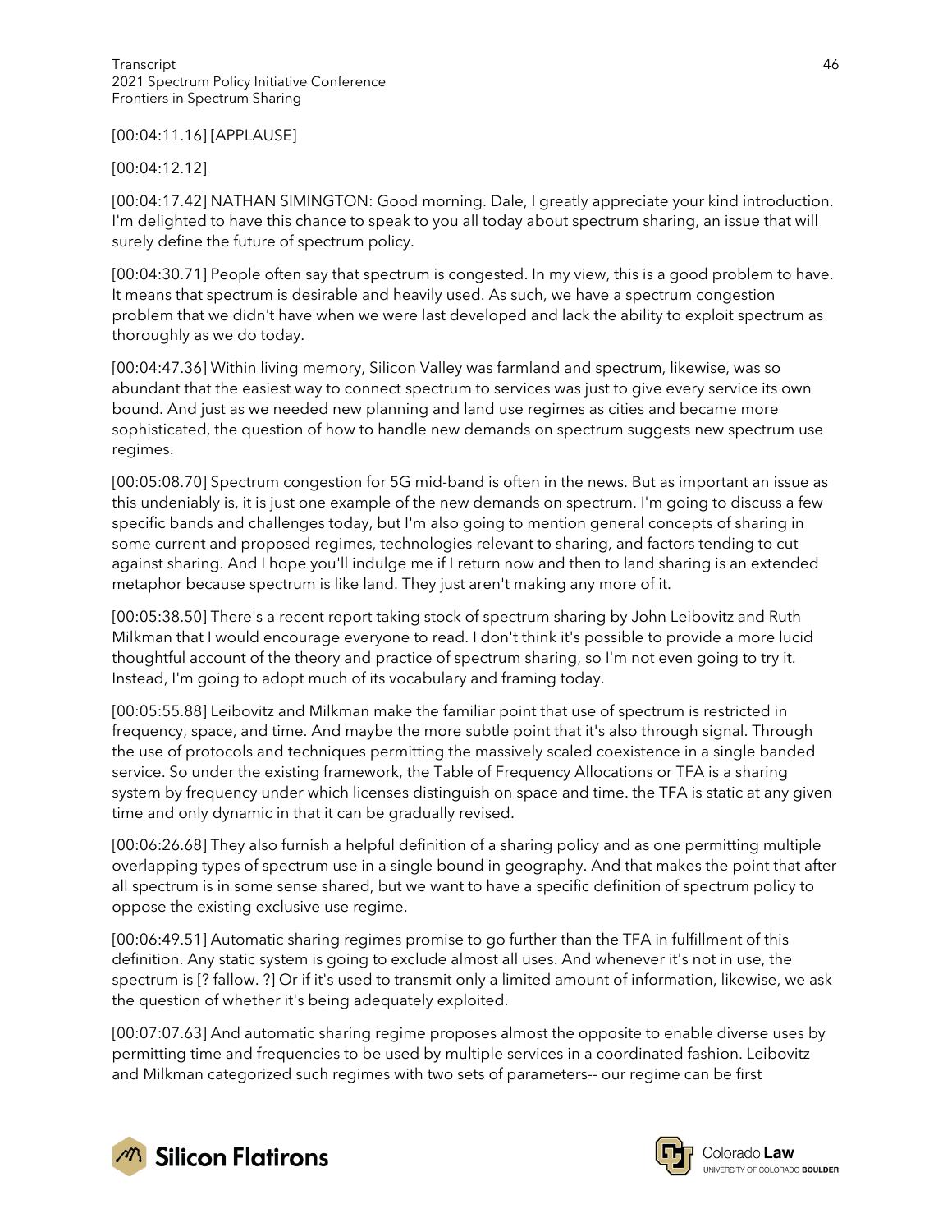[00:04:11.16] [APPLAUSE]

[00:04:12.12]

[00:04:17.42] NATHAN SIMINGTON: Good morning. Dale, I greatly appreciate your kind introduction. I'm delighted to have this chance to speak to you all today about spectrum sharing, an issue that will surely define the future of spectrum policy.

[00:04:30.71] People often say that spectrum is congested. In my view, this is a good problem to have. It means that spectrum is desirable and heavily used. As such, we have a spectrum congestion problem that we didn't have when we were last developed and lack the ability to exploit spectrum as thoroughly as we do today.

[00:04:47.36] Within living memory, Silicon Valley was farmland and spectrum, likewise, was so abundant that the easiest way to connect spectrum to services was just to give every service its own bound. And just as we needed new planning and land use regimes as cities and became more sophisticated, the question of how to handle new demands on spectrum suggests new spectrum use regimes.

[00:05:08.70] Spectrum congestion for 5G mid-band is often in the news. But as important an issue as this undeniably is, it is just one example of the new demands on spectrum. I'm going to discuss a few specific bands and challenges today, but I'm also going to mention general concepts of sharing in some current and proposed regimes, technologies relevant to sharing, and factors tending to cut against sharing. And I hope you'll indulge me if I return now and then to land sharing is an extended metaphor because spectrum is like land. They just aren't making any more of it.

[00:05:38.50] There's a recent report taking stock of spectrum sharing by John Leibovitz and Ruth Milkman that I would encourage everyone to read. I don't think it's possible to provide a more lucid thoughtful account of the theory and practice of spectrum sharing, so I'm not even going to try it. Instead, I'm going to adopt much of its vocabulary and framing today.

[00:05:55.88] Leibovitz and Milkman make the familiar point that use of spectrum is restricted in frequency, space, and time. And maybe the more subtle point that it's also through signal. Through the use of protocols and techniques permitting the massively scaled coexistence in a single banded service. So under the existing framework, the Table of Frequency Allocations or TFA is a sharing system by frequency under which licenses distinguish on space and time. the TFA is static at any given time and only dynamic in that it can be gradually revised.

[00:06:26.68] They also furnish a helpful definition of a sharing policy and as one permitting multiple overlapping types of spectrum use in a single bound in geography. And that makes the point that after all spectrum is in some sense shared, but we want to have a specific definition of spectrum policy to oppose the existing exclusive use regime.

[00:06:49.51] Automatic sharing regimes promise to go further than the TFA in fulfillment of this definition. Any static system is going to exclude almost all uses. And whenever it's not in use, the spectrum is [? fallow. ?] Or if it's used to transmit only a limited amount of information, likewise, we ask the question of whether it's being adequately exploited.

[00:07:07.63] And automatic sharing regime proposes almost the opposite to enable diverse uses by permitting time and frequencies to be used by multiple services in a coordinated fashion. Leibovitz and Milkman categorized such regimes with two sets of parameters-- our regime can be first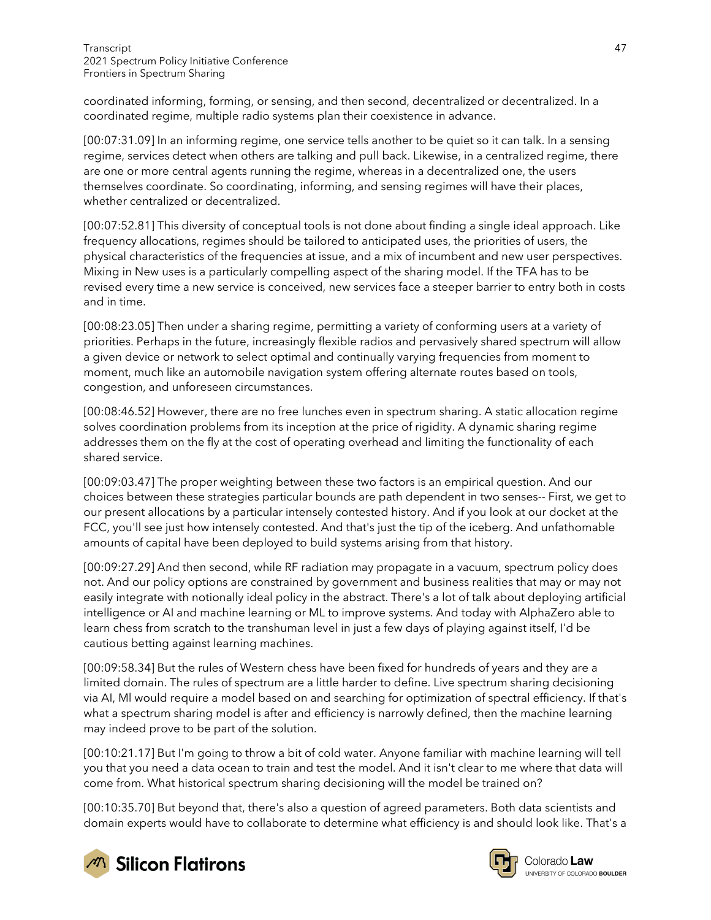coordinated informing, forming, or sensing, and then second, decentralized or decentralized. In a coordinated regime, multiple radio systems plan their coexistence in advance.

[00:07:31.09] In an informing regime, one service tells another to be quiet so it can talk. In a sensing regime, services detect when others are talking and pull back. Likewise, in a centralized regime, there are one or more central agents running the regime, whereas in a decentralized one, the users themselves coordinate. So coordinating, informing, and sensing regimes will have their places, whether centralized or decentralized.

[00:07:52.81] This diversity of conceptual tools is not done about finding a single ideal approach. Like frequency allocations, regimes should be tailored to anticipated uses, the priorities of users, the physical characteristics of the frequencies at issue, and a mix of incumbent and new user perspectives. Mixing in New uses is a particularly compelling aspect of the sharing model. If the TFA has to be revised every time a new service is conceived, new services face a steeper barrier to entry both in costs and in time.

[00:08:23.05] Then under a sharing regime, permitting a variety of conforming users at a variety of priorities. Perhaps in the future, increasingly flexible radios and pervasively shared spectrum will allow a given device or network to select optimal and continually varying frequencies from moment to moment, much like an automobile navigation system offering alternate routes based on tools, congestion, and unforeseen circumstances.

[00:08:46.52] However, there are no free lunches even in spectrum sharing. A static allocation regime solves coordination problems from its inception at the price of rigidity. A dynamic sharing regime addresses them on the fly at the cost of operating overhead and limiting the functionality of each shared service.

[00:09:03.47] The proper weighting between these two factors is an empirical question. And our choices between these strategies particular bounds are path dependent in two senses-- First, we get to our present allocations by a particular intensely contested history. And if you look at our docket at the FCC, you'll see just how intensely contested. And that's just the tip of the iceberg. And unfathomable amounts of capital have been deployed to build systems arising from that history.

[00:09:27.29] And then second, while RF radiation may propagate in a vacuum, spectrum policy does not. And our policy options are constrained by government and business realities that may or may not easily integrate with notionally ideal policy in the abstract. There's a lot of talk about deploying artificial intelligence or AI and machine learning or ML to improve systems. And today with AlphaZero able to learn chess from scratch to the transhuman level in just a few days of playing against itself, I'd be cautious betting against learning machines.

[00:09:58.34] But the rules of Western chess have been fixed for hundreds of years and they are a limited domain. The rules of spectrum are a little harder to define. Live spectrum sharing decisioning via AI, Ml would require a model based on and searching for optimization of spectral efficiency. If that's what a spectrum sharing model is after and efficiency is narrowly defined, then the machine learning may indeed prove to be part of the solution.

[00:10:21.17] But I'm going to throw a bit of cold water. Anyone familiar with machine learning will tell you that you need a data ocean to train and test the model. And it isn't clear to me where that data will come from. What historical spectrum sharing decisioning will the model be trained on?

[00:10:35.70] But beyond that, there's also a question of agreed parameters. Both data scientists and domain experts would have to collaborate to determine what efficiency is and should look like. That's a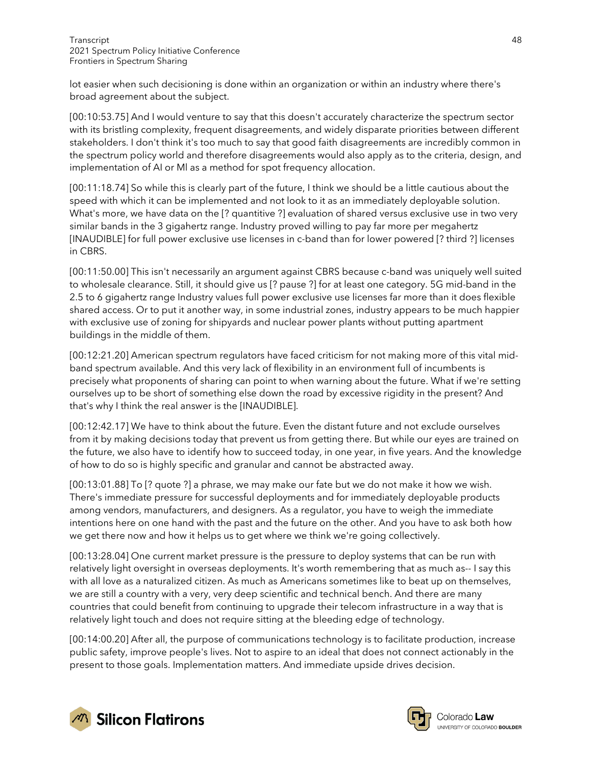lot easier when such decisioning is done within an organization or within an industry where there's broad agreement about the subject.

[00:10:53.75] And I would venture to say that this doesn't accurately characterize the spectrum sector with its bristling complexity, frequent disagreements, and widely disparate priorities between different stakeholders. I don't think it's too much to say that good faith disagreements are incredibly common in the spectrum policy world and therefore disagreements would also apply as to the criteria, design, and implementation of AI or Ml as a method for spot frequency allocation.

[00:11:18.74] So while this is clearly part of the future, I think we should be a little cautious about the speed with which it can be implemented and not look to it as an immediately deployable solution. What's more, we have data on the [? quantitive ?] evaluation of shared versus exclusive use in two very similar bands in the 3 gigahertz range. Industry proved willing to pay far more per megahertz [INAUDIBLE] for full power exclusive use licenses in c-band than for lower powered [? third ?] licenses in CBRS.

[00:11:50.00] This isn't necessarily an argument against CBRS because c-band was uniquely well suited to wholesale clearance. Still, it should give us [? pause ?] for at least one category. 5G mid-band in the 2.5 to 6 gigahertz range Industry values full power exclusive use licenses far more than it does flexible shared access. Or to put it another way, in some industrial zones, industry appears to be much happier with exclusive use of zoning for shipyards and nuclear power plants without putting apartment buildings in the middle of them.

[00:12:21.20] American spectrum regulators have faced criticism for not making more of this vital mid-band spectrum available. And this very lack of flexibility in an environment full of incumbents is precisely what proponents of sharing can point to when warning about the future. What if we're setting ourselves up to be short of something else down the road by excessive rigidity in the present? And that's why I think the real answer is the [INAUDIBLE].

[00:12:42.17] We have to think about the future. Even the distant future and not exclude ourselves from it by making decisions today that prevent us from getting there. But while our eyes are trained on the future, we also have to identify how to succeed today, in one year, in five years. And the knowledge of how to do so is highly specific and granular and cannot be abstracted away.

[00:13:01.88] To [? quote ?] a phrase, we may make our fate but we do not make it how we wish. There's immediate pressure for successful deployments and for immediately deployable products among vendors, manufacturers, and designers. As a regulator, you have to weigh the immediate intentions here on one hand with the past and the future on the other. And you have to ask both how we get there now and how it helps us to get where we think we're going collectively.

[00:13:28.04] One current market pressure is the pressure to deploy systems that can be run with relatively light oversight in overseas deployments. It's worth remembering that as much as-- I say this with all love as a naturalized citizen. As much as Americans sometimes like to beat up on themselves, we are still a country with a very, very deep scientific and technical bench. And there are many countries that could benefit from continuing to upgrade their telecom infrastructure in a way that is relatively light touch and does not require sitting at the bleeding edge of technology.

[00:14:00.20] After all, the purpose of communications technology is to facilitate production, increase public safety, improve people's lives. Not to aspire to an ideal that does not connect actionably in the present to those goals. Implementation matters. And immediate upside drives decision.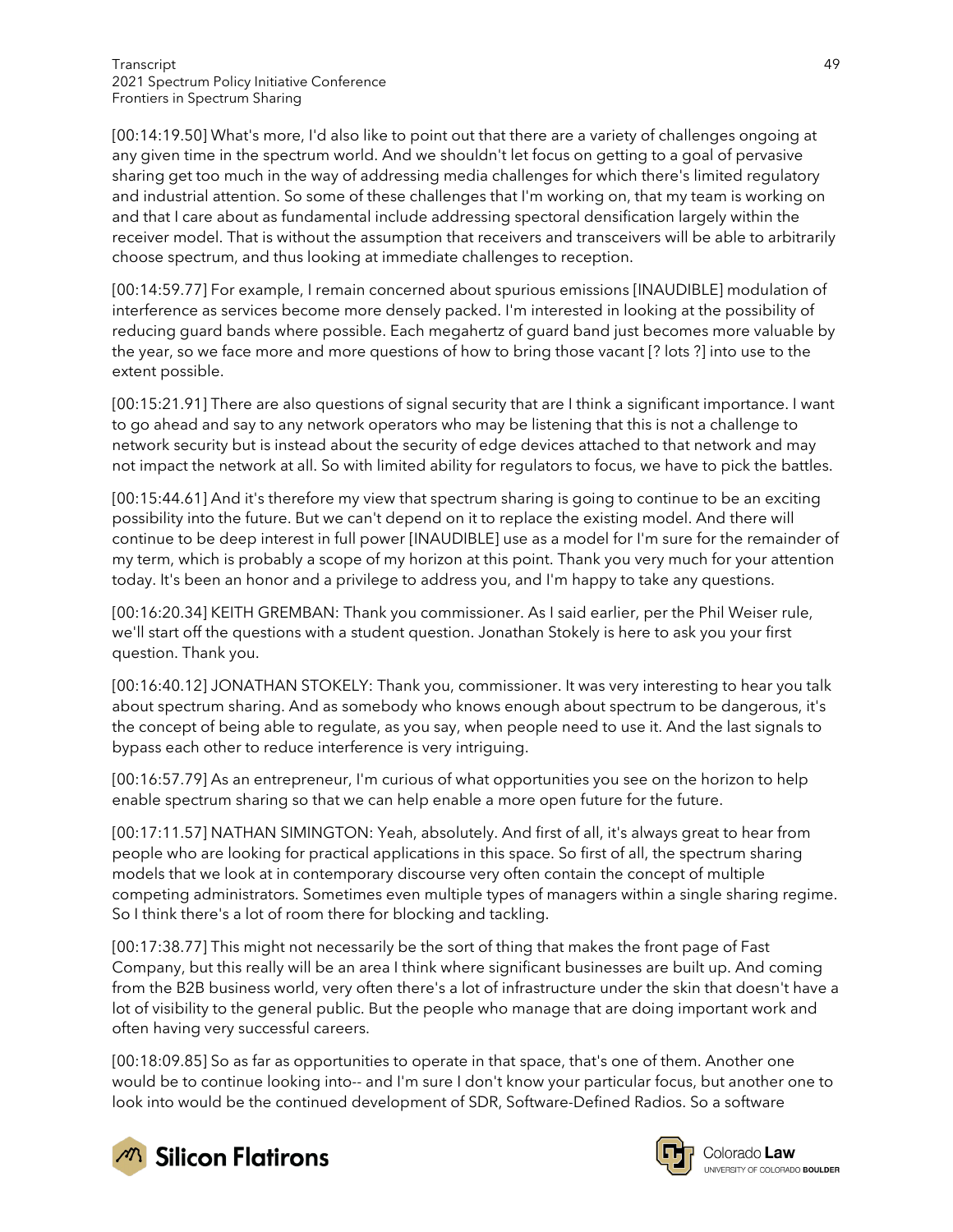[00:14:19.50] What's more, I'd also like to point out that there are a variety of challenges ongoing at any given time in the spectrum world. And we shouldn't let focus on getting to a goal of pervasive sharing get too much in the way of addressing media challenges for which there's limited regulatory and industrial attention. So some of these challenges that I'm working on, that my team is working on and that I care about as fundamental include addressing spectoral densification largely within the receiver model. That is without the assumption that receivers and transceivers will be able to arbitrarily choose spectrum, and thus looking at immediate challenges to reception.

[00:14:59.77] For example, I remain concerned about spurious emissions [INAUDIBLE] modulation of interference as services become more densely packed. I'm interested in looking at the possibility of reducing guard bands where possible. Each megahertz of guard band just becomes more valuable by the year, so we face more and more questions of how to bring those vacant [? lots ?] into use to the extent possible.

[00:15:21.91] There are also questions of signal security that are I think a significant importance. I want to go ahead and say to any network operators who may be listening that this is not a challenge to network security but is instead about the security of edge devices attached to that network and may not impact the network at all. So with limited ability for regulators to focus, we have to pick the battles.

[00:15:44.61] And it's therefore my view that spectrum sharing is going to continue to be an exciting possibility into the future. But we can't depend on it to replace the existing model. And there will continue to be deep interest in full power [INAUDIBLE] use as a model for I'm sure for the remainder of my term, which is probably a scope of my horizon at this point. Thank you very much for your attention today. It's been an honor and a privilege to address you, and I'm happy to take any questions.

[00:16:20.34] KEITH GREMBAN: Thank you commissioner. As I said earlier, per the Phil Weiser rule, we'll start off the questions with a student question. Jonathan Stokely is here to ask you your first question. Thank you.

[00:16:40.12] JONATHAN STOKELY: Thank you, commissioner. It was very interesting to hear you talk about spectrum sharing. And as somebody who knows enough about spectrum to be dangerous, it's the concept of being able to regulate, as you say, when people need to use it. And the last signals to bypass each other to reduce interference is very intriguing.

[00:16:57.79] As an entrepreneur, I'm curious of what opportunities you see on the horizon to help enable spectrum sharing so that we can help enable a more open future for the future.

[00:17:11.57] NATHAN SIMINGTON: Yeah, absolutely. And first of all, it's always great to hear from people who are looking for practical applications in this space. So first of all, the spectrum sharing models that we look at in contemporary discourse very often contain the concept of multiple competing administrators. Sometimes even multiple types of managers within a single sharing regime. So I think there's a lot of room there for blocking and tackling.

[00:17:38.77] This might not necessarily be the sort of thing that makes the front page of Fast Company, but this really will be an area I think where significant businesses are built up. And coming from the B2B business world, very often there's a lot of infrastructure under the skin that doesn't have a lot of visibility to the general public. But the people who manage that are doing important work and often having very successful careers.

[00:18:09.85] So as far as opportunities to operate in that space, that's one of them. Another one would be to continue looking into-- and I'm sure I don't know your particular focus, but another one to look into would be the continued development of SDR, Software-Defined Radios. So a software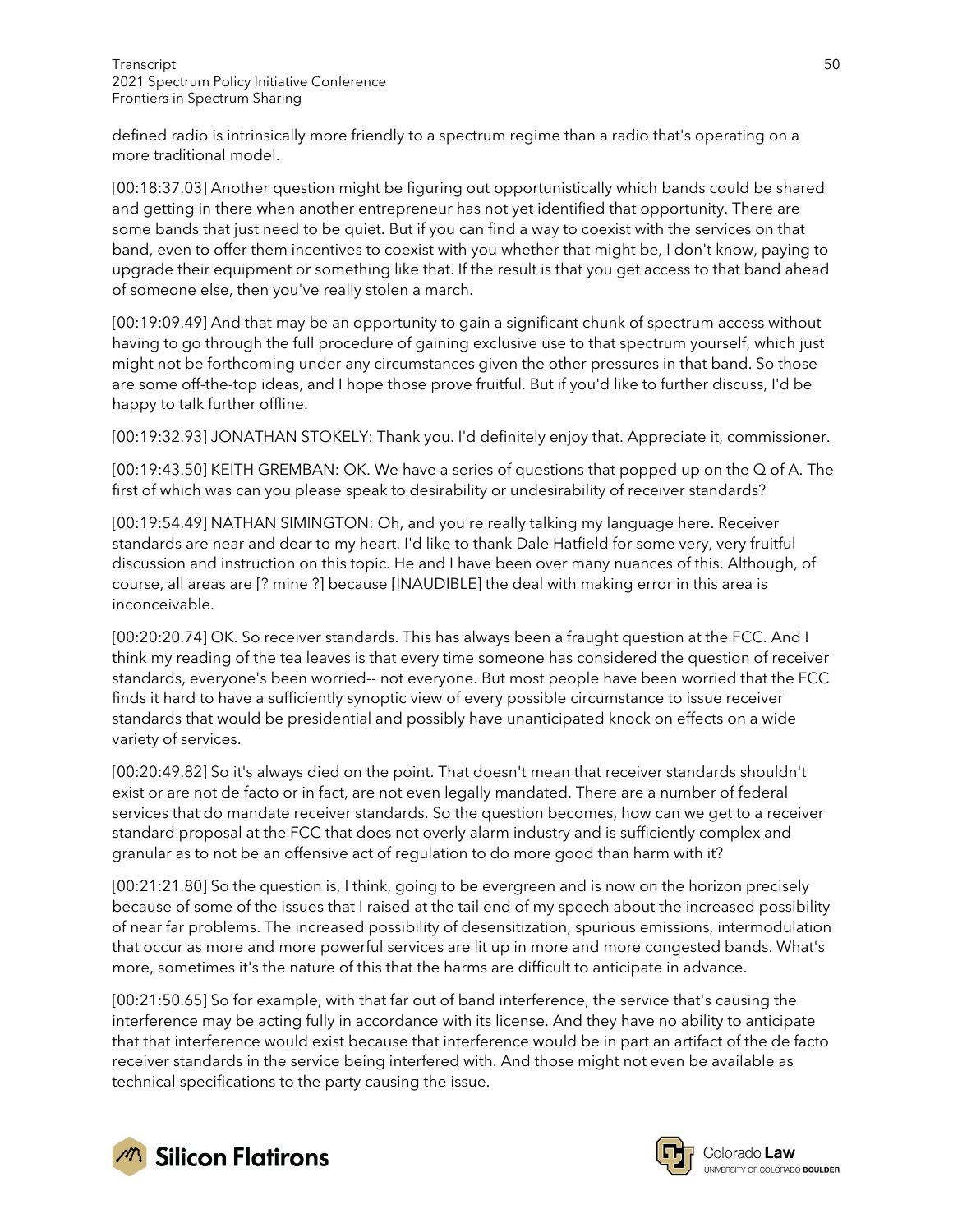defined radio is intrinsically more friendly to a spectrum regime than a radio that's operating on a more traditional model.

[00:18:37.03] Another question might be figuring out opportunistically which bands could be shared and getting in there when another entrepreneur has not yet identified that opportunity. There are some bands that just need to be quiet. But if you can find a way to coexist with the services on that band, even to offer them incentives to coexist with you whether that might be, I don't know, paying to upgrade their equipment or something like that. If the result is that you get access to that band ahead of someone else, then you've really stolen a march.

[00:19:09.49] And that may be an opportunity to gain a significant chunk of spectrum access without having to go through the full procedure of gaining exclusive use to that spectrum yourself, which just might not be forthcoming under any circumstances given the other pressures in that band. So those are some off-the-top ideas, and I hope those prove fruitful. But if you'd like to further discuss, I'd be happy to talk further offline.

[00:19:32.93] JONATHAN STOKELY: Thank you. I'd definitely enjoy that. Appreciate it, commissioner.

[00:19:43.50] KEITH GREMBAN: OK. We have a series of questions that popped up on the Q of A. The first of which was can you please speak to desirability or undesirability of receiver standards?

[00:19:54.49] NATHAN SIMINGTON: Oh, and you're really talking my language here. Receiver standards are near and dear to my heart. I'd like to thank Dale Hatfield for some very, very fruitful discussion and instruction on this topic. He and I have been over many nuances of this. Although, of course, all areas are [? mine ?] because [INAUDIBLE] the deal with making error in this area is inconceivable.

[00:20:20.74] OK. So receiver standards. This has always been a fraught question at the FCC. And I think my reading of the tea leaves is that every time someone has considered the question of receiver standards, everyone's been worried-- not everyone. But most people have been worried that the FCC finds it hard to have a sufficiently synoptic view of every possible circumstance to issue receiver standards that would be presidential and possibly have unanticipated knock on effects on a wide variety of services.

[00:20:49.82] So it's always died on the point. That doesn't mean that receiver standards shouldn't exist or are not de facto or in fact, are not even legally mandated. There are a number of federal services that do mandate receiver standards. So the question becomes, how can we get to a receiver standard proposal at the FCC that does not overly alarm industry and is sufficiently complex and granular as to not be an offensive act of regulation to do more good than harm with it?

[00:21:21.80] So the question is, I think, going to be evergreen and is now on the horizon precisely because of some of the issues that I raised at the tail end of my speech about the increased possibility of near far problems. The increased possibility of desensitization, spurious emissions, intermodulation that occur as more and more powerful services are lit up in more and more congested bands. What's more, sometimes it's the nature of this that the harms are difficult to anticipate in advance.

[00:21:50.65] So for example, with that far out of band interference, the service that's causing the interference may be acting fully in accordance with its license. And they have no ability to anticipate that that interference would exist because that interference would be in part an artifact of the de facto receiver standards in the service being interfered with. And those might not even be available as technical specifications to the party causing the issue.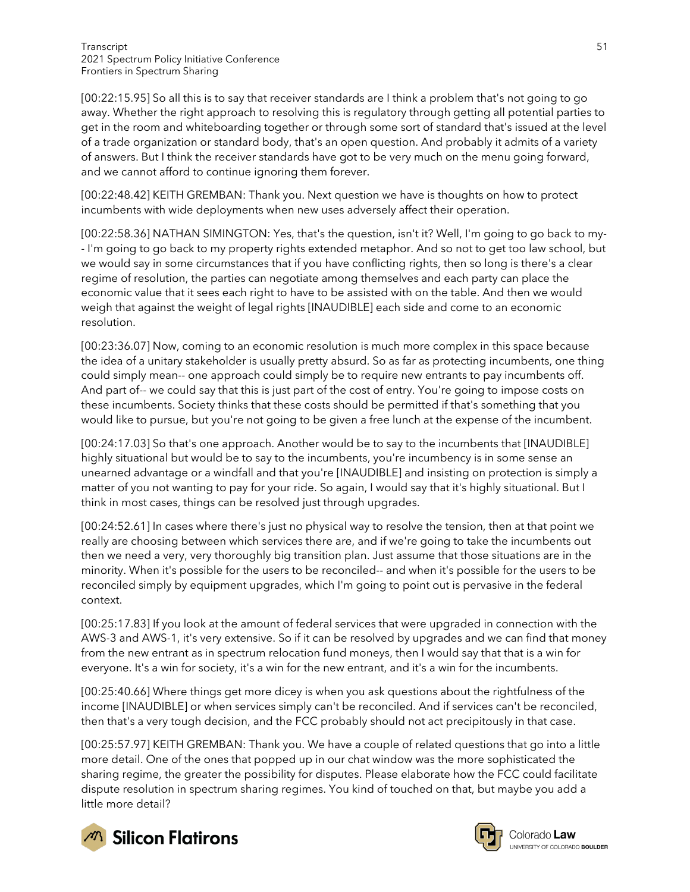[00:22:15.95] So all this is to say that receiver standards are I think a problem that's not going to go away. Whether the right approach to resolving this is regulatory through getting all potential parties to get in the room and whiteboarding together or through some sort of standard that's issued at the level of a trade organization or standard body, that's an open question. And probably it admits of a variety of answers. But I think the receiver standards have got to be very much on the menu going forward, and we cannot afford to continue ignoring them forever.

[00:22:48.42] KEITH GREMBAN: Thank you. Next question we have is thoughts on how to protect incumbents with wide deployments when new uses adversely affect their operation.

[00:22:58.36] NATHAN SIMINGTON: Yes, that's the question, isn't it? Well, I'm going to go back to my- - I'm going to go back to my property rights extended metaphor. And so not to get too law school, but we would say in some circumstances that if you have conflicting rights, then so long is there's a clear regime of resolution, the parties can negotiate among themselves and each party can place the economic value that it sees each right to have to be assisted with on the table. And then we would weigh that against the weight of legal rights [INAUDIBLE] each side and come to an economic resolution.

[00:23:36.07] Now, coming to an economic resolution is much more complex in this space because the idea of a unitary stakeholder is usually pretty absurd. So as far as protecting incumbents, one thing could simply mean-- one approach could simply be to require new entrants to pay incumbents off. And part of-- we could say that this is just part of the cost of entry. You're going to impose costs on these incumbents. Society thinks that these costs should be permitted if that's something that you would like to pursue, but you're not going to be given a free lunch at the expense of the incumbent.

[00:24:17.03] So that's one approach. Another would be to say to the incumbents that [INAUDIBLE] highly situational but would be to say to the incumbents, you're incumbency is in some sense an unearned advantage or a windfall and that you're [INAUDIBLE] and insisting on protection is simply a matter of you not wanting to pay for your ride. So again, I would say that it's highly situational. But I think in most cases, things can be resolved just through upgrades.

[00:24:52.61] In cases where there's just no physical way to resolve the tension, then at that point we really are choosing between which services there are, and if we're going to take the incumbents out then we need a very, very thoroughly big transition plan. Just assume that those situations are in the minority. When it's possible for the users to be reconciled-- and when it's possible for the users to be reconciled simply by equipment upgrades, which I'm going to point out is pervasive in the federal context.

[00:25:17.83] If you look at the amount of federal services that were upgraded in connection with the AWS-3 and AWS-1, it's very extensive. So if it can be resolved by upgrades and we can find that money from the new entrant as in spectrum relocation fund moneys, then I would say that that is a win for everyone. It's a win for society, it's a win for the new entrant, and it's a win for the incumbents.

[00:25:40.66] Where things get more dicey is when you ask questions about the rightfulness of the income [INAUDIBLE] or when services simply can't be reconciled. And if services can't be reconciled, then that's a very tough decision, and the FCC probably should not act precipitously in that case.

[00:25:57.97] KEITH GREMBAN: Thank you. We have a couple of related questions that go into a little more detail. One of the ones that popped up in our chat window was the more sophisticated the sharing regime, the greater the possibility for disputes. Please elaborate how the FCC could facilitate dispute resolution in spectrum sharing regimes. You kind of touched on that, but maybe you add a little more detail?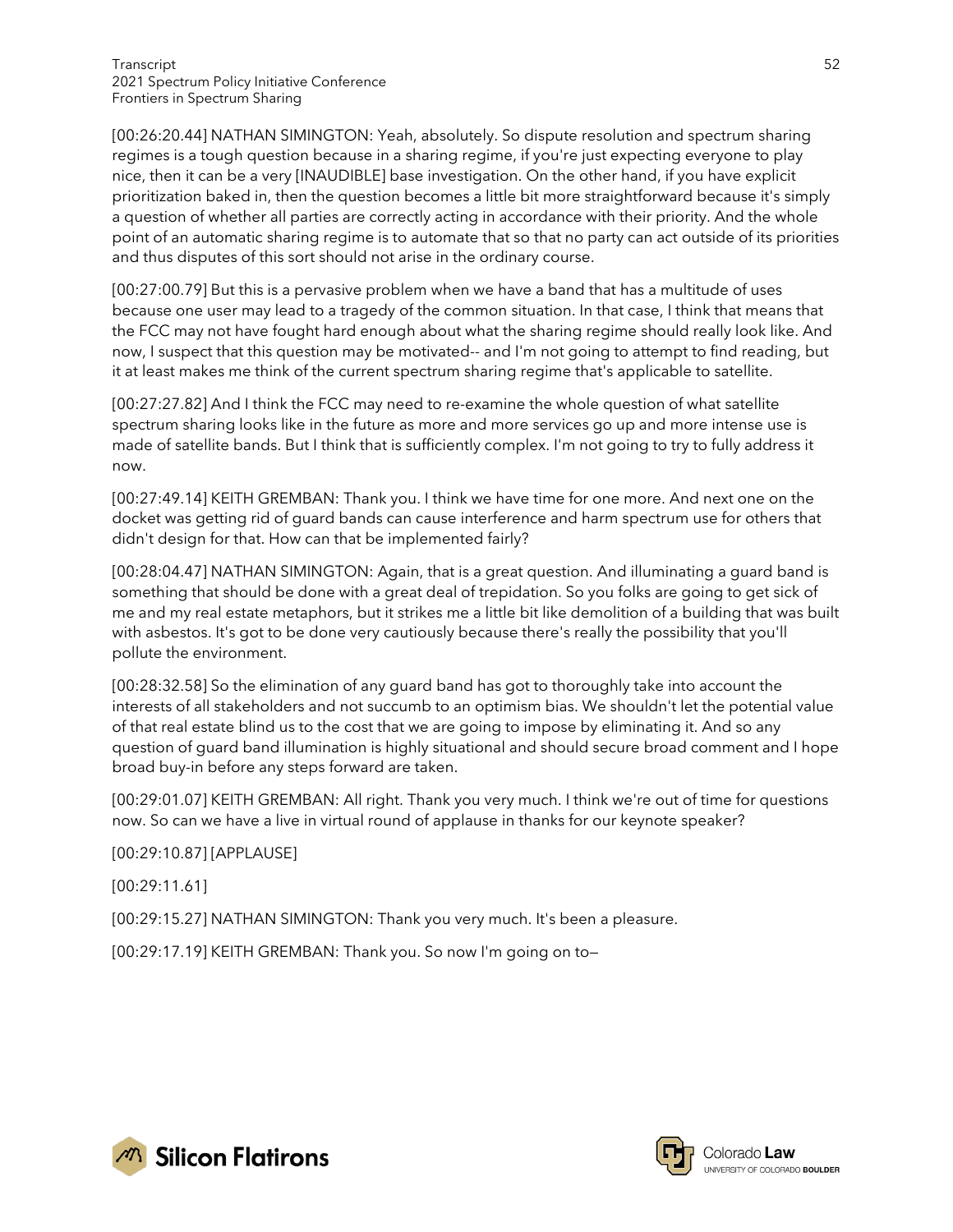[00:26:20.44] NATHAN SIMINGTON: Yeah, absolutely. So dispute resolution and spectrum sharing regimes is a tough question because in a sharing regime, if you're just expecting everyone to play nice, then it can be a very [INAUDIBLE] base investigation. On the other hand, if you have explicit prioritization baked in, then the question becomes a little bit more straightforward because it's simply a question of whether all parties are correctly acting in accordance with their priority. And the whole point of an automatic sharing regime is to automate that so that no party can act outside of its priorities and thus disputes of this sort should not arise in the ordinary course.

[00:27:00.79] But this is a pervasive problem when we have a band that has a multitude of uses because one user may lead to a tragedy of the common situation. In that case, I think that means that the FCC may not have fought hard enough about what the sharing regime should really look like. And now, I suspect that this question may be motivated-- and I'm not going to attempt to find reading, but it at least makes me think of the current spectrum sharing regime that's applicable to satellite.

[00:27:27.82] And I think the FCC may need to re-examine the whole question of what satellite spectrum sharing looks like in the future as more and more services go up and more intense use is made of satellite bands. But I think that is sufficiently complex. I'm not going to try to fully address it now.

[00:27:49.14] KEITH GREMBAN: Thank you. I think we have time for one more. And next one on the docket was getting rid of guard bands can cause interference and harm spectrum use for others that didn't design for that. How can that be implemented fairly?

[00:28:04.47] NATHAN SIMINGTON: Again, that is a great question. And illuminating a guard band is something that should be done with a great deal of trepidation. So you folks are going to get sick of me and my real estate metaphors, but it strikes me a little bit like demolition of a building that was built with asbestos. It's got to be done very cautiously because there's really the possibility that you'll pollute the environment.

[00:28:32.58] So the elimination of any guard band has got to thoroughly take into account the interests of all stakeholders and not succumb to an optimism bias. We shouldn't let the potential value of that real estate blind us to the cost that we are going to impose by eliminating it. And so any question of guard band illumination is highly situational and should secure broad comment and I hope broad buy-in before any steps forward are taken.

[00:29:01.07] KEITH GREMBAN: All right. Thank you very much. I think we're out of time for questions now. So can we have a live in virtual round of applause in thanks for our keynote speaker?

[00:29:10.87] [APPLAUSE]

[00:29:11.61]

[00:29:15.27] NATHAN SIMINGTON: Thank you very much. It's been a pleasure.

[00:29:17.19] KEITH GREMBAN: Thank you. So now I'm going on to--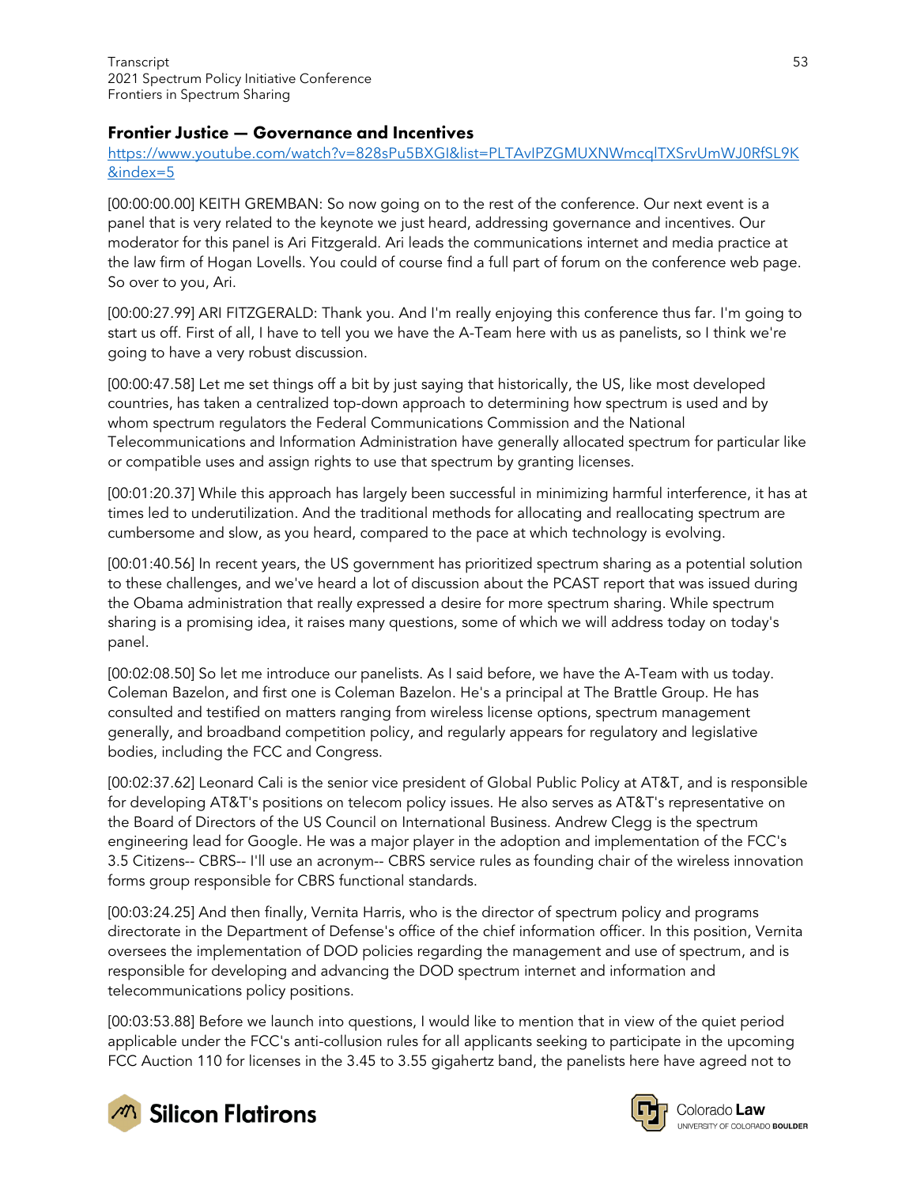## Frontier Justice — Governance and Incentives

https://www.youtube.com/watch?v=828sPu5BXGI&list=PLTAvlPZGMUXNWmcqlTXSrvUmWJ0RfSL9K&index=5

[00:00:00.00] KEITH GREMBAN: So now going on to the rest of the conference. Our next event is a panel that is very related to the keynote we just heard, addressing governance and incentives. Our moderator for this panel is Ari Fitzgerald. Ari leads the communications internet and media practice at the law firm of Hogan Lovells. You could of course find a full part of forum on the conference web page. So over to you, Ari.

[00:00:27.99] ARI FITZGERALD: Thank you. And I'm really enjoying this conference thus far. I'm going to start us off. First of all, I have to tell you we have the A-Team here with us as panelists, so I think we're going to have a very robust discussion.

[00:00:47.58] Let me set things off a bit by just saying that historically, the US, like most developed countries, has taken a centralized top-down approach to determining how spectrum is used and by whom spectrum regulators the Federal Communications Commission and the National Telecommunications and Information Administration have generally allocated spectrum for particular like or compatible uses and assign rights to use that spectrum by granting licenses.

[00:01:20.37] While this approach has largely been successful in minimizing harmful interference, it has at times led to underutilization. And the traditional methods for allocating and reallocating spectrum are cumbersome and slow, as you heard, compared to the pace at which technology is evolving.

[00:01:40.56] In recent years, the US government has prioritized spectrum sharing as a potential solution to these challenges, and we've heard a lot of discussion about the PCAST report that was issued during the Obama administration that really expressed a desire for more spectrum sharing. While spectrum sharing is a promising idea, it raises many questions, some of which we will address today on today's panel.

[00:02:08.50] So let me introduce our panelists. As I said before, we have the A-Team with us today. Coleman Bazelon, and first one is Coleman Bazelon. He's a principal at The Brattle Group. He has consulted and testified on matters ranging from wireless license options, spectrum management generally, and broadband competition policy, and regularly appears for regulatory and legislative bodies, including the FCC and Congress.

[00:02:37.62] Leonard Cali is the senior vice president of Global Public Policy at AT&T, and is responsible for developing AT&T's positions on telecom policy issues. He also serves as AT&T's representative on the Board of Directors of the US Council on International Business. Andrew Clegg is the spectrum engineering lead for Google. He was a major player in the adoption and implementation of the FCC's 3.5 Citizens-- CBRS-- I'll use an acronym-- CBRS service rules as founding chair of the wireless innovation forms group responsible for CBRS functional standards.

[00:03:24.25] And then finally, Vernita Harris, who is the director of spectrum policy and programs directorate in the Department of Defense's office of the chief information officer. In this position, Vernita oversees the implementation of DOD policies regarding the management and use of spectrum, and is responsible for developing and advancing the DOD spectrum internet and information and telecommunications policy positions.

[00:03:53.88] Before we launch into questions, I would like to mention that in view of the quiet period applicable under the FCC's anti-collusion rules for all applicants seeking to participate in the upcoming FCC Auction 110 for licenses in the 3.45 to 3.55 gigahertz band, the panelists here have agreed not to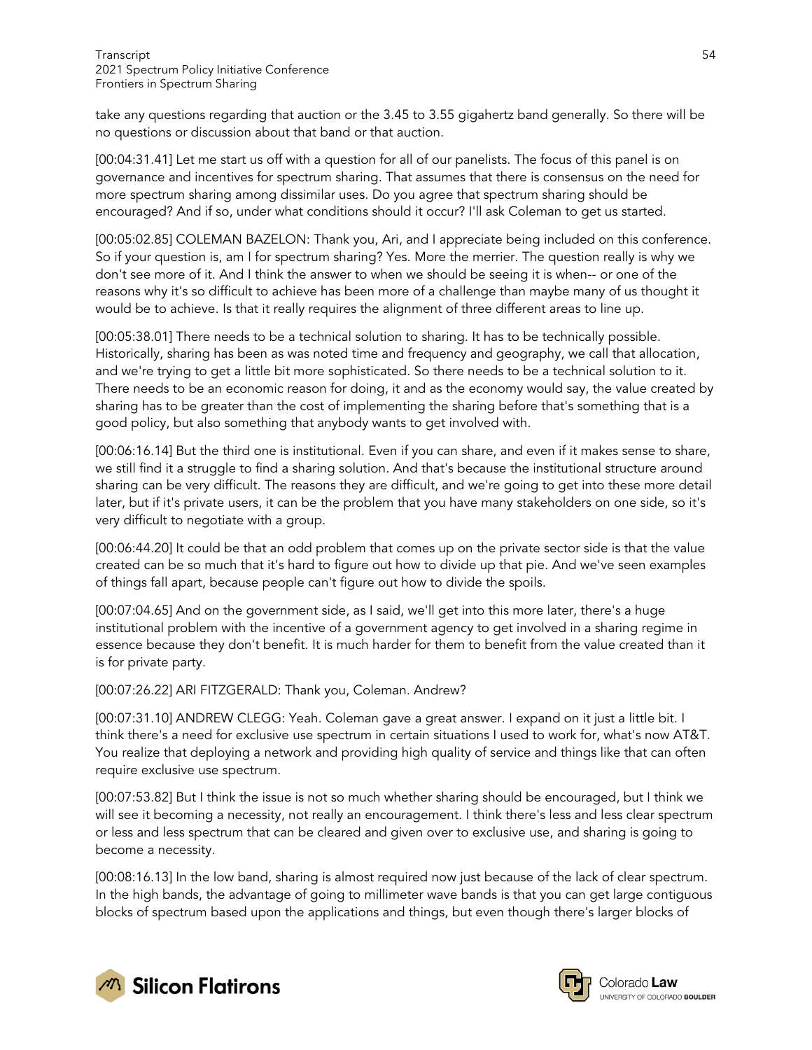take any questions regarding that auction or the 3.45 to 3.55 gigahertz band generally. So there will be no questions or discussion about that band or that auction.

[00:04:31.41] Let me start us off with a question for all of our panelists. The focus of this panel is on governance and incentives for spectrum sharing. That assumes that there is consensus on the need for more spectrum sharing among dissimilar uses. Do you agree that spectrum sharing should be encouraged? And if so, under what conditions should it occur? I'll ask Coleman to get us started.

[00:05:02.85] COLEMAN BAZELON: Thank you, Ari, and I appreciate being included on this conference. So if your question is, am I for spectrum sharing? Yes. More the merrier. The question really is why we don't see more of it. And I think the answer to when we should be seeing it is when-- or one of the reasons why it's so difficult to achieve has been more of a challenge than maybe many of us thought it would be to achieve. Is that it really requires the alignment of three different areas to line up.

[00:05:38.01] There needs to be a technical solution to sharing. It has to be technically possible. Historically, sharing has been as was noted time and frequency and geography, we call that allocation, and we're trying to get a little bit more sophisticated. So there needs to be a technical solution to it. There needs to be an economic reason for doing, it and as the economy would say, the value created by sharing has to be greater than the cost of implementing the sharing before that's something that is a good policy, but also something that anybody wants to get involved with.

[00:06:16.14] But the third one is institutional. Even if you can share, and even if it makes sense to share, we still find it a struggle to find a sharing solution. And that's because the institutional structure around sharing can be very difficult. The reasons they are difficult, and we're going to get into these more detail later, but if it's private users, it can be the problem that you have many stakeholders on one side, so it's very difficult to negotiate with a group.

[00:06:44.20] It could be that an odd problem that comes up on the private sector side is that the value created can be so much that it's hard to figure out how to divide up that pie. And we've seen examples of things fall apart, because people can't figure out how to divide the spoils.

[00:07:04.65] And on the government side, as I said, we'll get into this more later, there's a huge institutional problem with the incentive of a government agency to get involved in a sharing regime in essence because they don't benefit. It is much harder for them to benefit from the value created than it is for private party.

[00:07:26.22] ARI FITZGERALD: Thank you, Coleman. Andrew?

[00:07:31.10] ANDREW CLEGG: Yeah. Coleman gave a great answer. I expand on it just a little bit. I think there's a need for exclusive use spectrum in certain situations I used to work for, what's now AT&T. You realize that deploying a network and providing high quality of service and things like that can often require exclusive use spectrum.

[00:07:53.82] But I think the issue is not so much whether sharing should be encouraged, but I think we will see it becoming a necessity, not really an encouragement. I think there's less and less clear spectrum or less and less spectrum that can be cleared and given over to exclusive use, and sharing is going to become a necessity.

[00:08:16.13] In the low band, sharing is almost required now just because of the lack of clear spectrum. In the high bands, the advantage of going to millimeter wave bands is that you can get large contiguous blocks of spectrum based upon the applications and things, but even though there's larger blocks of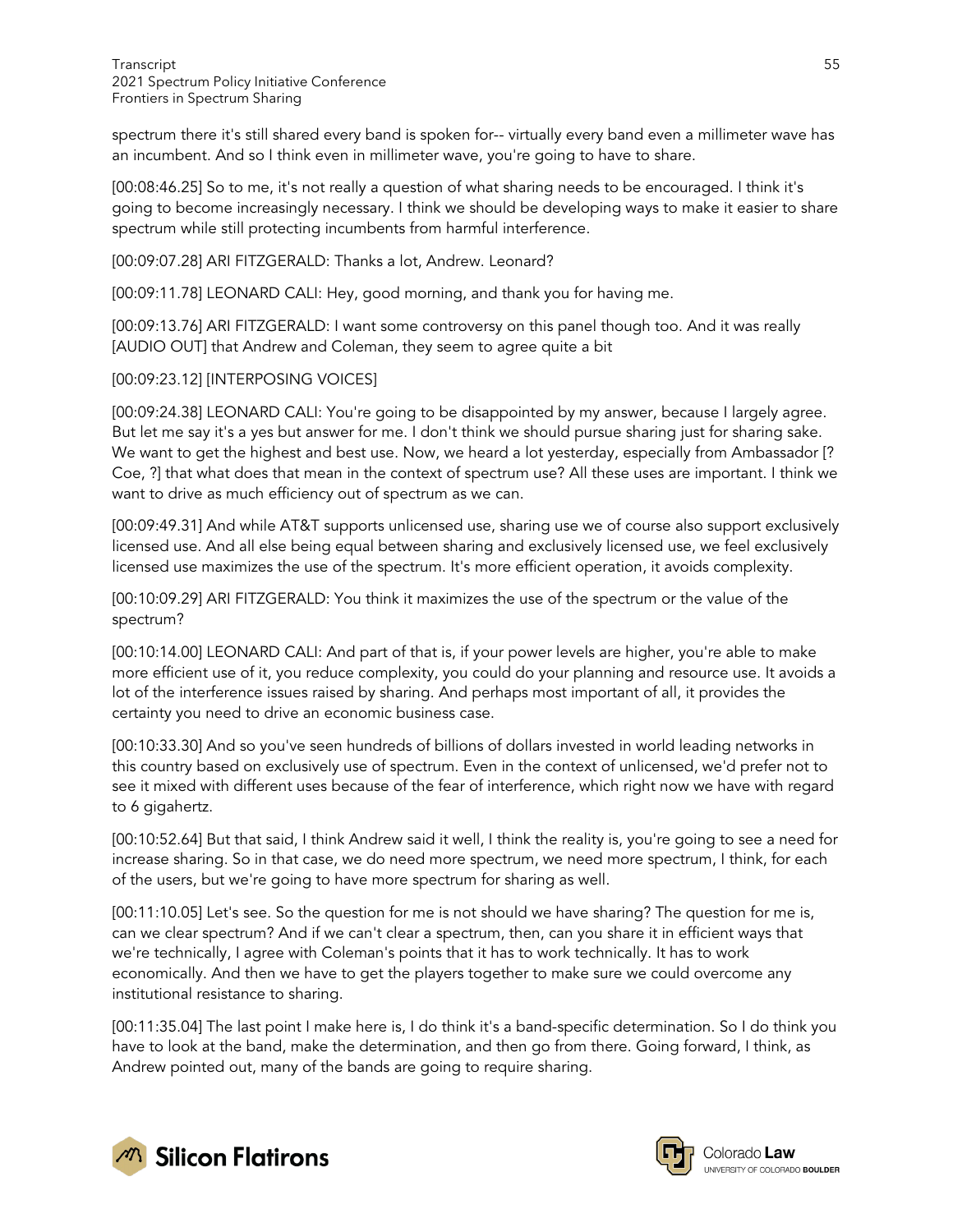spectrum there it's still shared every band is spoken for-- virtually every band even a millimeter wave has an incumbent. And so I think even in millimeter wave, you're going to have to share.

[00:08:46.25] So to me, it's not really a question of what sharing needs to be encouraged. I think it's going to become increasingly necessary. I think we should be developing ways to make it easier to share spectrum while still protecting incumbents from harmful interference.

[00:09:07.28] ARI FITZGERALD: Thanks a lot, Andrew. Leonard?

[00:09:11.78] LEONARD CALI: Hey, good morning, and thank you for having me.

[00:09:13.76] ARI FITZGERALD: I want some controversy on this panel though too. And it was really [AUDIO OUT] that Andrew and Coleman, they seem to agree quite a bit

[00:09:23.12] [INTERPOSING VOICES]

[00:09:24.38] LEONARD CALI: You're going to be disappointed by my answer, because I largely agree. But let me say it's a yes but answer for me. I don't think we should pursue sharing just for sharing sake. We want to get the highest and best use. Now, we heard a lot yesterday, especially from Ambassador [? Coe, ?] that what does that mean in the context of spectrum use? All these uses are important. I think we want to drive as much efficiency out of spectrum as we can.

[00:09:49.31] And while AT&T supports unlicensed use, sharing use we of course also support exclusively licensed use. And all else being equal between sharing and exclusively licensed use, we feel exclusively licensed use maximizes the use of the spectrum. It's more efficient operation, it avoids complexity.

[00:10:09.29] ARI FITZGERALD: You think it maximizes the use of the spectrum or the value of the spectrum?

[00:10:14.00] LEONARD CALI: And part of that is, if your power levels are higher, you're able to make more efficient use of it, you reduce complexity, you could do your planning and resource use. It avoids a lot of the interference issues raised by sharing. And perhaps most important of all, it provides the certainty you need to drive an economic business case.

[00:10:33.30] And so you've seen hundreds of billions of dollars invested in world leading networks in this country based on exclusively use of spectrum. Even in the context of unlicensed, we'd prefer not to see it mixed with different uses because of the fear of interference, which right now we have with regard to 6 gigahertz.

[00:10:52.64] But that said, I think Andrew said it well, I think the reality is, you're going to see a need for increase sharing. So in that case, we do need more spectrum, we need more spectrum, I think, for each of the users, but we're going to have more spectrum for sharing as well.

[00:11:10.05] Let's see. So the question for me is not should we have sharing? The question for me is, can we clear spectrum? And if we can't clear a spectrum, then, can you share it in efficient ways that we're technically, I agree with Coleman's points that it has to work technically. It has to work economically. And then we have to get the players together to make sure we could overcome any institutional resistance to sharing.

[00:11:35.04] The last point I make here is, I do think it's a band-specific determination. So I do think you have to look at the band, make the determination, and then go from there. Going forward, I think, as Andrew pointed out, many of the bands are going to require sharing.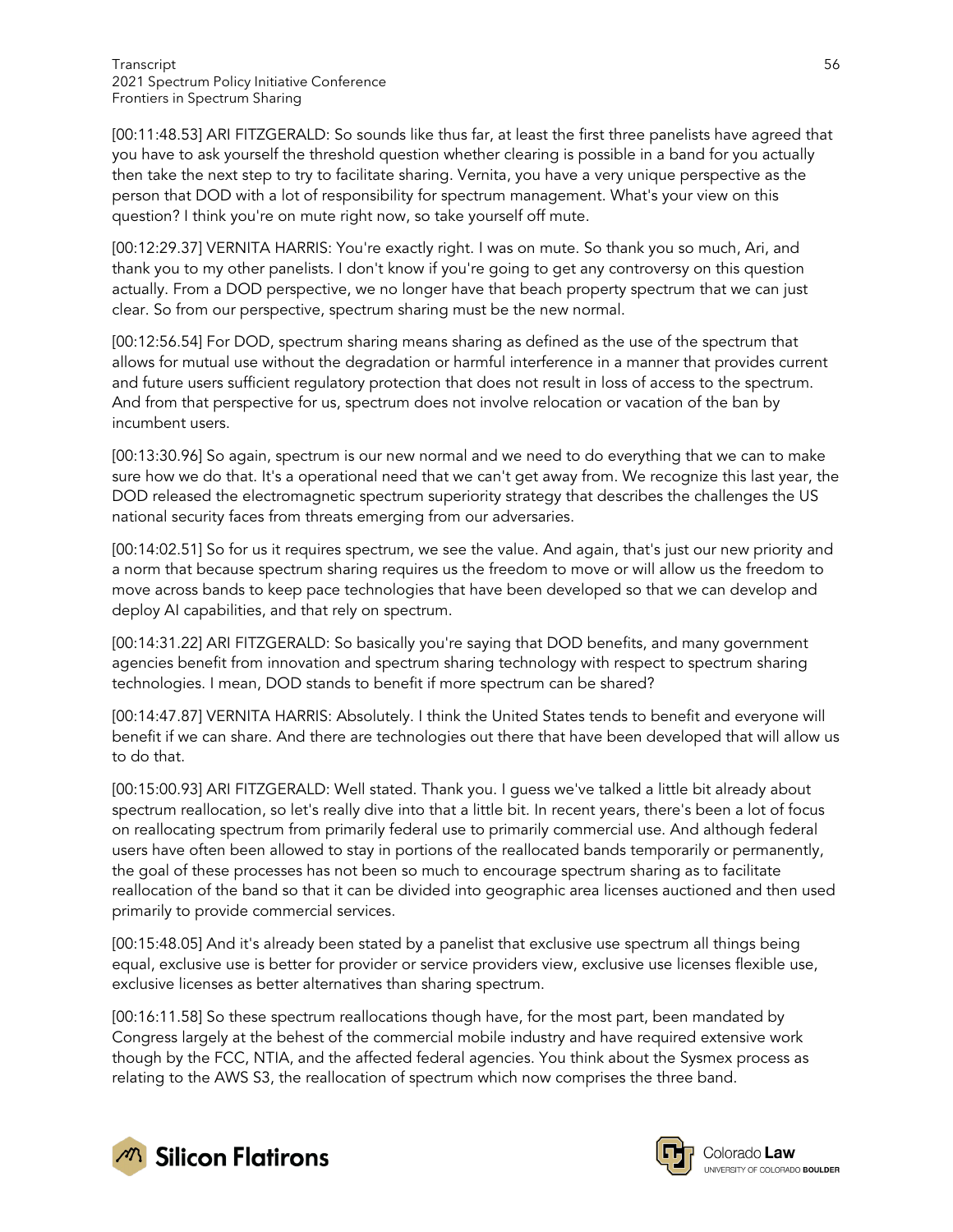[00:11:48.53] ARI FITZGERALD: So sounds like thus far, at least the first three panelists have agreed that you have to ask yourself the threshold question whether clearing is possible in a band for you actually then take the next step to try to facilitate sharing. Vernita, you have a very unique perspective as the person that DOD with a lot of responsibility for spectrum management. What's your view on this question? I think you're on mute right now, so take yourself off mute.

[00:12:29.37] VERNITA HARRIS: You're exactly right. I was on mute. So thank you so much, Ari, and thank you to my other panelists. I don't know if you're going to get any controversy on this question actually. From a DOD perspective, we no longer have that beach property spectrum that we can just clear. So from our perspective, spectrum sharing must be the new normal.

[00:12:56.54] For DOD, spectrum sharing means sharing as defined as the use of the spectrum that allows for mutual use without the degradation or harmful interference in a manner that provides current and future users sufficient regulatory protection that does not result in loss of access to the spectrum. And from that perspective for us, spectrum does not involve relocation or vacation of the ban by incumbent users.

[00:13:30.96] So again, spectrum is our new normal and we need to do everything that we can to make sure how we do that. It's a operational need that we can't get away from. We recognize this last year, the DOD released the electromagnetic spectrum superiority strategy that describes the challenges the US national security faces from threats emerging from our adversaries.

[00:14:02.51] So for us it requires spectrum, we see the value. And again, that's just our new priority and a norm that because spectrum sharing requires us the freedom to move or will allow us the freedom to move across bands to keep pace technologies that have been developed so that we can develop and deploy AI capabilities, and that rely on spectrum.

[00:14:31.22] ARI FITZGERALD: So basically you're saying that DOD benefits, and many government agencies benefit from innovation and spectrum sharing technology with respect to spectrum sharing technologies. I mean, DOD stands to benefit if more spectrum can be shared?

[00:14:47.87] VERNITA HARRIS: Absolutely. I think the United States tends to benefit and everyone will benefit if we can share. And there are technologies out there that have been developed that will allow us to do that.

[00:15:00.93] ARI FITZGERALD: Well stated. Thank you. I guess we've talked a little bit already about spectrum reallocation, so let's really dive into that a little bit. In recent years, there's been a lot of focus on reallocating spectrum from primarily federal use to primarily commercial use. And although federal users have often been allowed to stay in portions of the reallocated bands temporarily or permanently, the goal of these processes has not been so much to encourage spectrum sharing as to facilitate reallocation of the band so that it can be divided into geographic area licenses auctioned and then used primarily to provide commercial services.

[00:15:48.05] And it's already been stated by a panelist that exclusive use spectrum all things being equal, exclusive use is better for provider or service providers view, exclusive use licenses flexible use, exclusive licenses as better alternatives than sharing spectrum.

[00:16:11.58] So these spectrum reallocations though have, for the most part, been mandated by Congress largely at the behest of the commercial mobile industry and have required extensive work though by the FCC, NTIA, and the affected federal agencies. You think about the Sysmex process as relating to the AWS S3, the reallocation of spectrum which now comprises the three band.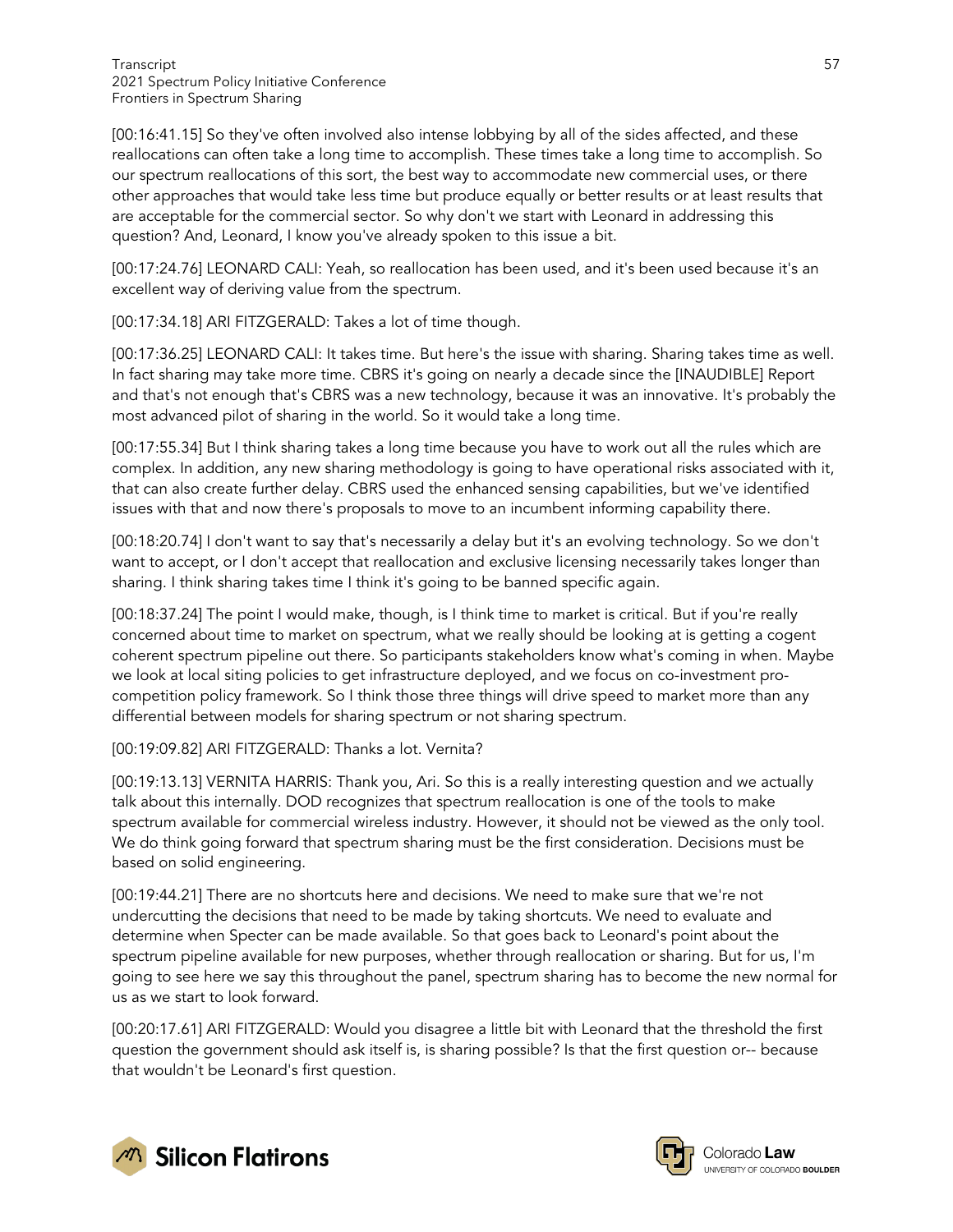[00:16:41.15] So they've often involved also intense lobbying by all of the sides affected, and these reallocations can often take a long time to accomplish. These times take a long time to accomplish. So our spectrum reallocations of this sort, the best way to accommodate new commercial uses, or there other approaches that would take less time but produce equally or better results or at least results that are acceptable for the commercial sector. So why don't we start with Leonard in addressing this question? And, Leonard, I know you've already spoken to this issue a bit.

[00:17:24.76] LEONARD CALI: Yeah, so reallocation has been used, and it's been used because it's an excellent way of deriving value from the spectrum.

[00:17:34.18] ARI FITZGERALD: Takes a lot of time though.

[00:17:36.25] LEONARD CALI: It takes time. But here's the issue with sharing. Sharing takes time as well. In fact sharing may take more time. CBRS it's going on nearly a decade since the [INAUDIBLE] Report and that's not enough that's CBRS was a new technology, because it was an innovative. It's probably the most advanced pilot of sharing in the world. So it would take a long time.

[00:17:55.34] But I think sharing takes a long time because you have to work out all the rules which are complex. In addition, any new sharing methodology is going to have operational risks associated with it, that can also create further delay. CBRS used the enhanced sensing capabilities, but we've identified issues with that and now there's proposals to move to an incumbent informing capability there.

[00:18:20.74] I don't want to say that's necessarily a delay but it's an evolving technology. So we don't want to accept, or I don't accept that reallocation and exclusive licensing necessarily takes longer than sharing. I think sharing takes time I think it's going to be banned specific again.

[00:18:37.24] The point I would make, though, is I think time to market is critical. But if you're really concerned about time to market on spectrum, what we really should be looking at is getting a cogent coherent spectrum pipeline out there. So participants stakeholders know what's coming in when. Maybe we look at local siting policies to get infrastructure deployed, and we focus on co-investment pro-competition policy framework. So I think those three things will drive speed to market more than any differential between models for sharing spectrum or not sharing spectrum.

[00:19:09.82] ARI FITZGERALD: Thanks a lot. Vernita?

[00:19:13.13] VERNITA HARRIS: Thank you, Ari. So this is a really interesting question and we actually talk about this internally. DOD recognizes that spectrum reallocation is one of the tools to make spectrum available for commercial wireless industry. However, it should not be viewed as the only tool. We do think going forward that spectrum sharing must be the first consideration. Decisions must be based on solid engineering.

[00:19:44.21] There are no shortcuts here and decisions. We need to make sure that we're not undercutting the decisions that need to be made by taking shortcuts. We need to evaluate and determine when Specter can be made available. So that goes back to Leonard's point about the spectrum pipeline available for new purposes, whether through reallocation or sharing. But for us, I'm going to see here we say this throughout the panel, spectrum sharing has to become the new normal for us as we start to look forward.

[00:20:17.61] ARI FITZGERALD: Would you disagree a little bit with Leonard that the threshold the first question the government should ask itself is, is sharing possible? Is that the first question or-- because that wouldn't be Leonard's first question.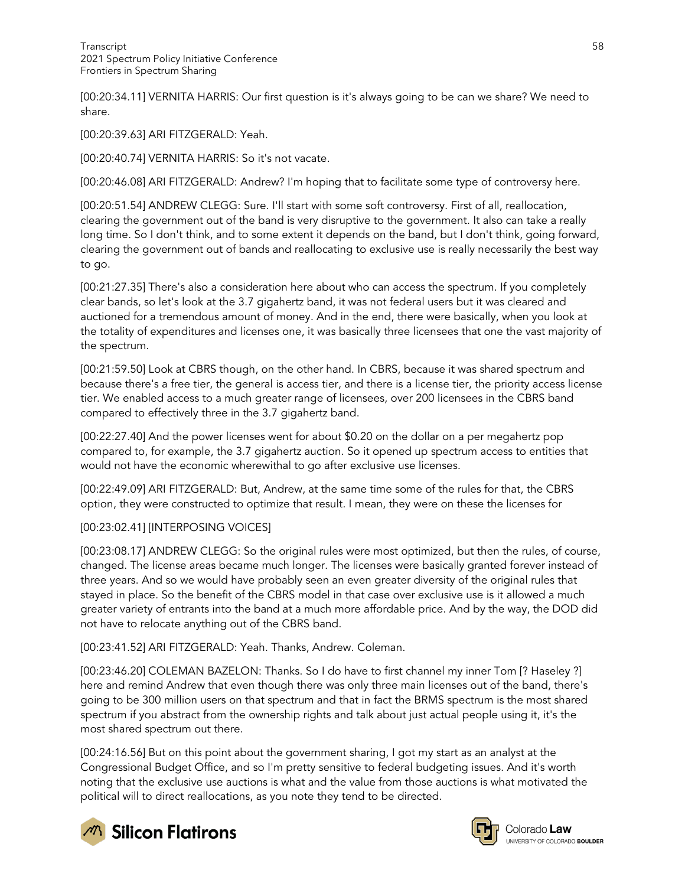[00:20:34.11] VERNITA HARRIS: Our first question is it's always going to be can we share? We need to share.

[00:20:39.63] ARI FITZGERALD: Yeah.

[00:20:40.74] VERNITA HARRIS: So it's not vacate.

[00:20:46.08] ARI FITZGERALD: Andrew? I'm hoping that to facilitate some type of controversy here.

[00:20:51.54] ANDREW CLEGG: Sure. I'll start with some soft controversy. First of all, reallocation, clearing the government out of the band is very disruptive to the government. It also can take a really long time. So I don't think, and to some extent it depends on the band, but I don't think, going forward, clearing the government out of bands and reallocating to exclusive use is really necessarily the best way to go.

[00:21:27.35] There's also a consideration here about who can access the spectrum. If you completely clear bands, so let's look at the 3.7 gigahertz band, it was not federal users but it was cleared and auctioned for a tremendous amount of money. And in the end, there were basically, when you look at the totality of expenditures and licenses one, it was basically three licensees that one the vast majority of the spectrum.

[00:21:59.50] Look at CBRS though, on the other hand. In CBRS, because it was shared spectrum and because there's a free tier, the general is access tier, and there is a license tier, the priority access license tier. We enabled access to a much greater range of licensees, over 200 licensees in the CBRS band compared to effectively three in the 3.7 gigahertz band.

[00:22:27.40] And the power licenses went for about $0.20 on the dollar on a per megahertz pop compared to, for example, the 3.7 gigahertz auction. So it opened up spectrum access to entities that would not have the economic wherewithal to go after exclusive use licenses.

[00:22:49.09] ARI FITZGERALD: But, Andrew, at the same time some of the rules for that, the CBRS option, they were constructed to optimize that result. I mean, they were on these the licenses for

[00:23:02.41] [INTERPOSING VOICES]

[00:23:08.17] ANDREW CLEGG: So the original rules were most optimized, but then the rules, of course, changed. The license areas became much longer. The licenses were basically granted forever instead of three years. And so we would have probably seen an even greater diversity of the original rules that stayed in place. So the benefit of the CBRS model in that case over exclusive use is it allowed a much greater variety of entrants into the band at a much more affordable price. And by the way, the DOD did not have to relocate anything out of the CBRS band.

[00:23:41.52] ARI FITZGERALD: Yeah. Thanks, Andrew. Coleman.

[00:23:46.20] COLEMAN BAZELON: Thanks. So I do have to first channel my inner Tom [? Haseley ?] here and remind Andrew that even though there was only three main licenses out of the band, there's going to be 300 million users on that spectrum and that in fact the BRMS spectrum is the most shared spectrum if you abstract from the ownership rights and talk about just actual people using it, it's the most shared spectrum out there.

[00:24:16.56] But on this point about the government sharing, I got my start as an analyst at the Congressional Budget Office, and so I'm pretty sensitive to federal budgeting issues. And it's worth noting that the exclusive use auctions is what and the value from those auctions is what motivated the political will to direct reallocations, as you note they tend to be directed.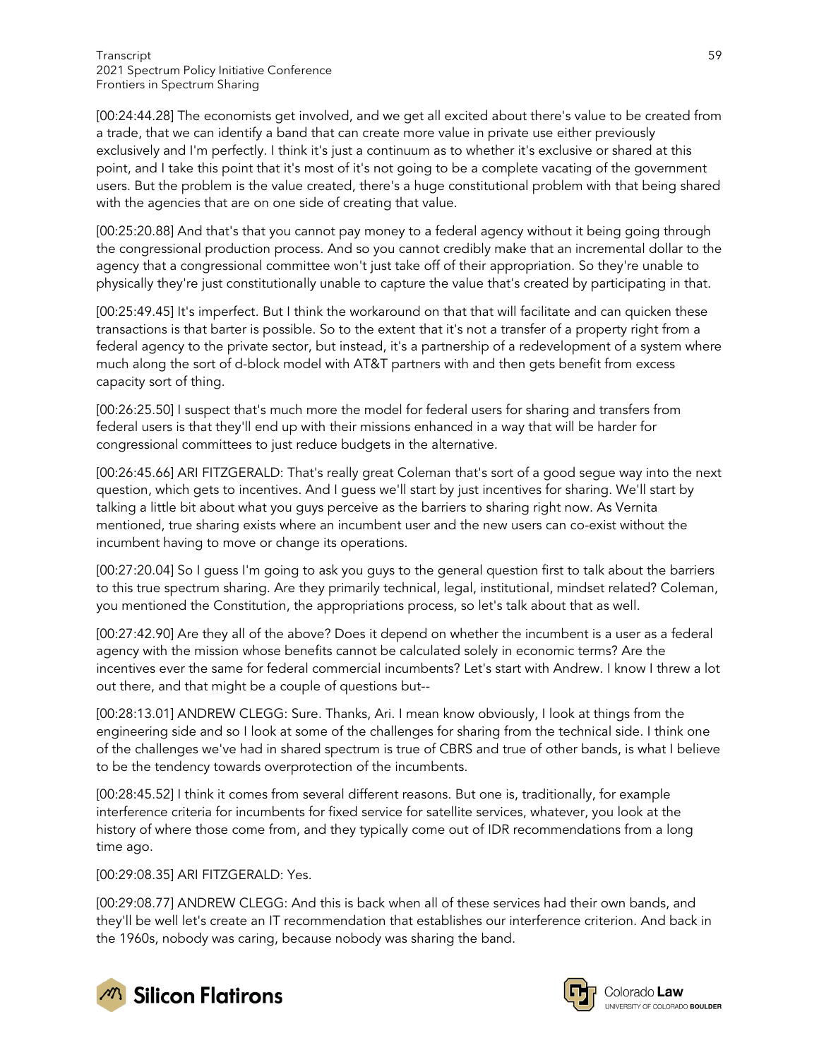[00:24:44.28] The economists get involved, and we get all excited about there's value to be created from a trade, that we can identify a band that can create more value in private use either previously exclusively and I'm perfectly. I think it's just a continuum as to whether it's exclusive or shared at this point, and I take this point that it's most of it's not going to be a complete vacating of the government users. But the problem is the value created, there's a huge constitutional problem with that being shared with the agencies that are on one side of creating that value.

[00:25:20.88] And that's that you cannot pay money to a federal agency without it being going through the congressional production process. And so you cannot credibly make that an incremental dollar to the agency that a congressional committee won't just take off of their appropriation. So they're unable to physically they're just constitutionally unable to capture the value that's created by participating in that.

[00:25:49.45] It's imperfect. But I think the workaround on that that will facilitate and can quicken these transactions is that barter is possible. So to the extent that it's not a transfer of a property right from a federal agency to the private sector, but instead, it's a partnership of a redevelopment of a system where much along the sort of d-block model with AT&T partners with and then gets benefit from excess capacity sort of thing.

[00:26:25.50] I suspect that's much more the model for federal users for sharing and transfers from federal users is that they'll end up with their missions enhanced in a way that will be harder for congressional committees to just reduce budgets in the alternative.

[00:26:45.66] ARI FITZGERALD: That's really great Coleman that's sort of a good segue way into the next question, which gets to incentives. And I guess we'll start by just incentives for sharing. We'll start by talking a little bit about what you guys perceive as the barriers to sharing right now. As Vernita mentioned, true sharing exists where an incumbent user and the new users can co-exist without the incumbent having to move or change its operations.

[00:27:20.04] So I guess I'm going to ask you guys to the general question first to talk about the barriers to this true spectrum sharing. Are they primarily technical, legal, institutional, mindset related? Coleman, you mentioned the Constitution, the appropriations process, so let's talk about that as well.

[00:27:42.90] Are they all of the above? Does it depend on whether the incumbent is a user as a federal agency with the mission whose benefits cannot be calculated solely in economic terms? Are the incentives ever the same for federal commercial incumbents? Let's start with Andrew. I know I threw a lot out there, and that might be a couple of questions but--

[00:28:13.01] ANDREW CLEGG: Sure. Thanks, Ari. I mean know obviously, I look at things from the engineering side and so I look at some of the challenges for sharing from the technical side. I think one of the challenges we've had in shared spectrum is true of CBRS and true of other bands, is what I believe to be the tendency towards overprotection of the incumbents.

[00:28:45.52] I think it comes from several different reasons. But one is, traditionally, for example interference criteria for incumbents for fixed service for satellite services, whatever, you look at the history of where those come from, and they typically come out of IDR recommendations from a long time ago.

[00:29:08.35] ARI FITZGERALD: Yes.

[00:29:08.77] ANDREW CLEGG: And this is back when all of these services had their own bands, and they'll be well let's create an IT recommendation that establishes our interference criterion. And back in the 1960s, nobody was caring, because nobody was sharing the band.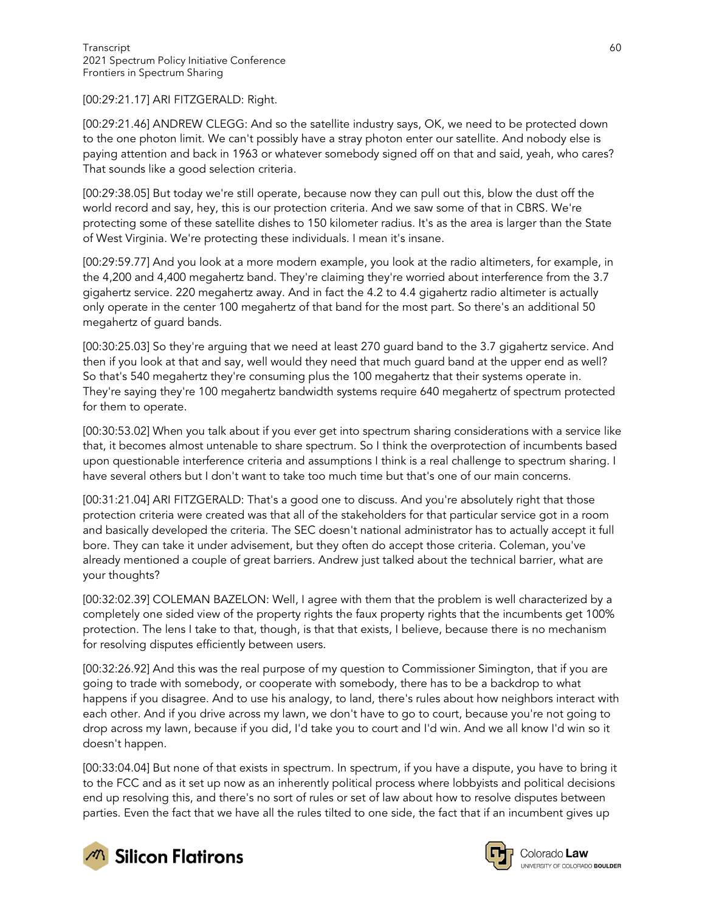[00:29:21.17] ARI FITZGERALD: Right.

[00:29:21.46] ANDREW CLEGG: And so the satellite industry says, OK, we need to be protected down to the one photon limit. We can't possibly have a stray photon enter our satellite. And nobody else is paying attention and back in 1963 or whatever somebody signed off on that and said, yeah, who cares? That sounds like a good selection criteria.

[00:29:38.05] But today we're still operate, because now they can pull out this, blow the dust off the world record and say, hey, this is our protection criteria. And we saw some of that in CBRS. We're protecting some of these satellite dishes to 150 kilometer radius. It's as the area is larger than the State of West Virginia. We're protecting these individuals. I mean it's insane.

[00:29:59.77] And you look at a more modern example, you look at the radio altimeters, for example, in the 4,200 and 4,400 megahertz band. They're claiming they're worried about interference from the 3.7 gigahertz service. 220 megahertz away. And in fact the 4.2 to 4.4 gigahertz radio altimeter is actually only operate in the center 100 megahertz of that band for the most part. So there's an additional 50 megahertz of guard bands.

[00:30:25.03] So they're arguing that we need at least 270 guard band to the 3.7 gigahertz service. And then if you look at that and say, well would they need that much guard band at the upper end as well? So that's 540 megahertz they're consuming plus the 100 megahertz that their systems operate in. They're saying they're 100 megahertz bandwidth systems require 640 megahertz of spectrum protected for them to operate.

[00:30:53.02] When you talk about if you ever get into spectrum sharing considerations with a service like that, it becomes almost untenable to share spectrum. So I think the overprotection of incumbents based upon questionable interference criteria and assumptions I think is a real challenge to spectrum sharing. I have several others but I don't want to take too much time but that's one of our main concerns.

[00:31:21.04] ARI FITZGERALD: That's a good one to discuss. And you're absolutely right that those protection criteria were created was that all of the stakeholders for that particular service got in a room and basically developed the criteria. The SEC doesn't national administrator has to actually accept it full bore. They can take it under advisement, but they often do accept those criteria. Coleman, you've already mentioned a couple of great barriers. Andrew just talked about the technical barrier, what are your thoughts?

[00:32:02.39] COLEMAN BAZELON: Well, I agree with them that the problem is well characterized by a completely one sided view of the property rights the faux property rights that the incumbents get 100% protection. The lens I take to that, though, is that that exists, I believe, because there is no mechanism for resolving disputes efficiently between users.

[00:32:26.92] And this was the real purpose of my question to Commissioner Simington, that if you are going to trade with somebody, or cooperate with somebody, there has to be a backdrop to what happens if you disagree. And to use his analogy, to land, there's rules about how neighbors interact with each other. And if you drive across my lawn, we don't have to go to court, because you're not going to drop across my lawn, because if you did, I'd take you to court and I'd win. And we all know I'd win so it doesn't happen.

[00:33:04.04] But none of that exists in spectrum. In spectrum, if you have a dispute, you have to bring it to the FCC and as it set up now as an inherently political process where lobbyists and political decisions end up resolving this, and there's no sort of rules or set of law about how to resolve disputes between parties. Even the fact that we have all the rules tilted to one side, the fact that if an incumbent gives up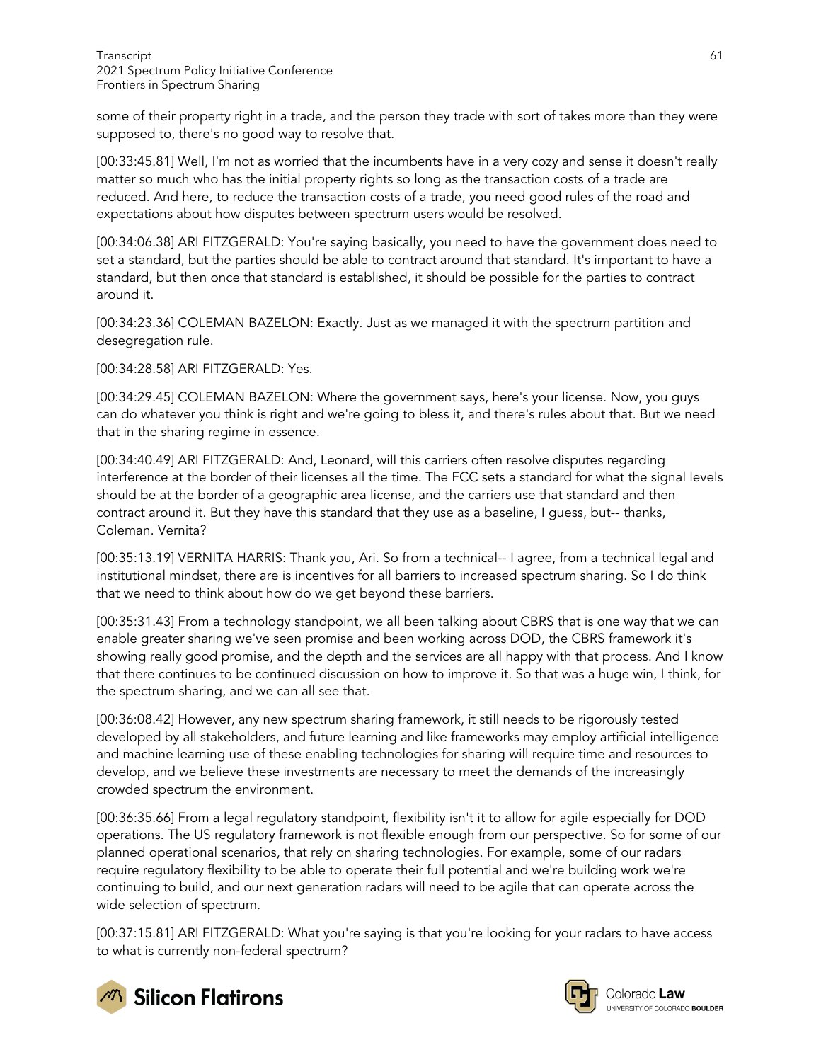some of their property right in a trade, and the person they trade with sort of takes more than they were supposed to, there's no good way to resolve that.

[00:33:45.81] Well, I'm not as worried that the incumbents have in a very cozy and sense it doesn't really matter so much who has the initial property rights so long as the transaction costs of a trade are reduced. And here, to reduce the transaction costs of a trade, you need good rules of the road and expectations about how disputes between spectrum users would be resolved.

[00:34:06.38] ARI FITZGERALD: You're saying basically, you need to have the government does need to set a standard, but the parties should be able to contract around that standard. It's important to have a standard, but then once that standard is established, it should be possible for the parties to contract around it.

[00:34:23.36] COLEMAN BAZELON: Exactly. Just as we managed it with the spectrum partition and desegregation rule.

[00:34:28.58] ARI FITZGERALD: Yes.

[00:34:29.45] COLEMAN BAZELON: Where the government says, here's your license. Now, you guys can do whatever you think is right and we're going to bless it, and there's rules about that. But we need that in the sharing regime in essence.

[00:34:40.49] ARI FITZGERALD: And, Leonard, will this carriers often resolve disputes regarding interference at the border of their licenses all the time. The FCC sets a standard for what the signal levels should be at the border of a geographic area license, and the carriers use that standard and then contract around it. But they have this standard that they use as a baseline, I guess, but-- thanks, Coleman. Vernita?

[00:35:13.19] VERNITA HARRIS: Thank you, Ari. So from a technical-- I agree, from a technical legal and institutional mindset, there are is incentives for all barriers to increased spectrum sharing. So I do think that we need to think about how do we get beyond these barriers.

[00:35:31.43] From a technology standpoint, we all been talking about CBRS that is one way that we can enable greater sharing we've seen promise and been working across DOD, the CBRS framework it's showing really good promise, and the depth and the services are all happy with that process. And I know that there continues to be continued discussion on how to improve it. So that was a huge win, I think, for the spectrum sharing, and we can all see that.

[00:36:08.42] However, any new spectrum sharing framework, it still needs to be rigorously tested developed by all stakeholders, and future learning and like frameworks may employ artificial intelligence and machine learning use of these enabling technologies for sharing will require time and resources to develop, and we believe these investments are necessary to meet the demands of the increasingly crowded spectrum the environment.

[00:36:35.66] From a legal regulatory standpoint, flexibility isn't it to allow for agile especially for DOD operations. The US regulatory framework is not flexible enough from our perspective. So for some of our planned operational scenarios, that rely on sharing technologies. For example, some of our radars require regulatory flexibility to be able to operate their full potential and we're building work we're continuing to build, and our next generation radars will need to be agile that can operate across the wide selection of spectrum.

[00:37:15.81] ARI FITZGERALD: What you're saying is that you're looking for your radars to have access to what is currently non-federal spectrum?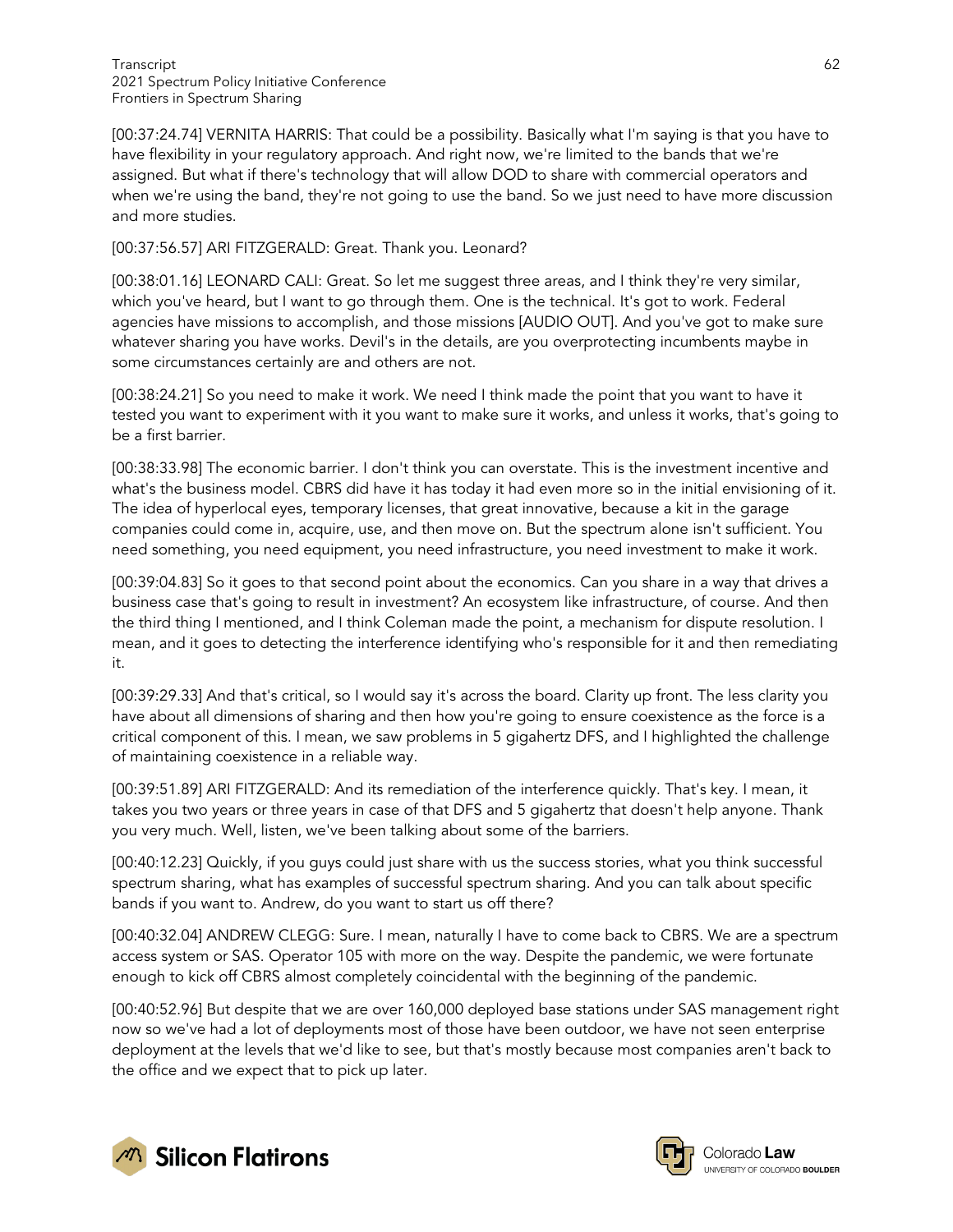[00:37:24.74] VERNITA HARRIS: That could be a possibility. Basically what I'm saying is that you have to have flexibility in your regulatory approach. And right now, we're limited to the bands that we're assigned. But what if there's technology that will allow DOD to share with commercial operators and when we're using the band, they're not going to use the band. So we just need to have more discussion and more studies.

[00:37:56.57] ARI FITZGERALD: Great. Thank you. Leonard?

[00:38:01.16] LEONARD CALI: Great. So let me suggest three areas, and I think they're very similar, which you've heard, but I want to go through them. One is the technical. It's got to work. Federal agencies have missions to accomplish, and those missions [AUDIO OUT]. And you've got to make sure whatever sharing you have works. Devil's in the details, are you overprotecting incumbents maybe in some circumstances certainly are and others are not.

[00:38:24.21] So you need to make it work. We need I think made the point that you want to have it tested you want to experiment with it you want to make sure it works, and unless it works, that's going to be a first barrier.

[00:38:33.98] The economic barrier. I don't think you can overstate. This is the investment incentive and what's the business model. CBRS did have it has today it had even more so in the initial envisioning of it. The idea of hyperlocal eyes, temporary licenses, that great innovative, because a kit in the garage companies could come in, acquire, use, and then move on. But the spectrum alone isn't sufficient. You need something, you need equipment, you need infrastructure, you need investment to make it work.

[00:39:04.83] So it goes to that second point about the economics. Can you share in a way that drives a business case that's going to result in investment? An ecosystem like infrastructure, of course. And then the third thing I mentioned, and I think Coleman made the point, a mechanism for dispute resolution. I mean, and it goes to detecting the interference identifying who's responsible for it and then remediating it.

[00:39:29.33] And that's critical, so I would say it's across the board. Clarity up front. The less clarity you have about all dimensions of sharing and then how you're going to ensure coexistence as the force is a critical component of this. I mean, we saw problems in 5 gigahertz DFS, and I highlighted the challenge of maintaining coexistence in a reliable way.

[00:39:51.89] ARI FITZGERALD: And its remediation of the interference quickly. That's key. I mean, it takes you two years or three years in case of that DFS and 5 gigahertz that doesn't help anyone. Thank you very much. Well, listen, we've been talking about some of the barriers.

[00:40:12.23] Quickly, if you guys could just share with us the success stories, what you think successful spectrum sharing, what has examples of successful spectrum sharing. And you can talk about specific bands if you want to. Andrew, do you want to start us off there?

[00:40:32.04] ANDREW CLEGG: Sure. I mean, naturally I have to come back to CBRS. We are a spectrum access system or SAS. Operator 105 with more on the way. Despite the pandemic, we were fortunate enough to kick off CBRS almost completely coincidental with the beginning of the pandemic.

[00:40:52.96] But despite that we are over 160,000 deployed base stations under SAS management right now so we've had a lot of deployments most of those have been outdoor, we have not seen enterprise deployment at the levels that we'd like to see, but that's mostly because most companies aren't back to the office and we expect that to pick up later.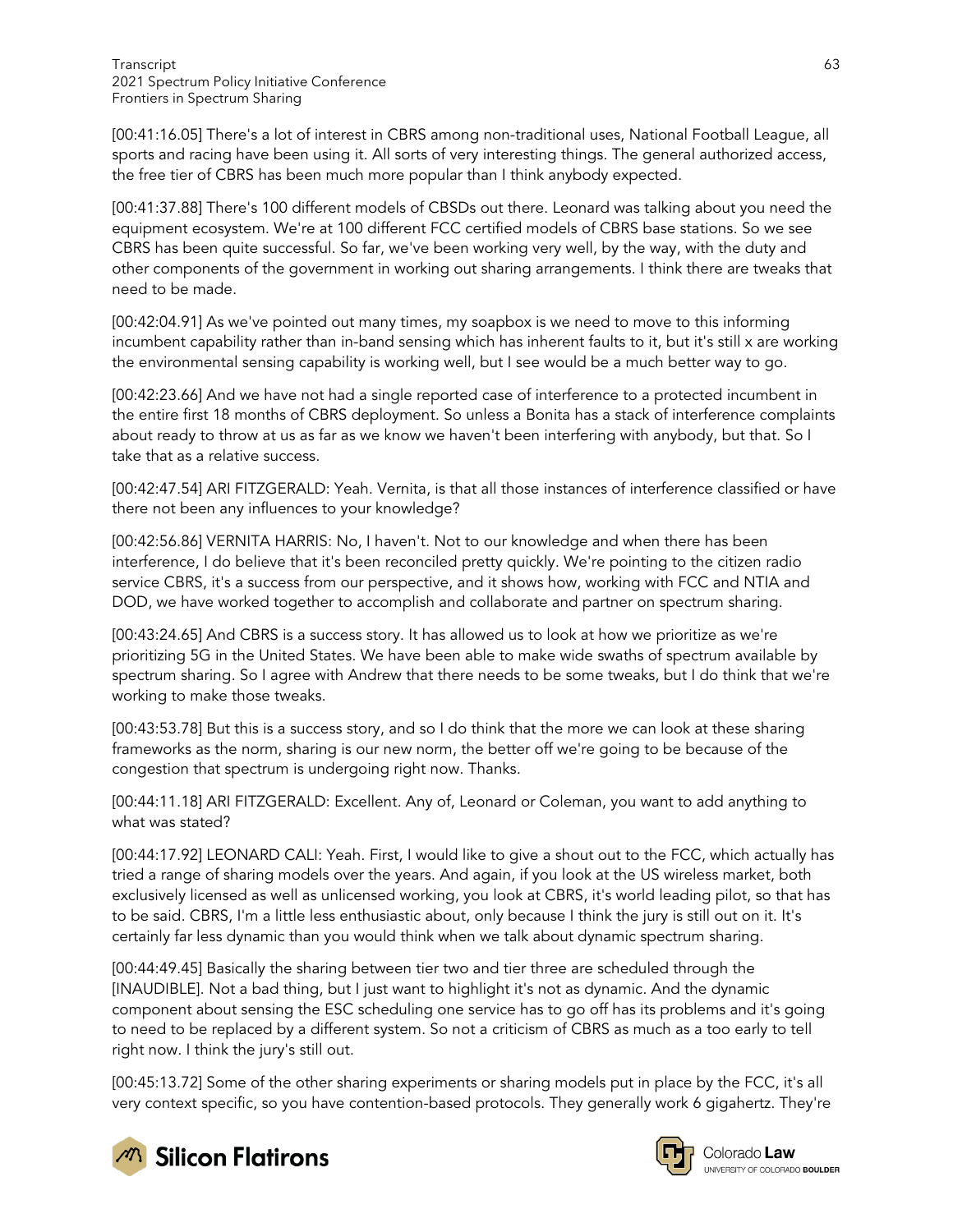[00:41:16.05] There's a lot of interest in CBRS among non-traditional uses, National Football League, all sports and racing have been using it. All sorts of very interesting things. The general authorized access, the free tier of CBRS has been much more popular than I think anybody expected.

[00:41:37.88] There's 100 different models of CBSDs out there. Leonard was talking about you need the equipment ecosystem. We're at 100 different FCC certified models of CBRS base stations. So we see CBRS has been quite successful. So far, we've been working very well, by the way, with the duty and other components of the government in working out sharing arrangements. I think there are tweaks that need to be made.

[00:42:04.91] As we've pointed out many times, my soapbox is we need to move to this informing incumbent capability rather than in-band sensing which has inherent faults to it, but it's still x are working the environmental sensing capability is working well, but I see would be a much better way to go.

[00:42:23.66] And we have not had a single reported case of interference to a protected incumbent in the entire first 18 months of CBRS deployment. So unless a Bonita has a stack of interference complaints about ready to throw at us as far as we know we haven't been interfering with anybody, but that. So I take that as a relative success.

[00:42:47.54] ARI FITZGERALD: Yeah. Vernita, is that all those instances of interference classified or have there not been any influences to your knowledge?

[00:42:56.86] VERNITA HARRIS: No, I haven't. Not to our knowledge and when there has been interference, I do believe that it's been reconciled pretty quickly. We're pointing to the citizen radio service CBRS, it's a success from our perspective, and it shows how, working with FCC and NTIA and DOD, we have worked together to accomplish and collaborate and partner on spectrum sharing.

[00:43:24.65] And CBRS is a success story. It has allowed us to look at how we prioritize as we're prioritizing 5G in the United States. We have been able to make wide swaths of spectrum available by spectrum sharing. So I agree with Andrew that there needs to be some tweaks, but I do think that we're working to make those tweaks.

[00:43:53.78] But this is a success story, and so I do think that the more we can look at these sharing frameworks as the norm, sharing is our new norm, the better off we're going to be because of the congestion that spectrum is undergoing right now. Thanks.

[00:44:11.18] ARI FITZGERALD: Excellent. Any of, Leonard or Coleman, you want to add anything to what was stated?

[00:44:17.92] LEONARD CALI: Yeah. First, I would like to give a shout out to the FCC, which actually has tried a range of sharing models over the years. And again, if you look at the US wireless market, both exclusively licensed as well as unlicensed working, you look at CBRS, it's world leading pilot, so that has to be said. CBRS, I'm a little less enthusiastic about, only because I think the jury is still out on it. It's certainly far less dynamic than you would think when we talk about dynamic spectrum sharing.

[00:44:49.45] Basically the sharing between tier two and tier three are scheduled through the [INAUDIBLE]. Not a bad thing, but I just want to highlight it's not as dynamic. And the dynamic component about sensing the ESC scheduling one service has to go off has its problems and it's going to need to be replaced by a different system. So not a criticism of CBRS as much as a too early to tell right now. I think the jury's still out.

[00:45:13.72] Some of the other sharing experiments or sharing models put in place by the FCC, it's all very context specific, so you have contention-based protocols. They generally work 6 gigahertz. They're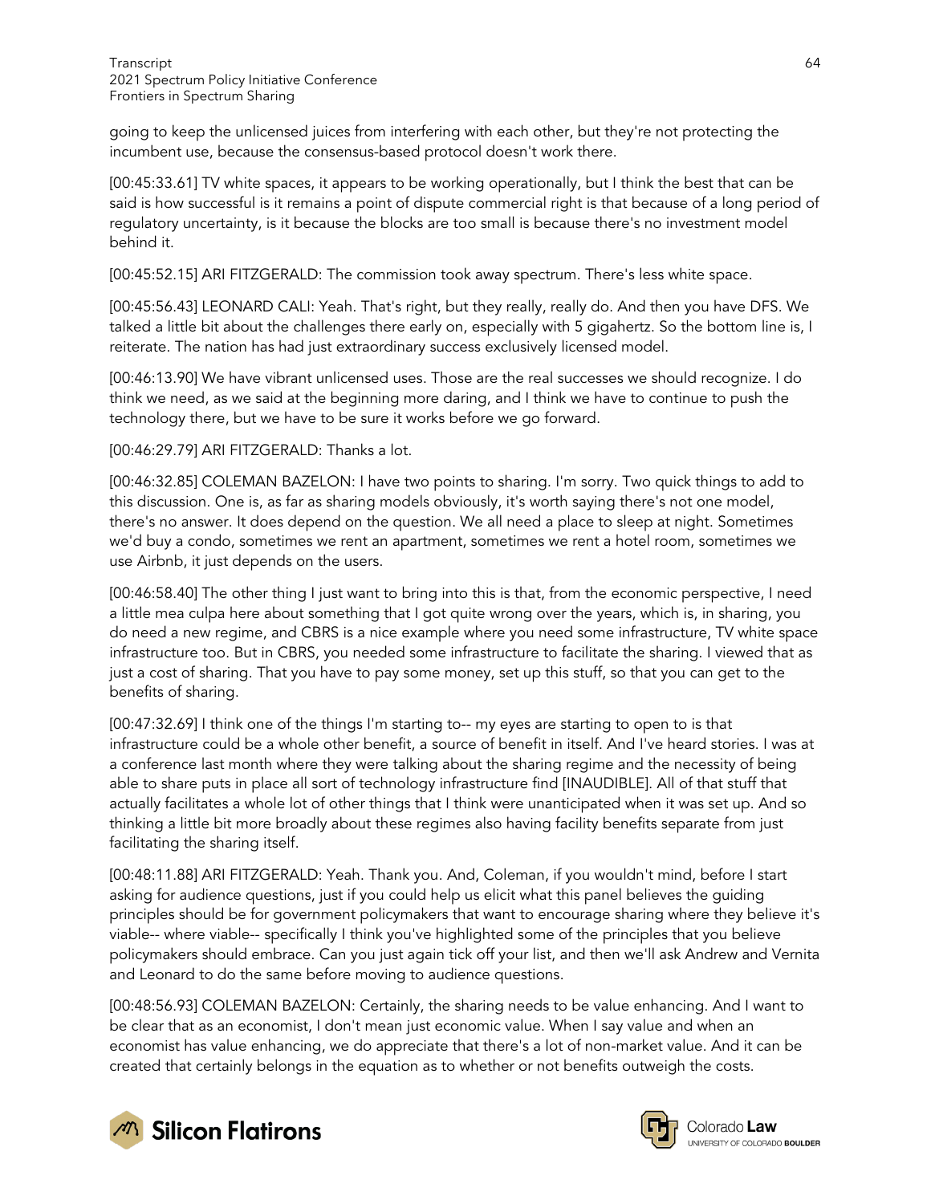going to keep the unlicensed juices from interfering with each other, but they're not protecting the incumbent use, because the consensus-based protocol doesn't work there.

[00:45:33.61] TV white spaces, it appears to be working operationally, but I think the best that can be said is how successful is it remains a point of dispute commercial right is that because of a long period of regulatory uncertainty, is it because the blocks are too small is because there's no investment model behind it.

[00:45:52.15] ARI FITZGERALD: The commission took away spectrum. There's less white space.

[00:45:56.43] LEONARD CALI: Yeah. That's right, but they really, really do. And then you have DFS. We talked a little bit about the challenges there early on, especially with 5 gigahertz. So the bottom line is, I reiterate. The nation has had just extraordinary success exclusively licensed model.

[00:46:13.90] We have vibrant unlicensed uses. Those are the real successes we should recognize. I do think we need, as we said at the beginning more daring, and I think we have to continue to push the technology there, but we have to be sure it works before we go forward.

[00:46:29.79] ARI FITZGERALD: Thanks a lot.

[00:46:32.85] COLEMAN BAZELON: I have two points to sharing. I'm sorry. Two quick things to add to this discussion. One is, as far as sharing models obviously, it's worth saying there's not one model, there's no answer. It does depend on the question. We all need a place to sleep at night. Sometimes we'd buy a condo, sometimes we rent an apartment, sometimes we rent a hotel room, sometimes we use Airbnb, it just depends on the users.

[00:46:58.40] The other thing I just want to bring into this is that, from the economic perspective, I need a little mea culpa here about something that I got quite wrong over the years, which is, in sharing, you do need a new regime, and CBRS is a nice example where you need some infrastructure, TV white space infrastructure too. But in CBRS, you needed some infrastructure to facilitate the sharing. I viewed that as just a cost of sharing. That you have to pay some money, set up this stuff, so that you can get to the benefits of sharing.

[00:47:32.69] I think one of the things I'm starting to-- my eyes are starting to open to is that infrastructure could be a whole other benefit, a source of benefit in itself. And I've heard stories. I was at a conference last month where they were talking about the sharing regime and the necessity of being able to share puts in place all sort of technology infrastructure find [INAUDIBLE]. All of that stuff that actually facilitates a whole lot of other things that I think were unanticipated when it was set up. And so thinking a little bit more broadly about these regimes also having facility benefits separate from just facilitating the sharing itself.

[00:48:11.88] ARI FITZGERALD: Yeah. Thank you. And, Coleman, if you wouldn't mind, before I start asking for audience questions, just if you could help us elicit what this panel believes the guiding principles should be for government policymakers that want to encourage sharing where they believe it's viable-- where viable-- specifically I think you've highlighted some of the principles that you believe policymakers should embrace. Can you just again tick off your list, and then we'll ask Andrew and Vernita and Leonard to do the same before moving to audience questions.

[00:48:56.93] COLEMAN BAZELON: Certainly, the sharing needs to be value enhancing. And I want to be clear that as an economist, I don't mean just economic value. When I say value and when an economist has value enhancing, we do appreciate that there's a lot of non-market value. And it can be created that certainly belongs in the equation as to whether or not benefits outweigh the costs.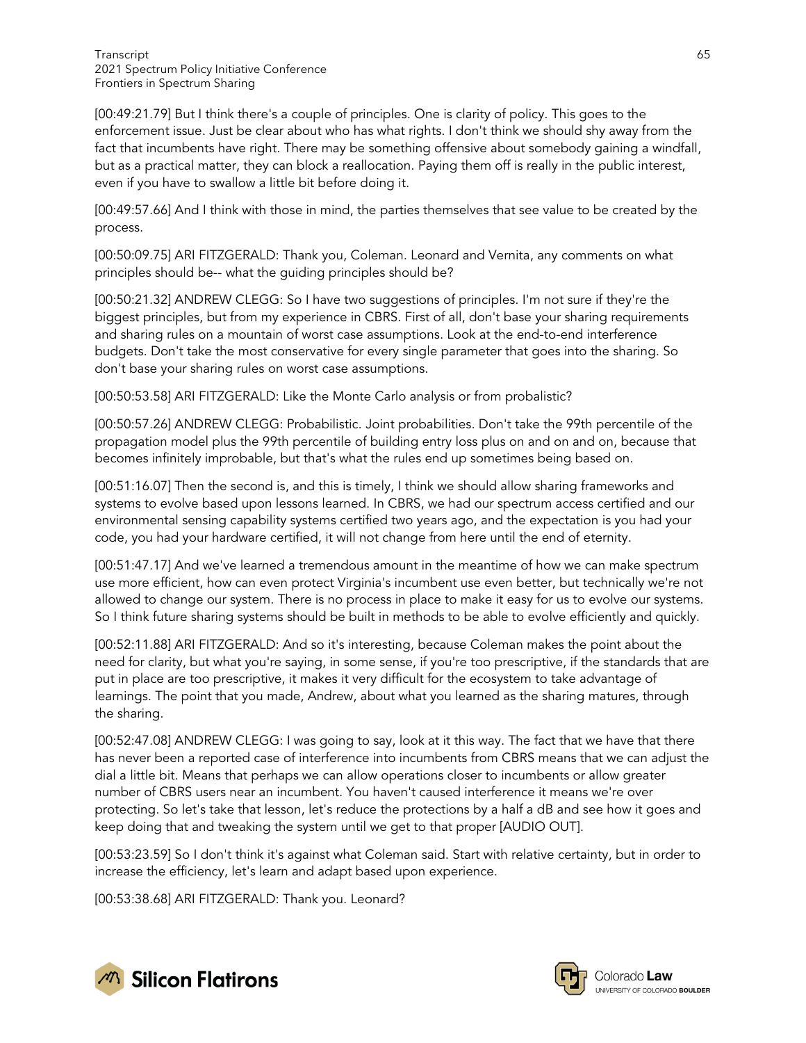[00:49:21.79] But I think there's a couple of principles. One is clarity of policy. This goes to the enforcement issue. Just be clear about who has what rights. I don't think we should shy away from the fact that incumbents have right. There may be something offensive about somebody gaining a windfall, but as a practical matter, they can block a reallocation. Paying them off is really in the public interest, even if you have to swallow a little bit before doing it.

[00:49:57.66] And I think with those in mind, the parties themselves that see value to be created by the process.

[00:50:09.75] ARI FITZGERALD: Thank you, Coleman. Leonard and Vernita, any comments on what principles should be-- what the guiding principles should be?

[00:50:21.32] ANDREW CLEGG: So I have two suggestions of principles. I'm not sure if they're the biggest principles, but from my experience in CBRS. First of all, don't base your sharing requirements and sharing rules on a mountain of worst case assumptions. Look at the end-to-end interference budgets. Don't take the most conservative for every single parameter that goes into the sharing. So don't base your sharing rules on worst case assumptions.

[00:50:53.58] ARI FITZGERALD: Like the Monte Carlo analysis or from probalistic?

[00:50:57.26] ANDREW CLEGG: Probabilistic. Joint probabilities. Don't take the 99th percentile of the propagation model plus the 99th percentile of building entry loss plus on and on and on, because that becomes infinitely improbable, but that's what the rules end up sometimes being based on.

[00:51:16.07] Then the second is, and this is timely, I think we should allow sharing frameworks and systems to evolve based upon lessons learned. In CBRS, we had our spectrum access certified and our environmental sensing capability systems certified two years ago, and the expectation is you had your code, you had your hardware certified, it will not change from here until the end of eternity.

[00:51:47.17] And we've learned a tremendous amount in the meantime of how we can make spectrum use more efficient, how can even protect Virginia's incumbent use even better, but technically we're not allowed to change our system. There is no process in place to make it easy for us to evolve our systems. So I think future sharing systems should be built in methods to be able to evolve efficiently and quickly.

[00:52:11.88] ARI FITZGERALD: And so it's interesting, because Coleman makes the point about the need for clarity, but what you're saying, in some sense, if you're too prescriptive, if the standards that are put in place are too prescriptive, it makes it very difficult for the ecosystem to take advantage of learnings. The point that you made, Andrew, about what you learned as the sharing matures, through the sharing.

[00:52:47.08] ANDREW CLEGG: I was going to say, look at it this way. The fact that we have that there has never been a reported case of interference into incumbents from CBRS means that we can adjust the dial a little bit. Means that perhaps we can allow operations closer to incumbents or allow greater number of CBRS users near an incumbent. You haven't caused interference it means we're over protecting. So let's take that lesson, let's reduce the protections by a half a dB and see how it goes and keep doing that and tweaking the system until we get to that proper [AUDIO OUT].

[00:53:23.59] So I don't think it's against what Coleman said. Start with relative certainty, but in order to increase the efficiency, let's learn and adapt based upon experience.

[00:53:38.68] ARI FITZGERALD: Thank you. Leonard?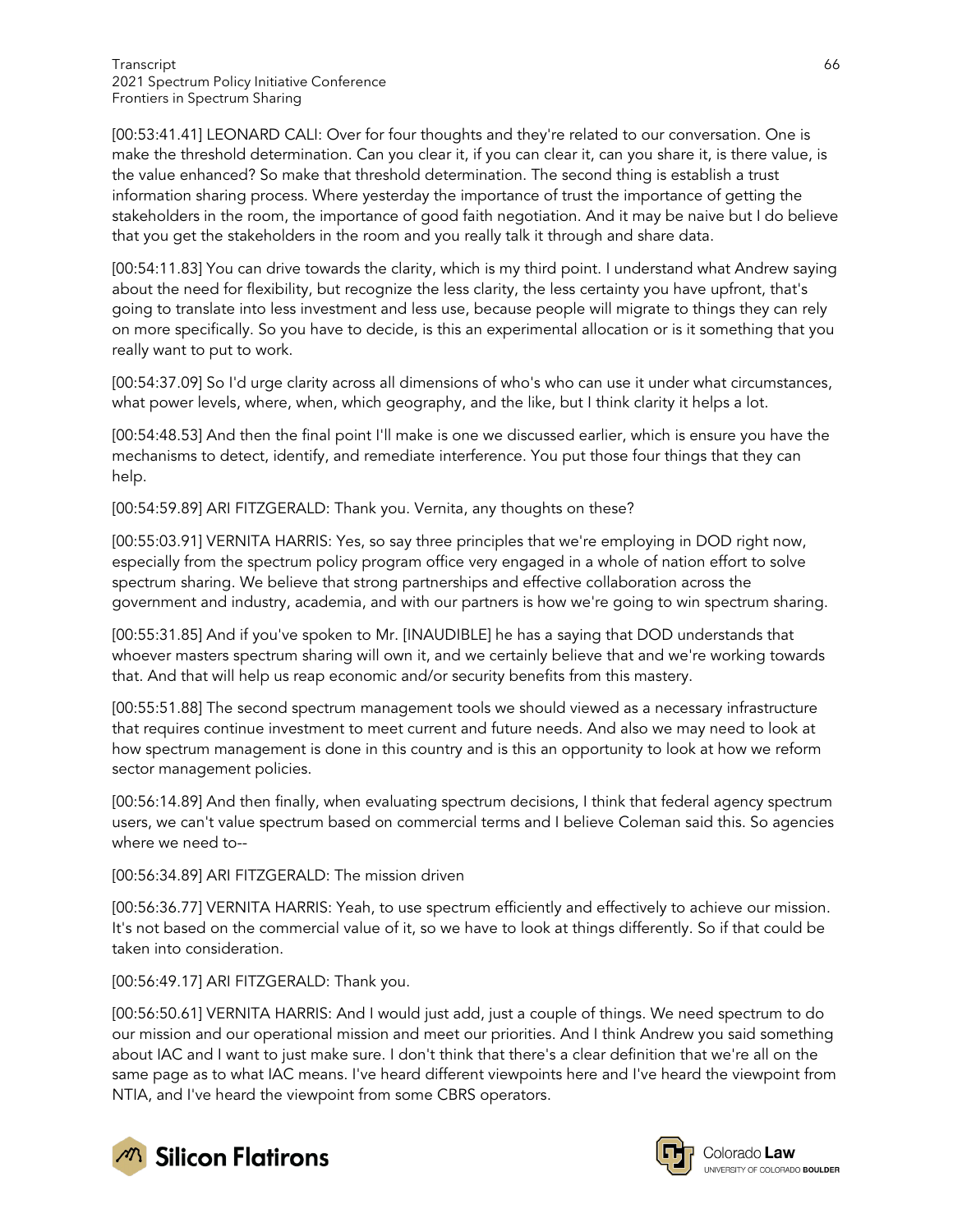[00:53:41.41] LEONARD CALI: Over for four thoughts and they're related to our conversation. One is make the threshold determination. Can you clear it, if you can clear it, can you share it, is there value, is the value enhanced? So make that threshold determination. The second thing is establish a trust information sharing process. Where yesterday the importance of trust the importance of getting the stakeholders in the room, the importance of good faith negotiation. And it may be naive but I do believe that you get the stakeholders in the room and you really talk it through and share data.

[00:54:11.83] You can drive towards the clarity, which is my third point. I understand what Andrew saying about the need for flexibility, but recognize the less clarity, the less certainty you have upfront, that's going to translate into less investment and less use, because people will migrate to things they can rely on more specifically. So you have to decide, is this an experimental allocation or is it something that you really want to put to work.

[00:54:37.09] So I'd urge clarity across all dimensions of who's who can use it under what circumstances, what power levels, where, when, which geography, and the like, but I think clarity it helps a lot.

[00:54:48.53] And then the final point I'll make is one we discussed earlier, which is ensure you have the mechanisms to detect, identify, and remediate interference. You put those four things that they can help.

[00:54:59.89] ARI FITZGERALD: Thank you. Vernita, any thoughts on these?

[00:55:03.91] VERNITA HARRIS: Yes, so say three principles that we're employing in DOD right now, especially from the spectrum policy program office very engaged in a whole of nation effort to solve spectrum sharing. We believe that strong partnerships and effective collaboration across the government and industry, academia, and with our partners is how we're going to win spectrum sharing.

[00:55:31.85] And if you've spoken to Mr. [INAUDIBLE] he has a saying that DOD understands that whoever masters spectrum sharing will own it, and we certainly believe that and we're working towards that. And that will help us reap economic and/or security benefits from this mastery.

[00:55:51.88] The second spectrum management tools we should viewed as a necessary infrastructure that requires continue investment to meet current and future needs. And also we may need to look at how spectrum management is done in this country and is this an opportunity to look at how we reform sector management policies.

[00:56:14.89] And then finally, when evaluating spectrum decisions, I think that federal agency spectrum users, we can't value spectrum based on commercial terms and I believe Coleman said this. So agencies where we need to--

[00:56:34.89] ARI FITZGERALD: The mission driven

[00:56:36.77] VERNITA HARRIS: Yeah, to use spectrum efficiently and effectively to achieve our mission. It's not based on the commercial value of it, so we have to look at things differently. So if that could be taken into consideration.

[00:56:49.17] ARI FITZGERALD: Thank you.

[00:56:50.61] VERNITA HARRIS: And I would just add, just a couple of things. We need spectrum to do our mission and our operational mission and meet our priorities. And I think Andrew you said something about IAC and I want to just make sure. I don't think that there's a clear definition that we're all on the same page as to what IAC means. I've heard different viewpoints here and I've heard the viewpoint from NTIA, and I've heard the viewpoint from some CBRS operators.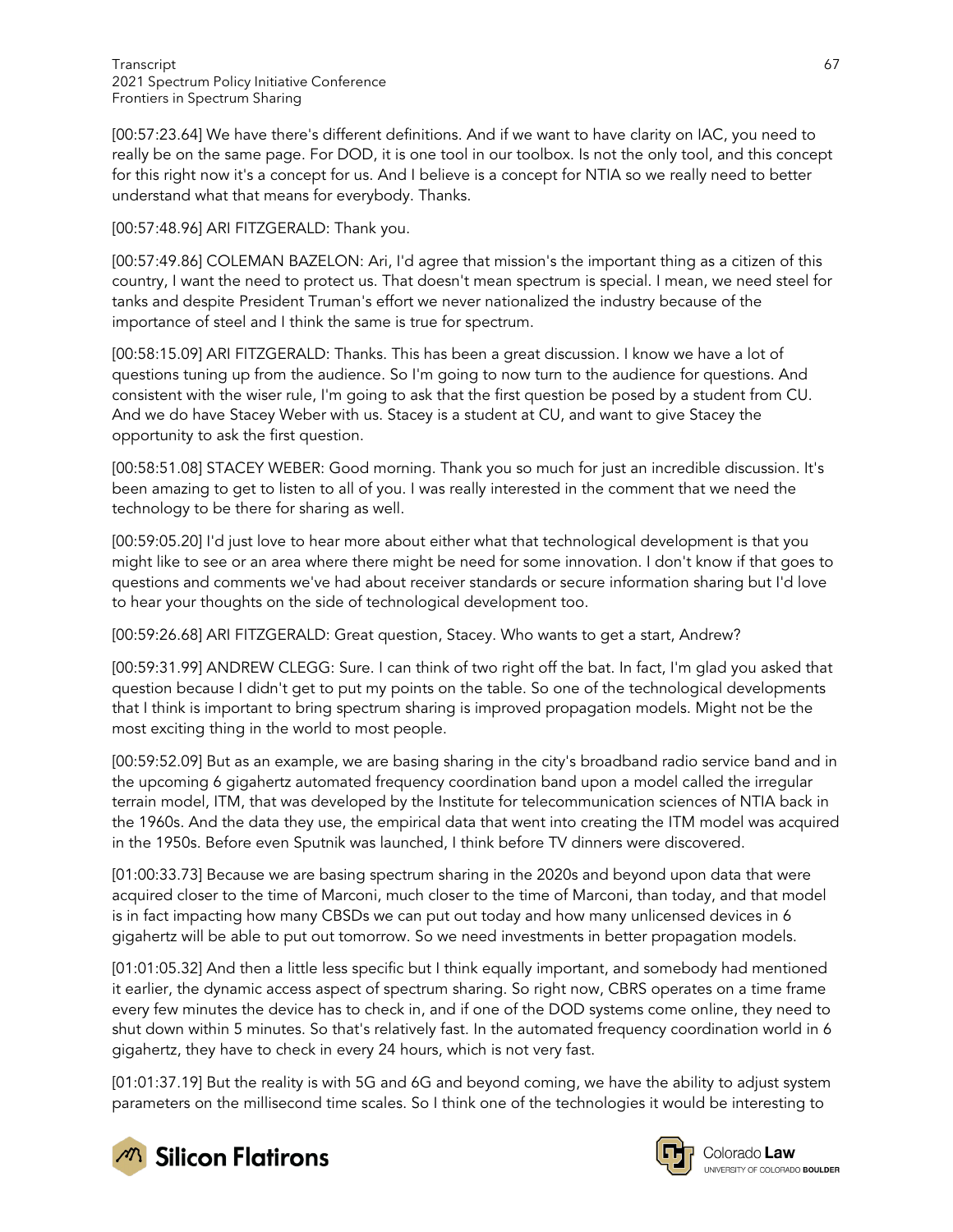[00:57:23.64] We have there's different definitions. And if we want to have clarity on IAC, you need to really be on the same page. For DOD, it is one tool in our toolbox. Is not the only tool, and this concept for this right now it's a concept for us. And I believe is a concept for NTIA so we really need to better understand what that means for everybody. Thanks.

[00:57:48.96] ARI FITZGERALD: Thank you.

[00:57:49.86] COLEMAN BAZELON: Ari, I'd agree that mission's the important thing as a citizen of this country, I want the need to protect us. That doesn't mean spectrum is special. I mean, we need steel for tanks and despite President Truman's effort we never nationalized the industry because of the importance of steel and I think the same is true for spectrum.

[00:58:15.09] ARI FITZGERALD: Thanks. This has been a great discussion. I know we have a lot of questions tuning up from the audience. So I'm going to now turn to the audience for questions. And consistent with the wiser rule, I'm going to ask that the first question be posed by a student from CU. And we do have Stacey Weber with us. Stacey is a student at CU, and want to give Stacey the opportunity to ask the first question.

[00:58:51.08] STACEY WEBER: Good morning. Thank you so much for just an incredible discussion. It's been amazing to get to listen to all of you. I was really interested in the comment that we need the technology to be there for sharing as well.

[00:59:05.20] I'd just love to hear more about either what that technological development is that you might like to see or an area where there might be need for some innovation. I don't know if that goes to questions and comments we've had about receiver standards or secure information sharing but I'd love to hear your thoughts on the side of technological development too.

[00:59:26.68] ARI FITZGERALD: Great question, Stacey. Who wants to get a start, Andrew?

[00:59:31.99] ANDREW CLEGG: Sure. I can think of two right off the bat. In fact, I'm glad you asked that question because I didn't get to put my points on the table. So one of the technological developments that I think is important to bring spectrum sharing is improved propagation models. Might not be the most exciting thing in the world to most people.

[00:59:52.09] But as an example, we are basing sharing in the city's broadband radio service band and in the upcoming 6 gigahertz automated frequency coordination band upon a model called the irregular terrain model, ITM, that was developed by the Institute for telecommunication sciences of NTIA back in the 1960s. And the data they use, the empirical data that went into creating the ITM model was acquired in the 1950s. Before even Sputnik was launched, I think before TV dinners were discovered.

[01:00:33.73] Because we are basing spectrum sharing in the 2020s and beyond upon data that were acquired closer to the time of Marconi, much closer to the time of Marconi, than today, and that model is in fact impacting how many CBSDs we can put out today and how many unlicensed devices in 6 gigahertz will be able to put out tomorrow. So we need investments in better propagation models.

[01:01:05.32] And then a little less specific but I think equally important, and somebody had mentioned it earlier, the dynamic access aspect of spectrum sharing. So right now, CBRS operates on a time frame every few minutes the device has to check in, and if one of the DOD systems come online, they need to shut down within 5 minutes. So that's relatively fast. In the automated frequency coordination world in 6 gigahertz, they have to check in every 24 hours, which is not very fast.

[01:01:37.19] But the reality is with 5G and 6G and beyond coming, we have the ability to adjust system parameters on the millisecond time scales. So I think one of the technologies it would be interesting to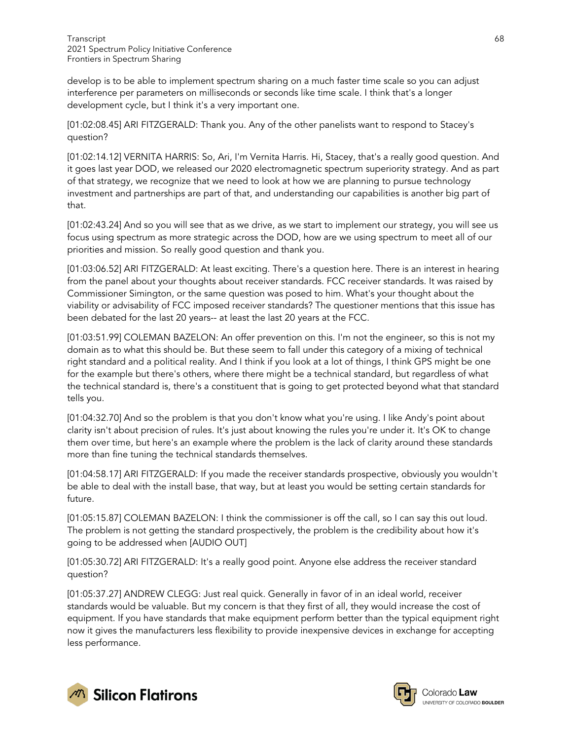develop is to be able to implement spectrum sharing on a much faster time scale so you can adjust interference per parameters on milliseconds or seconds like time scale. I think that's a longer development cycle, but I think it's a very important one.

[01:02:08.45] ARI FITZGERALD: Thank you. Any of the other panelists want to respond to Stacey's question?

[01:02:14.12] VERNITA HARRIS: So, Ari, I'm Vernita Harris. Hi, Stacey, that's a really good question. And it goes last year DOD, we released our 2020 electromagnetic spectrum superiority strategy. And as part of that strategy, we recognize that we need to look at how we are planning to pursue technology investment and partnerships are part of that, and understanding our capabilities is another big part of that.

[01:02:43.24] And so you will see that as we drive, as we start to implement our strategy, you will see us focus using spectrum as more strategic across the DOD, how are we using spectrum to meet all of our priorities and mission. So really good question and thank you.

[01:03:06.52] ARI FITZGERALD: At least exciting. There's a question here. There is an interest in hearing from the panel about your thoughts about receiver standards. FCC receiver standards. It was raised by Commissioner Simington, or the same question was posed to him. What's your thought about the viability or advisability of FCC imposed receiver standards? The questioner mentions that this issue has been debated for the last 20 years-- at least the last 20 years at the FCC.

[01:03:51.99] COLEMAN BAZELON: An offer prevention on this. I'm not the engineer, so this is not my domain as to what this should be. But these seem to fall under this category of a mixing of technical right standard and a political reality. And I think if you look at a lot of things, I think GPS might be one for the example but there's others, where there might be a technical standard, but regardless of what the technical standard is, there's a constituent that is going to get protected beyond what that standard tells you.

[01:04:32.70] And so the problem is that you don't know what you're using. I like Andy's point about clarity isn't about precision of rules. It's just about knowing the rules you're under it. It's OK to change them over time, but here's an example where the problem is the lack of clarity around these standards more than fine tuning the technical standards themselves.

[01:04:58.17] ARI FITZGERALD: If you made the receiver standards prospective, obviously you wouldn't be able to deal with the install base, that way, but at least you would be setting certain standards for future.

[01:05:15.87] COLEMAN BAZELON: I think the commissioner is off the call, so I can say this out loud. The problem is not getting the standard prospectively, the problem is the credibility about how it's going to be addressed when [AUDIO OUT]

[01:05:30.72] ARI FITZGERALD: It's a really good point. Anyone else address the receiver standard question?

[01:05:37.27] ANDREW CLEGG: Just real quick. Generally in favor of in an ideal world, receiver standards would be valuable. But my concern is that they first of all, they would increase the cost of equipment. If you have standards that make equipment perform better than the typical equipment right now it gives the manufacturers less flexibility to provide inexpensive devices in exchange for accepting less performance.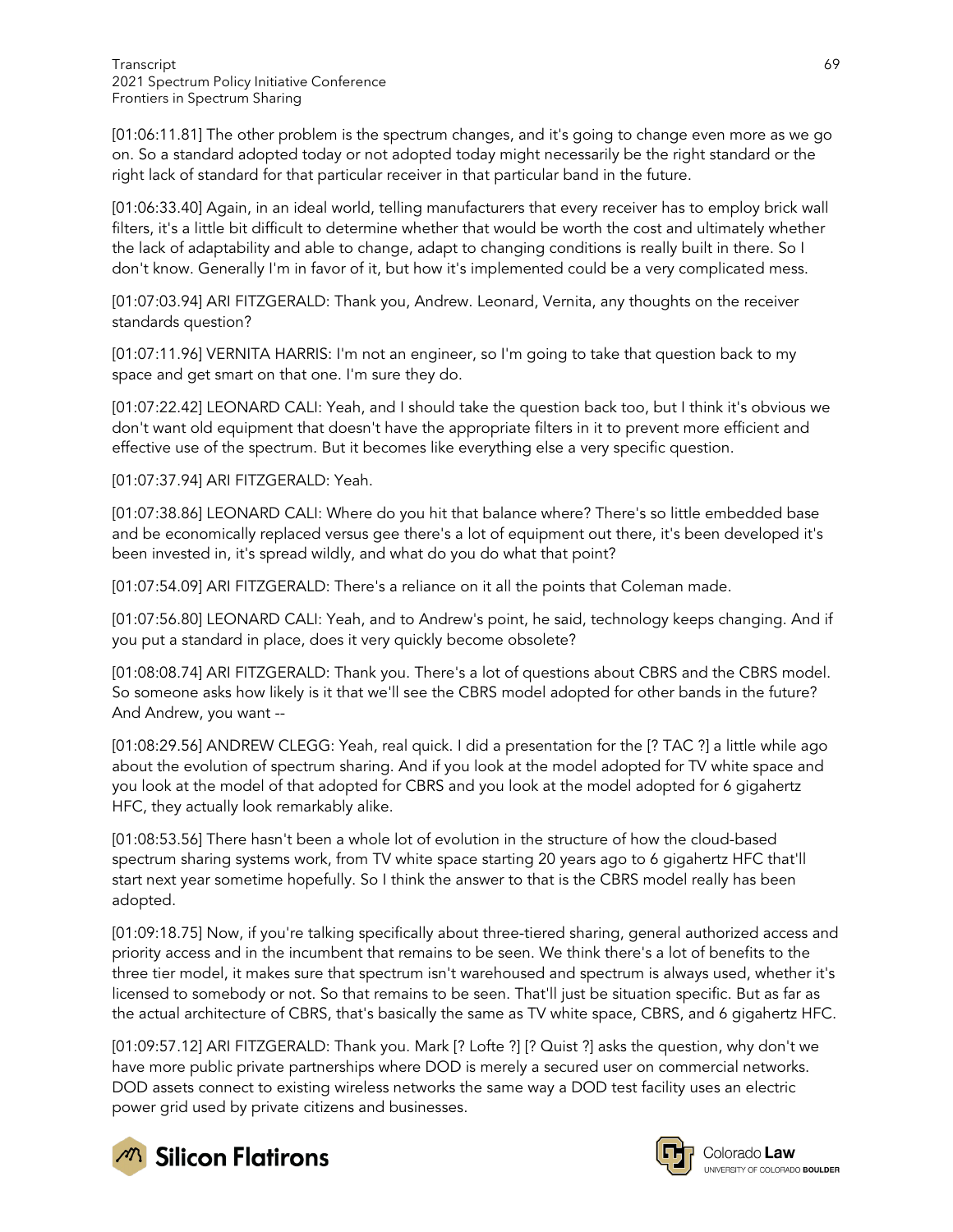[01:06:11.81] The other problem is the spectrum changes, and it's going to change even more as we go on. So a standard adopted today or not adopted today might necessarily be the right standard or the right lack of standard for that particular receiver in that particular band in the future.

[01:06:33.40] Again, in an ideal world, telling manufacturers that every receiver has to employ brick wall filters, it's a little bit difficult to determine whether that would be worth the cost and ultimately whether the lack of adaptability and able to change, adapt to changing conditions is really built in there. So I don't know. Generally I'm in favor of it, but how it's implemented could be a very complicated mess.

[01:07:03.94] ARI FITZGERALD: Thank you, Andrew. Leonard, Vernita, any thoughts on the receiver standards question?

[01:07:11.96] VERNITA HARRIS: I'm not an engineer, so I'm going to take that question back to my space and get smart on that one. I'm sure they do.

[01:07:22.42] LEONARD CALI: Yeah, and I should take the question back too, but I think it's obvious we don't want old equipment that doesn't have the appropriate filters in it to prevent more efficient and effective use of the spectrum. But it becomes like everything else a very specific question.

[01:07:37.94] ARI FITZGERALD: Yeah.

[01:07:38.86] LEONARD CALI: Where do you hit that balance where? There's so little embedded base and be economically replaced versus gee there's a lot of equipment out there, it's been developed it's been invested in, it's spread wildly, and what do you do what that point?

[01:07:54.09] ARI FITZGERALD: There's a reliance on it all the points that Coleman made.

[01:07:56.80] LEONARD CALI: Yeah, and to Andrew's point, he said, technology keeps changing. And if you put a standard in place, does it very quickly become obsolete?

[01:08:08.74] ARI FITZGERALD: Thank you. There's a lot of questions about CBRS and the CBRS model. So someone asks how likely is it that we'll see the CBRS model adopted for other bands in the future? And Andrew, you want --

[01:08:29.56] ANDREW CLEGG: Yeah, real quick. I did a presentation for the [? TAC ?] a little while ago about the evolution of spectrum sharing. And if you look at the model adopted for TV white space and you look at the model of that adopted for CBRS and you look at the model adopted for 6 gigahertz HFC, they actually look remarkably alike.

[01:08:53.56] There hasn't been a whole lot of evolution in the structure of how the cloud-based spectrum sharing systems work, from TV white space starting 20 years ago to 6 gigahertz HFC that'll start next year sometime hopefully. So I think the answer to that is the CBRS model really has been adopted.

[01:09:18.75] Now, if you're talking specifically about three-tiered sharing, general authorized access and priority access and in the incumbent that remains to be seen. We think there's a lot of benefits to the three tier model, it makes sure that spectrum isn't warehoused and spectrum is always used, whether it's licensed to somebody or not. So that remains to be seen. That'll just be situation specific. But as far as the actual architecture of CBRS, that's basically the same as TV white space, CBRS, and 6 gigahertz HFC.

[01:09:57.12] ARI FITZGERALD: Thank you. Mark [? Lofte ?] [? Quist ?] asks the question, why don't we have more public private partnerships where DOD is merely a secured user on commercial networks. DOD assets connect to existing wireless networks the same way a DOD test facility uses an electric power grid used by private citizens and businesses.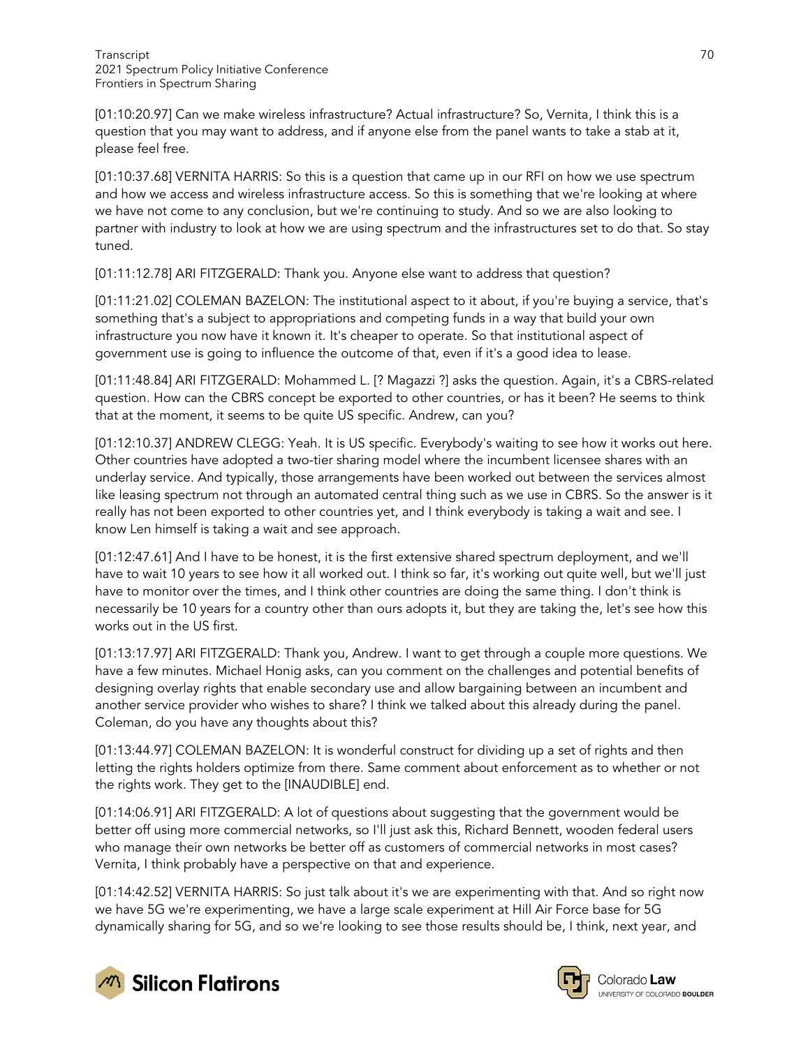[01:10:20.97] Can we make wireless infrastructure? Actual infrastructure? So, Vernita, I think this is a question that you may want to address, and if anyone else from the panel wants to take a stab at it, please feel free.

[01:10:37.68] VERNITA HARRIS: So this is a question that came up in our RFI on how we use spectrum and how we access and wireless infrastructure access. So this is something that we're looking at where we have not come to any conclusion, but we're continuing to study. And so we are also looking to partner with industry to look at how we are using spectrum and the infrastructures set to do that. So stay tuned.

[01:11:12.78] ARI FITZGERALD: Thank you. Anyone else want to address that question?

[01:11:21.02] COLEMAN BAZELON: The institutional aspect to it about, if you're buying a service, that's something that's a subject to appropriations and competing funds in a way that build your own infrastructure you now have it known it. It's cheaper to operate. So that institutional aspect of government use is going to influence the outcome of that, even if it's a good idea to lease.

[01:11:48.84] ARI FITZGERALD: Mohammed L. [? Magazzi ?] asks the question. Again, it's a CBRS-related question. How can the CBRS concept be exported to other countries, or has it been? He seems to think that at the moment, it seems to be quite US specific. Andrew, can you?

[01:12:10.37] ANDREW CLEGG: Yeah. It is US specific. Everybody's waiting to see how it works out here. Other countries have adopted a two-tier sharing model where the incumbent licensee shares with an underlay service. And typically, those arrangements have been worked out between the services almost like leasing spectrum not through an automated central thing such as we use in CBRS. So the answer is it really has not been exported to other countries yet, and I think everybody is taking a wait and see. I know Len himself is taking a wait and see approach.

[01:12:47.61] And I have to be honest, it is the first extensive shared spectrum deployment, and we'll have to wait 10 years to see how it all worked out. I think so far, it's working out quite well, but we'll just have to monitor over the times, and I think other countries are doing the same thing. I don't think is necessarily be 10 years for a country other than ours adopts it, but they are taking the, let's see how this works out in the US first.

[01:13:17.97] ARI FITZGERALD: Thank you, Andrew. I want to get through a couple more questions. We have a few minutes. Michael Honig asks, can you comment on the challenges and potential benefits of designing overlay rights that enable secondary use and allow bargaining between an incumbent and another service provider who wishes to share? I think we talked about this already during the panel. Coleman, do you have any thoughts about this?

[01:13:44.97] COLEMAN BAZELON: It is wonderful construct for dividing up a set of rights and then letting the rights holders optimize from there. Same comment about enforcement as to whether or not the rights work. They get to the [INAUDIBLE] end.

[01:14:06.91] ARI FITZGERALD: A lot of questions about suggesting that the government would be better off using more commercial networks, so I'll just ask this, Richard Bennett, wooden federal users who manage their own networks be better off as customers of commercial networks in most cases? Vernita, I think probably have a perspective on that and experience.

[01:14:42.52] VERNITA HARRIS: So just talk about it's we are experimenting with that. And so right now we have 5G we're experimenting, we have a large scale experiment at Hill Air Force base for 5G dynamically sharing for 5G, and so we're looking to see those results should be, I think, next year, and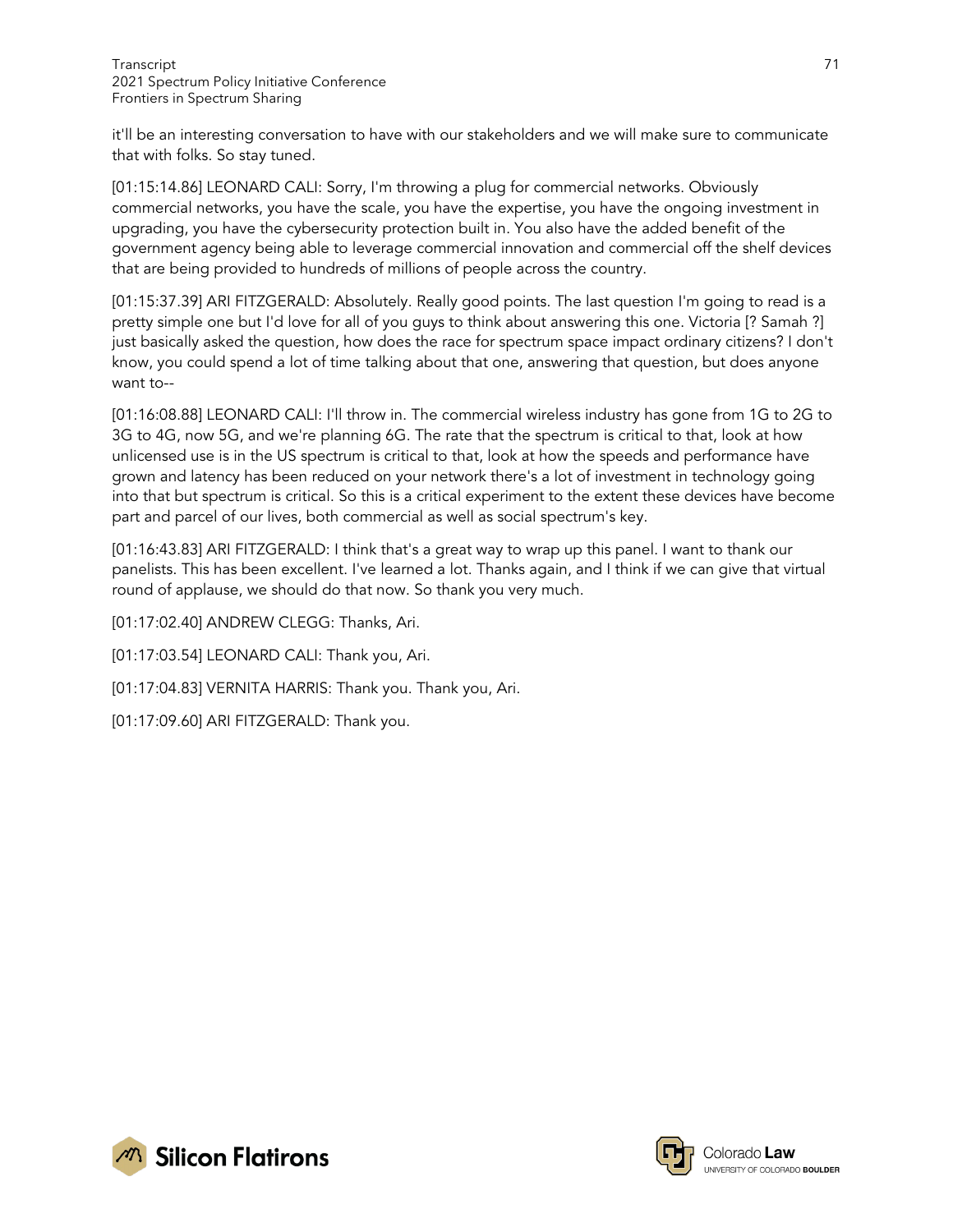it'll be an interesting conversation to have with our stakeholders and we will make sure to communicate that with folks. So stay tuned.

[01:15:14.86] LEONARD CALI: Sorry, I'm throwing a plug for commercial networks. Obviously commercial networks, you have the scale, you have the expertise, you have the ongoing investment in upgrading, you have the cybersecurity protection built in. You also have the added benefit of the government agency being able to leverage commercial innovation and commercial off the shelf devices that are being provided to hundreds of millions of people across the country.

[01:15:37.39] ARI FITZGERALD: Absolutely. Really good points. The last question I'm going to read is a pretty simple one but I'd love for all of you guys to think about answering this one. Victoria [? Samah ?] just basically asked the question, how does the race for spectrum space impact ordinary citizens? I don't know, you could spend a lot of time talking about that one, answering that question, but does anyone want to--

[01:16:08.88] LEONARD CALI: I'll throw in. The commercial wireless industry has gone from 1G to 2G to 3G to 4G, now 5G, and we're planning 6G. The rate that the spectrum is critical to that, look at how unlicensed use is in the US spectrum is critical to that, look at how the speeds and performance have grown and latency has been reduced on your network there's a lot of investment in technology going into that but spectrum is critical. So this is a critical experiment to the extent these devices have become part and parcel of our lives, both commercial as well as social spectrum's key.

[01:16:43.83] ARI FITZGERALD: I think that's a great way to wrap up this panel. I want to thank our panelists. This has been excellent. I've learned a lot. Thanks again, and I think if we can give that virtual round of applause, we should do that now. So thank you very much.

[01:17:02.40] ANDREW CLEGG: Thanks, Ari.

[01:17:03.54] LEONARD CALI: Thank you, Ari.

[01:17:04.83] VERNITA HARRIS: Thank you. Thank you, Ari.

[01:17:09.60] ARI FITZGERALD: Thank you.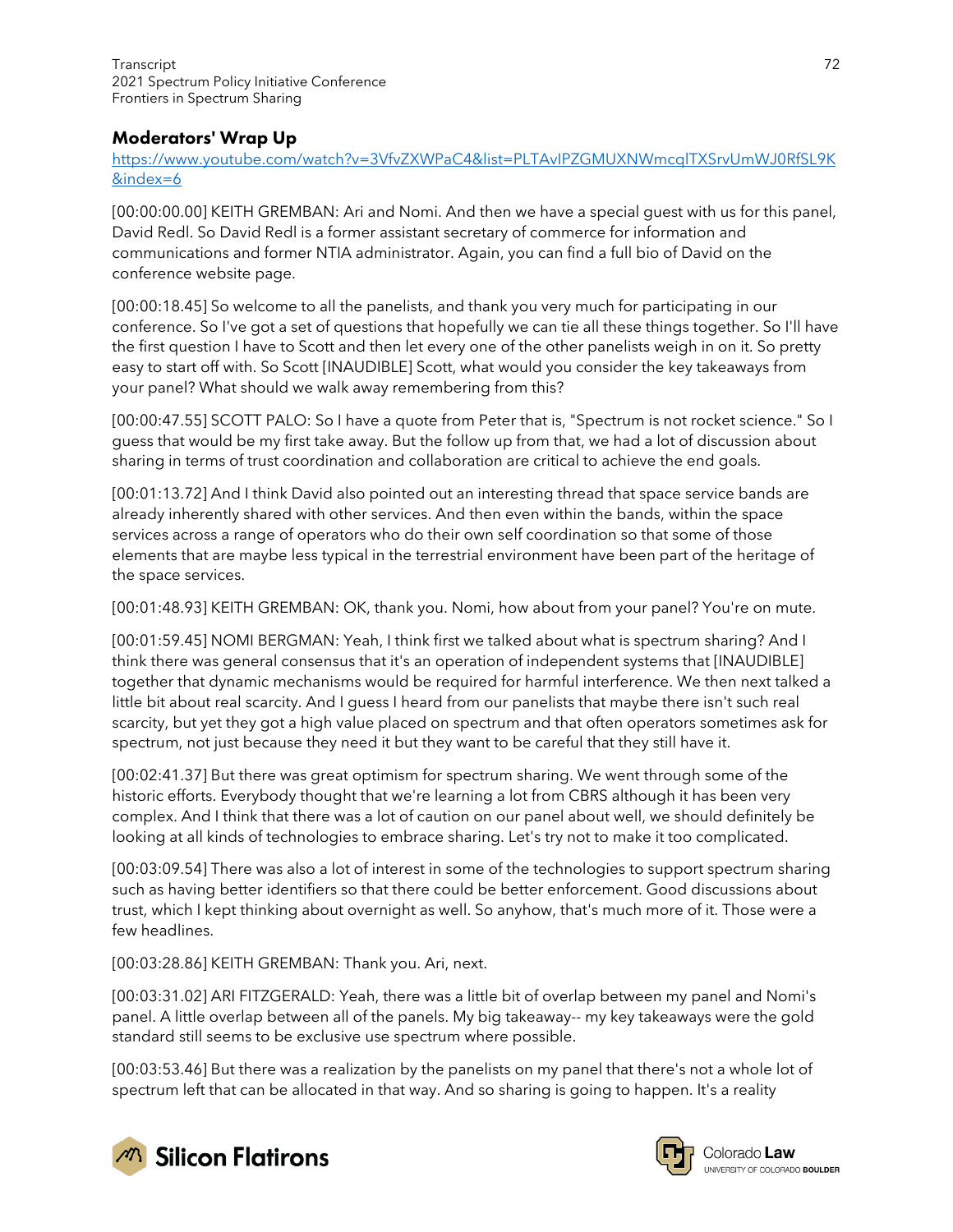## Moderators' Wrap Up

https://www.youtube.com/watch?v=3VfvZXWPaC4&list=PLTAvIPZGMUXNWmcqlTXSrvUmWJ0RfSL9K&index=6

[00:00:00.00] KEITH GREMBAN: Ari and Nomi. And then we have a special guest with us for this panel, David Redl. So David Redl is a former assistant secretary of commerce for information and communications and former NTIA administrator. Again, you can find a full bio of David on the conference website page.

[00:00:18.45] So welcome to all the panelists, and thank you very much for participating in our conference. So I've got a set of questions that hopefully we can tie all these things together. So I'll have the first question I have to Scott and then let every one of the other panelists weigh in on it. So pretty easy to start off with. So Scott [INAUDIBLE] Scott, what would you consider the key takeaways from your panel? What should we walk away remembering from this?

[00:00:47.55] SCOTT PALO: So I have a quote from Peter that is, "Spectrum is not rocket science." So I guess that would be my first take away. But the follow up from that, we had a lot of discussion about sharing in terms of trust coordination and collaboration are critical to achieve the end goals.

[00:01:13.72] And I think David also pointed out an interesting thread that space service bands are already inherently shared with other services. And then even within the bands, within the space services across a range of operators who do their own self coordination so that some of those elements that are maybe less typical in the terrestrial environment have been part of the heritage of the space services.

[00:01:48.93] KEITH GREMBAN: OK, thank you. Nomi, how about from your panel? You're on mute.

[00:01:59.45] NOMI BERGMAN: Yeah, I think first we talked about what is spectrum sharing? And I think there was general consensus that it's an operation of independent systems that [INAUDIBLE] together that dynamic mechanisms would be required for harmful interference. We then next talked a little bit about real scarcity. And I guess I heard from our panelists that maybe there isn't such real scarcity, but yet they got a high value placed on spectrum and that often operators sometimes ask for spectrum, not just because they need it but they want to be careful that they still have it.

[00:02:41.37] But there was great optimism for spectrum sharing. We went through some of the historic efforts. Everybody thought that we're learning a lot from CBRS although it has been very complex. And I think that there was a lot of caution on our panel about well, we should definitely be looking at all kinds of technologies to embrace sharing. Let's try not to make it too complicated.

[00:03:09.54] There was also a lot of interest in some of the technologies to support spectrum sharing such as having better identifiers so that there could be better enforcement. Good discussions about trust, which I kept thinking about overnight as well. So anyhow, that's much more of it. Those were a few headlines.

[00:03:28.86] KEITH GREMBAN: Thank you. Ari, next.

[00:03:31.02] ARI FITZGERALD: Yeah, there was a little bit of overlap between my panel and Nomi's panel. A little overlap between all of the panels. My big takeaway-- my key takeaways were the gold standard still seems to be exclusive use spectrum where possible.

[00:03:53.46] But there was a realization by the panelists on my panel that there's not a whole lot of spectrum left that can be allocated in that way. And so sharing is going to happen. It's a reality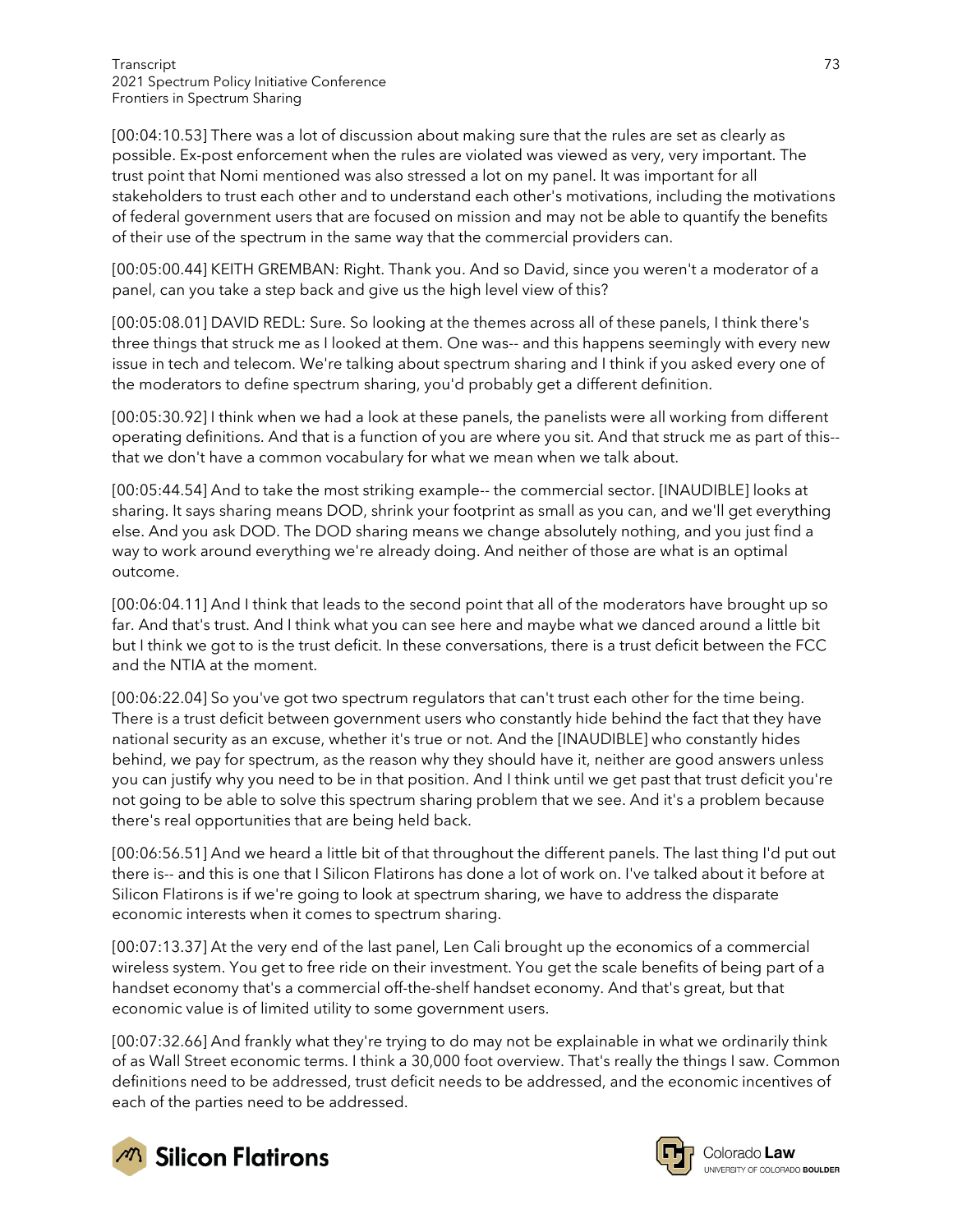[00:04:10.53] There was a lot of discussion about making sure that the rules are set as clearly as possible. Ex-post enforcement when the rules are violated was viewed as very, very important. The trust point that Nomi mentioned was also stressed a lot on my panel. It was important for all stakeholders to trust each other and to understand each other's motivations, including the motivations of federal government users that are focused on mission and may not be able to quantify the benefits of their use of the spectrum in the same way that the commercial providers can.

[00:05:00.44] KEITH GREMBAN: Right. Thank you. And so David, since you weren't a moderator of a panel, can you take a step back and give us the high level view of this?

[00:05:08.01] DAVID REDL: Sure. So looking at the themes across all of these panels, I think there's three things that struck me as I looked at them. One was-- and this happens seemingly with every new issue in tech and telecom. We're talking about spectrum sharing and I think if you asked every one of the moderators to define spectrum sharing, you'd probably get a different definition.

[00:05:30.92] I think when we had a look at these panels, the panelists were all working from different operating definitions. And that is a function of you are where you sit. And that struck me as part of this-- that we don't have a common vocabulary for what we mean when we talk about.

[00:05:44.54] And to take the most striking example-- the commercial sector. [INAUDIBLE] looks at sharing. It says sharing means DOD, shrink your footprint as small as you can, and we'll get everything else. And you ask DOD. The DOD sharing means we change absolutely nothing, and you just find a way to work around everything we're already doing. And neither of those are what is an optimal outcome.

[00:06:04.11] And I think that leads to the second point that all of the moderators have brought up so far. And that's trust. And I think what you can see here and maybe what we danced around a little bit but I think we got to is the trust deficit. In these conversations, there is a trust deficit between the FCC and the NTIA at the moment.

[00:06:22.04] So you've got two spectrum regulators that can't trust each other for the time being. There is a trust deficit between government users who constantly hide behind the fact that they have national security as an excuse, whether it's true or not. And the [INAUDIBLE] who constantly hides behind, we pay for spectrum, as the reason why they should have it, neither are good answers unless you can justify why you need to be in that position. And I think until we get past that trust deficit you're not going to be able to solve this spectrum sharing problem that we see. And it's a problem because there's real opportunities that are being held back.

[00:06:56.51] And we heard a little bit of that throughout the different panels. The last thing I'd put out there is-- and this is one that I Silicon Flatirons has done a lot of work on. I've talked about it before at Silicon Flatirons is if we're going to look at spectrum sharing, we have to address the disparate economic interests when it comes to spectrum sharing.

[00:07:13.37] At the very end of the last panel, Len Cali brought up the economics of a commercial wireless system. You get to free ride on their investment. You get the scale benefits of being part of a handset economy that's a commercial off-the-shelf handset economy. And that's great, but that economic value is of limited utility to some government users.

[00:07:32.66] And frankly what they're trying to do may not be explainable in what we ordinarily think of as Wall Street economic terms. I think a 30,000 foot overview. That's really the things I saw. Common definitions need to be addressed, trust deficit needs to be addressed, and the economic incentives of each of the parties need to be addressed.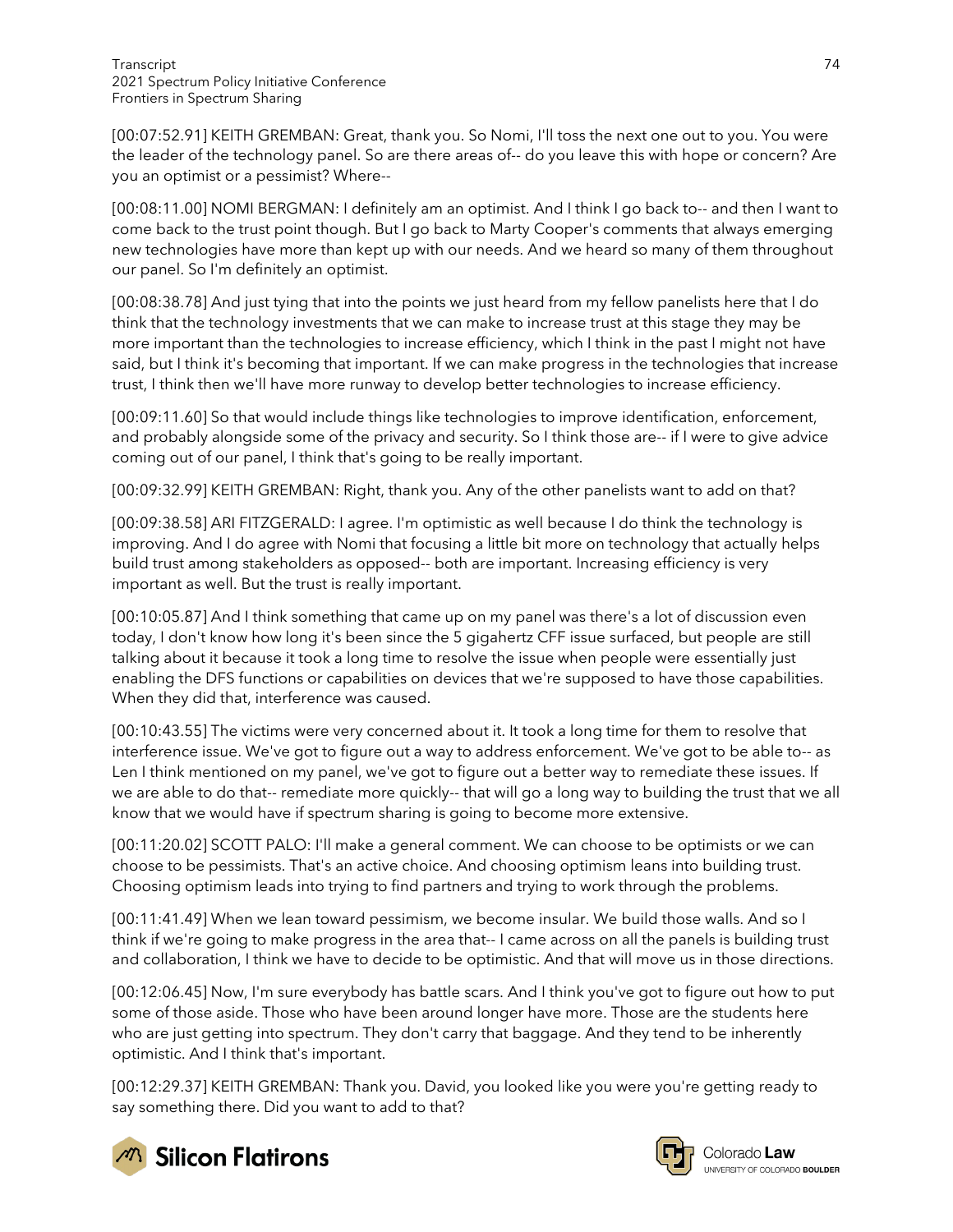[00:07:52.91] KEITH GREMBAN: Great, thank you. So Nomi, I'll toss the next one out to you. You were the leader of the technology panel. So are there areas of-- do you leave this with hope or concern? Are you an optimist or a pessimist? Where--

[00:08:11.00] NOMI BERGMAN: I definitely am an optimist. And I think I go back to-- and then I want to come back to the trust point though. But I go back to Marty Cooper's comments that always emerging new technologies have more than kept up with our needs. And we heard so many of them throughout our panel. So I'm definitely an optimist.

[00:08:38.78] And just tying that into the points we just heard from my fellow panelists here that I do think that the technology investments that we can make to increase trust at this stage they may be more important than the technologies to increase efficiency, which I think in the past I might not have said, but I think it's becoming that important. If we can make progress in the technologies that increase trust, I think then we'll have more runway to develop better technologies to increase efficiency.

[00:09:11.60] So that would include things like technologies to improve identification, enforcement, and probably alongside some of the privacy and security. So I think those are-- if I were to give advice coming out of our panel, I think that's going to be really important.

[00:09:32.99] KEITH GREMBAN: Right, thank you. Any of the other panelists want to add on that?

[00:09:38.58] ARI FITZGERALD: I agree. I'm optimistic as well because I do think the technology is improving. And I do agree with Nomi that focusing a little bit more on technology that actually helps build trust among stakeholders as opposed-- both are important. Increasing efficiency is very important as well. But the trust is really important.

[00:10:05.87] And I think something that came up on my panel was there's a lot of discussion even today, I don't know how long it's been since the 5 gigahertz CFF issue surfaced, but people are still talking about it because it took a long time to resolve the issue when people were essentially just enabling the DFS functions or capabilities on devices that we're supposed to have those capabilities. When they did that, interference was caused.

[00:10:43.55] The victims were very concerned about it. It took a long time for them to resolve that interference issue. We've got to figure out a way to address enforcement. We've got to be able to-- as Len I think mentioned on my panel, we've got to figure out a better way to remediate these issues. If we are able to do that-- remediate more quickly-- that will go a long way to building the trust that we all know that we would have if spectrum sharing is going to become more extensive.

[00:11:20.02] SCOTT PALO: I'll make a general comment. We can choose to be optimists or we can choose to be pessimists. That's an active choice. And choosing optimism leans into building trust. Choosing optimism leads into trying to find partners and trying to work through the problems.

[00:11:41.49] When we lean toward pessimism, we become insular. We build those walls. And so I think if we're going to make progress in the area that-- I came across on all the panels is building trust and collaboration, I think we have to decide to be optimistic. And that will move us in those directions.

[00:12:06.45] Now, I'm sure everybody has battle scars. And I think you've got to figure out how to put some of those aside. Those who have been around longer have more. Those are the students here who are just getting into spectrum. They don't carry that baggage. And they tend to be inherently optimistic. And I think that's important.

[00:12:29.37] KEITH GREMBAN: Thank you. David, you looked like you were you're getting ready to say something there. Did you want to add to that?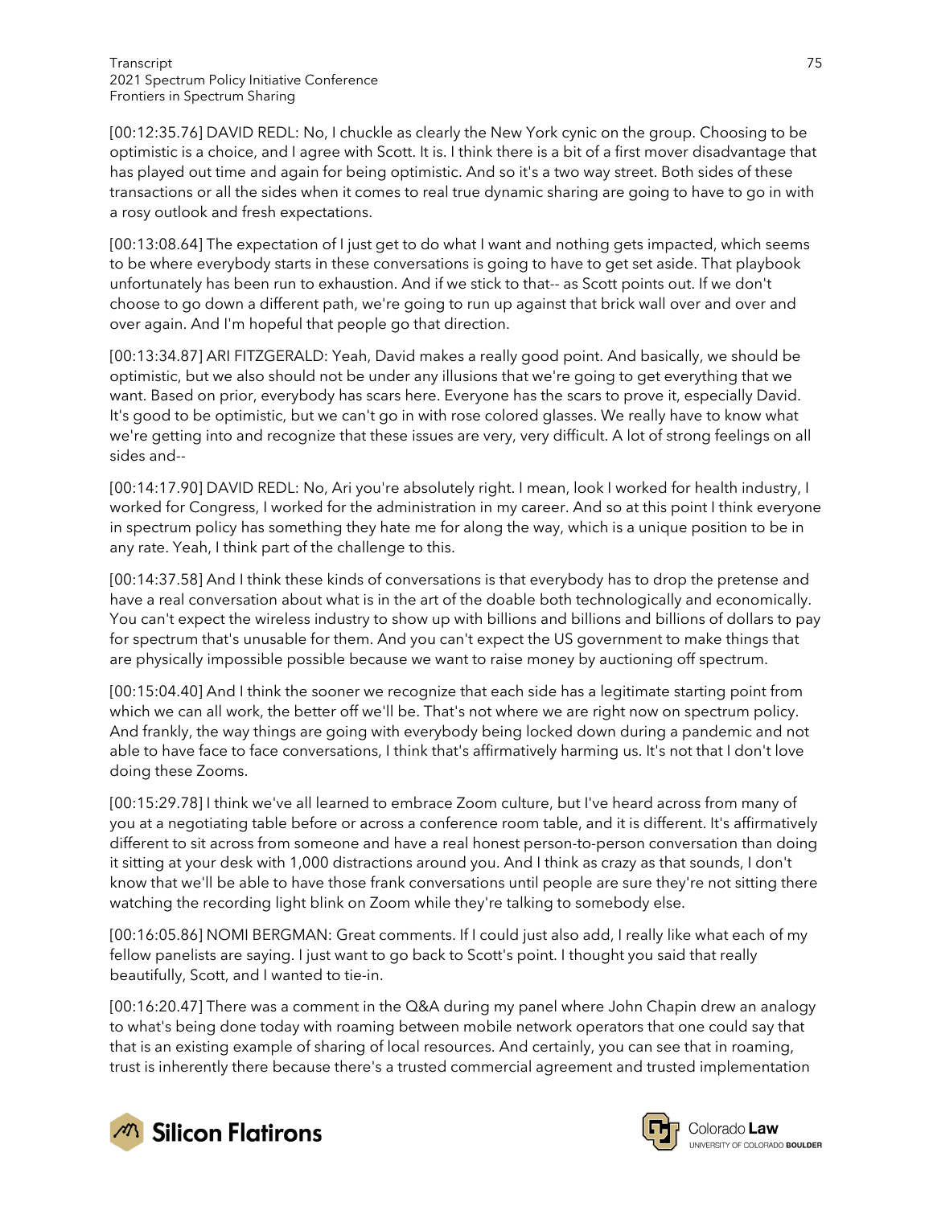[00:12:35.76] DAVID REDL: No, I chuckle as clearly the New York cynic on the group. Choosing to be optimistic is a choice, and I agree with Scott. It is. I think there is a bit of a first mover disadvantage that has played out time and again for being optimistic. And so it's a two way street. Both sides of these transactions or all the sides when it comes to real true dynamic sharing are going to have to go in with a rosy outlook and fresh expectations.

[00:13:08.64] The expectation of I just get to do what I want and nothing gets impacted, which seems to be where everybody starts in these conversations is going to have to get set aside. That playbook unfortunately has been run to exhaustion. And if we stick to that-- as Scott points out. If we don't choose to go down a different path, we're going to run up against that brick wall over and over and over again. And I'm hopeful that people go that direction.

[00:13:34.87] ARI FITZGERALD: Yeah, David makes a really good point. And basically, we should be optimistic, but we also should not be under any illusions that we're going to get everything that we want. Based on prior, everybody has scars here. Everyone has the scars to prove it, especially David. It's good to be optimistic, but we can't go in with rose colored glasses. We really have to know what we're getting into and recognize that these issues are very, very difficult. A lot of strong feelings on all sides and--

[00:14:17.90] DAVID REDL: No, Ari you're absolutely right. I mean, look I worked for health industry, I worked for Congress, I worked for the administration in my career. And so at this point I think everyone in spectrum policy has something they hate me for along the way, which is a unique position to be in any rate. Yeah, I think part of the challenge to this.

[00:14:37.58] And I think these kinds of conversations is that everybody has to drop the pretense and have a real conversation about what is in the art of the doable both technologically and economically. You can't expect the wireless industry to show up with billions and billions and billions of dollars to pay for spectrum that's unusable for them. And you can't expect the US government to make things that are physically impossible possible because we want to raise money by auctioning off spectrum.

[00:15:04.40] And I think the sooner we recognize that each side has a legitimate starting point from which we can all work, the better off we'll be. That's not where we are right now on spectrum policy. And frankly, the way things are going with everybody being locked down during a pandemic and not able to have face to face conversations, I think that's affirmatively harming us. It's not that I don't love doing these Zooms.

[00:15:29.78] I think we've all learned to embrace Zoom culture, but I've heard across from many of you at a negotiating table before or across a conference room table, and it is different. It's affirmatively different to sit across from someone and have a real honest person-to-person conversation than doing it sitting at your desk with 1,000 distractions around you. And I think as crazy as that sounds, I don't know that we'll be able to have those frank conversations until people are sure they're not sitting there watching the recording light blink on Zoom while they're talking to somebody else.

[00:16:05.86] NOMI BERGMAN: Great comments. If I could just also add, I really like what each of my fellow panelists are saying. I just want to go back to Scott's point. I thought you said that really beautifully, Scott, and I wanted to tie-in.

[00:16:20.47] There was a comment in the Q&A during my panel where John Chapin drew an analogy to what's being done today with roaming between mobile network operators that one could say that that is an existing example of sharing of local resources. And certainly, you can see that in roaming, trust is inherently there because there's a trusted commercial agreement and trusted implementation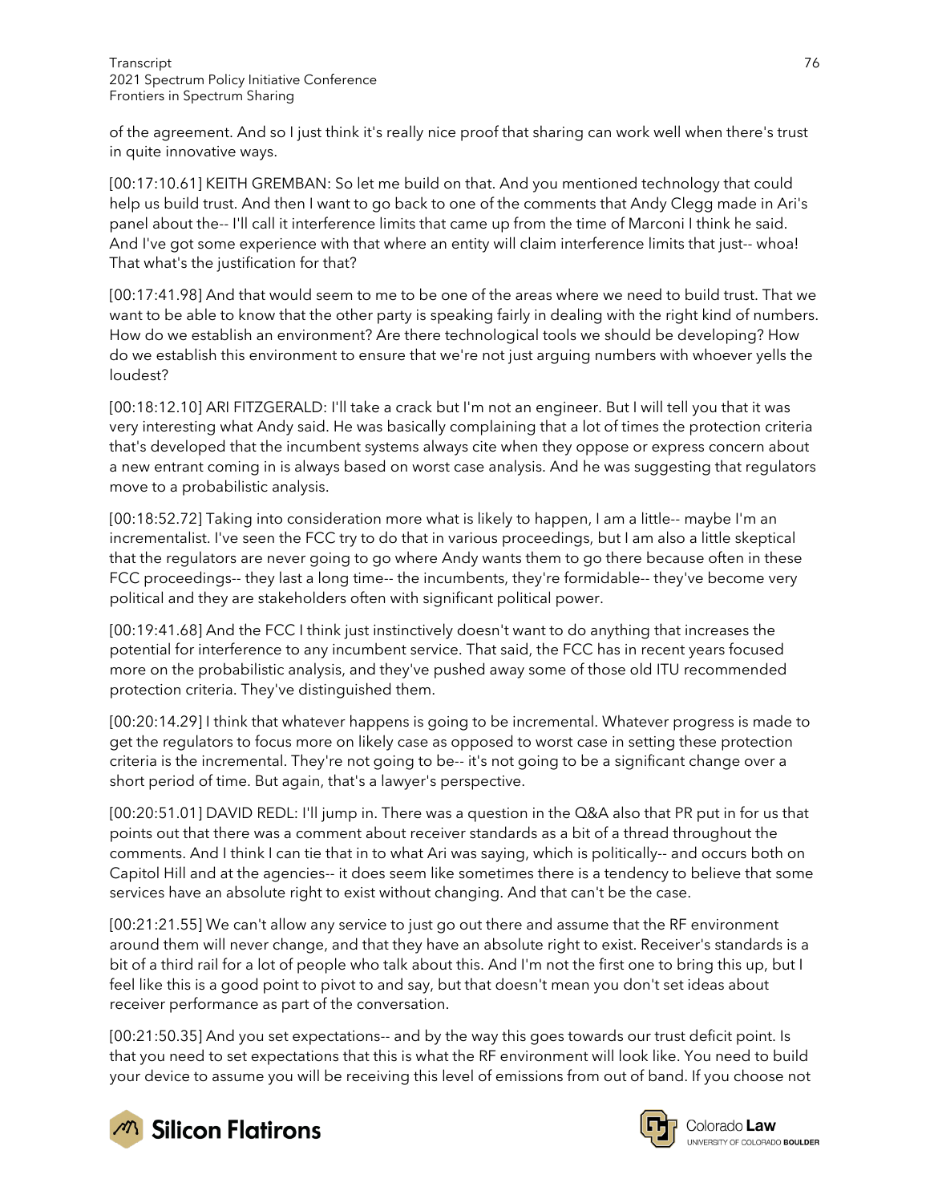of the agreement. And so I just think it's really nice proof that sharing can work well when there's trust in quite innovative ways.

[00:17:10.61] KEITH GREMBAN: So let me build on that. And you mentioned technology that could help us build trust. And then I want to go back to one of the comments that Andy Clegg made in Ari's panel about the-- I'll call it interference limits that came up from the time of Marconi I think he said. And I've got some experience with that where an entity will claim interference limits that just-- whoa! That what's the justification for that?

[00:17:41.98] And that would seem to me to be one of the areas where we need to build trust. That we want to be able to know that the other party is speaking fairly in dealing with the right kind of numbers. How do we establish an environment? Are there technological tools we should be developing? How do we establish this environment to ensure that we're not just arguing numbers with whoever yells the loudest?

[00:18:12.10] ARI FITZGERALD: I'll take a crack but I'm not an engineer. But I will tell you that it was very interesting what Andy said. He was basically complaining that a lot of times the protection criteria that's developed that the incumbent systems always cite when they oppose or express concern about a new entrant coming in is always based on worst case analysis. And he was suggesting that regulators move to a probabilistic analysis.

[00:18:52.72] Taking into consideration more what is likely to happen, I am a little-- maybe I'm an incrementalist. I've seen the FCC try to do that in various proceedings, but I am also a little skeptical that the regulators are never going to go where Andy wants them to go there because often in these FCC proceedings-- they last a long time-- the incumbents, they're formidable-- they've become very political and they are stakeholders often with significant political power.

[00:19:41.68] And the FCC I think just instinctively doesn't want to do anything that increases the potential for interference to any incumbent service. That said, the FCC has in recent years focused more on the probabilistic analysis, and they've pushed away some of those old ITU recommended protection criteria. They've distinguished them.

[00:20:14.29] I think that whatever happens is going to be incremental. Whatever progress is made to get the regulators to focus more on likely case as opposed to worst case in setting these protection criteria is the incremental. They're not going to be-- it's not going to be a significant change over a short period of time. But again, that's a lawyer's perspective.

[00:20:51.01] DAVID REDL: I'll jump in. There was a question in the Q&A also that PR put in for us that points out that there was a comment about receiver standards as a bit of a thread throughout the comments. And I think I can tie that in to what Ari was saying, which is politically-- and occurs both on Capitol Hill and at the agencies-- it does seem like sometimes there is a tendency to believe that some services have an absolute right to exist without changing. And that can't be the case.

[00:21:21.55] We can't allow any service to just go out there and assume that the RF environment around them will never change, and that they have an absolute right to exist. Receiver's standards is a bit of a third rail for a lot of people who talk about this. And I'm not the first one to bring this up, but I feel like this is a good point to pivot to and say, but that doesn't mean you don't set ideas about receiver performance as part of the conversation.

[00:21:50.35] And you set expectations-- and by the way this goes towards our trust deficit point. Is that you need to set expectations that this is what the RF environment will look like. You need to build your device to assume you will be receiving this level of emissions from out of band. If you choose not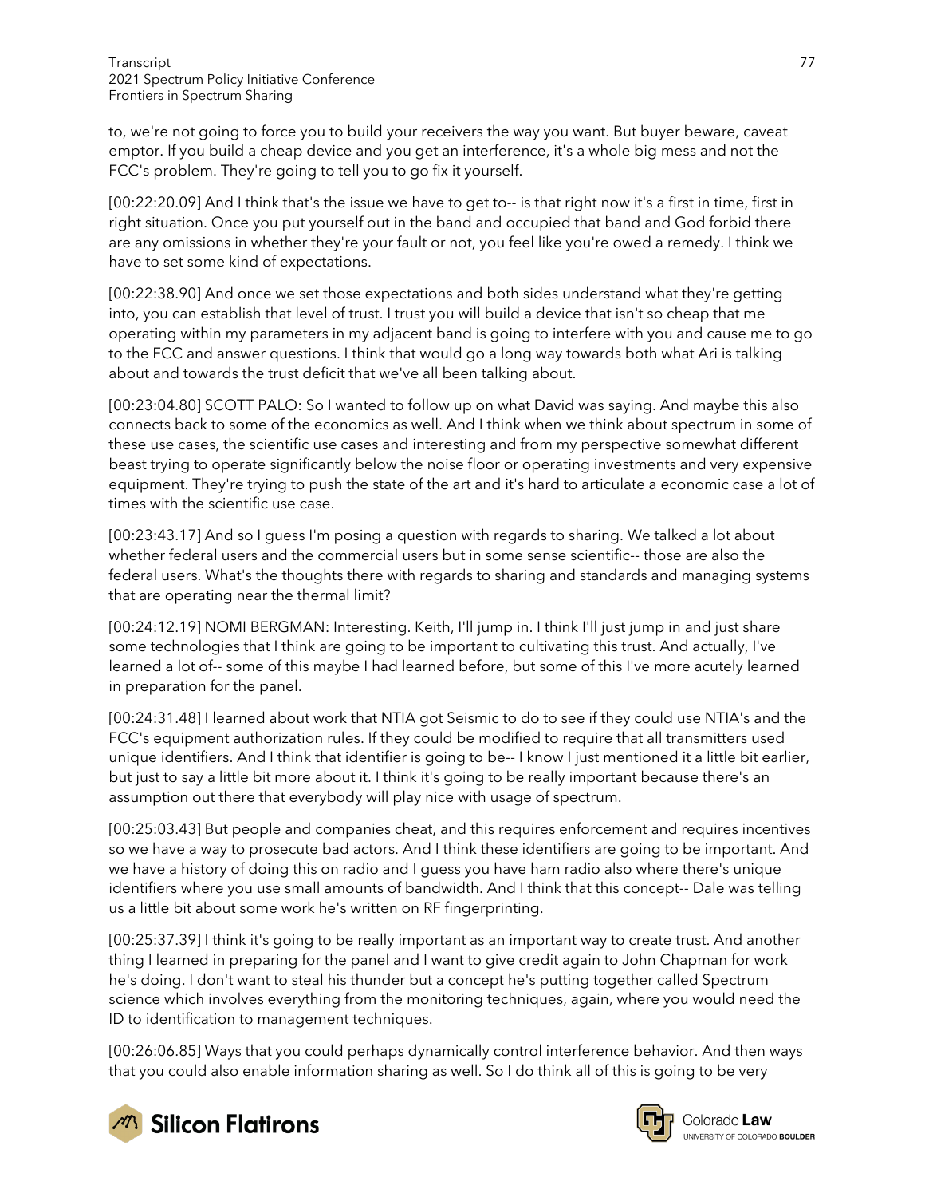to, we're not going to force you to build your receivers the way you want. But buyer beware, caveat emptor. If you build a cheap device and you get an interference, it's a whole big mess and not the FCC's problem. They're going to tell you to go fix it yourself.

[00:22:20.09] And I think that's the issue we have to get to-- is that right now it's a first in time, first in right situation. Once you put yourself out in the band and occupied that band and God forbid there are any omissions in whether they're your fault or not, you feel like you're owed a remedy. I think we have to set some kind of expectations.

[00:22:38.90] And once we set those expectations and both sides understand what they're getting into, you can establish that level of trust. I trust you will build a device that isn't so cheap that me operating within my parameters in my adjacent band is going to interfere with you and cause me to go to the FCC and answer questions. I think that would go a long way towards both what Ari is talking about and towards the trust deficit that we've all been talking about.

[00:23:04.80] SCOTT PALO: So I wanted to follow up on what David was saying. And maybe this also connects back to some of the economics as well. And I think when we think about spectrum in some of these use cases, the scientific use cases and interesting and from my perspective somewhat different beast trying to operate significantly below the noise floor or operating investments and very expensive equipment. They're trying to push the state of the art and it's hard to articulate a economic case a lot of times with the scientific use case.

[00:23:43.17] And so I guess I'm posing a question with regards to sharing. We talked a lot about whether federal users and the commercial users but in some sense scientific-- those are also the federal users. What's the thoughts there with regards to sharing and standards and managing systems that are operating near the thermal limit?

[00:24:12.19] NOMI BERGMAN: Interesting. Keith, I'll jump in. I think I'll just jump in and just share some technologies that I think are going to be important to cultivating this trust. And actually, I've learned a lot of-- some of this maybe I had learned before, but some of this I've more acutely learned in preparation for the panel.

[00:24:31.48] I learned about work that NTIA got Seismic to do to see if they could use NTIA's and the FCC's equipment authorization rules. If they could be modified to require that all transmitters used unique identifiers. And I think that identifier is going to be-- I know I just mentioned it a little bit earlier, but just to say a little bit more about it. I think it's going to be really important because there's an assumption out there that everybody will play nice with usage of spectrum.

[00:25:03.43] But people and companies cheat, and this requires enforcement and requires incentives so we have a way to prosecute bad actors. And I think these identifiers are going to be important. And we have a history of doing this on radio and I guess you have ham radio also where there's unique identifiers where you use small amounts of bandwidth. And I think that this concept-- Dale was telling us a little bit about some work he's written on RF fingerprinting.

[00:25:37.39] I think it's going to be really important as an important way to create trust. And another thing I learned in preparing for the panel and I want to give credit again to John Chapman for work he's doing. I don't want to steal his thunder but a concept he's putting together called Spectrum science which involves everything from the monitoring techniques, again, where you would need the ID to identification to management techniques.

[00:26:06.85] Ways that you could perhaps dynamically control interference behavior. And then ways that you could also enable information sharing as well. So I do think all of this is going to be very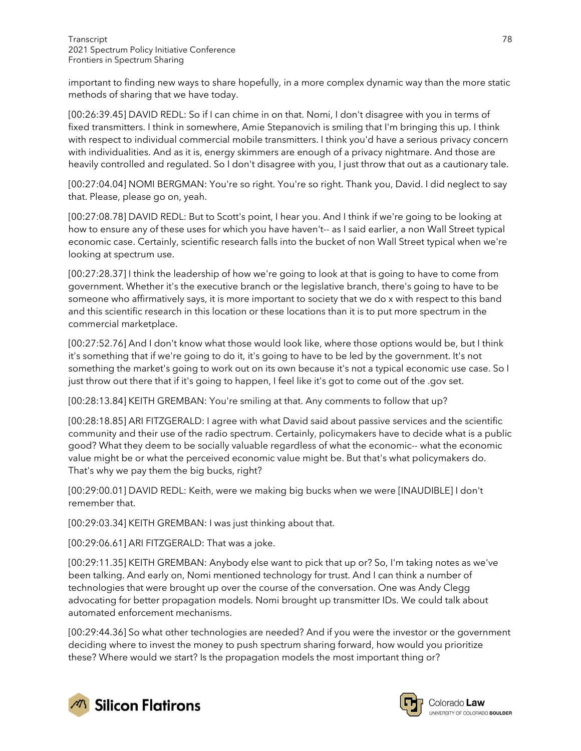important to finding new ways to share hopefully, in a more complex dynamic way than the more static methods of sharing that we have today.

[00:26:39.45] DAVID REDL: So if I can chime in on that. Nomi, I don't disagree with you in terms of fixed transmitters. I think in somewhere, Amie Stepanovich is smiling that I'm bringing this up. I think with respect to individual commercial mobile transmitters. I think you'd have a serious privacy concern with individualities. And as it is, energy skimmers are enough of a privacy nightmare. And those are heavily controlled and regulated. So I don't disagree with you, I just throw that out as a cautionary tale.

[00:27:04.04] NOMI BERGMAN: You're so right. You're so right. Thank you, David. I did neglect to say that. Please, please go on, yeah.

[00:27:08.78] DAVID REDL: But to Scott's point, I hear you. And I think if we're going to be looking at how to ensure any of these uses for which you have haven't-- as I said earlier, a non Wall Street typical economic case. Certainly, scientific research falls into the bucket of non Wall Street typical when we're looking at spectrum use.

[00:27:28.37] I think the leadership of how we're going to look at that is going to have to come from government. Whether it's the executive branch or the legislative branch, there's going to have to be someone who affirmatively says, it is more important to society that we do x with respect to this band and this scientific research in this location or these locations than it is to put more spectrum in the commercial marketplace.

[00:27:52.76] And I don't know what those would look like, where those options would be, but I think it's something that if we're going to do it, it's going to have to be led by the government. It's not something the market's going to work out on its own because it's not a typical economic use case. So I just throw out there that if it's going to happen, I feel like it's got to come out of the .gov set.

[00:28:13.84] KEITH GREMBAN: You're smiling at that. Any comments to follow that up?

[00:28:18.85] ARI FITZGERALD: I agree with what David said about passive services and the scientific community and their use of the radio spectrum. Certainly, policymakers have to decide what is a public good? What they deem to be socially valuable regardless of what the economic-- what the economic value might be or what the perceived economic value might be. But that's what policymakers do. That's why we pay them the big bucks, right?

[00:29:00.01] DAVID REDL: Keith, were we making big bucks when we were [INAUDIBLE] I don't remember that.

[00:29:03.34] KEITH GREMBAN: I was just thinking about that.

[00:29:06.61] ARI FITZGERALD: That was a joke.

[00:29:11.35] KEITH GREMBAN: Anybody else want to pick that up or? So, I'm taking notes as we've been talking. And early on, Nomi mentioned technology for trust. And I can think a number of technologies that were brought up over the course of the conversation. One was Andy Clegg advocating for better propagation models. Nomi brought up transmitter IDs. We could talk about automated enforcement mechanisms.

[00:29:44.36] So what other technologies are needed? And if you were the investor or the government deciding where to invest the money to push spectrum sharing forward, how would you prioritize these? Where would we start? Is the propagation models the most important thing or?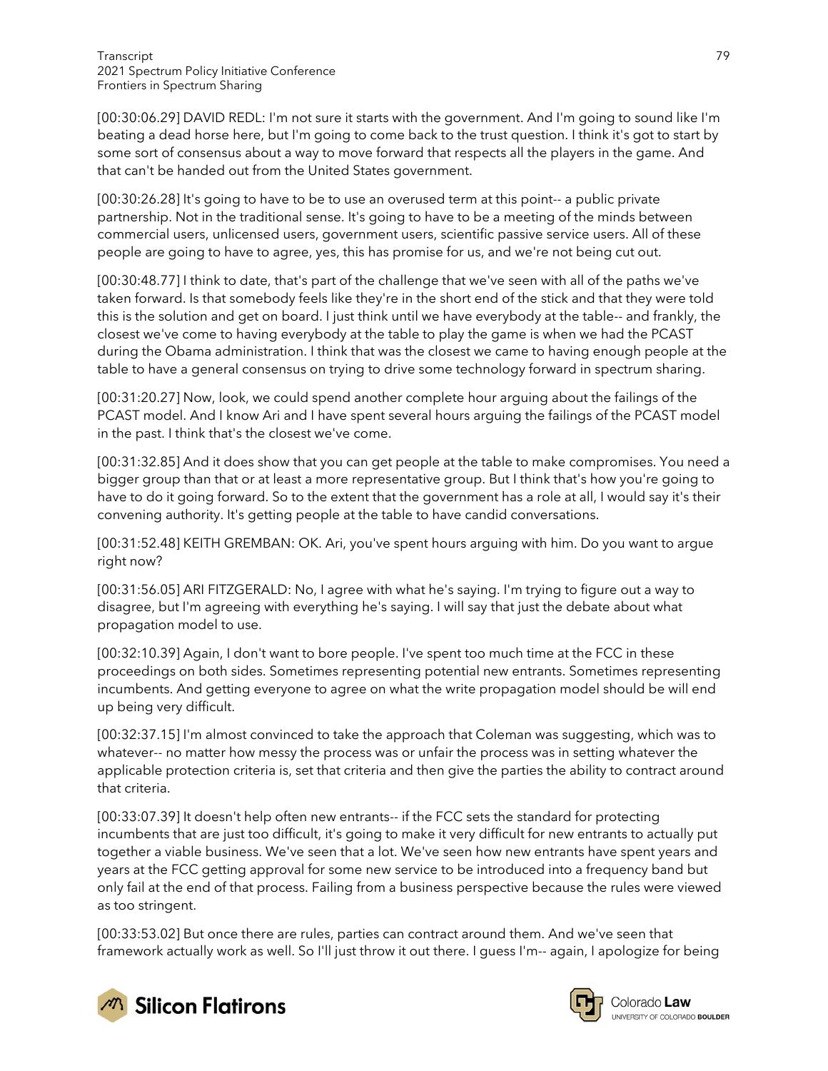[00:30:06.29] DAVID REDL: I'm not sure it starts with the government. And I'm going to sound like I'm beating a dead horse here, but I'm going to come back to the trust question. I think it's got to start by some sort of consensus about a way to move forward that respects all the players in the game. And that can't be handed out from the United States government.

[00:30:26.28] It's going to have to be to use an overused term at this point-- a public private partnership. Not in the traditional sense. It's going to have to be a meeting of the minds between commercial users, unlicensed users, government users, scientific passive service users. All of these people are going to have to agree, yes, this has promise for us, and we're not being cut out.

[00:30:48.77] I think to date, that's part of the challenge that we've seen with all of the paths we've taken forward. Is that somebody feels like they're in the short end of the stick and that they were told this is the solution and get on board. I just think until we have everybody at the table-- and frankly, the closest we've come to having everybody at the table to play the game is when we had the PCAST during the Obama administration. I think that was the closest we came to having enough people at the table to have a general consensus on trying to drive some technology forward in spectrum sharing.

[00:31:20.27] Now, look, we could spend another complete hour arguing about the failings of the PCAST model. And I know Ari and I have spent several hours arguing the failings of the PCAST model in the past. I think that's the closest we've come.

[00:31:32.85] And it does show that you can get people at the table to make compromises. You need a bigger group than that or at least a more representative group. But I think that's how you're going to have to do it going forward. So to the extent that the government has a role at all, I would say it's their convening authority. It's getting people at the table to have candid conversations.

[00:31:52.48] KEITH GREMBAN: OK. Ari, you've spent hours arguing with him. Do you want to argue right now?

[00:31:56.05] ARI FITZGERALD: No, I agree with what he's saying. I'm trying to figure out a way to disagree, but I'm agreeing with everything he's saying. I will say that just the debate about what propagation model to use.

[00:32:10.39] Again, I don't want to bore people. I've spent too much time at the FCC in these proceedings on both sides. Sometimes representing potential new entrants. Sometimes representing incumbents. And getting everyone to agree on what the write propagation model should be will end up being very difficult.

[00:32:37.15] I'm almost convinced to take the approach that Coleman was suggesting, which was to whatever-- no matter how messy the process was or unfair the process was in setting whatever the applicable protection criteria is, set that criteria and then give the parties the ability to contract around that criteria.

[00:33:07.39] It doesn't help often new entrants-- if the FCC sets the standard for protecting incumbents that are just too difficult, it's going to make it very difficult for new entrants to actually put together a viable business. We've seen that a lot. We've seen how new entrants have spent years and years at the FCC getting approval for some new service to be introduced into a frequency band but only fail at the end of that process. Failing from a business perspective because the rules were viewed as too stringent.

[00:33:53.02] But once there are rules, parties can contract around them. And we've seen that framework actually work as well. So I'll just throw it out there. I guess I'm-- again, I apologize for being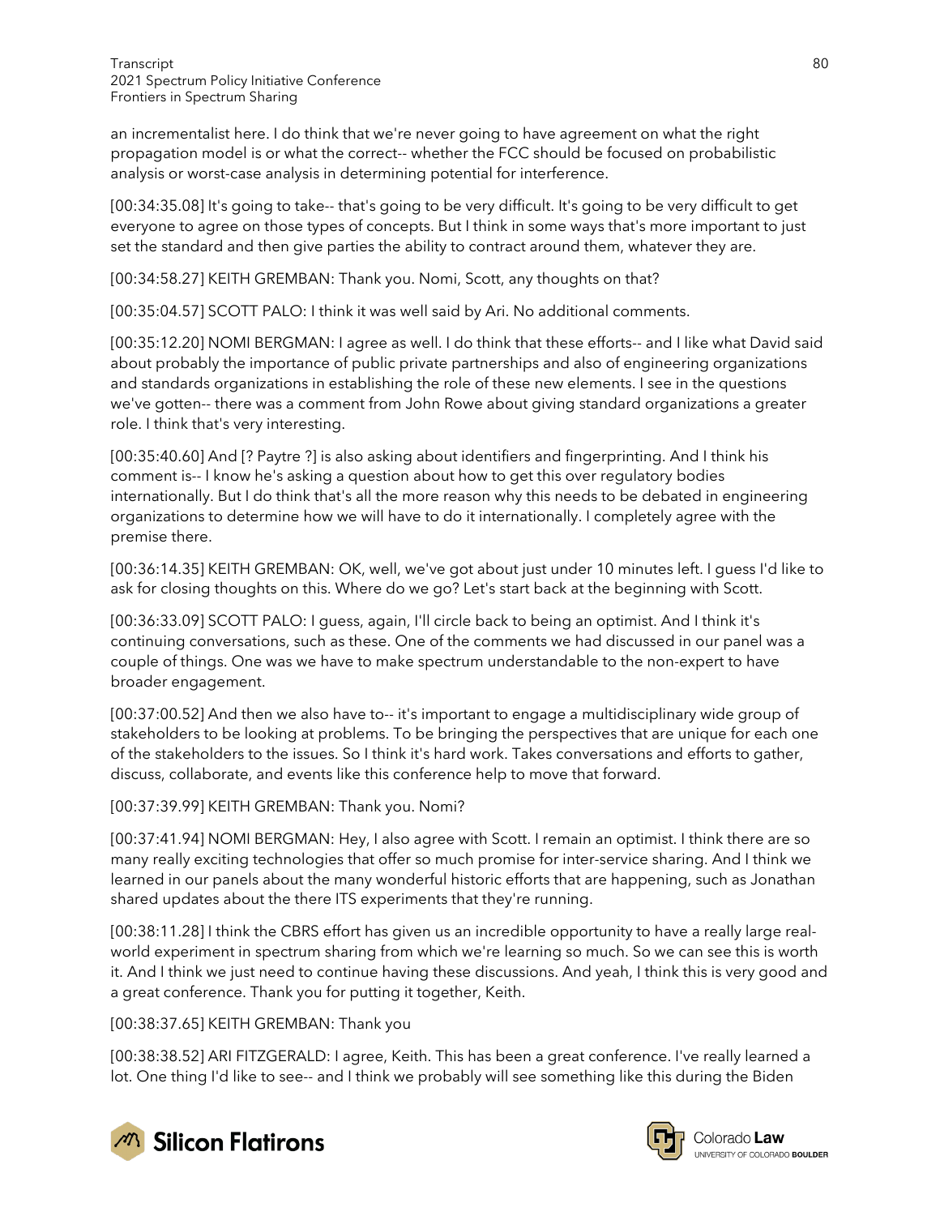an incrementalist here. I do think that we're never going to have agreement on what the right propagation model is or what the correct-- whether the FCC should be focused on probabilistic analysis or worst-case analysis in determining potential for interference.

[00:34:35.08] It's going to take-- that's going to be very difficult. It's going to be very difficult to get everyone to agree on those types of concepts. But I think in some ways that's more important to just set the standard and then give parties the ability to contract around them, whatever they are.

[00:34:58.27] KEITH GREMBAN: Thank you. Nomi, Scott, any thoughts on that?

[00:35:04.57] SCOTT PALO: I think it was well said by Ari. No additional comments.

[00:35:12.20] NOMI BERGMAN: I agree as well. I do think that these efforts-- and I like what David said about probably the importance of public private partnerships and also of engineering organizations and standards organizations in establishing the role of these new elements. I see in the questions we've gotten-- there was a comment from John Rowe about giving standard organizations a greater role. I think that's very interesting.

[00:35:40.60] And [? Paytre ?] is also asking about identifiers and fingerprinting. And I think his comment is-- I know he's asking a question about how to get this over regulatory bodies internationally. But I do think that's all the more reason why this needs to be debated in engineering organizations to determine how we will have to do it internationally. I completely agree with the premise there.

[00:36:14.35] KEITH GREMBAN: OK, well, we've got about just under 10 minutes left. I guess I'd like to ask for closing thoughts on this. Where do we go? Let's start back at the beginning with Scott.

[00:36:33.09] SCOTT PALO: I guess, again, I'll circle back to being an optimist. And I think it's continuing conversations, such as these. One of the comments we had discussed in our panel was a couple of things. One was we have to make spectrum understandable to the non-expert to have broader engagement.

[00:37:00.52] And then we also have to-- it's important to engage a multidisciplinary wide group of stakeholders to be looking at problems. To be bringing the perspectives that are unique for each one of the stakeholders to the issues. So I think it's hard work. Takes conversations and efforts to gather, discuss, collaborate, and events like this conference help to move that forward.

[00:37:39.99] KEITH GREMBAN: Thank you. Nomi?

[00:37:41.94] NOMI BERGMAN: Hey, I also agree with Scott. I remain an optimist. I think there are so many really exciting technologies that offer so much promise for inter-service sharing. And I think we learned in our panels about the many wonderful historic efforts that are happening, such as Jonathan shared updates about the there ITS experiments that they're running.

[00:38:11.28] I think the CBRS effort has given us an incredible opportunity to have a really large real-world experiment in spectrum sharing from which we're learning so much. So we can see this is worth it. And I think we just need to continue having these discussions. And yeah, I think this is very good and a great conference. Thank you for putting it together, Keith.

[00:38:37.65] KEITH GREMBAN: Thank you

[00:38:38.52] ARI FITZGERALD: I agree, Keith. This has been a great conference. I've really learned a lot. One thing I'd like to see-- and I think we probably will see something like this during the Biden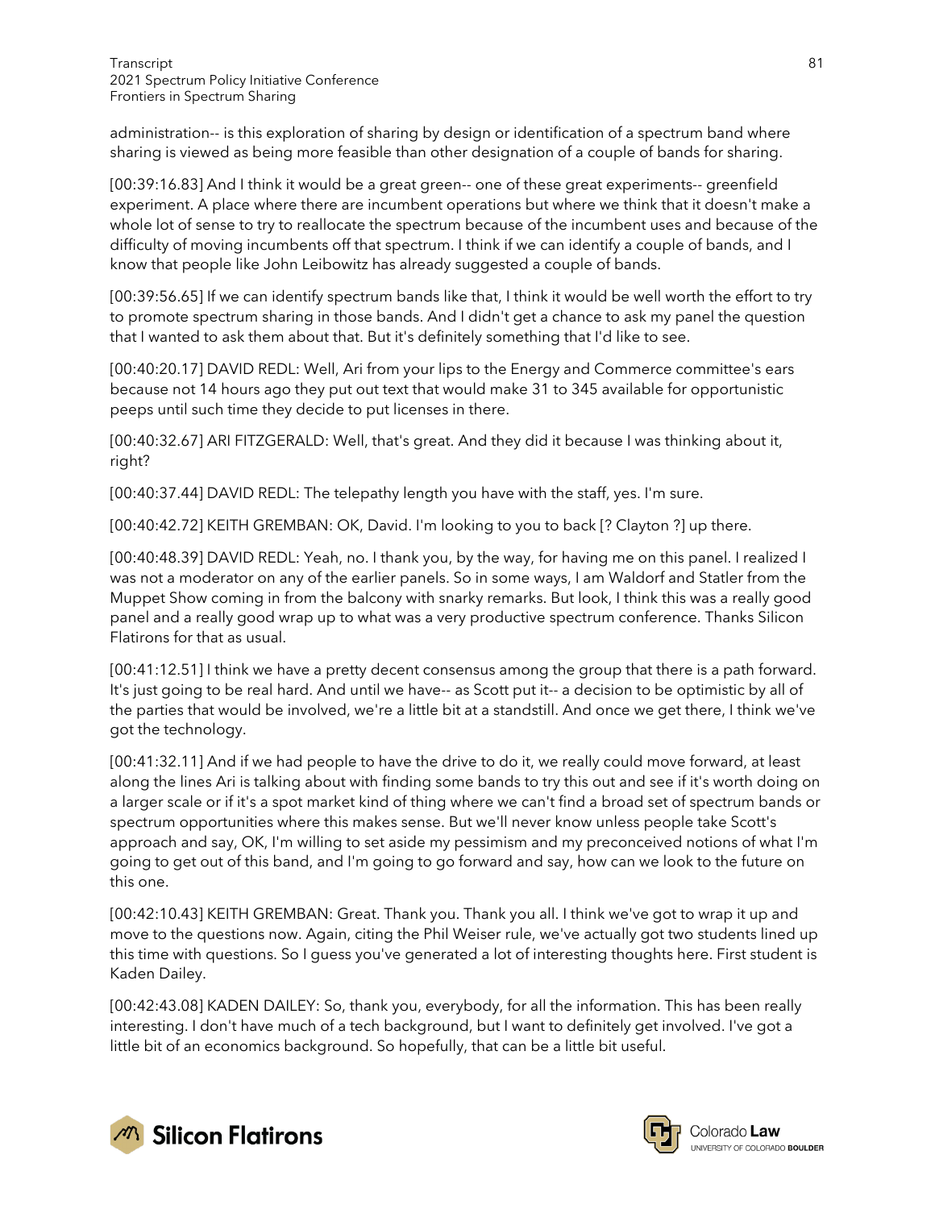administration-- is this exploration of sharing by design or identification of a spectrum band where sharing is viewed as being more feasible than other designation of a couple of bands for sharing.

[00:39:16.83] And I think it would be a great green-- one of these great experiments-- greenfield experiment. A place where there are incumbent operations but where we think that it doesn't make a whole lot of sense to try to reallocate the spectrum because of the incumbent uses and because of the difficulty of moving incumbents off that spectrum. I think if we can identify a couple of bands, and I know that people like John Leibowitz has already suggested a couple of bands.

[00:39:56.65] If we can identify spectrum bands like that, I think it would be well worth the effort to try to promote spectrum sharing in those bands. And I didn't get a chance to ask my panel the question that I wanted to ask them about that. But it's definitely something that I'd like to see.

[00:40:20.17] DAVID REDL: Well, Ari from your lips to the Energy and Commerce committee's ears because not 14 hours ago they put out text that would make 31 to 345 available for opportunistic peeps until such time they decide to put licenses in there.

[00:40:32.67] ARI FITZGERALD: Well, that's great. And they did it because I was thinking about it, right?

[00:40:37.44] DAVID REDL: The telepathy length you have with the staff, yes. I'm sure.

[00:40:42.72] KEITH GREMBAN: OK, David. I'm looking to you to back [? Clayton ?] up there.

[00:40:48.39] DAVID REDL: Yeah, no. I thank you, by the way, for having me on this panel. I realized I was not a moderator on any of the earlier panels. So in some ways, I am Waldorf and Statler from the Muppet Show coming in from the balcony with snarky remarks. But look, I think this was a really good panel and a really good wrap up to what was a very productive spectrum conference. Thanks Silicon Flatirons for that as usual.

[00:41:12.51] I think we have a pretty decent consensus among the group that there is a path forward. It's just going to be real hard. And until we have-- as Scott put it-- a decision to be optimistic by all of the parties that would be involved, we're a little bit at a standstill. And once we get there, I think we've got the technology.

[00:41:32.11] And if we had people to have the drive to do it, we really could move forward, at least along the lines Ari is talking about with finding some bands to try this out and see if it's worth doing on a larger scale or if it's a spot market kind of thing where we can't find a broad set of spectrum bands or spectrum opportunities where this makes sense. But we'll never know unless people take Scott's approach and say, OK, I'm willing to set aside my pessimism and my preconceived notions of what I'm going to get out of this band, and I'm going to go forward and say, how can we look to the future on this one.

[00:42:10.43] KEITH GREMBAN: Great. Thank you. Thank you all. I think we've got to wrap it up and move to the questions now. Again, citing the Phil Weiser rule, we've actually got two students lined up this time with questions. So I guess you've generated a lot of interesting thoughts here. First student is Kaden Dailey.

[00:42:43.08] KADEN DAILEY: So, thank you, everybody, for all the information. This has been really interesting. I don't have much of a tech background, but I want to definitely get involved. I've got a little bit of an economics background. So hopefully, that can be a little bit useful.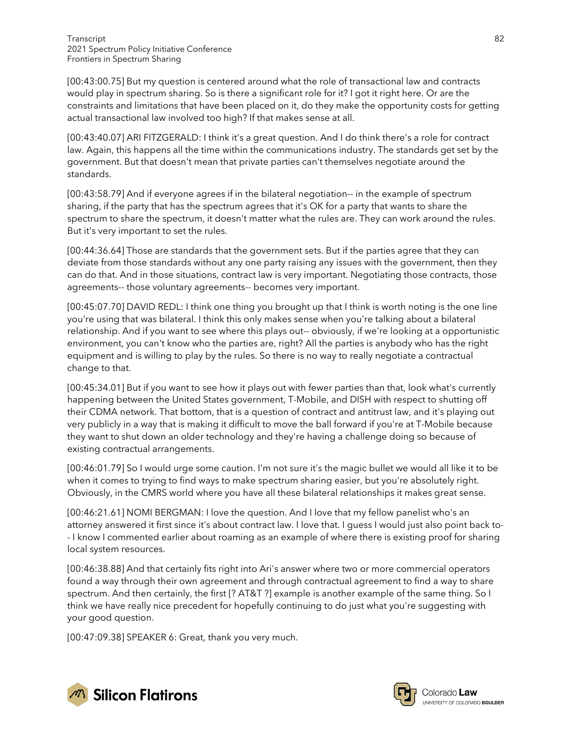[00:43:00.75] But my question is centered around what the role of transactional law and contracts would play in spectrum sharing. So is there a significant role for it? I got it right here. Or are the constraints and limitations that have been placed on it, do they make the opportunity costs for getting actual transactional law involved too high? If that makes sense at all.

[00:43:40.07] ARI FITZGERALD: I think it's a great question. And I do think there's a role for contract law. Again, this happens all the time within the communications industry. The standards get set by the government. But that doesn't mean that private parties can't themselves negotiate around the standards.

[00:43:58.79] And if everyone agrees if in the bilateral negotiation-- in the example of spectrum sharing, if the party that has the spectrum agrees that it's OK for a party that wants to share the spectrum to share the spectrum, it doesn't matter what the rules are. They can work around the rules. But it's very important to set the rules.

[00:44:36.64] Those are standards that the government sets. But if the parties agree that they can deviate from those standards without any one party raising any issues with the government, then they can do that. And in those situations, contract law is very important. Negotiating those contracts, those agreements-- those voluntary agreements-- becomes very important.

[00:45:07.70] DAVID REDL: I think one thing you brought up that I think is worth noting is the one line you're using that was bilateral. I think this only makes sense when you're talking about a bilateral relationship. And if you want to see where this plays out-- obviously, if we're looking at a opportunistic environment, you can't know who the parties are, right? All the parties is anybody who has the right equipment and is willing to play by the rules. So there is no way to really negotiate a contractual change to that.

[00:45:34.01] But if you want to see how it plays out with fewer parties than that, look what's currently happening between the United States government, T-Mobile, and DISH with respect to shutting off their CDMA network. That bottom, that is a question of contract and antitrust law, and it's playing out very publicly in a way that is making it difficult to move the ball forward if you're at T-Mobile because they want to shut down an older technology and they're having a challenge doing so because of existing contractual arrangements.

[00:46:01.79] So I would urge some caution. I'm not sure it's the magic bullet we would all like it to be when it comes to trying to find ways to make spectrum sharing easier, but you're absolutely right. Obviously, in the CMRS world where you have all these bilateral relationships it makes great sense.

[00:46:21.61] NOMI BERGMAN: I love the question. And I love that my fellow panelist who's an attorney answered it first since it's about contract law. I love that. I guess I would just also point back to-- I know I commented earlier about roaming as an example of where there is existing proof for sharing local system resources.

[00:46:38.88] And that certainly fits right into Ari's answer where two or more commercial operators found a way through their own agreement and through contractual agreement to find a way to share spectrum. And then certainly, the first [? AT&T ?] example is another example of the same thing. So I think we have really nice precedent for hopefully continuing to do just what you're suggesting with your good question.

[00:47:09.38] SPEAKER 6: Great, thank you very much.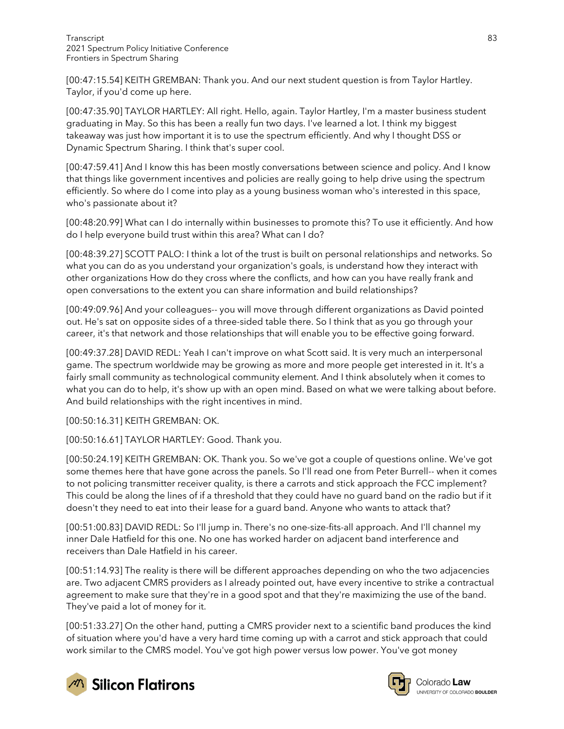[00:47:15.54] KEITH GREMBAN: Thank you. And our next student question is from Taylor Hartley. Taylor, if you'd come up here.

[00:47:35.90] TAYLOR HARTLEY: All right. Hello, again. Taylor Hartley, I'm a master business student graduating in May. So this has been a really fun two days. I've learned a lot. I think my biggest takeaway was just how important it is to use the spectrum efficiently. And why I thought DSS or Dynamic Spectrum Sharing. I think that's super cool.

[00:47:59.41] And I know this has been mostly conversations between science and policy. And I know that things like government incentives and policies are really going to help drive using the spectrum efficiently. So where do I come into play as a young business woman who's interested in this space, who's passionate about it?

[00:48:20.99] What can I do internally within businesses to promote this? To use it efficiently. And how do I help everyone build trust within this area? What can I do?

[00:48:39.27] SCOTT PALO: I think a lot of the trust is built on personal relationships and networks. So what you can do as you understand your organization's goals, is understand how they interact with other organizations How do they cross where the conflicts, and how can you have really frank and open conversations to the extent you can share information and build relationships?

[00:49:09.96] And your colleagues-- you will move through different organizations as David pointed out. He's sat on opposite sides of a three-sided table there. So I think that as you go through your career, it's that network and those relationships that will enable you to be effective going forward.

[00:49:37.28] DAVID REDL: Yeah I can't improve on what Scott said. It is very much an interpersonal game. The spectrum worldwide may be growing as more and more people get interested in it. It's a fairly small community as technological community element. And I think absolutely when it comes to what you can do to help, it's show up with an open mind. Based on what we were talking about before. And build relationships with the right incentives in mind.

[00:50:16.31] KEITH GREMBAN: OK.

[00:50:16.61] TAYLOR HARTLEY: Good. Thank you.

[00:50:24.19] KEITH GREMBAN: OK. Thank you. So we've got a couple of questions online. We've got some themes here that have gone across the panels. So I'll read one from Peter Burrell-- when it comes to not policing transmitter receiver quality, is there a carrots and stick approach the FCC implement? This could be along the lines of if a threshold that they could have no guard band on the radio but if it doesn't they need to eat into their lease for a guard band. Anyone who wants to attack that?

[00:51:00.83] DAVID REDL: So I'll jump in. There's no one-size-fits-all approach. And I'll channel my inner Dale Hatfield for this one. No one has worked harder on adjacent band interference and receivers than Dale Hatfield in his career.

[00:51:14.93] The reality is there will be different approaches depending on who the two adjacencies are. Two adjacent CMRS providers as I already pointed out, have every incentive to strike a contractual agreement to make sure that they're in a good spot and that they're maximizing the use of the band. They've paid a lot of money for it.

[00:51:33.27] On the other hand, putting a CMRS provider next to a scientific band produces the kind of situation where you'd have a very hard time coming up with a carrot and stick approach that could work similar to the CMRS model. You've got high power versus low power. You've got money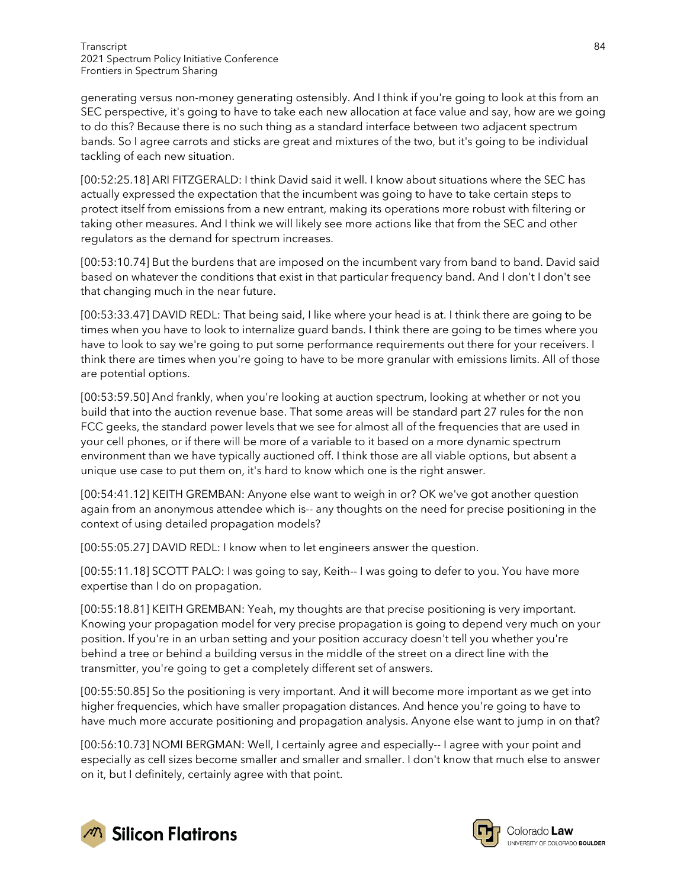generating versus non-money generating ostensibly. And I think if you're going to look at this from an SEC perspective, it's going to have to take each new allocation at face value and say, how are we going to do this? Because there is no such thing as a standard interface between two adjacent spectrum bands. So I agree carrots and sticks are great and mixtures of the two, but it's going to be individual tackling of each new situation.

[00:52:25.18] ARI FITZGERALD: I think David said it well. I know about situations where the SEC has actually expressed the expectation that the incumbent was going to have to take certain steps to protect itself from emissions from a new entrant, making its operations more robust with filtering or taking other measures. And I think we will likely see more actions like that from the SEC and other regulators as the demand for spectrum increases.

[00:53:10.74] But the burdens that are imposed on the incumbent vary from band to band. David said based on whatever the conditions that exist in that particular frequency band. And I don't I don't see that changing much in the near future.

[00:53:33.47] DAVID REDL: That being said, I like where your head is at. I think there are going to be times when you have to look to internalize guard bands. I think there are going to be times where you have to look to say we're going to put some performance requirements out there for your receivers. I think there are times when you're going to have to be more granular with emissions limits. All of those are potential options.

[00:53:59.50] And frankly, when you're looking at auction spectrum, looking at whether or not you build that into the auction revenue base. That some areas will be standard part 27 rules for the non FCC geeks, the standard power levels that we see for almost all of the frequencies that are used in your cell phones, or if there will be more of a variable to it based on a more dynamic spectrum environment than we have typically auctioned off. I think those are all viable options, but absent a unique use case to put them on, it's hard to know which one is the right answer.

[00:54:41.12] KEITH GREMBAN: Anyone else want to weigh in or? OK we've got another question again from an anonymous attendee which is-- any thoughts on the need for precise positioning in the context of using detailed propagation models?

[00:55:05.27] DAVID REDL: I know when to let engineers answer the question.

[00:55:11.18] SCOTT PALO: I was going to say, Keith-- I was going to defer to you. You have more expertise than I do on propagation.

[00:55:18.81] KEITH GREMBAN: Yeah, my thoughts are that precise positioning is very important. Knowing your propagation model for very precise propagation is going to depend very much on your position. If you're in an urban setting and your position accuracy doesn't tell you whether you're behind a tree or behind a building versus in the middle of the street on a direct line with the transmitter, you're going to get a completely different set of answers.

[00:55:50.85] So the positioning is very important. And it will become more important as we get into higher frequencies, which have smaller propagation distances. And hence you're going to have to have much more accurate positioning and propagation analysis. Anyone else want to jump in on that?

[00:56:10.73] NOMI BERGMAN: Well, I certainly agree and especially-- I agree with your point and especially as cell sizes become smaller and smaller and smaller. I don't know that much else to answer on it, but I definitely, certainly agree with that point.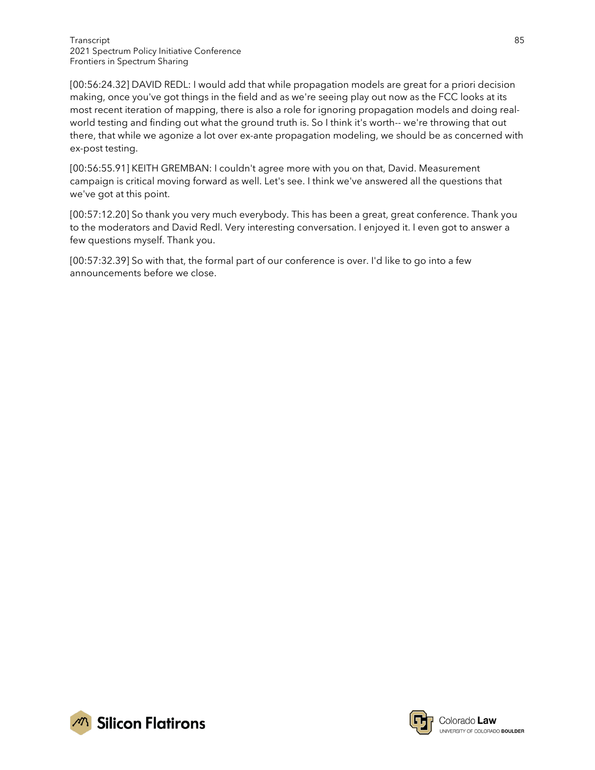[00:56:24.32] DAVID REDL: I would add that while propagation models are great for a priori decision making, once you've got things in the field and as we're seeing play out now as the FCC looks at its most recent iteration of mapping, there is also a role for ignoring propagation models and doing real-world testing and finding out what the ground truth is. So I think it's worth-- we're throwing that out there, that while we agonize a lot over ex-ante propagation modeling, we should be as concerned with ex-post testing.

[00:56:55.91] KEITH GREMBAN: I couldn't agree more with you on that, David. Measurement campaign is critical moving forward as well. Let's see. I think we've answered all the questions that we've got at this point.

[00:57:12.20] So thank you very much everybody. This has been a great, great conference. Thank you to the moderators and David Redl. Very interesting conversation. I enjoyed it. I even got to answer a few questions myself. Thank you.

[00:57:32.39] So with that, the formal part of our conference is over. I'd like to go into a few announcements before we close.